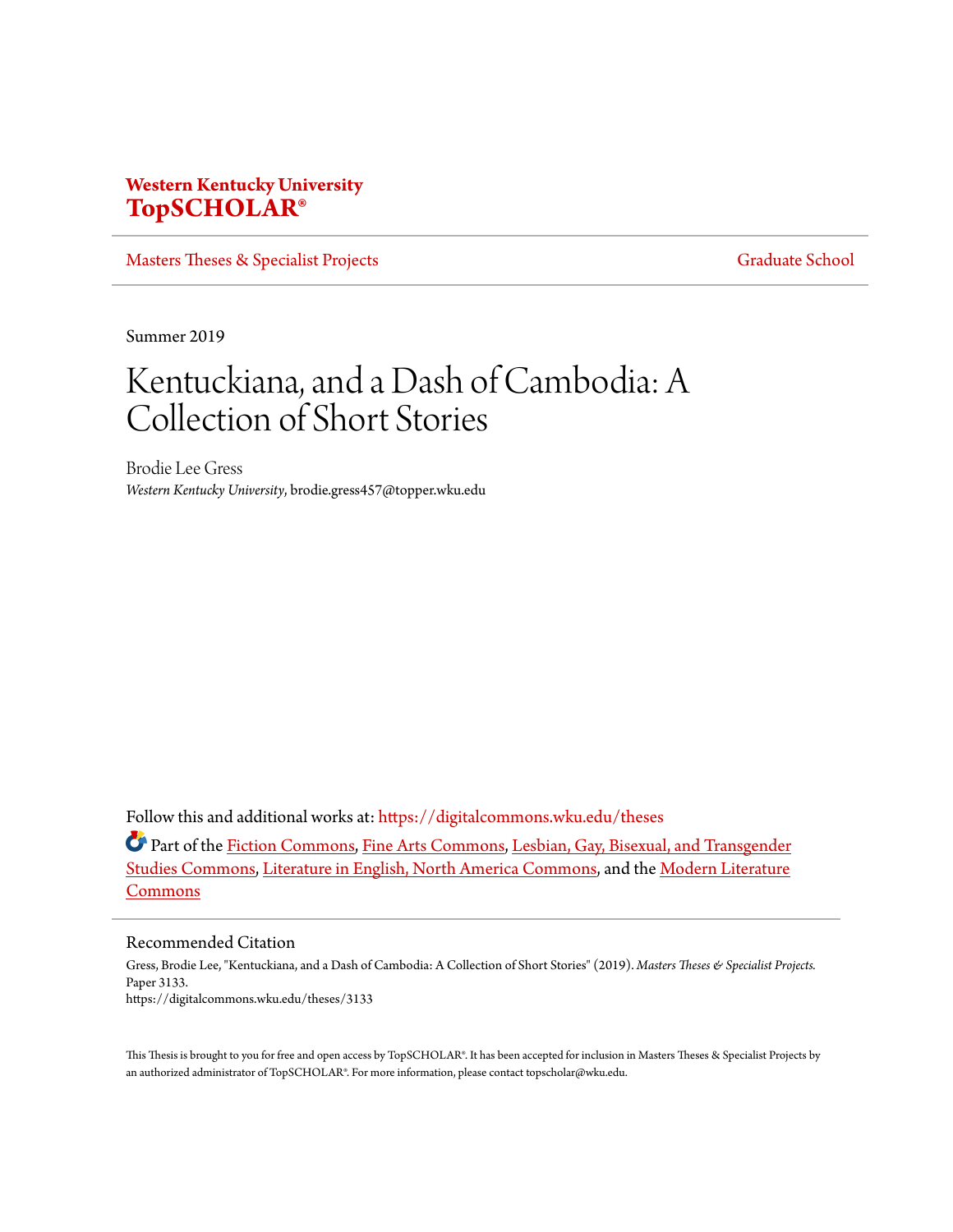**Western Kentucky University**
**TopSCHOLAR®**

Masters Theses & Specialist Projects | Graduate School

Summer 2019

# Kentuckiana, and a Dash of Cambodia: A Collection of Short Stories

Brodie Lee Gress
*Western Kentucky University*, brodie.gress457@topper.wku.edu

Follow this and additional works at: https://digitalcommons.wku.edu/theses

Part of the Fiction Commons, Fine Arts Commons, Lesbian, Gay, Bisexual, and Transgender Studies Commons, Literature in English, North America Commons, and the Modern Literature Commons

## Recommended Citation

Gress, Brodie Lee, "Kentuckiana, and a Dash of Cambodia: A Collection of Short Stories" (2019). *Masters Theses & Specialist Projects.* Paper 3133.
https://digitalcommons.wku.edu/theses/3133

This Thesis is brought to you for free and open access by TopSCHOLAR®. It has been accepted for inclusion in Masters Theses & Specialist Projects by an authorized administrator of TopSCHOLAR®. For more information, please contact topscholar@wku.edu.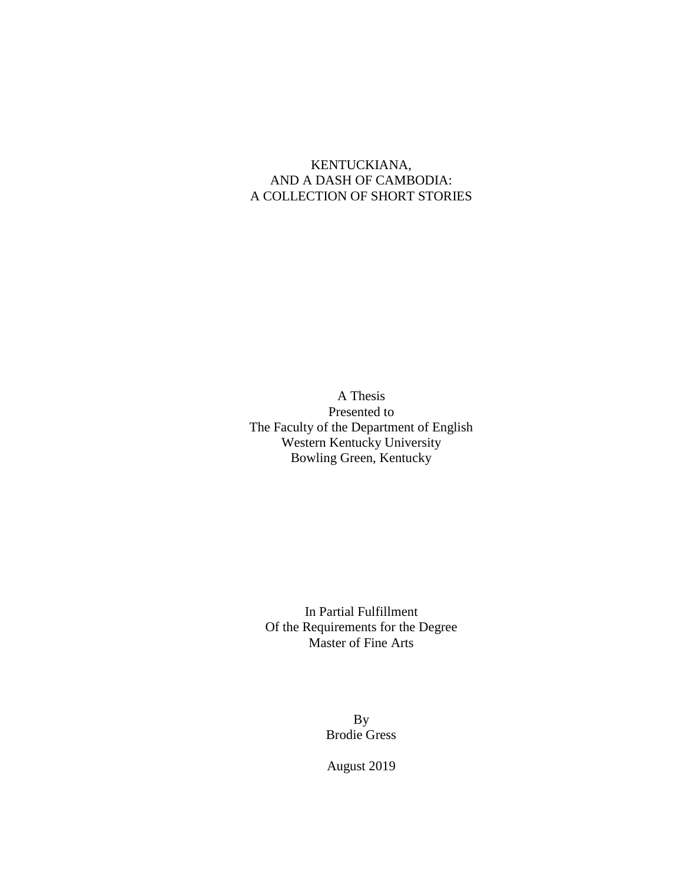# KENTUCKIANA, AND A DASH OF CAMBODIA: A COLLECTION OF SHORT STORIES

A Thesis
Presented to
The Faculty of the Department of English
Western Kentucky University
Bowling Green, Kentucky

In Partial Fulfillment
Of the Requirements for the Degree
Master of Fine Arts

By
Brodie Gress

August 2019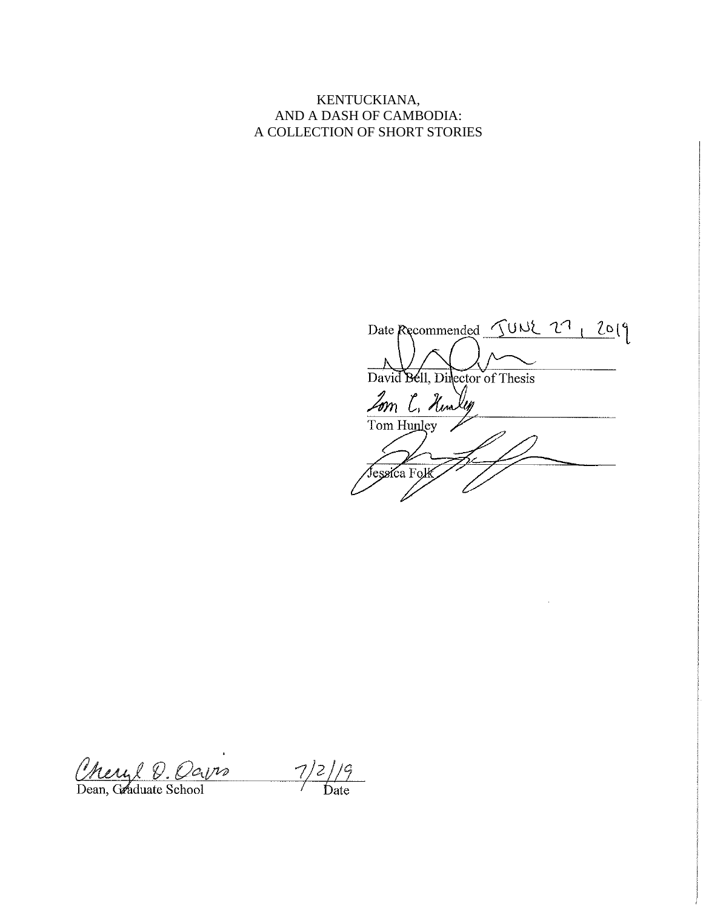KENTUCKIANA,
AND A DASH OF CAMBODIA:
A COLLECTION OF SHORT STORIES

Date Recommended JUNE 27, 2019

David Bell, Director of Thesis

Tom Hunley

Jessica Folk

Dean, Graduate School 7/2/19
Date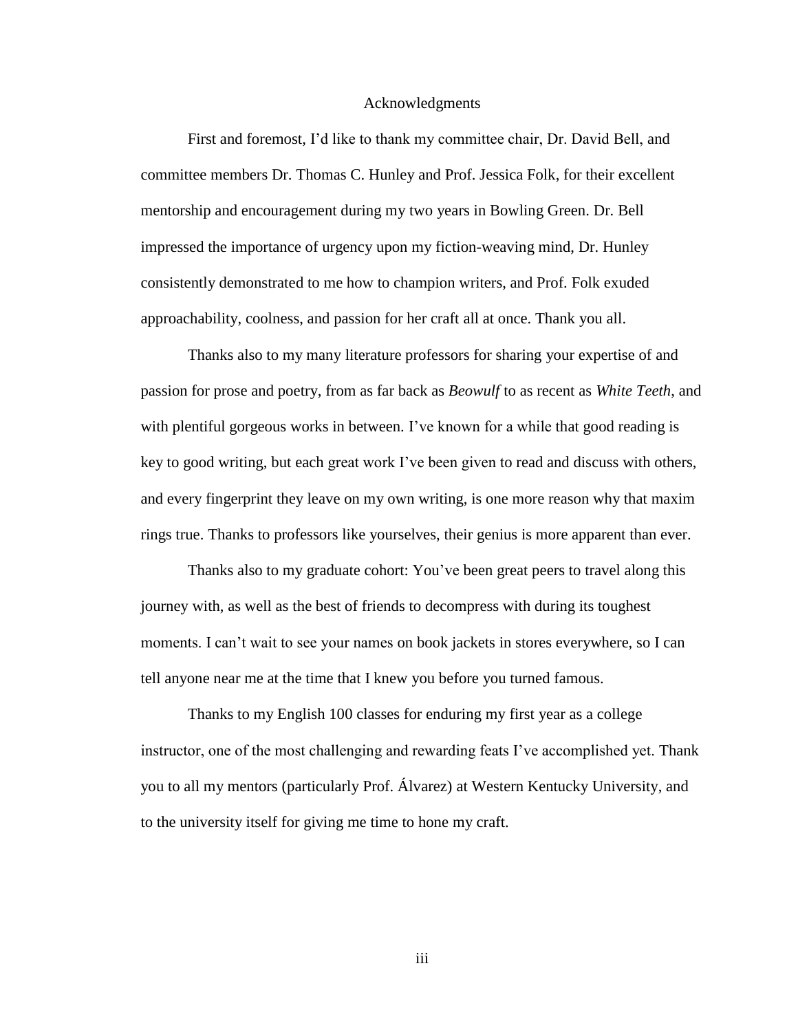# Acknowledgments

First and foremost, I'd like to thank my committee chair, Dr. David Bell, and committee members Dr. Thomas C. Hunley and Prof. Jessica Folk, for their excellent mentorship and encouragement during my two years in Bowling Green. Dr. Bell impressed the importance of urgency upon my fiction-weaving mind, Dr. Hunley consistently demonstrated to me how to champion writers, and Prof. Folk exuded approachability, coolness, and passion for her craft all at once. Thank you all.

Thanks also to my many literature professors for sharing your expertise of and passion for prose and poetry, from as far back as *Beowulf* to as recent as *White Teeth*, and with plentiful gorgeous works in between. I've known for a while that good reading is key to good writing, but each great work I've been given to read and discuss with others, and every fingerprint they leave on my own writing, is one more reason why that maxim rings true. Thanks to professors like yourselves, their genius is more apparent than ever.

Thanks also to my graduate cohort: You've been great peers to travel along this journey with, as well as the best of friends to decompress with during its toughest moments. I can't wait to see your names on book jackets in stores everywhere, so I can tell anyone near me at the time that I knew you before you turned famous.

Thanks to my English 100 classes for enduring my first year as a college instructor, one of the most challenging and rewarding feats I've accomplished yet. Thank you to all my mentors (particularly Prof. Álvarez) at Western Kentucky University, and to the university itself for giving me time to hone my craft.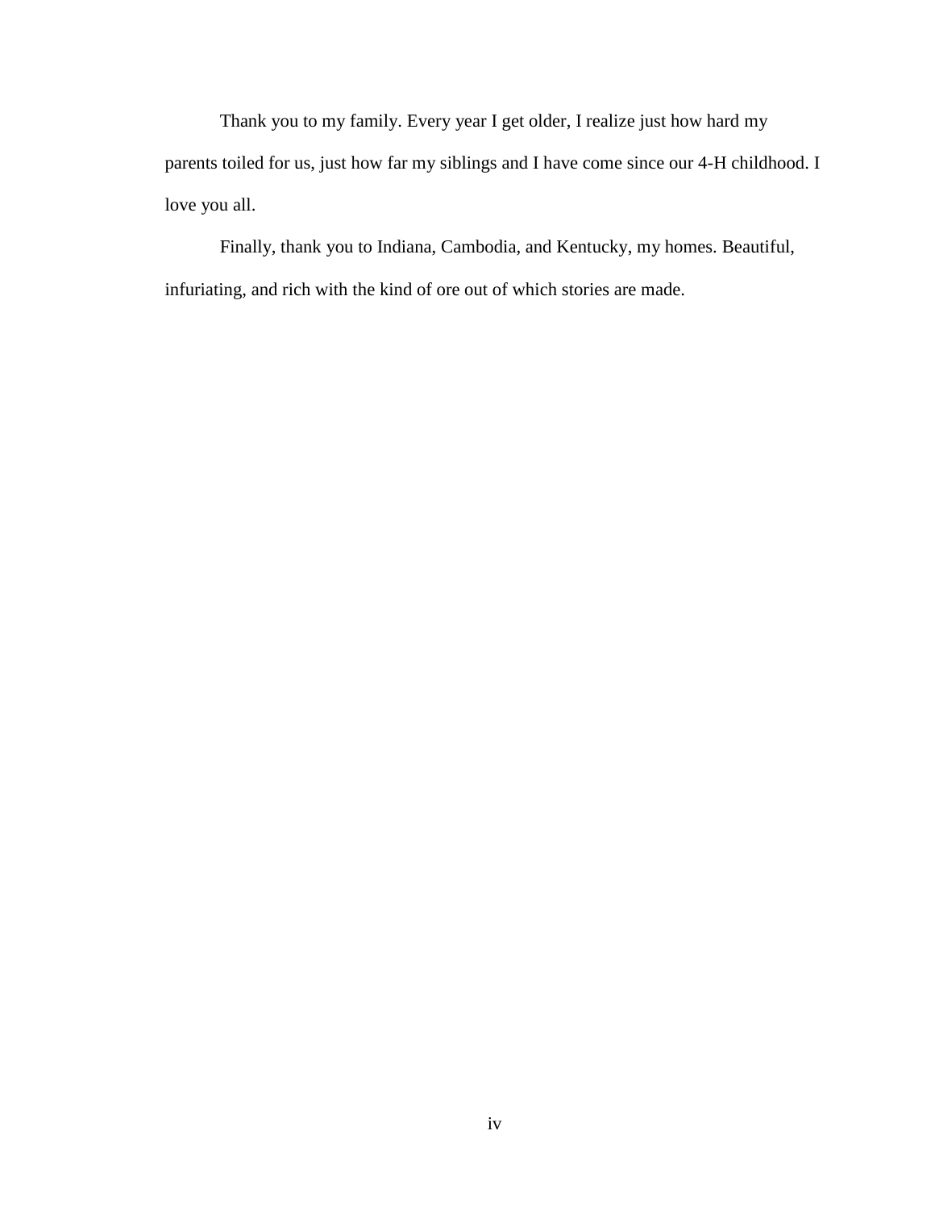Thank you to my family. Every year I get older, I realize just how hard my parents toiled for us, just how far my siblings and I have come since our 4-H childhood. I love you all.

Finally, thank you to Indiana, Cambodia, and Kentucky, my homes. Beautiful, infuriating, and rich with the kind of ore out of which stories are made.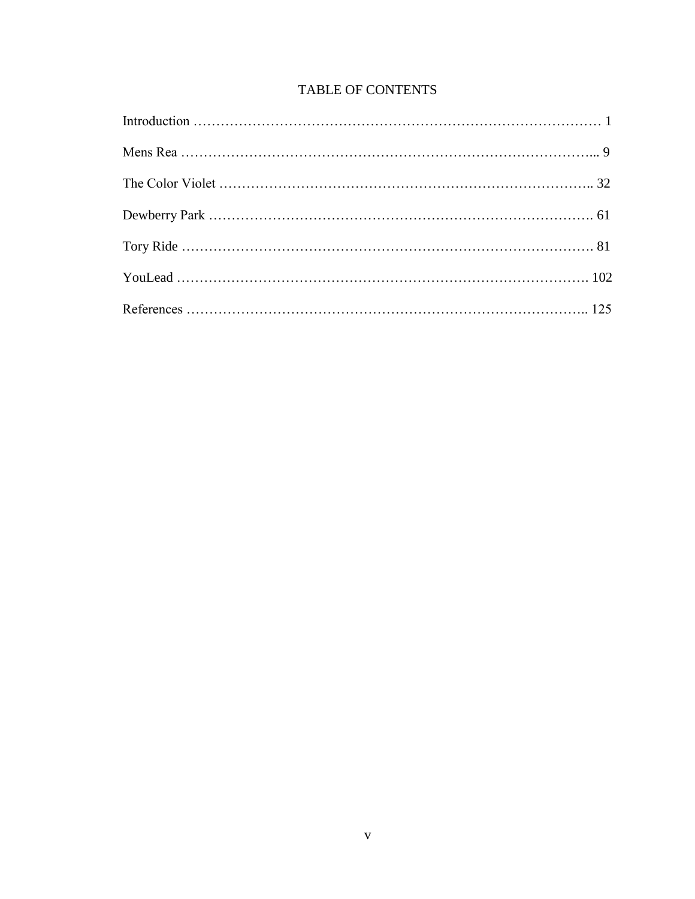# TABLE OF CONTENTS

Introduction ………………………………………………………………………………… 1

Mens Rea ……………………………………………………………………………….... 9

The Color Violet ……………………………………………………………………….. 32

Dewberry Park …………………………………………………………………………. 61

Tory Ride ………………………………………………………………………………. 81

YouLead ………………………………………………………………………………. 102

References …………………………………………………………………………….. 125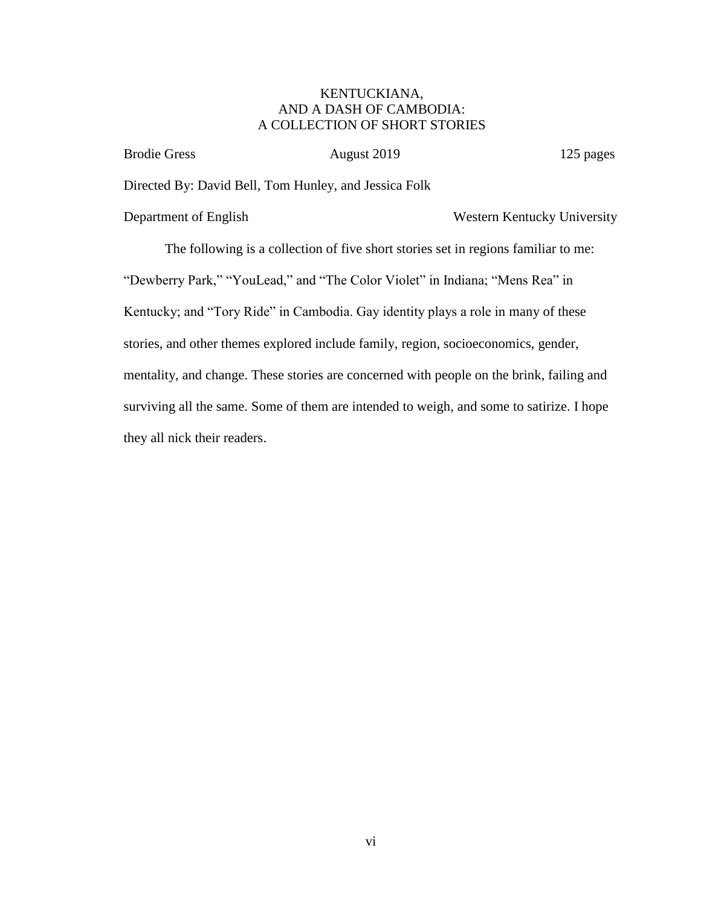# KENTUCKIANA,
# AND A DASH OF CAMBODIA:
# A COLLECTION OF SHORT STORIES

Brodie Gress August 2019 125 pages

Directed By: David Bell, Tom Hunley, and Jessica Folk

Department of English Western Kentucky University

The following is a collection of five short stories set in regions familiar to me: "Dewberry Park," "YouLead," and "The Color Violet" in Indiana; "Mens Rea" in Kentucky; and "Tory Ride" in Cambodia. Gay identity plays a role in many of these stories, and other themes explored include family, region, socioeconomics, gender, mentality, and change. These stories are concerned with people on the brink, failing and surviving all the same. Some of them are intended to weigh, and some to satirize. I hope they all nick their readers.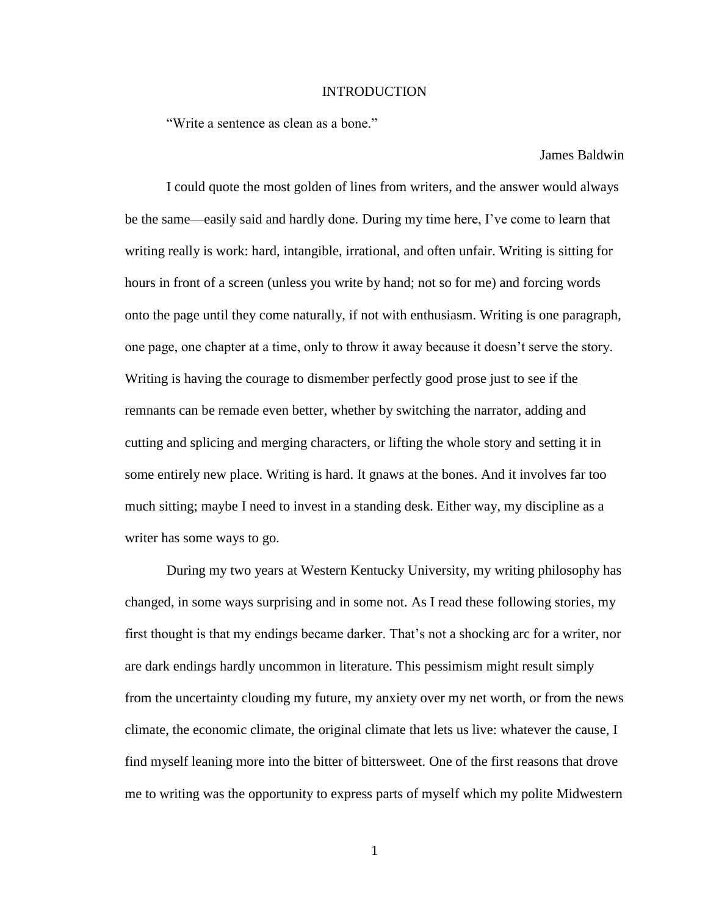# INTRODUCTION

"Write a sentence as clean as a bone."

James Baldwin

I could quote the most golden of lines from writers, and the answer would always be the same—easily said and hardly done. During my time here, I've come to learn that writing really is work: hard, intangible, irrational, and often unfair. Writing is sitting for hours in front of a screen (unless you write by hand; not so for me) and forcing words onto the page until they come naturally, if not with enthusiasm. Writing is one paragraph, one page, one chapter at a time, only to throw it away because it doesn't serve the story. Writing is having the courage to dismember perfectly good prose just to see if the remnants can be remade even better, whether by switching the narrator, adding and cutting and splicing and merging characters, or lifting the whole story and setting it in some entirely new place. Writing is hard. It gnaws at the bones. And it involves far too much sitting; maybe I need to invest in a standing desk. Either way, my discipline as a writer has some ways to go.

During my two years at Western Kentucky University, my writing philosophy has changed, in some ways surprising and in some not. As I read these following stories, my first thought is that my endings became darker. That's not a shocking arc for a writer, nor are dark endings hardly uncommon in literature. This pessimism might result simply from the uncertainty clouding my future, my anxiety over my net worth, or from the news climate, the economic climate, the original climate that lets us live: whatever the cause, I find myself leaning more into the bitter of bittersweet. One of the first reasons that drove me to writing was the opportunity to express parts of myself which my polite Midwestern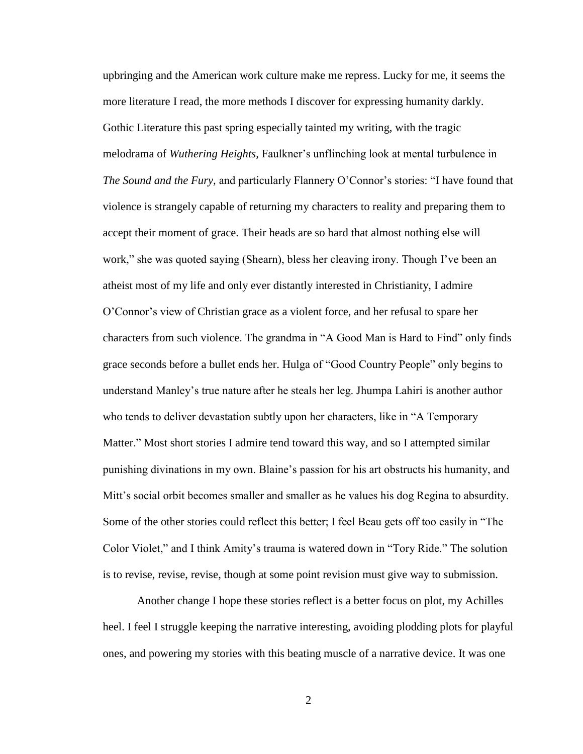upbringing and the American work culture make me repress. Lucky for me, it seems the more literature I read, the more methods I discover for expressing humanity darkly. Gothic Literature this past spring especially tainted my writing, with the tragic melodrama of *Wuthering Heights,* Faulkner's unflinching look at mental turbulence in *The Sound and the Fury,* and particularly Flannery O'Connor's stories: "I have found that violence is strangely capable of returning my characters to reality and preparing them to accept their moment of grace. Their heads are so hard that almost nothing else will work," she was quoted saying (Shearn), bless her cleaving irony. Though I've been an atheist most of my life and only ever distantly interested in Christianity, I admire O'Connor's view of Christian grace as a violent force, and her refusal to spare her characters from such violence. The grandma in "A Good Man is Hard to Find" only finds grace seconds before a bullet ends her. Hulga of "Good Country People" only begins to understand Manley's true nature after he steals her leg. Jhumpa Lahiri is another author who tends to deliver devastation subtly upon her characters, like in "A Temporary Matter." Most short stories I admire tend toward this way, and so I attempted similar punishing divinations in my own. Blaine's passion for his art obstructs his humanity, and Mitt's social orbit becomes smaller and smaller as he values his dog Regina to absurdity. Some of the other stories could reflect this better; I feel Beau gets off too easily in "The Color Violet," and I think Amity's trauma is watered down in "Tory Ride." The solution is to revise, revise, revise, though at some point revision must give way to submission.

Another change I hope these stories reflect is a better focus on plot, my Achilles heel. I feel I struggle keeping the narrative interesting, avoiding plodding plots for playful ones, and powering my stories with this beating muscle of a narrative device. It was one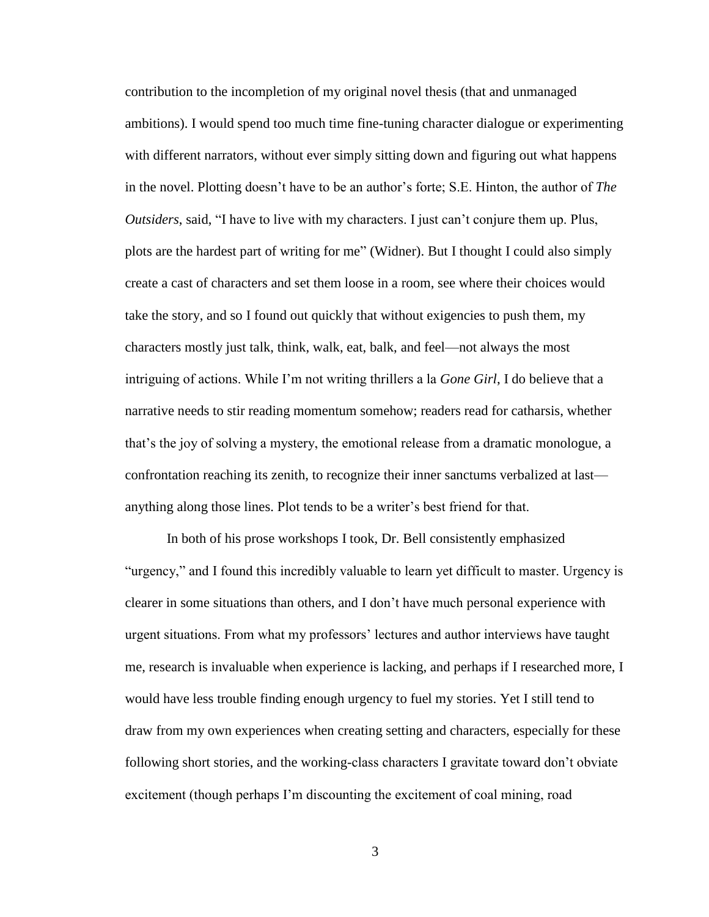contribution to the incompletion of my original novel thesis (that and unmanaged ambitions). I would spend too much time fine-tuning character dialogue or experimenting with different narrators, without ever simply sitting down and figuring out what happens in the novel. Plotting doesn't have to be an author's forte; S.E. Hinton, the author of *The Outsiders*, said, "I have to live with my characters. I just can't conjure them up. Plus, plots are the hardest part of writing for me" (Widner). But I thought I could also simply create a cast of characters and set them loose in a room, see where their choices would take the story, and so I found out quickly that without exigencies to push them, my characters mostly just talk, think, walk, eat, balk, and feel—not always the most intriguing of actions. While I'm not writing thrillers a la *Gone Girl*, I do believe that a narrative needs to stir reading momentum somehow; readers read for catharsis, whether that's the joy of solving a mystery, the emotional release from a dramatic monologue, a confrontation reaching its zenith, to recognize their inner sanctums verbalized at last—anything along those lines. Plot tends to be a writer's best friend for that.

In both of his prose workshops I took, Dr. Bell consistently emphasized "urgency," and I found this incredibly valuable to learn yet difficult to master. Urgency is clearer in some situations than others, and I don't have much personal experience with urgent situations. From what my professors' lectures and author interviews have taught me, research is invaluable when experience is lacking, and perhaps if I researched more, I would have less trouble finding enough urgency to fuel my stories. Yet I still tend to draw from my own experiences when creating setting and characters, especially for these following short stories, and the working-class characters I gravitate toward don't obviate excitement (though perhaps I'm discounting the excitement of coal mining, road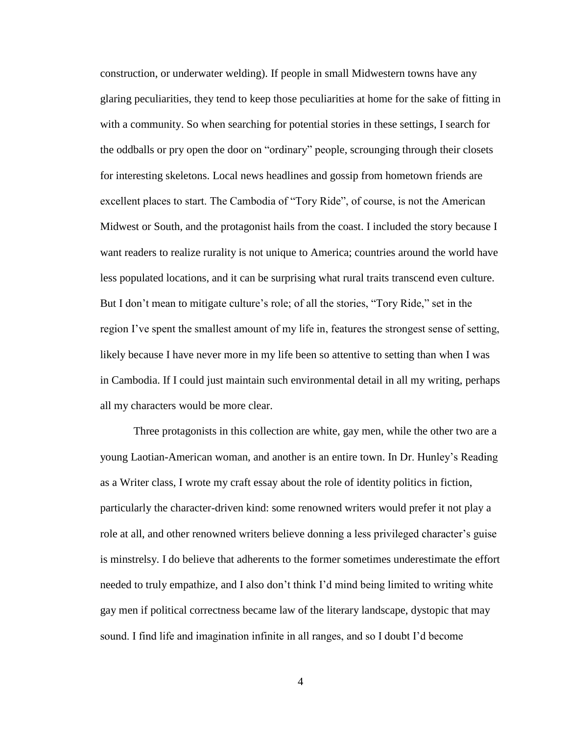construction, or underwater welding). If people in small Midwestern towns have any glaring peculiarities, they tend to keep those peculiarities at home for the sake of fitting in with a community. So when searching for potential stories in these settings, I search for the oddballs or pry open the door on "ordinary" people, scrounging through their closets for interesting skeletons. Local news headlines and gossip from hometown friends are excellent places to start. The Cambodia of "Tory Ride", of course, is not the American Midwest or South, and the protagonist hails from the coast. I included the story because I want readers to realize rurality is not unique to America; countries around the world have less populated locations, and it can be surprising what rural traits transcend even culture. But I don't mean to mitigate culture's role; of all the stories, "Tory Ride," set in the region I've spent the smallest amount of my life in, features the strongest sense of setting, likely because I have never more in my life been so attentive to setting than when I was in Cambodia. If I could just maintain such environmental detail in all my writing, perhaps all my characters would be more clear.

Three protagonists in this collection are white, gay men, while the other two are a young Laotian-American woman, and another is an entire town. In Dr. Hunley's Reading as a Writer class, I wrote my craft essay about the role of identity politics in fiction, particularly the character-driven kind: some renowned writers would prefer it not play a role at all, and other renowned writers believe donning a less privileged character's guise is minstrelsy. I do believe that adherents to the former sometimes underestimate the effort needed to truly empathize, and I also don't think I'd mind being limited to writing white gay men if political correctness became law of the literary landscape, dystopic that may sound. I find life and imagination infinite in all ranges, and so I doubt I'd become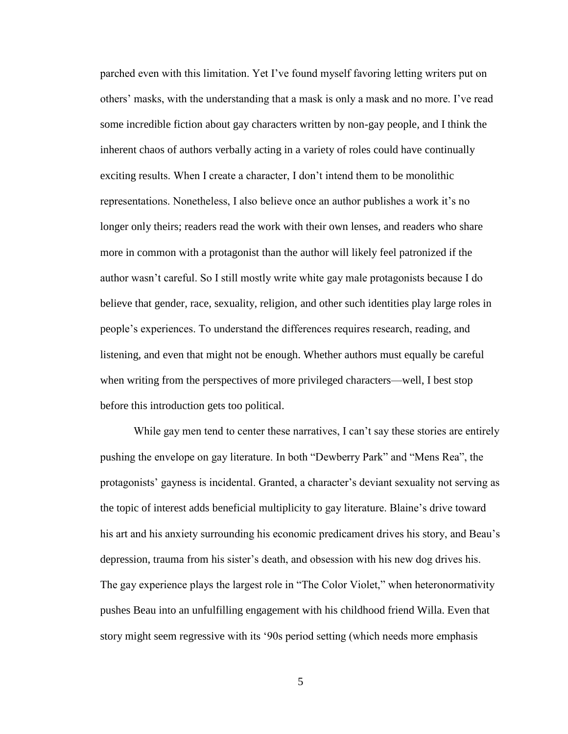parched even with this limitation. Yet I've found myself favoring letting writers put on others' masks, with the understanding that a mask is only a mask and no more. I've read some incredible fiction about gay characters written by non-gay people, and I think the inherent chaos of authors verbally acting in a variety of roles could have continually exciting results. When I create a character, I don't intend them to be monolithic representations. Nonetheless, I also believe once an author publishes a work it's no longer only theirs; readers read the work with their own lenses, and readers who share more in common with a protagonist than the author will likely feel patronized if the author wasn't careful. So I still mostly write white gay male protagonists because I do believe that gender, race, sexuality, religion, and other such identities play large roles in people's experiences. To understand the differences requires research, reading, and listening, and even that might not be enough. Whether authors must equally be careful when writing from the perspectives of more privileged characters—well, I best stop before this introduction gets too political.

While gay men tend to center these narratives, I can't say these stories are entirely pushing the envelope on gay literature. In both "Dewberry Park" and "Mens Rea", the protagonists' gayness is incidental. Granted, a character's deviant sexuality not serving as the topic of interest adds beneficial multiplicity to gay literature. Blaine's drive toward his art and his anxiety surrounding his economic predicament drives his story, and Beau's depression, trauma from his sister's death, and obsession with his new dog drives his. The gay experience plays the largest role in "The Color Violet," when heteronormativity pushes Beau into an unfulfilling engagement with his childhood friend Willa. Even that story might seem regressive with its '90s period setting (which needs more emphasis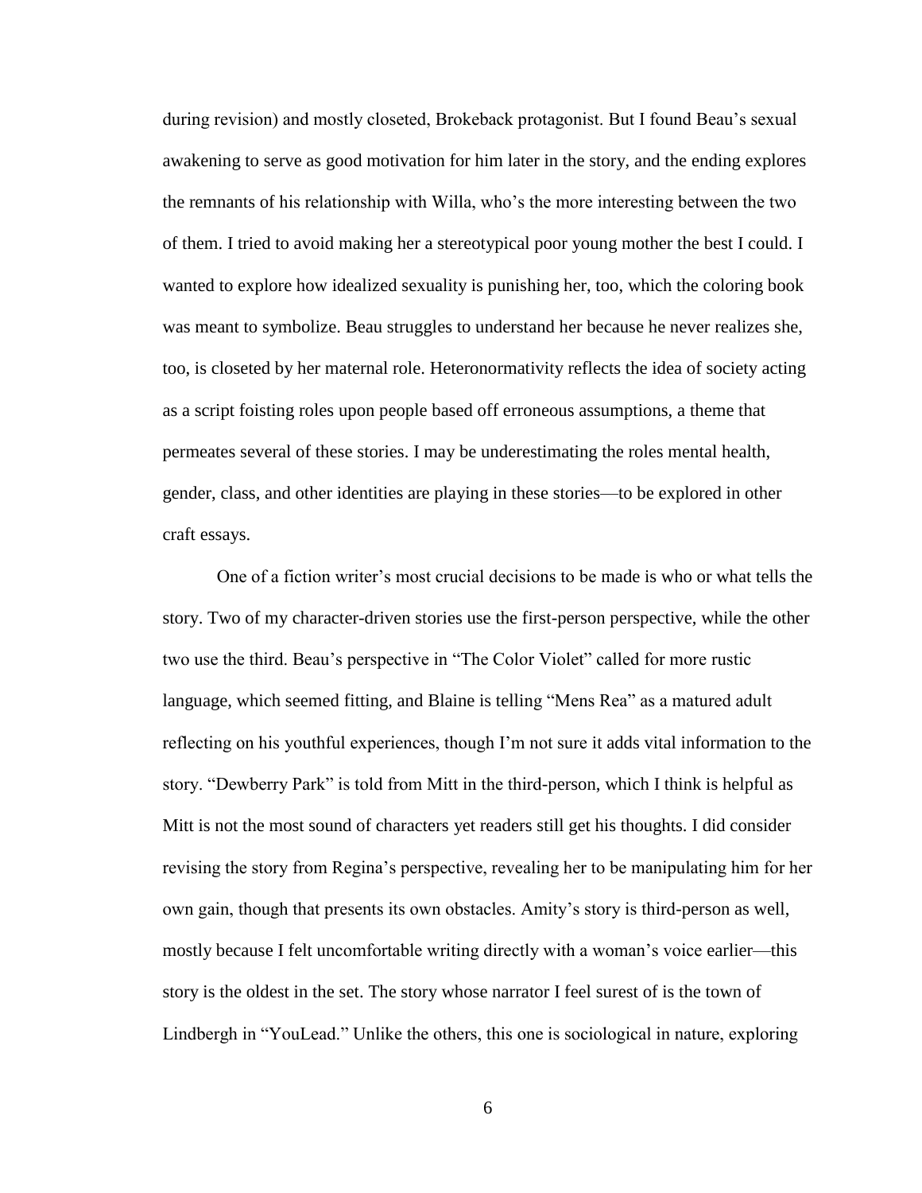during revision) and mostly closeted, Brokeback protagonist. But I found Beau's sexual awakening to serve as good motivation for him later in the story, and the ending explores the remnants of his relationship with Willa, who's the more interesting between the two of them. I tried to avoid making her a stereotypical poor young mother the best I could. I wanted to explore how idealized sexuality is punishing her, too, which the coloring book was meant to symbolize. Beau struggles to understand her because he never realizes she, too, is closeted by her maternal role. Heteronormativity reflects the idea of society acting as a script foisting roles upon people based off erroneous assumptions, a theme that permeates several of these stories. I may be underestimating the roles mental health, gender, class, and other identities are playing in these stories—to be explored in other craft essays.

One of a fiction writer's most crucial decisions to be made is who or what tells the story. Two of my character-driven stories use the first-person perspective, while the other two use the third. Beau's perspective in "The Color Violet" called for more rustic language, which seemed fitting, and Blaine is telling "Mens Rea" as a matured adult reflecting on his youthful experiences, though I'm not sure it adds vital information to the story. "Dewberry Park" is told from Mitt in the third-person, which I think is helpful as Mitt is not the most sound of characters yet readers still get his thoughts. I did consider revising the story from Regina's perspective, revealing her to be manipulating him for her own gain, though that presents its own obstacles. Amity's story is third-person as well, mostly because I felt uncomfortable writing directly with a woman's voice earlier—this story is the oldest in the set. The story whose narrator I feel surest of is the town of Lindbergh in "YouLead." Unlike the others, this one is sociological in nature, exploring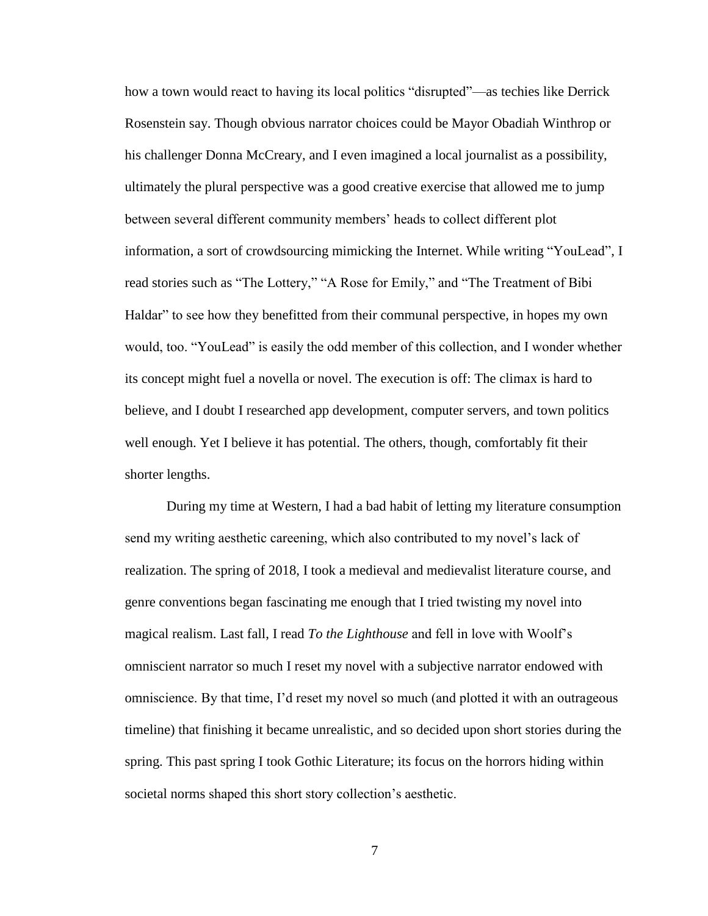how a town would react to having its local politics "disrupted"—as techies like Derrick Rosenstein say. Though obvious narrator choices could be Mayor Obadiah Winthrop or his challenger Donna McCreary, and I even imagined a local journalist as a possibility, ultimately the plural perspective was a good creative exercise that allowed me to jump between several different community members' heads to collect different plot information, a sort of crowdsourcing mimicking the Internet. While writing "YouLead", I read stories such as "The Lottery," "A Rose for Emily," and "The Treatment of Bibi Haldar" to see how they benefitted from their communal perspective, in hopes my own would, too. "YouLead" is easily the odd member of this collection, and I wonder whether its concept might fuel a novella or novel. The execution is off: The climax is hard to believe, and I doubt I researched app development, computer servers, and town politics well enough. Yet I believe it has potential. The others, though, comfortably fit their shorter lengths.

During my time at Western, I had a bad habit of letting my literature consumption send my writing aesthetic careening, which also contributed to my novel's lack of realization. The spring of 2018, I took a medieval and medievalist literature course, and genre conventions began fascinating me enough that I tried twisting my novel into magical realism. Last fall, I read *To the Lighthouse* and fell in love with Woolf's omniscient narrator so much I reset my novel with a subjective narrator endowed with omniscience. By that time, I'd reset my novel so much (and plotted it with an outrageous timeline) that finishing it became unrealistic, and so decided upon short stories during the spring. This past spring I took Gothic Literature; its focus on the horrors hiding within societal norms shaped this short story collection's aesthetic.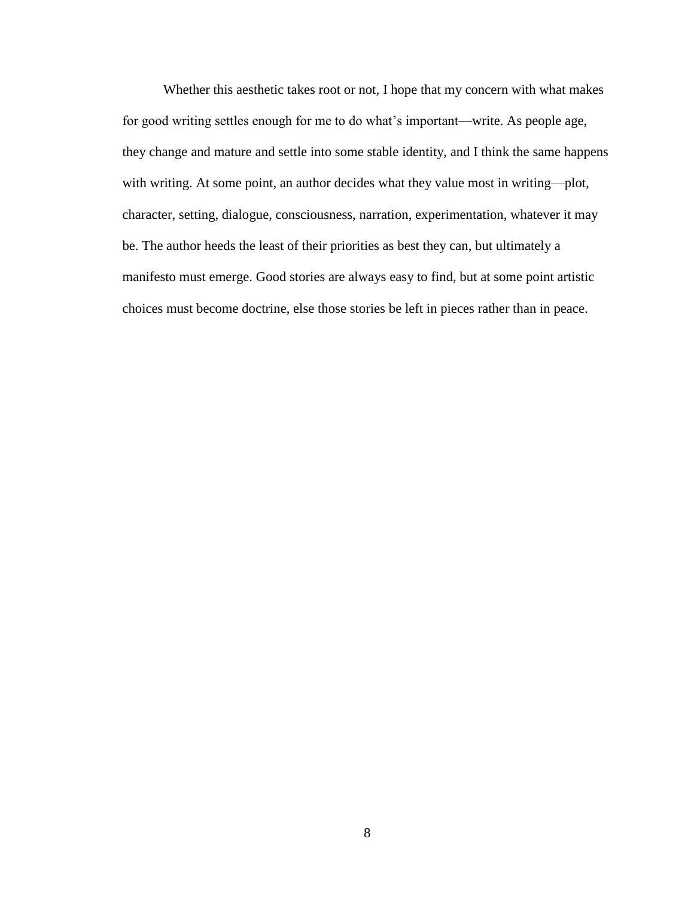Whether this aesthetic takes root or not, I hope that my concern with what makes for good writing settles enough for me to do what's important—write. As people age, they change and mature and settle into some stable identity, and I think the same happens with writing. At some point, an author decides what they value most in writing—plot, character, setting, dialogue, consciousness, narration, experimentation, whatever it may be. The author heeds the least of their priorities as best they can, but ultimately a manifesto must emerge. Good stories are always easy to find, but at some point artistic choices must become doctrine, else those stories be left in pieces rather than in peace.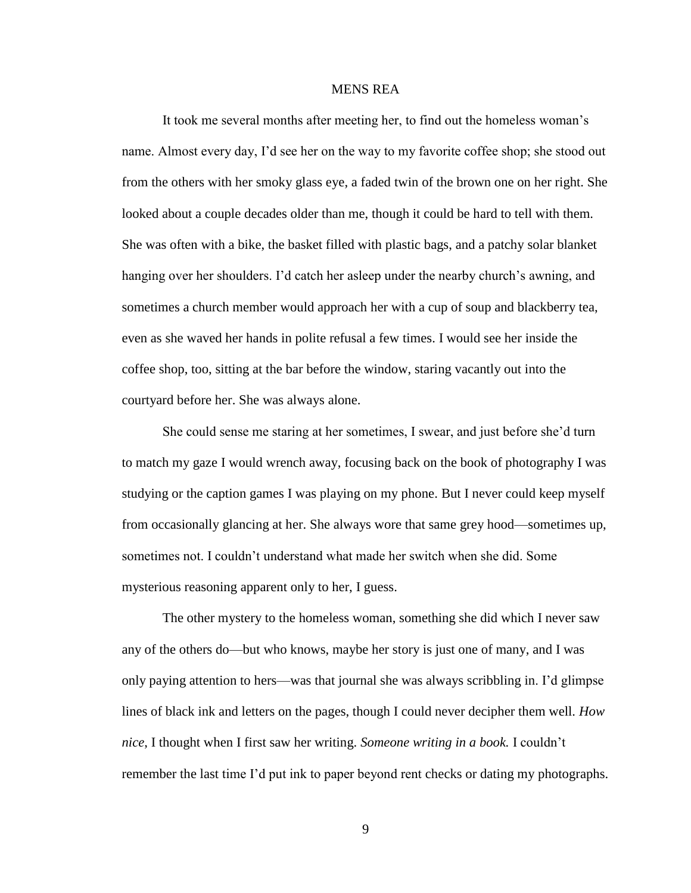# MENS REA

It took me several months after meeting her, to find out the homeless woman's name. Almost every day, I'd see her on the way to my favorite coffee shop; she stood out from the others with her smoky glass eye, a faded twin of the brown one on her right. She looked about a couple decades older than me, though it could be hard to tell with them. She was often with a bike, the basket filled with plastic bags, and a patchy solar blanket hanging over her shoulders. I'd catch her asleep under the nearby church's awning, and sometimes a church member would approach her with a cup of soup and blackberry tea, even as she waved her hands in polite refusal a few times. I would see her inside the coffee shop, too, sitting at the bar before the window, staring vacantly out into the courtyard before her. She was always alone.

She could sense me staring at her sometimes, I swear, and just before she'd turn to match my gaze I would wrench away, focusing back on the book of photography I was studying or the caption games I was playing on my phone. But I never could keep myself from occasionally glancing at her. She always wore that same grey hood—sometimes up, sometimes not. I couldn't understand what made her switch when she did. Some mysterious reasoning apparent only to her, I guess.

The other mystery to the homeless woman, something she did which I never saw any of the others do—but who knows, maybe her story is just one of many, and I was only paying attention to hers—was that journal she was always scribbling in. I'd glimpse lines of black ink and letters on the pages, though I could never decipher them well. *How nice*, I thought when I first saw her writing. *Someone writing in a book.* I couldn't remember the last time I'd put ink to paper beyond rent checks or dating my photographs.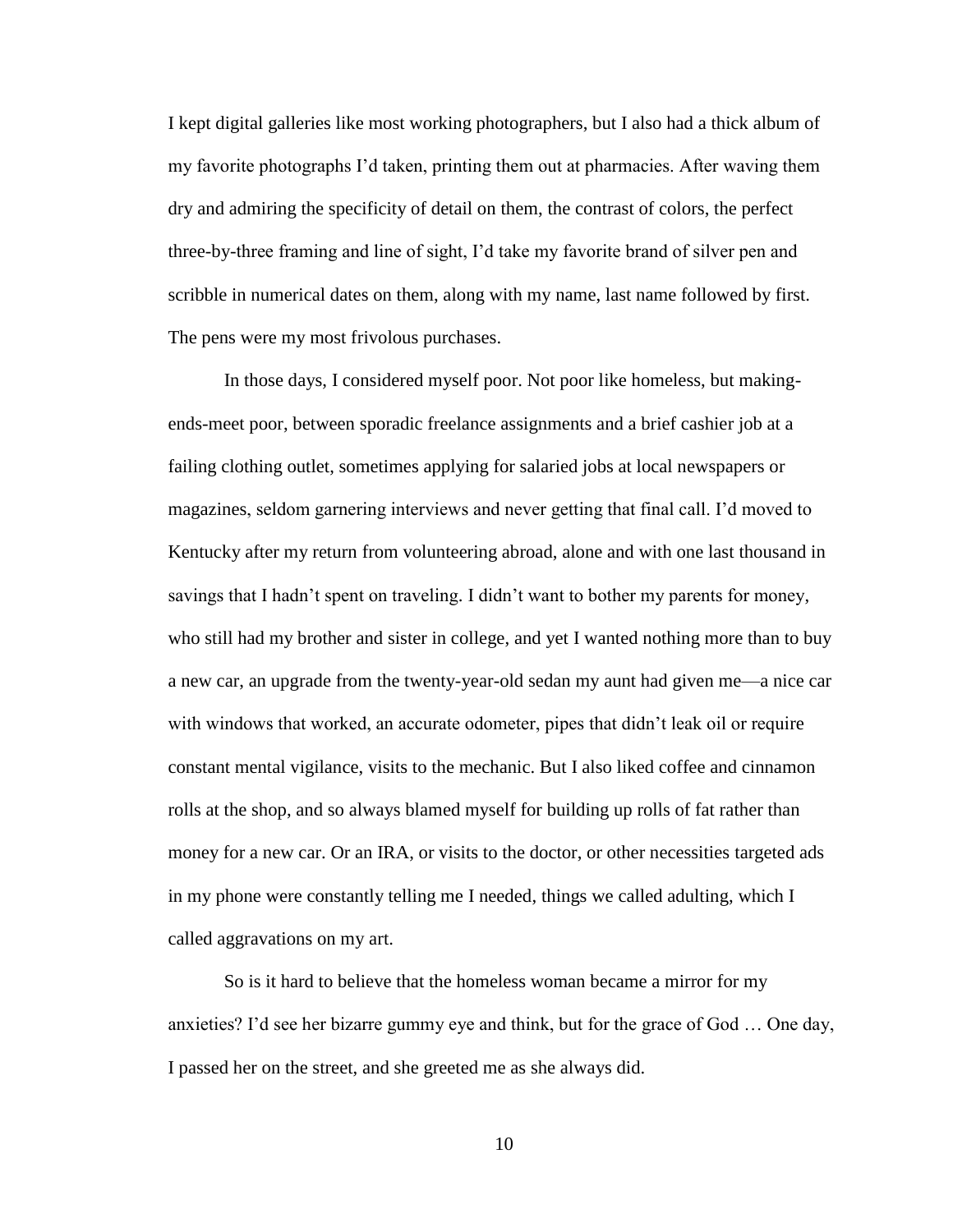I kept digital galleries like most working photographers, but I also had a thick album of my favorite photographs I'd taken, printing them out at pharmacies. After waving them dry and admiring the specificity of detail on them, the contrast of colors, the perfect three-by-three framing and line of sight, I'd take my favorite brand of silver pen and scribble in numerical dates on them, along with my name, last name followed by first. The pens were my most frivolous purchases.

In those days, I considered myself poor. Not poor like homeless, but making-ends-meet poor, between sporadic freelance assignments and a brief cashier job at a failing clothing outlet, sometimes applying for salaried jobs at local newspapers or magazines, seldom garnering interviews and never getting that final call. I'd moved to Kentucky after my return from volunteering abroad, alone and with one last thousand in savings that I hadn't spent on traveling. I didn't want to bother my parents for money, who still had my brother and sister in college, and yet I wanted nothing more than to buy a new car, an upgrade from the twenty-year-old sedan my aunt had given me—a nice car with windows that worked, an accurate odometer, pipes that didn't leak oil or require constant mental vigilance, visits to the mechanic. But I also liked coffee and cinnamon rolls at the shop, and so always blamed myself for building up rolls of fat rather than money for a new car. Or an IRA, or visits to the doctor, or other necessities targeted ads in my phone were constantly telling me I needed, things we called adulting, which I called aggravations on my art.

So is it hard to believe that the homeless woman became a mirror for my anxieties? I'd see her bizarre gummy eye and think, but for the grace of God … One day, I passed her on the street, and she greeted me as she always did.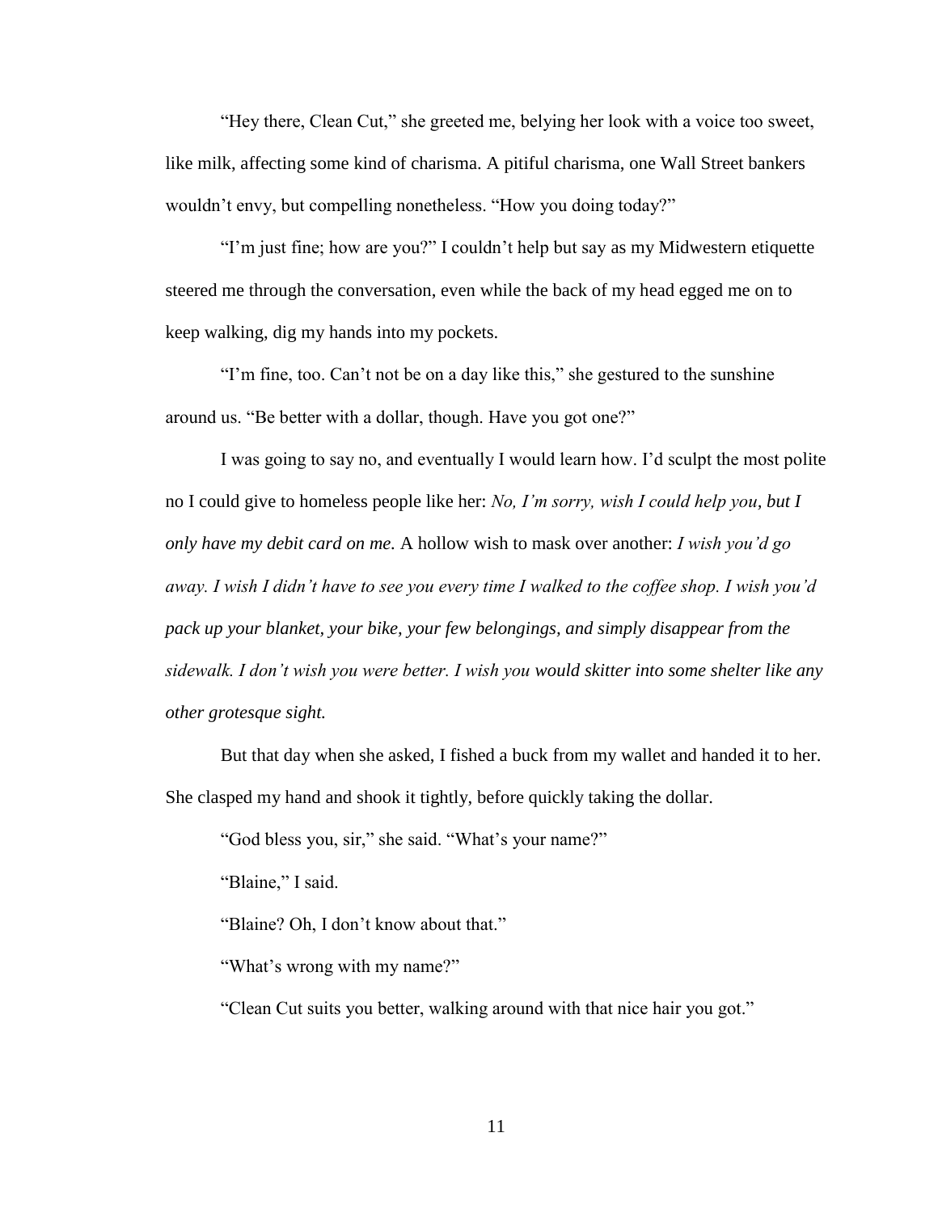"Hey there, Clean Cut," she greeted me, belying her look with a voice too sweet, like milk, affecting some kind of charisma. A pitiful charisma, one Wall Street bankers wouldn't envy, but compelling nonetheless. "How you doing today?"

"I'm just fine; how are you?" I couldn't help but say as my Midwestern etiquette steered me through the conversation, even while the back of my head egged me on to keep walking, dig my hands into my pockets.

"I'm fine, too. Can't not be on a day like this," she gestured to the sunshine around us. "Be better with a dollar, though. Have you got one?"

I was going to say no, and eventually I would learn how. I'd sculpt the most polite no I could give to homeless people like her: *No, I'm sorry, wish I could help you, but I only have my debit card on me.* A hollow wish to mask over another: *I wish you'd go away. I wish I didn't have to see you every time I walked to the coffee shop. I wish you'd pack up your blanket, your bike, your few belongings, and simply disappear from the sidewalk. I don't wish you were better. I wish you would skitter into some shelter like any other grotesque sight.*

But that day when she asked, I fished a buck from my wallet and handed it to her. She clasped my hand and shook it tightly, before quickly taking the dollar.

"God bless you, sir," she said. "What's your name?"

"Blaine," I said.

"Blaine? Oh, I don't know about that."

"What's wrong with my name?"

"Clean Cut suits you better, walking around with that nice hair you got."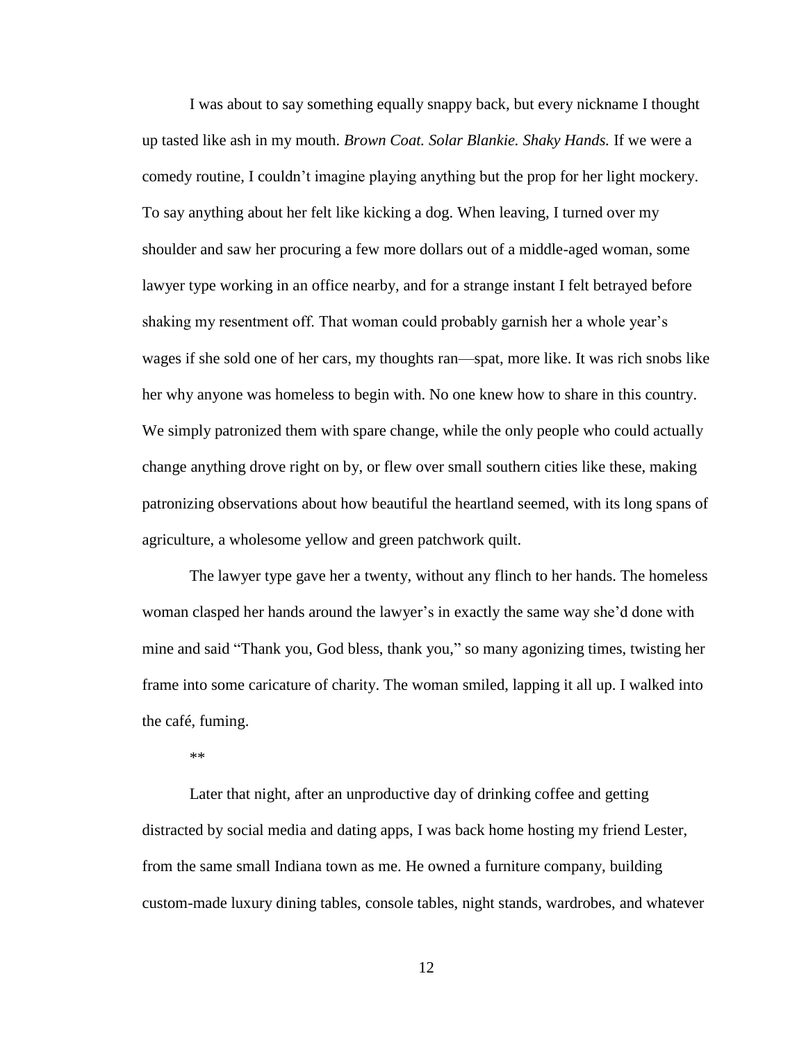I was about to say something equally snappy back, but every nickname I thought up tasted like ash in my mouth. *Brown Coat. Solar Blankie. Shaky Hands.* If we were a comedy routine, I couldn't imagine playing anything but the prop for her light mockery. To say anything about her felt like kicking a dog. When leaving, I turned over my shoulder and saw her procuring a few more dollars out of a middle-aged woman, some lawyer type working in an office nearby, and for a strange instant I felt betrayed before shaking my resentment off. That woman could probably garnish her a whole year's wages if she sold one of her cars, my thoughts ran—spat, more like. It was rich snobs like her why anyone was homeless to begin with. No one knew how to share in this country. We simply patronized them with spare change, while the only people who could actually change anything drove right on by, or flew over small southern cities like these, making patronizing observations about how beautiful the heartland seemed, with its long spans of agriculture, a wholesome yellow and green patchwork quilt.

The lawyer type gave her a twenty, without any flinch to her hands. The homeless woman clasped her hands around the lawyer's in exactly the same way she'd done with mine and said "Thank you, God bless, thank you," so many agonizing times, twisting her frame into some caricature of charity. The woman smiled, lapping it all up. I walked into the café, fuming.

**

Later that night, after an unproductive day of drinking coffee and getting distracted by social media and dating apps, I was back home hosting my friend Lester, from the same small Indiana town as me. He owned a furniture company, building custom-made luxury dining tables, console tables, night stands, wardrobes, and whatever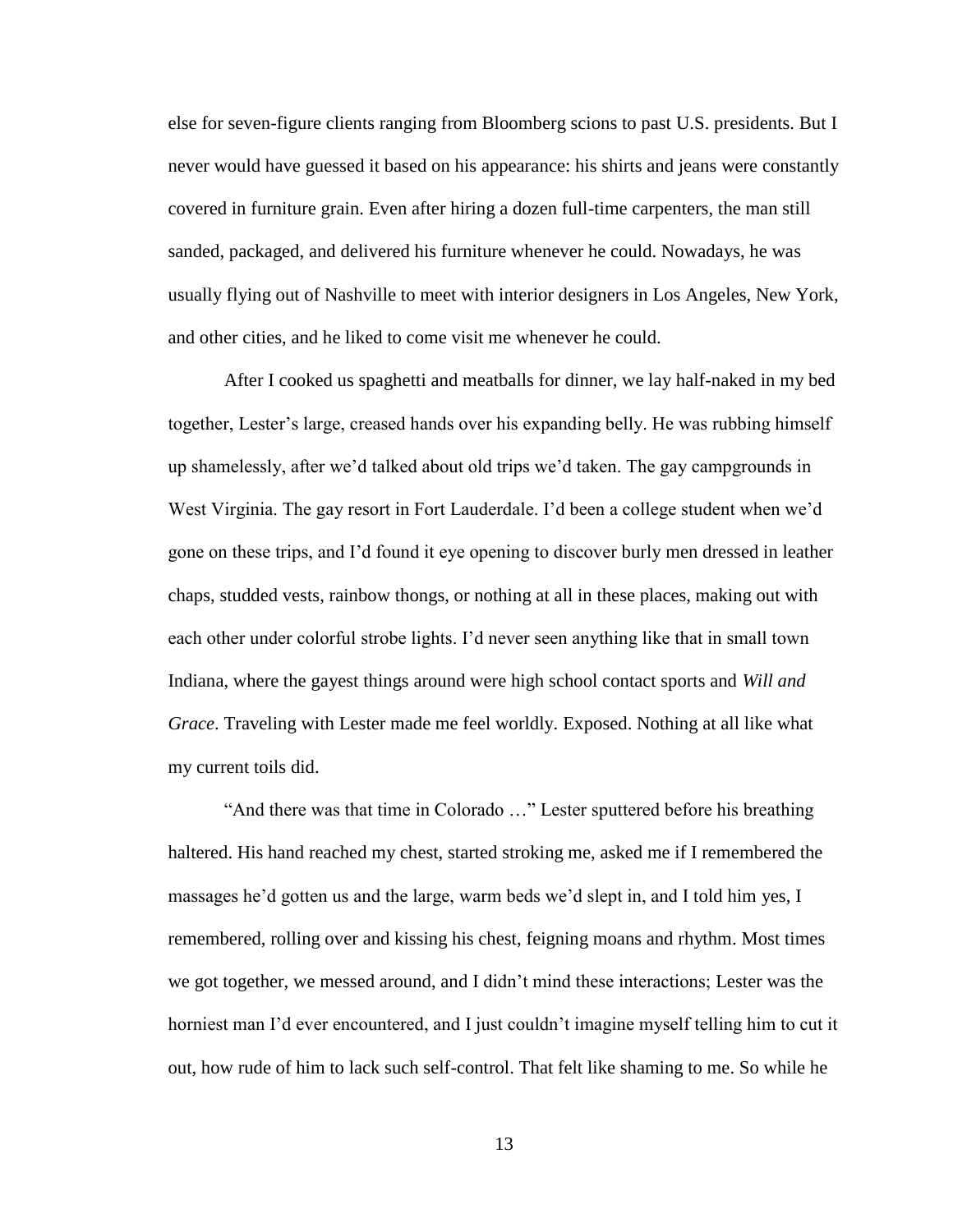else for seven-figure clients ranging from Bloomberg scions to past U.S. presidents. But I never would have guessed it based on his appearance: his shirts and jeans were constantly covered in furniture grain. Even after hiring a dozen full-time carpenters, the man still sanded, packaged, and delivered his furniture whenever he could. Nowadays, he was usually flying out of Nashville to meet with interior designers in Los Angeles, New York, and other cities, and he liked to come visit me whenever he could.

After I cooked us spaghetti and meatballs for dinner, we lay half-naked in my bed together, Lester's large, creased hands over his expanding belly. He was rubbing himself up shamelessly, after we'd talked about old trips we'd taken. The gay campgrounds in West Virginia. The gay resort in Fort Lauderdale. I'd been a college student when we'd gone on these trips, and I'd found it eye opening to discover burly men dressed in leather chaps, studded vests, rainbow thongs, or nothing at all in these places, making out with each other under colorful strobe lights. I'd never seen anything like that in small town Indiana, where the gayest things around were high school contact sports and *Will and Grace*. Traveling with Lester made me feel worldly. Exposed. Nothing at all like what my current toils did.

"And there was that time in Colorado …" Lester sputtered before his breathing haltered. His hand reached my chest, started stroking me, asked me if I remembered the massages he'd gotten us and the large, warm beds we'd slept in, and I told him yes, I remembered, rolling over and kissing his chest, feigning moans and rhythm. Most times we got together, we messed around, and I didn't mind these interactions; Lester was the horniest man I'd ever encountered, and I just couldn't imagine myself telling him to cut it out, how rude of him to lack such self-control. That felt like shaming to me. So while he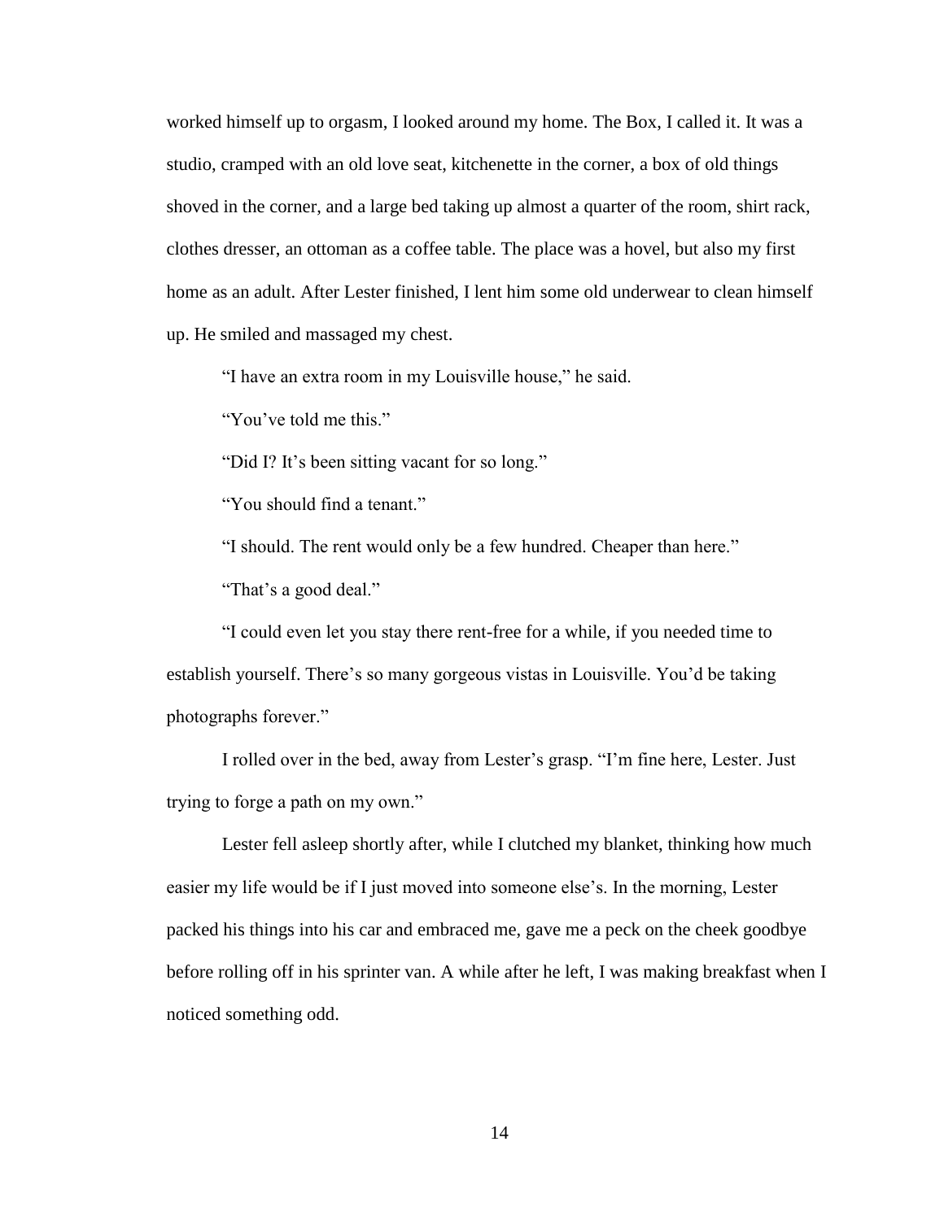worked himself up to orgasm, I looked around my home. The Box, I called it. It was a studio, cramped with an old love seat, kitchenette in the corner, a box of old things shoved in the corner, and a large bed taking up almost a quarter of the room, shirt rack, clothes dresser, an ottoman as a coffee table. The place was a hovel, but also my first home as an adult. After Lester finished, I lent him some old underwear to clean himself up. He smiled and massaged my chest.

"I have an extra room in my Louisville house," he said.

"You've told me this."

"Did I? It's been sitting vacant for so long."

"You should find a tenant."

"I should. The rent would only be a few hundred. Cheaper than here."

"That's a good deal."

"I could even let you stay there rent-free for a while, if you needed time to establish yourself. There's so many gorgeous vistas in Louisville. You'd be taking photographs forever."

I rolled over in the bed, away from Lester's grasp. "I'm fine here, Lester. Just trying to forge a path on my own."

Lester fell asleep shortly after, while I clutched my blanket, thinking how much easier my life would be if I just moved into someone else's. In the morning, Lester packed his things into his car and embraced me, gave me a peck on the cheek goodbye before rolling off in his sprinter van. A while after he left, I was making breakfast when I noticed something odd.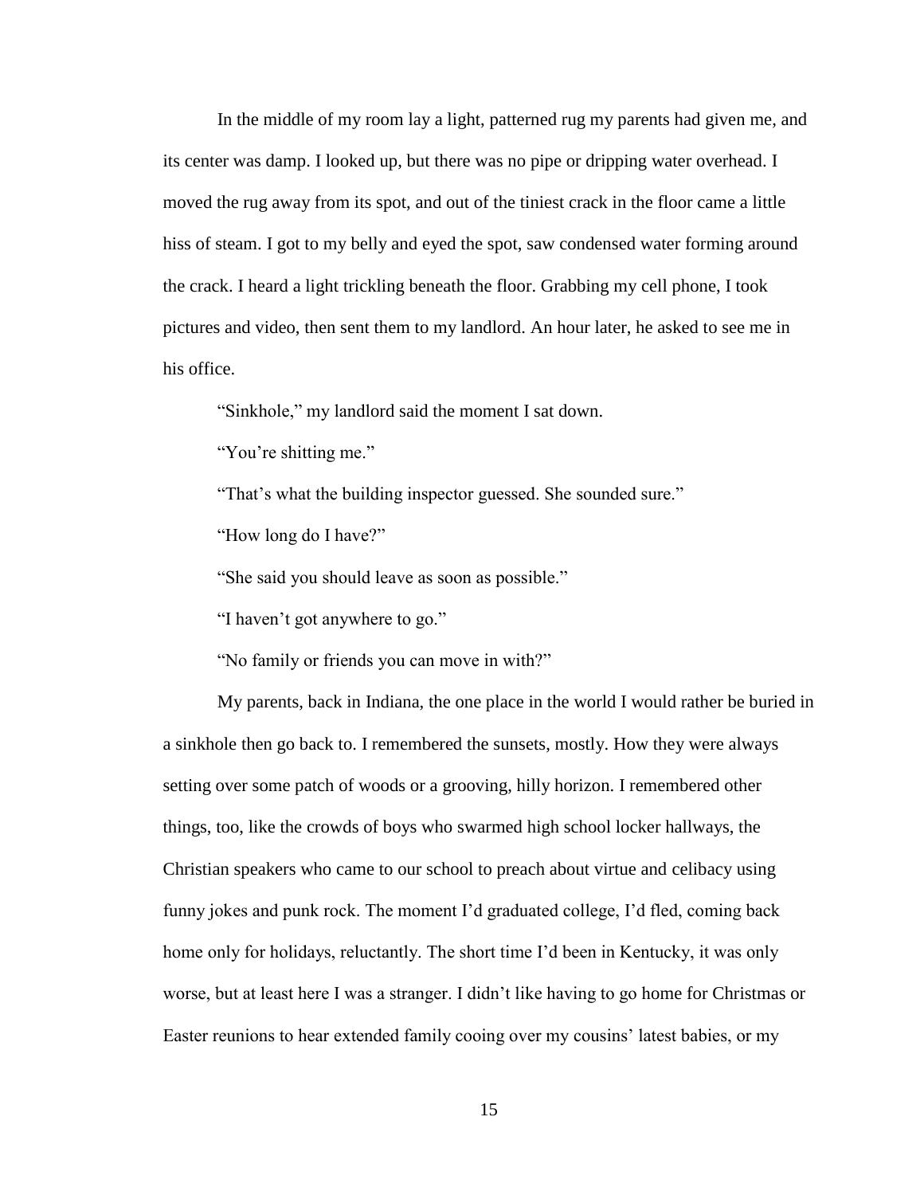In the middle of my room lay a light, patterned rug my parents had given me, and its center was damp. I looked up, but there was no pipe or dripping water overhead. I moved the rug away from its spot, and out of the tiniest crack in the floor came a little hiss of steam. I got to my belly and eyed the spot, saw condensed water forming around the crack. I heard a light trickling beneath the floor. Grabbing my cell phone, I took pictures and video, then sent them to my landlord. An hour later, he asked to see me in his office.

"Sinkhole," my landlord said the moment I sat down.

"You're shitting me."

"That's what the building inspector guessed. She sounded sure."

"How long do I have?"

"She said you should leave as soon as possible."

"I haven't got anywhere to go."

"No family or friends you can move in with?"

My parents, back in Indiana, the one place in the world I would rather be buried in a sinkhole then go back to. I remembered the sunsets, mostly. How they were always setting over some patch of woods or a grooving, hilly horizon. I remembered other things, too, like the crowds of boys who swarmed high school locker hallways, the Christian speakers who came to our school to preach about virtue and celibacy using funny jokes and punk rock. The moment I'd graduated college, I'd fled, coming back home only for holidays, reluctantly. The short time I'd been in Kentucky, it was only worse, but at least here I was a stranger. I didn't like having to go home for Christmas or Easter reunions to hear extended family cooing over my cousins' latest babies, or my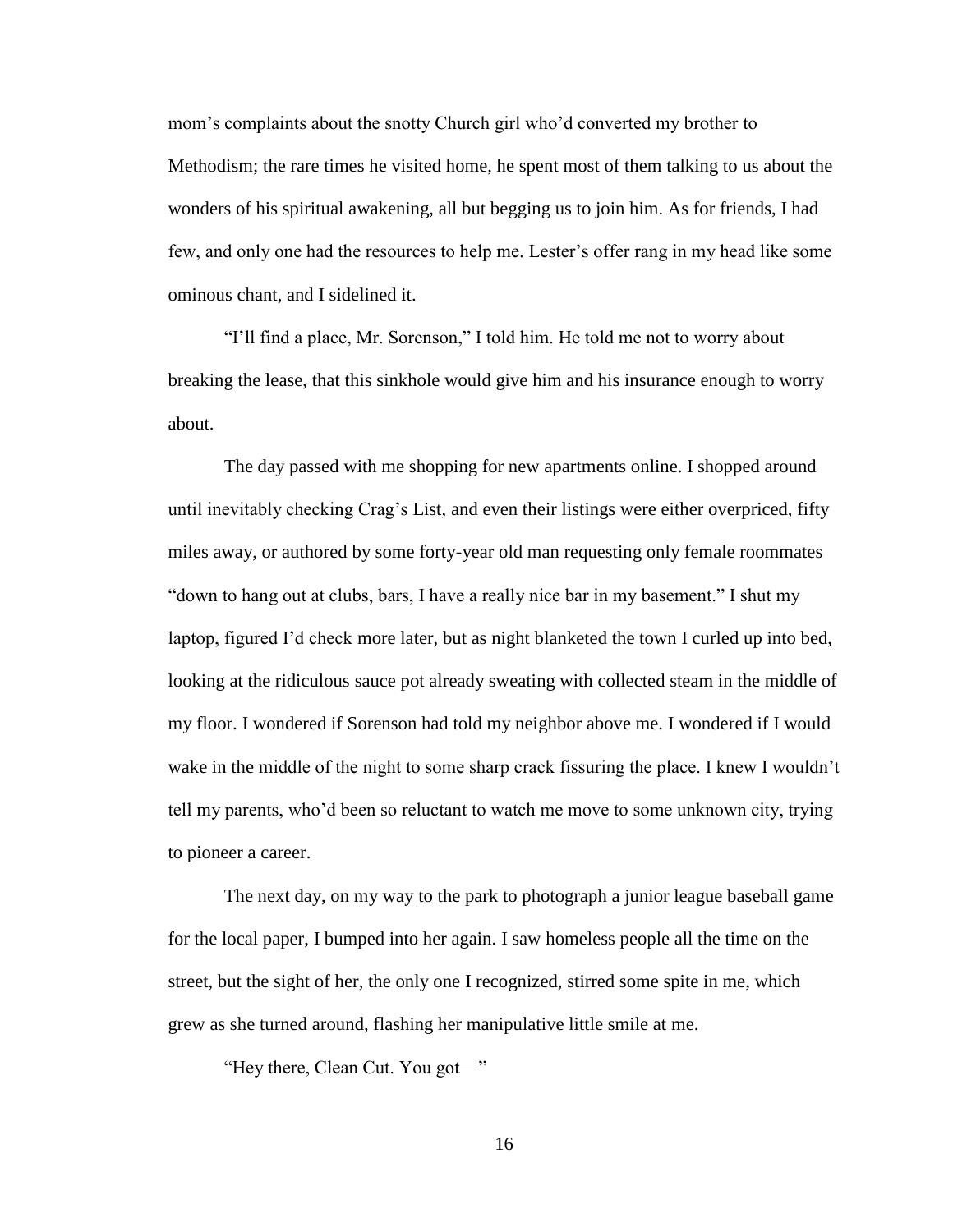mom's complaints about the snotty Church girl who'd converted my brother to Methodism; the rare times he visited home, he spent most of them talking to us about the wonders of his spiritual awakening, all but begging us to join him. As for friends, I had few, and only one had the resources to help me. Lester's offer rang in my head like some ominous chant, and I sidelined it.

"I'll find a place, Mr. Sorenson," I told him. He told me not to worry about breaking the lease, that this sinkhole would give him and his insurance enough to worry about.

The day passed with me shopping for new apartments online. I shopped around until inevitably checking Crag's List, and even their listings were either overpriced, fifty miles away, or authored by some forty-year old man requesting only female roommates "down to hang out at clubs, bars, I have a really nice bar in my basement." I shut my laptop, figured I'd check more later, but as night blanketed the town I curled up into bed, looking at the ridiculous sauce pot already sweating with collected steam in the middle of my floor. I wondered if Sorenson had told my neighbor above me. I wondered if I would wake in the middle of the night to some sharp crack fissuring the place. I knew I wouldn't tell my parents, who'd been so reluctant to watch me move to some unknown city, trying to pioneer a career.

The next day, on my way to the park to photograph a junior league baseball game for the local paper, I bumped into her again. I saw homeless people all the time on the street, but the sight of her, the only one I recognized, stirred some spite in me, which grew as she turned around, flashing her manipulative little smile at me.

"Hey there, Clean Cut. You got—"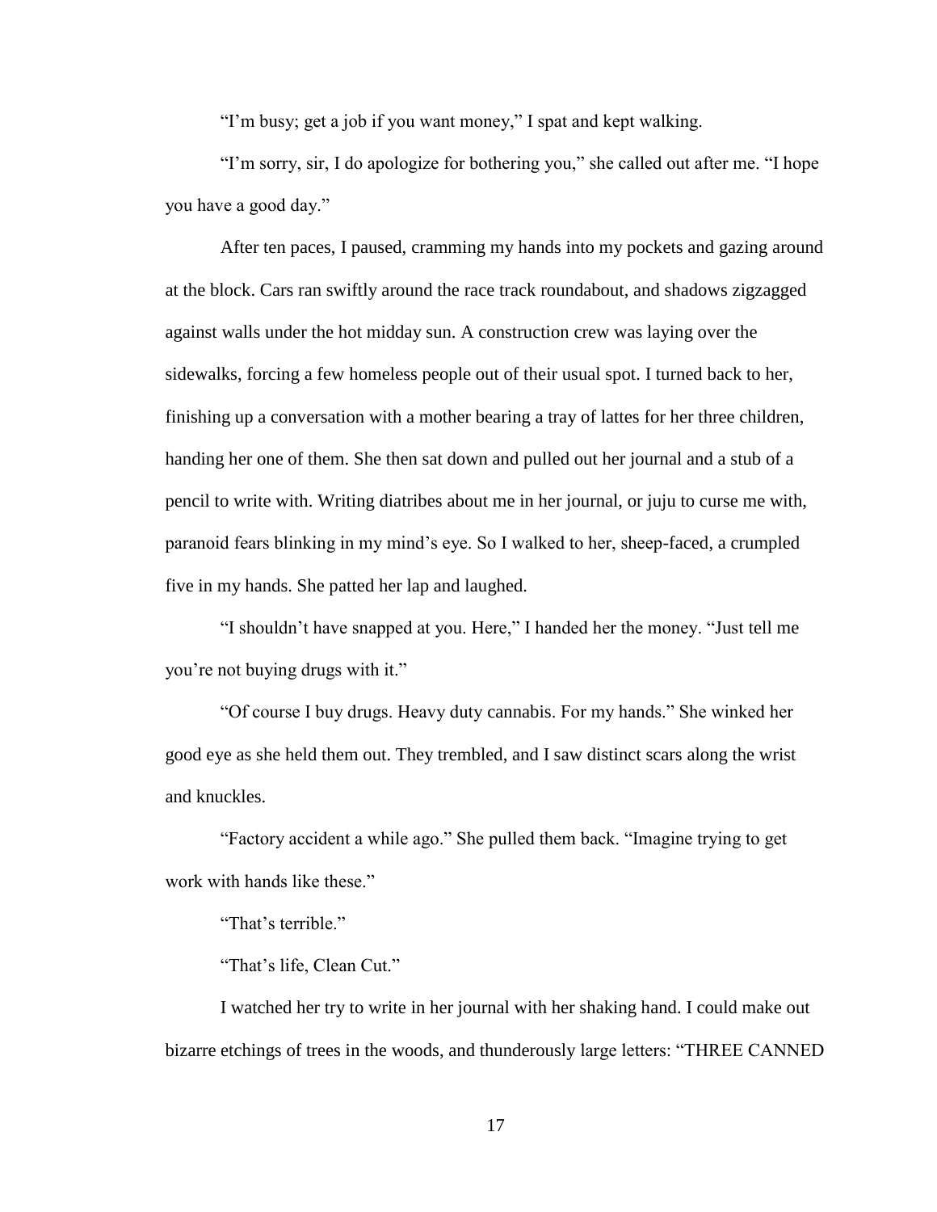"I'm busy; get a job if you want money," I spat and kept walking.

"I'm sorry, sir, I do apologize for bothering you," she called out after me. "I hope you have a good day."

After ten paces, I paused, cramming my hands into my pockets and gazing around at the block. Cars ran swiftly around the race track roundabout, and shadows zigzagged against walls under the hot midday sun. A construction crew was laying over the sidewalks, forcing a few homeless people out of their usual spot. I turned back to her, finishing up a conversation with a mother bearing a tray of lattes for her three children, handing her one of them. She then sat down and pulled out her journal and a stub of a pencil to write with. Writing diatribes about me in her journal, or juju to curse me with, paranoid fears blinking in my mind's eye. So I walked to her, sheep-faced, a crumpled five in my hands. She patted her lap and laughed.

"I shouldn't have snapped at you. Here," I handed her the money. "Just tell me you're not buying drugs with it."

"Of course I buy drugs. Heavy duty cannabis. For my hands." She winked her good eye as she held them out. They trembled, and I saw distinct scars along the wrist and knuckles.

"Factory accident a while ago." She pulled them back. "Imagine trying to get work with hands like these."

"That's terrible."

"That's life, Clean Cut."

I watched her try to write in her journal with her shaking hand. I could make out bizarre etchings of trees in the woods, and thunderously large letters: "THREE CANNED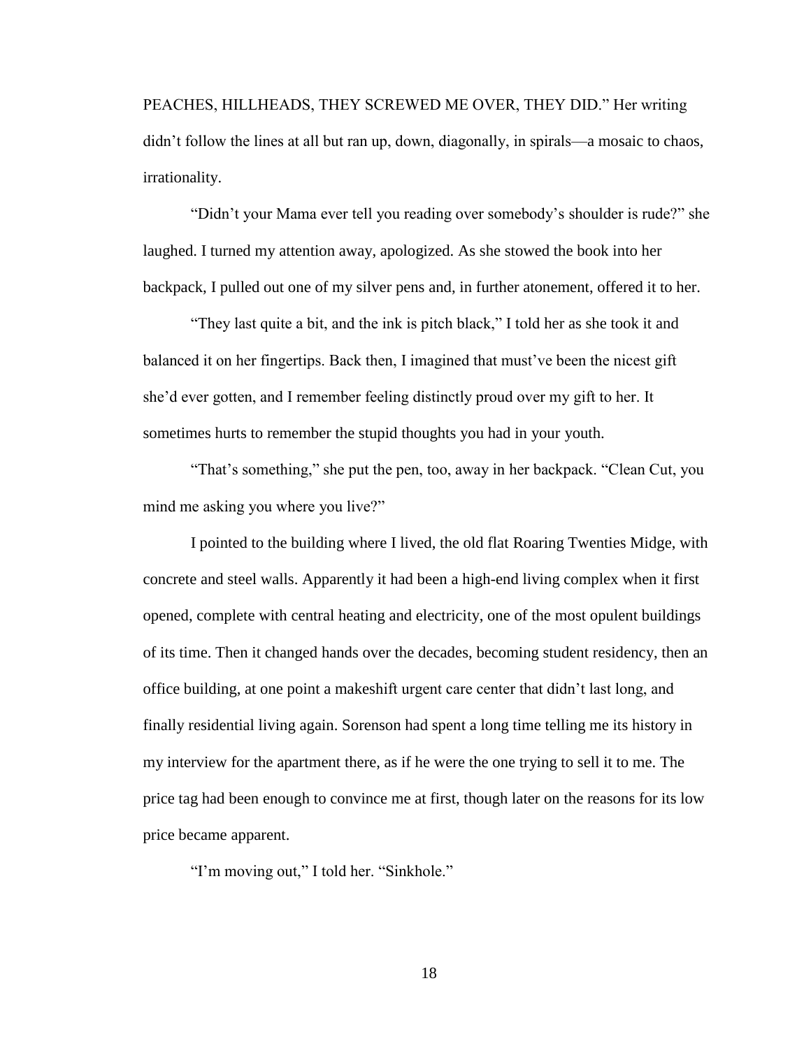PEACHES, HILLHEADS, THEY SCREWED ME OVER, THEY DID." Her writing didn't follow the lines at all but ran up, down, diagonally, in spirals—a mosaic to chaos, irrationality.

"Didn't your Mama ever tell you reading over somebody's shoulder is rude?" she laughed. I turned my attention away, apologized. As she stowed the book into her backpack, I pulled out one of my silver pens and, in further atonement, offered it to her.

"They last quite a bit, and the ink is pitch black," I told her as she took it and balanced it on her fingertips. Back then, I imagined that must've been the nicest gift she'd ever gotten, and I remember feeling distinctly proud over my gift to her. It sometimes hurts to remember the stupid thoughts you had in your youth.

"That's something," she put the pen, too, away in her backpack. "Clean Cut, you mind me asking you where you live?"

I pointed to the building where I lived, the old flat Roaring Twenties Midge, with concrete and steel walls. Apparently it had been a high-end living complex when it first opened, complete with central heating and electricity, one of the most opulent buildings of its time. Then it changed hands over the decades, becoming student residency, then an office building, at one point a makeshift urgent care center that didn't last long, and finally residential living again. Sorenson had spent a long time telling me its history in my interview for the apartment there, as if he were the one trying to sell it to me. The price tag had been enough to convince me at first, though later on the reasons for its low price became apparent.

"I'm moving out," I told her. "Sinkhole."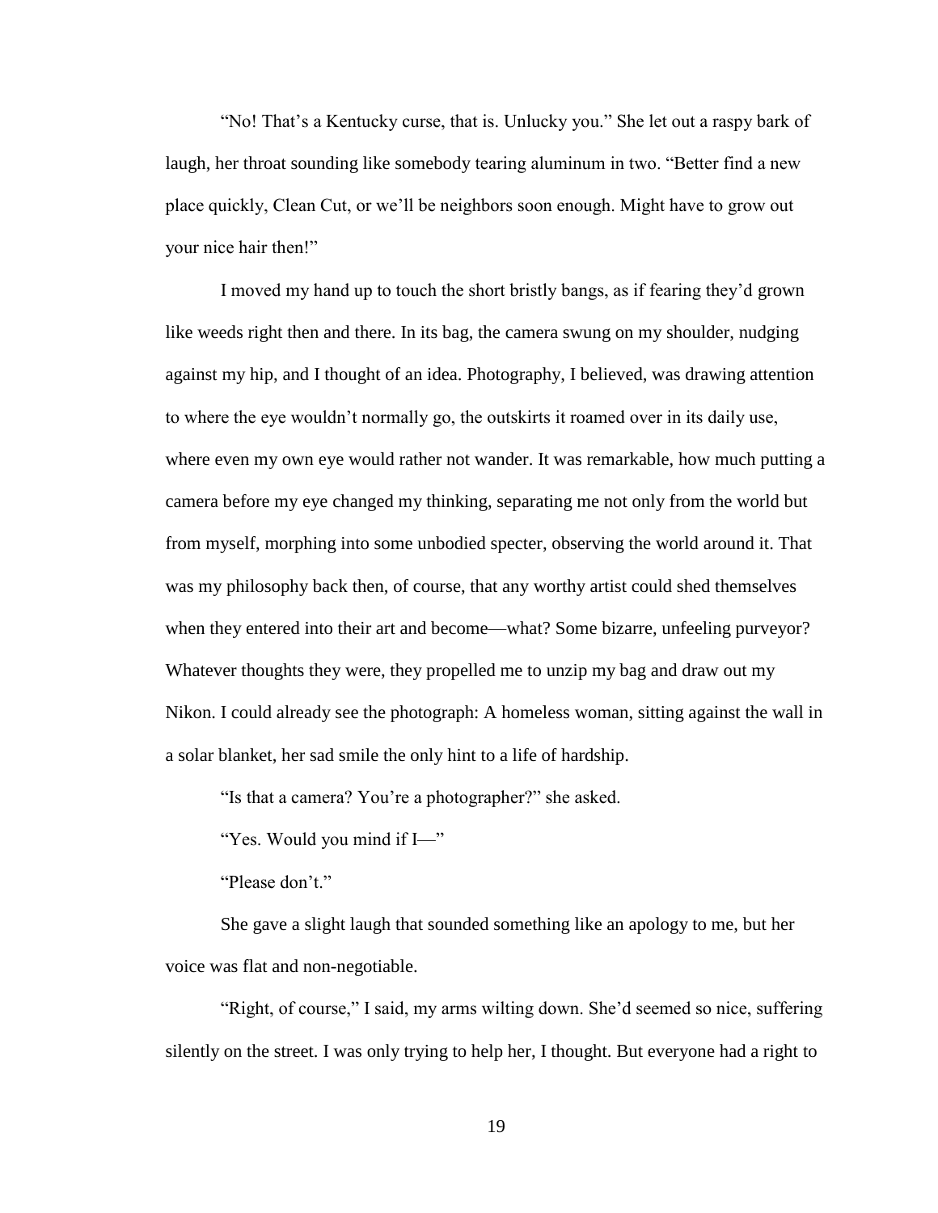"No! That's a Kentucky curse, that is. Unlucky you." She let out a raspy bark of laugh, her throat sounding like somebody tearing aluminum in two. "Better find a new place quickly, Clean Cut, or we'll be neighbors soon enough. Might have to grow out your nice hair then!"

I moved my hand up to touch the short bristly bangs, as if fearing they'd grown like weeds right then and there. In its bag, the camera swung on my shoulder, nudging against my hip, and I thought of an idea. Photography, I believed, was drawing attention to where the eye wouldn't normally go, the outskirts it roamed over in its daily use, where even my own eye would rather not wander. It was remarkable, how much putting a camera before my eye changed my thinking, separating me not only from the world but from myself, morphing into some unbodied specter, observing the world around it. That was my philosophy back then, of course, that any worthy artist could shed themselves when they entered into their art and become—what? Some bizarre, unfeeling purveyor? Whatever thoughts they were, they propelled me to unzip my bag and draw out my Nikon. I could already see the photograph: A homeless woman, sitting against the wall in a solar blanket, her sad smile the only hint to a life of hardship.

"Is that a camera? You're a photographer?" she asked.

"Yes. Would you mind if I—"

"Please don't."

She gave a slight laugh that sounded something like an apology to me, but her voice was flat and non-negotiable.

"Right, of course," I said, my arms wilting down. She'd seemed so nice, suffering silently on the street. I was only trying to help her, I thought. But everyone had a right to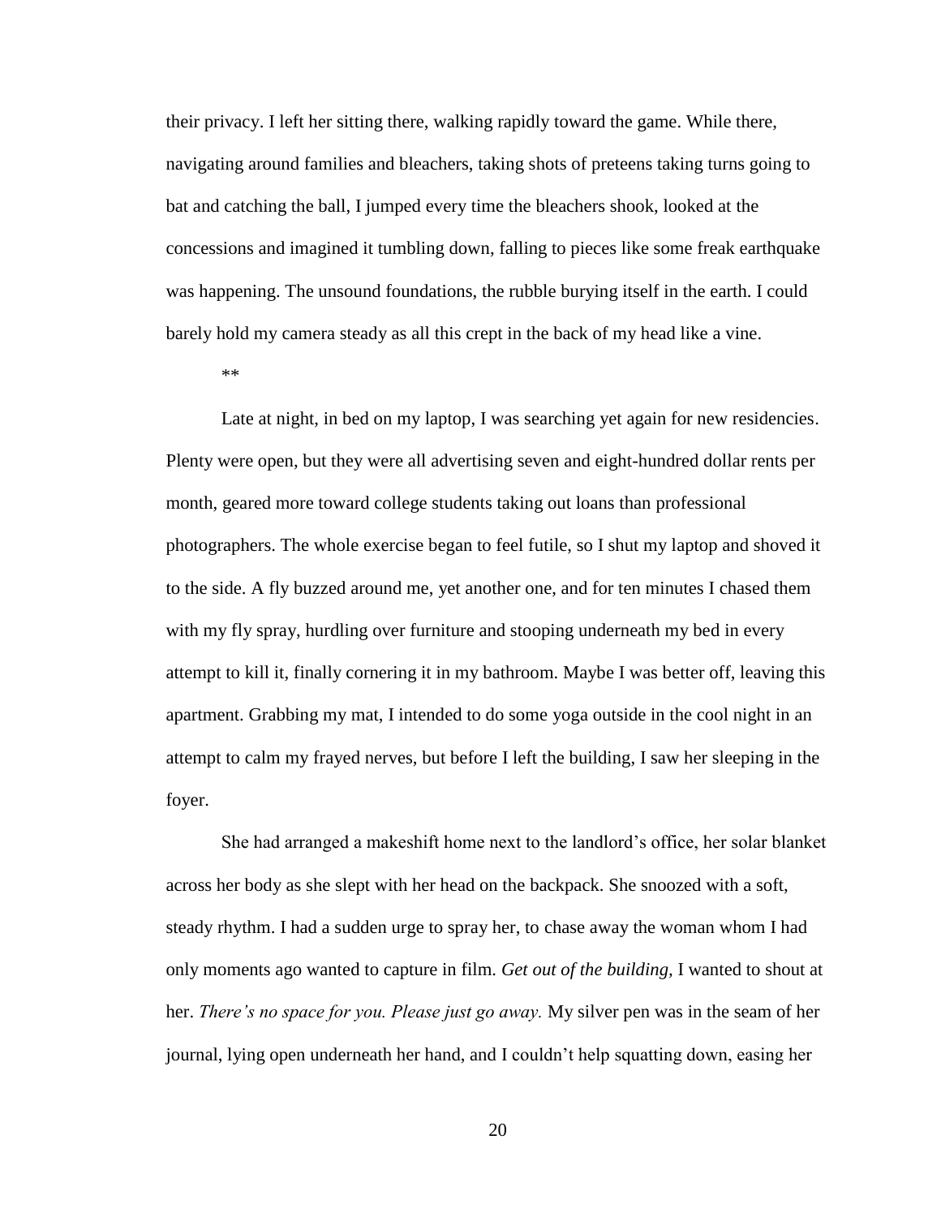their privacy. I left her sitting there, walking rapidly toward the game. While there, navigating around families and bleachers, taking shots of preteens taking turns going to bat and catching the ball, I jumped every time the bleachers shook, looked at the concessions and imagined it tumbling down, falling to pieces like some freak earthquake was happening. The unsound foundations, the rubble burying itself in the earth. I could barely hold my camera steady as all this crept in the back of my head like a vine.

**

Late at night, in bed on my laptop, I was searching yet again for new residencies. Plenty were open, but they were all advertising seven and eight-hundred dollar rents per month, geared more toward college students taking out loans than professional photographers. The whole exercise began to feel futile, so I shut my laptop and shoved it to the side. A fly buzzed around me, yet another one, and for ten minutes I chased them with my fly spray, hurdling over furniture and stooping underneath my bed in every attempt to kill it, finally cornering it in my bathroom. Maybe I was better off, leaving this apartment. Grabbing my mat, I intended to do some yoga outside in the cool night in an attempt to calm my frayed nerves, but before I left the building, I saw her sleeping in the foyer.

She had arranged a makeshift home next to the landlord's office, her solar blanket across her body as she slept with her head on the backpack. She snoozed with a soft, steady rhythm. I had a sudden urge to spray her, to chase away the woman whom I had only moments ago wanted to capture in film. *Get out of the building,* I wanted to shout at her. *There's no space for you. Please just go away.* My silver pen was in the seam of her journal, lying open underneath her hand, and I couldn't help squatting down, easing her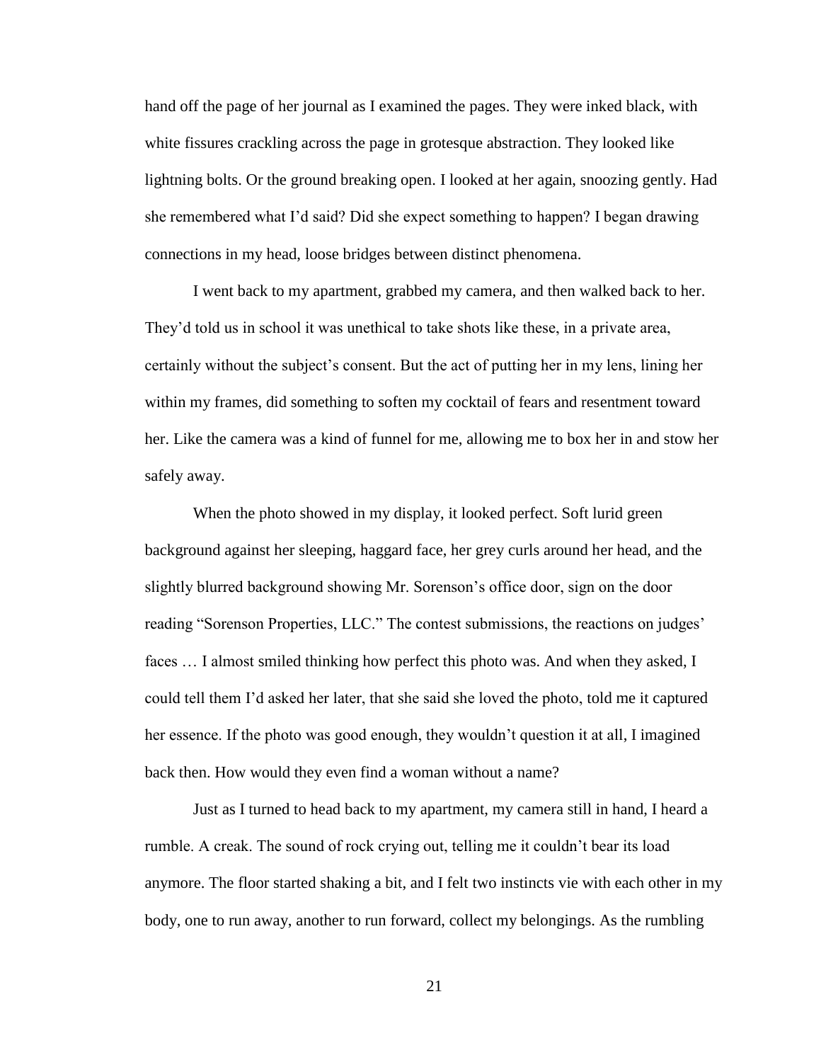hand off the page of her journal as I examined the pages. They were inked black, with white fissures crackling across the page in grotesque abstraction. They looked like lightning bolts. Or the ground breaking open. I looked at her again, snoozing gently. Had she remembered what I'd said? Did she expect something to happen? I began drawing connections in my head, loose bridges between distinct phenomena.

I went back to my apartment, grabbed my camera, and then walked back to her. They'd told us in school it was unethical to take shots like these, in a private area, certainly without the subject's consent. But the act of putting her in my lens, lining her within my frames, did something to soften my cocktail of fears and resentment toward her. Like the camera was a kind of funnel for me, allowing me to box her in and stow her safely away.

When the photo showed in my display, it looked perfect. Soft lurid green background against her sleeping, haggard face, her grey curls around her head, and the slightly blurred background showing Mr. Sorenson's office door, sign on the door reading "Sorenson Properties, LLC." The contest submissions, the reactions on judges' faces … I almost smiled thinking how perfect this photo was. And when they asked, I could tell them I'd asked her later, that she said she loved the photo, told me it captured her essence. If the photo was good enough, they wouldn't question it at all, I imagined back then. How would they even find a woman without a name?

Just as I turned to head back to my apartment, my camera still in hand, I heard a rumble. A creak. The sound of rock crying out, telling me it couldn't bear its load anymore. The floor started shaking a bit, and I felt two instincts vie with each other in my body, one to run away, another to run forward, collect my belongings. As the rumbling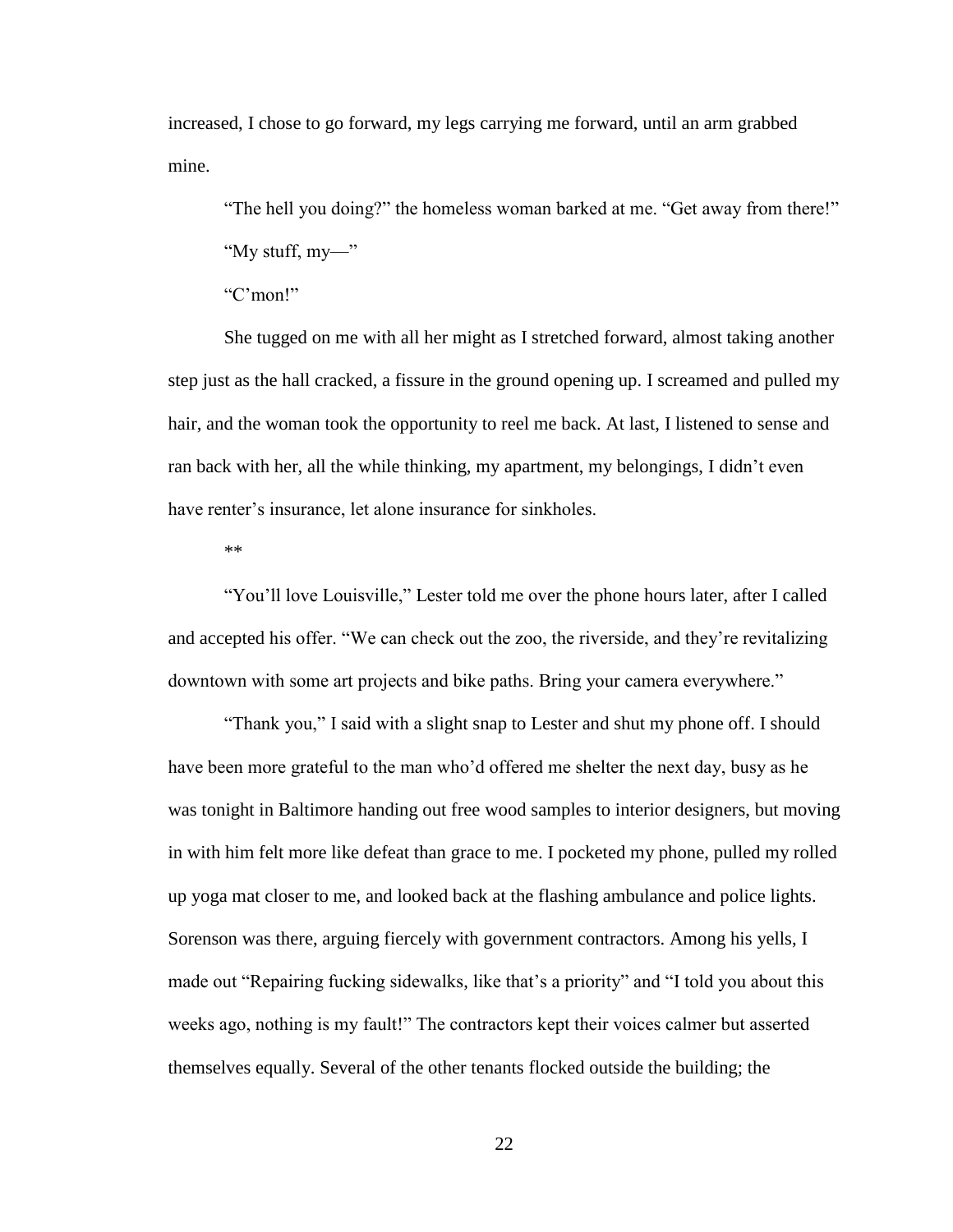increased, I chose to go forward, my legs carrying me forward, until an arm grabbed mine.

"The hell you doing?" the homeless woman barked at me. "Get away from there!"

"My stuff, my—"

"C'mon!"

She tugged on me with all her might as I stretched forward, almost taking another step just as the hall cracked, a fissure in the ground opening up. I screamed and pulled my hair, and the woman took the opportunity to reel me back. At last, I listened to sense and ran back with her, all the while thinking, my apartment, my belongings, I didn't even have renter's insurance, let alone insurance for sinkholes.

**

"You'll love Louisville," Lester told me over the phone hours later, after I called and accepted his offer. "We can check out the zoo, the riverside, and they're revitalizing downtown with some art projects and bike paths. Bring your camera everywhere."

"Thank you," I said with a slight snap to Lester and shut my phone off. I should have been more grateful to the man who'd offered me shelter the next day, busy as he was tonight in Baltimore handing out free wood samples to interior designers, but moving in with him felt more like defeat than grace to me. I pocketed my phone, pulled my rolled up yoga mat closer to me, and looked back at the flashing ambulance and police lights. Sorenson was there, arguing fiercely with government contractors. Among his yells, I made out "Repairing fucking sidewalks, like that's a priority" and "I told you about this weeks ago, nothing is my fault!" The contractors kept their voices calmer but asserted themselves equally. Several of the other tenants flocked outside the building; the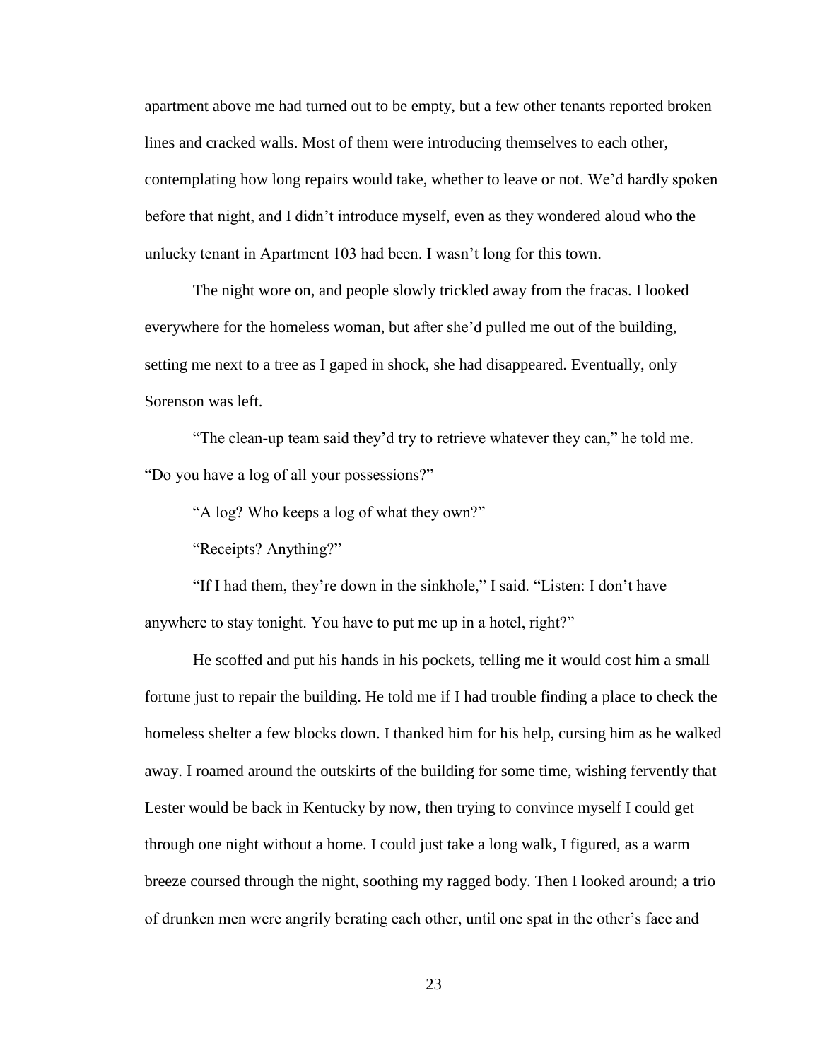apartment above me had turned out to be empty, but a few other tenants reported broken lines and cracked walls. Most of them were introducing themselves to each other, contemplating how long repairs would take, whether to leave or not. We'd hardly spoken before that night, and I didn't introduce myself, even as they wondered aloud who the unlucky tenant in Apartment 103 had been. I wasn't long for this town.

The night wore on, and people slowly trickled away from the fracas. I looked everywhere for the homeless woman, but after she'd pulled me out of the building, setting me next to a tree as I gaped in shock, she had disappeared. Eventually, only Sorenson was left.

"The clean-up team said they'd try to retrieve whatever they can," he told me. "Do you have a log of all your possessions?"

"A log? Who keeps a log of what they own?"

"Receipts? Anything?"

"If I had them, they're down in the sinkhole," I said. "Listen: I don't have anywhere to stay tonight. You have to put me up in a hotel, right?"

He scoffed and put his hands in his pockets, telling me it would cost him a small fortune just to repair the building. He told me if I had trouble finding a place to check the homeless shelter a few blocks down. I thanked him for his help, cursing him as he walked away. I roamed around the outskirts of the building for some time, wishing fervently that Lester would be back in Kentucky by now, then trying to convince myself I could get through one night without a home. I could just take a long walk, I figured, as a warm breeze coursed through the night, soothing my ragged body. Then I looked around; a trio of drunken men were angrily berating each other, until one spat in the other's face and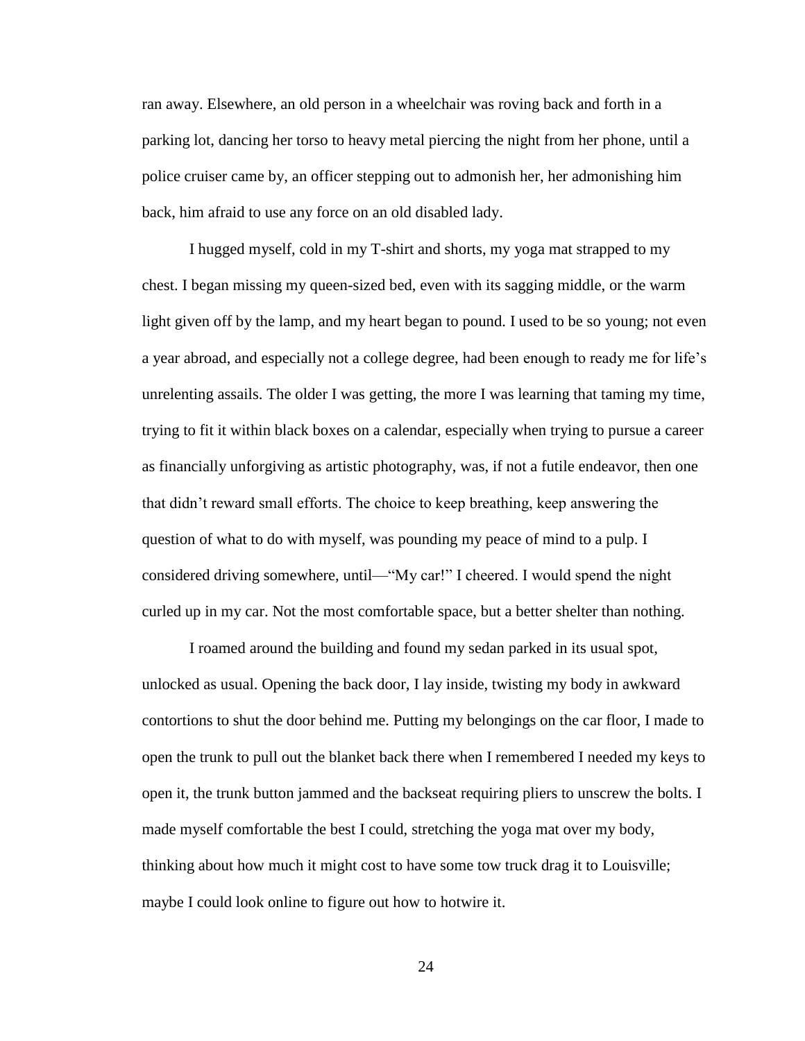ran away. Elsewhere, an old person in a wheelchair was roving back and forth in a parking lot, dancing her torso to heavy metal piercing the night from her phone, until a police cruiser came by, an officer stepping out to admonish her, her admonishing him back, him afraid to use any force on an old disabled lady.

I hugged myself, cold in my T-shirt and shorts, my yoga mat strapped to my chest. I began missing my queen-sized bed, even with its sagging middle, or the warm light given off by the lamp, and my heart began to pound. I used to be so young; not even a year abroad, and especially not a college degree, had been enough to ready me for life's unrelenting assails. The older I was getting, the more I was learning that taming my time, trying to fit it within black boxes on a calendar, especially when trying to pursue a career as financially unforgiving as artistic photography, was, if not a futile endeavor, then one that didn't reward small efforts. The choice to keep breathing, keep answering the question of what to do with myself, was pounding my peace of mind to a pulp. I considered driving somewhere, until—"My car!" I cheered. I would spend the night curled up in my car. Not the most comfortable space, but a better shelter than nothing.

I roamed around the building and found my sedan parked in its usual spot, unlocked as usual. Opening the back door, I lay inside, twisting my body in awkward contortions to shut the door behind me. Putting my belongings on the car floor, I made to open the trunk to pull out the blanket back there when I remembered I needed my keys to open it, the trunk button jammed and the backseat requiring pliers to unscrew the bolts. I made myself comfortable the best I could, stretching the yoga mat over my body, thinking about how much it might cost to have some tow truck drag it to Louisville; maybe I could look online to figure out how to hotwire it.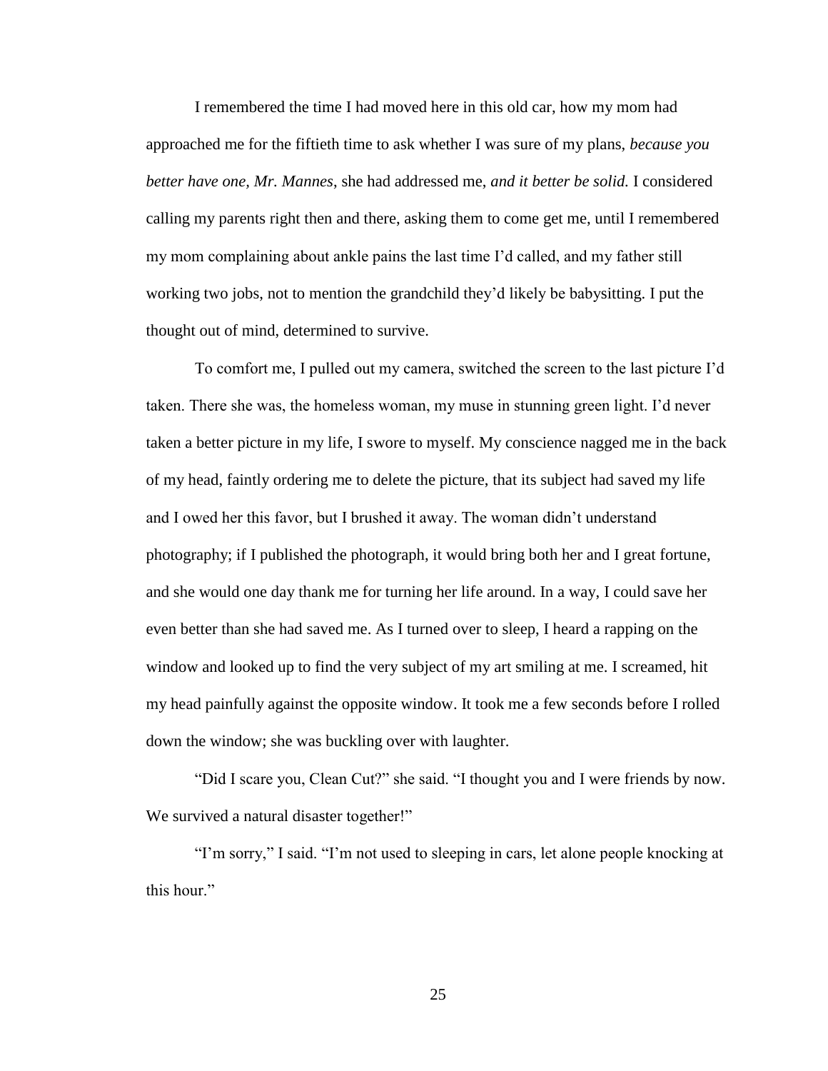I remembered the time I had moved here in this old car, how my mom had approached me for the fiftieth time to ask whether I was sure of my plans, *because you better have one, Mr. Mannes*, she had addressed me, *and it better be solid.* I considered calling my parents right then and there, asking them to come get me, until I remembered my mom complaining about ankle pains the last time I'd called, and my father still working two jobs, not to mention the grandchild they'd likely be babysitting. I put the thought out of mind, determined to survive.

To comfort me, I pulled out my camera, switched the screen to the last picture I'd taken. There she was, the homeless woman, my muse in stunning green light. I'd never taken a better picture in my life, I swore to myself. My conscience nagged me in the back of my head, faintly ordering me to delete the picture, that its subject had saved my life and I owed her this favor, but I brushed it away. The woman didn't understand photography; if I published the photograph, it would bring both her and I great fortune, and she would one day thank me for turning her life around. In a way, I could save her even better than she had saved me. As I turned over to sleep, I heard a rapping on the window and looked up to find the very subject of my art smiling at me. I screamed, hit my head painfully against the opposite window. It took me a few seconds before I rolled down the window; she was buckling over with laughter.

"Did I scare you, Clean Cut?" she said. "I thought you and I were friends by now. We survived a natural disaster together!"

"I'm sorry," I said. "I'm not used to sleeping in cars, let alone people knocking at this hour."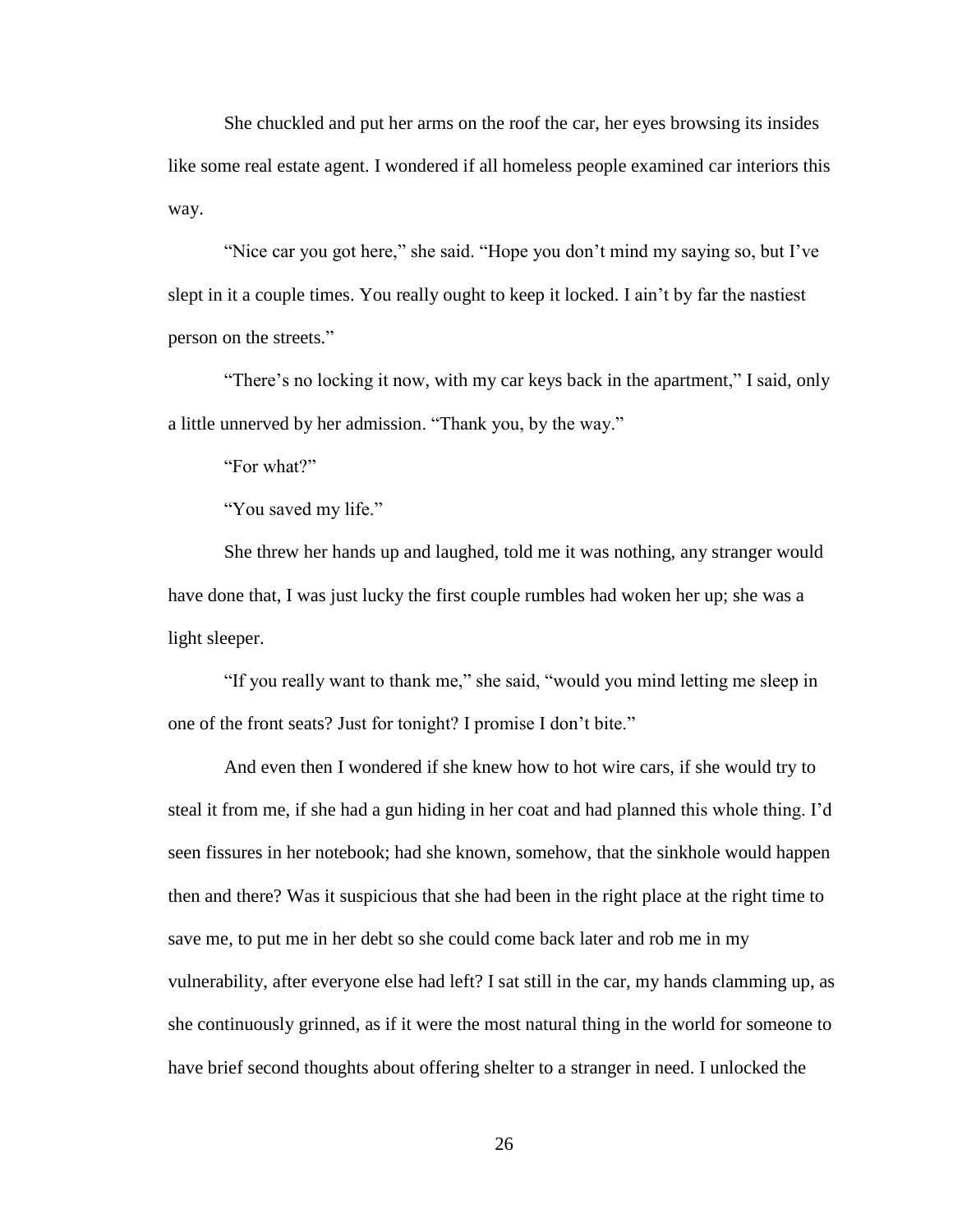She chuckled and put her arms on the roof the car, her eyes browsing its insides like some real estate agent. I wondered if all homeless people examined car interiors this way.

"Nice car you got here," she said. "Hope you don't mind my saying so, but I've slept in it a couple times. You really ought to keep it locked. I ain't by far the nastiest person on the streets."

"There's no locking it now, with my car keys back in the apartment," I said, only a little unnerved by her admission. "Thank you, by the way."

"For what?"

"You saved my life."

She threw her hands up and laughed, told me it was nothing, any stranger would have done that, I was just lucky the first couple rumbles had woken her up; she was a light sleeper.

"If you really want to thank me," she said, "would you mind letting me sleep in one of the front seats? Just for tonight? I promise I don't bite."

And even then I wondered if she knew how to hot wire cars, if she would try to steal it from me, if she had a gun hiding in her coat and had planned this whole thing. I'd seen fissures in her notebook; had she known, somehow, that the sinkhole would happen then and there? Was it suspicious that she had been in the right place at the right time to save me, to put me in her debt so she could come back later and rob me in my vulnerability, after everyone else had left? I sat still in the car, my hands clamming up, as she continuously grinned, as if it were the most natural thing in the world for someone to have brief second thoughts about offering shelter to a stranger in need. I unlocked the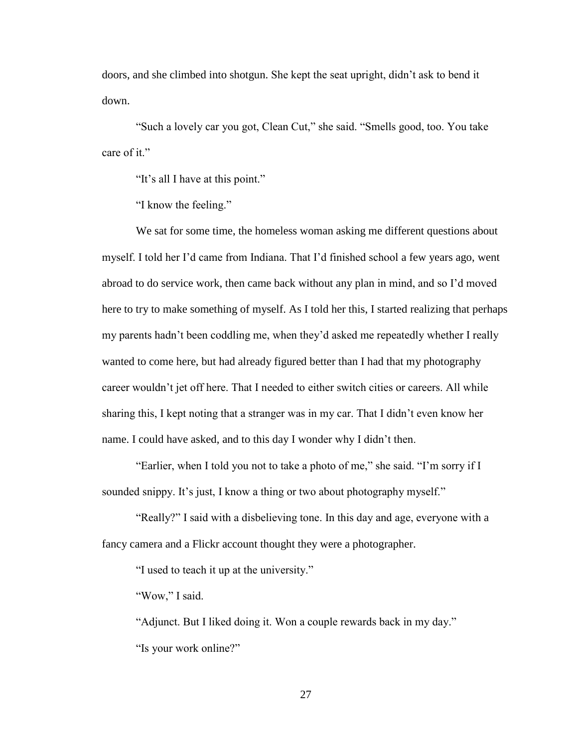doors, and she climbed into shotgun. She kept the seat upright, didn't ask to bend it down.

"Such a lovely car you got, Clean Cut," she said. "Smells good, too. You take care of it."

"It's all I have at this point."

"I know the feeling."

We sat for some time, the homeless woman asking me different questions about myself. I told her I'd came from Indiana. That I'd finished school a few years ago, went abroad to do service work, then came back without any plan in mind, and so I'd moved here to try to make something of myself. As I told her this, I started realizing that perhaps my parents hadn't been coddling me, when they'd asked me repeatedly whether I really wanted to come here, but had already figured better than I had that my photography career wouldn't jet off here. That I needed to either switch cities or careers. All while sharing this, I kept noting that a stranger was in my car. That I didn't even know her name. I could have asked, and to this day I wonder why I didn't then.

"Earlier, when I told you not to take a photo of me," she said. "I'm sorry if I sounded snippy. It's just, I know a thing or two about photography myself."

"Really?" I said with a disbelieving tone. In this day and age, everyone with a fancy camera and a Flickr account thought they were a photographer.

"I used to teach it up at the university."

"Wow," I said.

"Adjunct. But I liked doing it. Won a couple rewards back in my day."

"Is your work online?"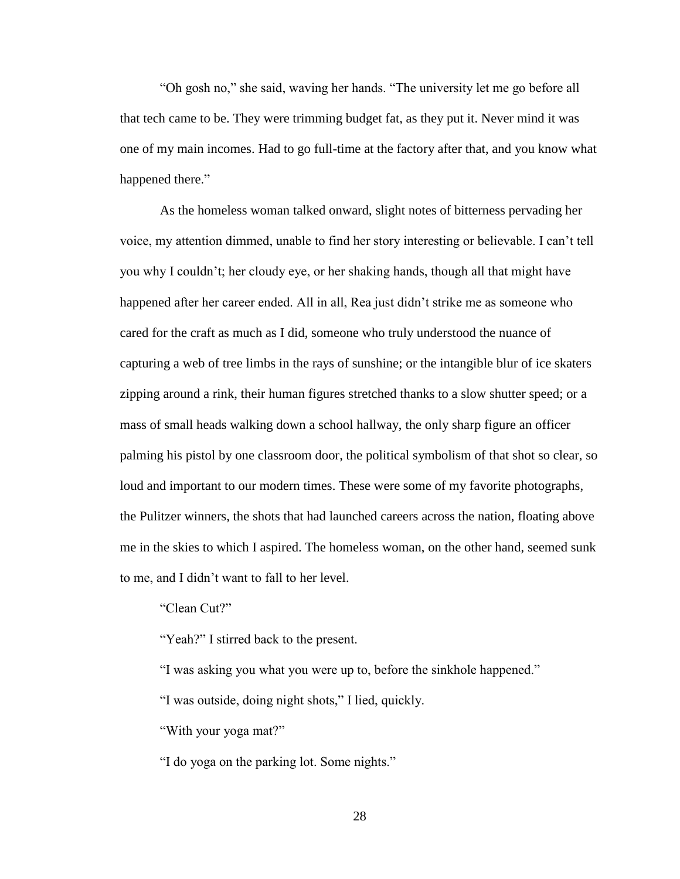"Oh gosh no," she said, waving her hands. "The university let me go before all that tech came to be. They were trimming budget fat, as they put it. Never mind it was one of my main incomes. Had to go full-time at the factory after that, and you know what happened there."

As the homeless woman talked onward, slight notes of bitterness pervading her voice, my attention dimmed, unable to find her story interesting or believable. I can't tell you why I couldn't; her cloudy eye, or her shaking hands, though all that might have happened after her career ended. All in all, Rea just didn't strike me as someone who cared for the craft as much as I did, someone who truly understood the nuance of capturing a web of tree limbs in the rays of sunshine; or the intangible blur of ice skaters zipping around a rink, their human figures stretched thanks to a slow shutter speed; or a mass of small heads walking down a school hallway, the only sharp figure an officer palming his pistol by one classroom door, the political symbolism of that shot so clear, so loud and important to our modern times. These were some of my favorite photographs, the Pulitzer winners, the shots that had launched careers across the nation, floating above me in the skies to which I aspired. The homeless woman, on the other hand, seemed sunk to me, and I didn't want to fall to her level.

"Clean Cut?"

"Yeah?" I stirred back to the present.

"I was asking you what you were up to, before the sinkhole happened."

"I was outside, doing night shots," I lied, quickly.

"With your yoga mat?"

"I do yoga on the parking lot. Some nights."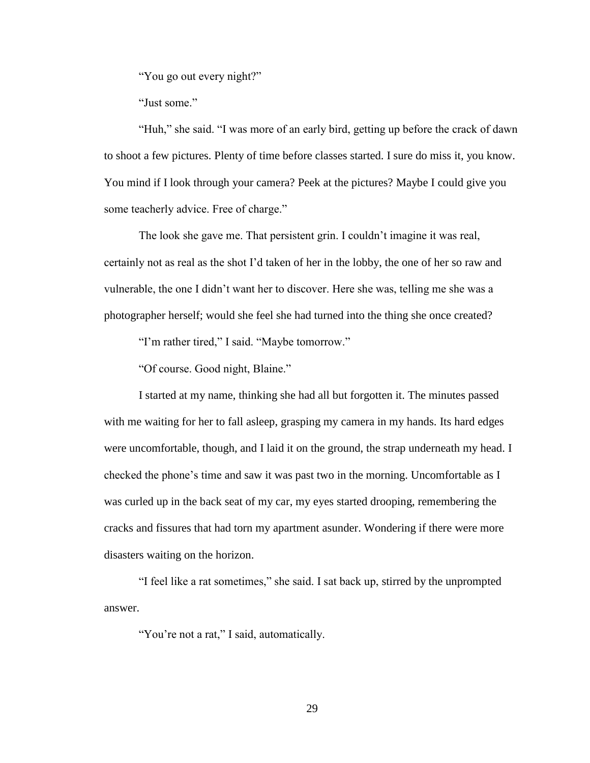“You go out every night?”

“Just some.”

“Huh,” she said. “I was more of an early bird, getting up before the crack of dawn to shoot a few pictures. Plenty of time before classes started. I sure do miss it, you know. You mind if I look through your camera? Peek at the pictures? Maybe I could give you some teacherly advice. Free of charge.”

The look she gave me. That persistent grin. I couldn’t imagine it was real, certainly not as real as the shot I’d taken of her in the lobby, the one of her so raw and vulnerable, the one I didn’t want her to discover. Here she was, telling me she was a photographer herself; would she feel she had turned into the thing she once created?

“I’m rather tired,” I said. “Maybe tomorrow.”

“Of course. Good night, Blaine.”

I started at my name, thinking she had all but forgotten it. The minutes passed with me waiting for her to fall asleep, grasping my camera in my hands. Its hard edges were uncomfortable, though, and I laid it on the ground, the strap underneath my head. I checked the phone’s time and saw it was past two in the morning. Uncomfortable as I was curled up in the back seat of my car, my eyes started drooping, remembering the cracks and fissures that had torn my apartment asunder. Wondering if there were more disasters waiting on the horizon.

“I feel like a rat sometimes,” she said. I sat back up, stirred by the unprompted answer.

“You’re not a rat,” I said, automatically.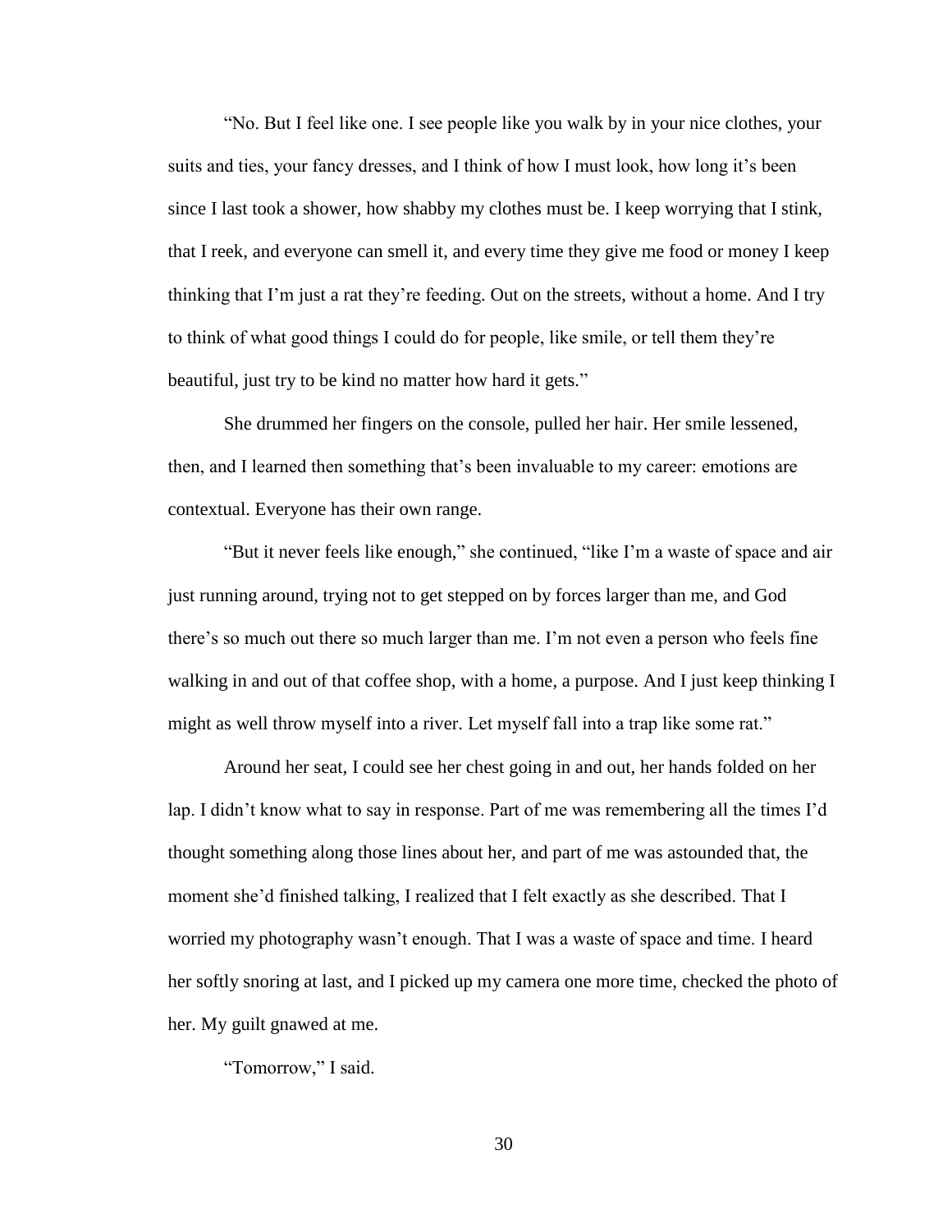"No. But I feel like one. I see people like you walk by in your nice clothes, your suits and ties, your fancy dresses, and I think of how I must look, how long it's been since I last took a shower, how shabby my clothes must be. I keep worrying that I stink, that I reek, and everyone can smell it, and every time they give me food or money I keep thinking that I'm just a rat they're feeding. Out on the streets, without a home. And I try to think of what good things I could do for people, like smile, or tell them they're beautiful, just try to be kind no matter how hard it gets."

She drummed her fingers on the console, pulled her hair. Her smile lessened, then, and I learned then something that's been invaluable to my career: emotions are contextual. Everyone has their own range.

"But it never feels like enough," she continued, "like I'm a waste of space and air just running around, trying not to get stepped on by forces larger than me, and God there's so much out there so much larger than me. I'm not even a person who feels fine walking in and out of that coffee shop, with a home, a purpose. And I just keep thinking I might as well throw myself into a river. Let myself fall into a trap like some rat."

Around her seat, I could see her chest going in and out, her hands folded on her lap. I didn't know what to say in response. Part of me was remembering all the times I'd thought something along those lines about her, and part of me was astounded that, the moment she'd finished talking, I realized that I felt exactly as she described. That I worried my photography wasn't enough. That I was a waste of space and time. I heard her softly snoring at last, and I picked up my camera one more time, checked the photo of her. My guilt gnawed at me.

"Tomorrow," I said.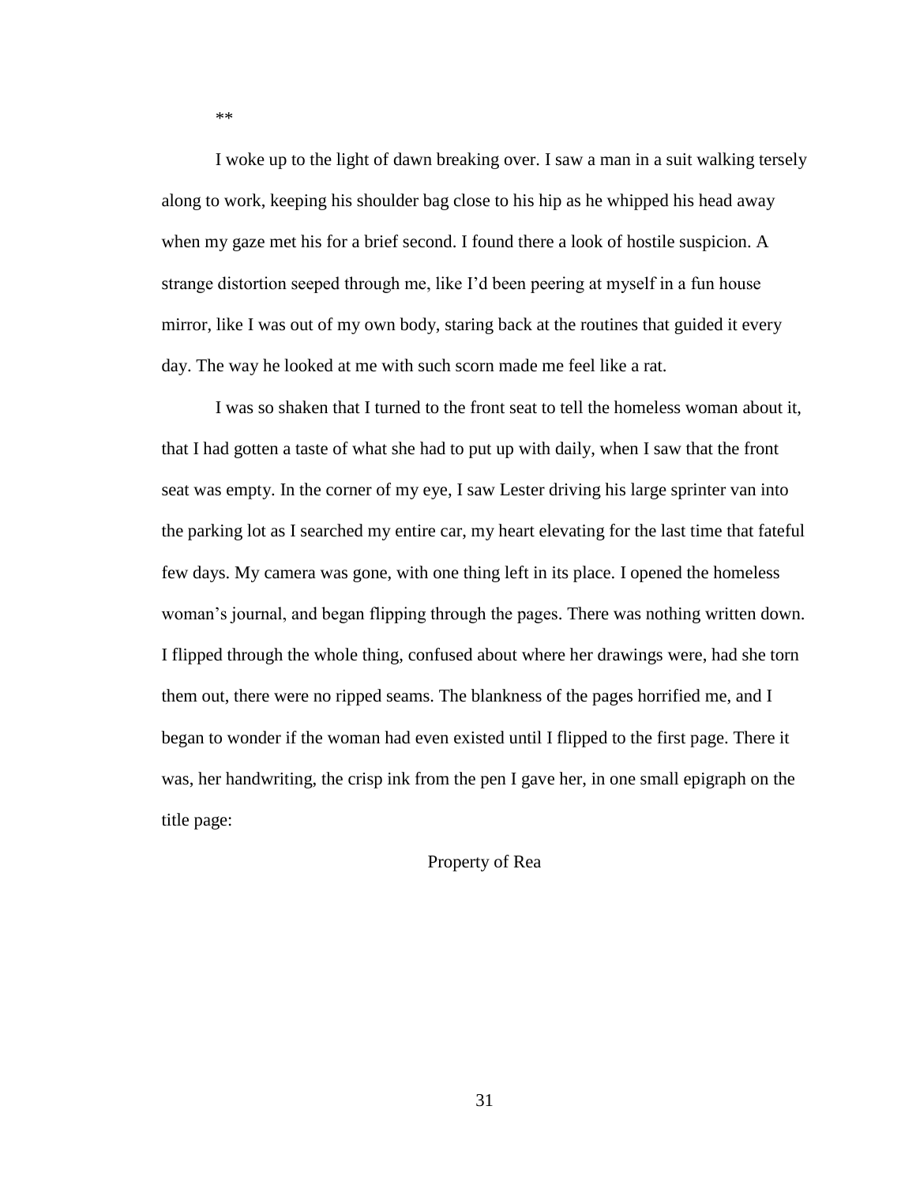**

I woke up to the light of dawn breaking over. I saw a man in a suit walking tersely along to work, keeping his shoulder bag close to his hip as he whipped his head away when my gaze met his for a brief second. I found there a look of hostile suspicion. A strange distortion seeped through me, like I'd been peering at myself in a fun house mirror, like I was out of my own body, staring back at the routines that guided it every day. The way he looked at me with such scorn made me feel like a rat.

I was so shaken that I turned to the front seat to tell the homeless woman about it, that I had gotten a taste of what she had to put up with daily, when I saw that the front seat was empty. In the corner of my eye, I saw Lester driving his large sprinter van into the parking lot as I searched my entire car, my heart elevating for the last time that fateful few days. My camera was gone, with one thing left in its place. I opened the homeless woman's journal, and began flipping through the pages. There was nothing written down. I flipped through the whole thing, confused about where her drawings were, had she torn them out, there were no ripped seams. The blankness of the pages horrified me, and I began to wonder if the woman had even existed until I flipped to the first page. There it was, her handwriting, the crisp ink from the pen I gave her, in one small epigraph on the title page:

Property of Rea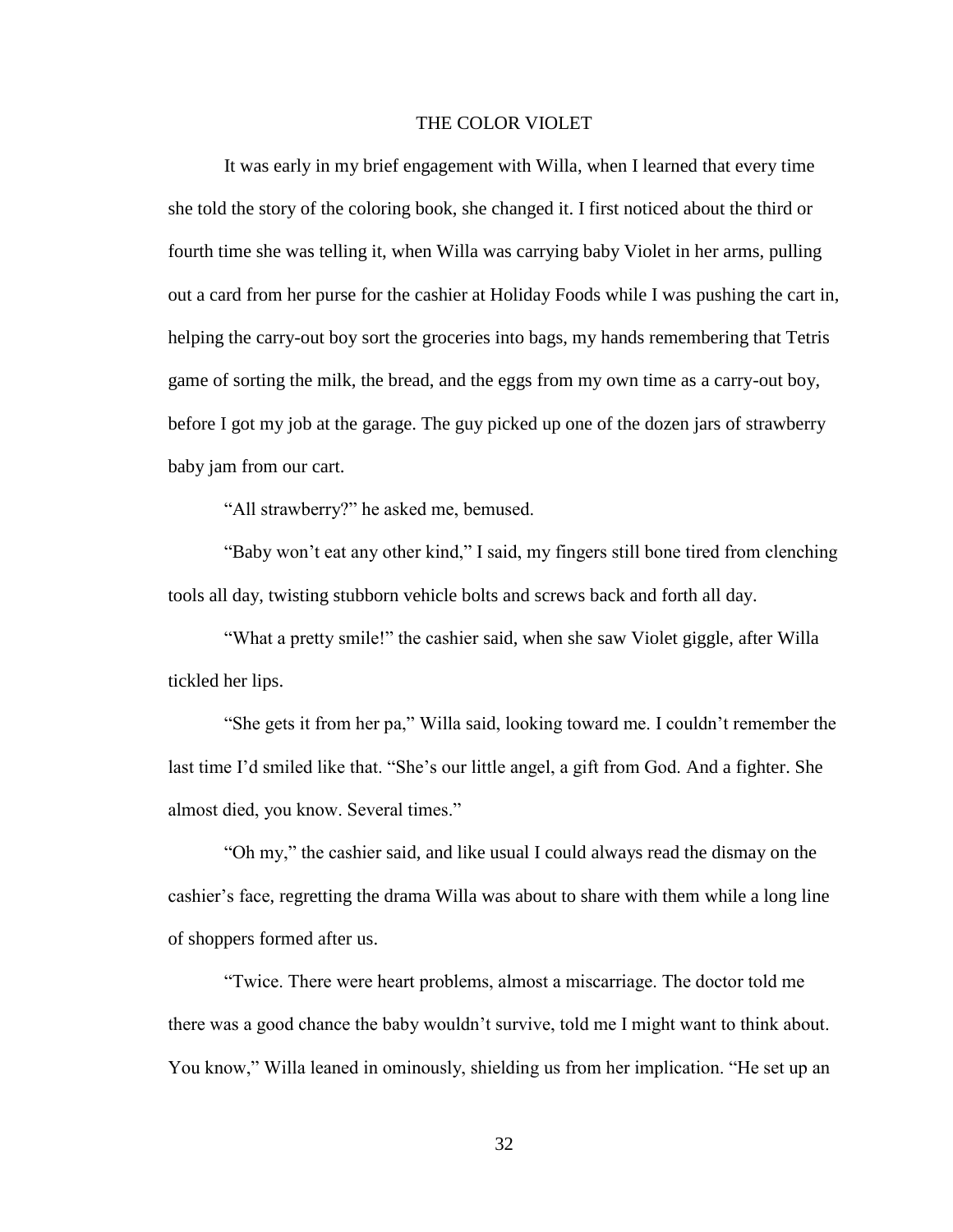# THE COLOR VIOLET

It was early in my brief engagement with Willa, when I learned that every time she told the story of the coloring book, she changed it. I first noticed about the third or fourth time she was telling it, when Willa was carrying baby Violet in her arms, pulling out a card from her purse for the cashier at Holiday Foods while I was pushing the cart in, helping the carry-out boy sort the groceries into bags, my hands remembering that Tetris game of sorting the milk, the bread, and the eggs from my own time as a carry-out boy, before I got my job at the garage. The guy picked up one of the dozen jars of strawberry baby jam from our cart.

"All strawberry?" he asked me, bemused.

"Baby won't eat any other kind," I said, my fingers still bone tired from clenching tools all day, twisting stubborn vehicle bolts and screws back and forth all day.

"What a pretty smile!" the cashier said, when she saw Violet giggle, after Willa tickled her lips.

"She gets it from her pa," Willa said, looking toward me. I couldn't remember the last time I'd smiled like that. "She's our little angel, a gift from God. And a fighter. She almost died, you know. Several times."

"Oh my," the cashier said, and like usual I could always read the dismay on the cashier's face, regretting the drama Willa was about to share with them while a long line of shoppers formed after us.

"Twice. There were heart problems, almost a miscarriage. The doctor told me there was a good chance the baby wouldn't survive, told me I might want to think about. You know," Willa leaned in ominously, shielding us from her implication. "He set up an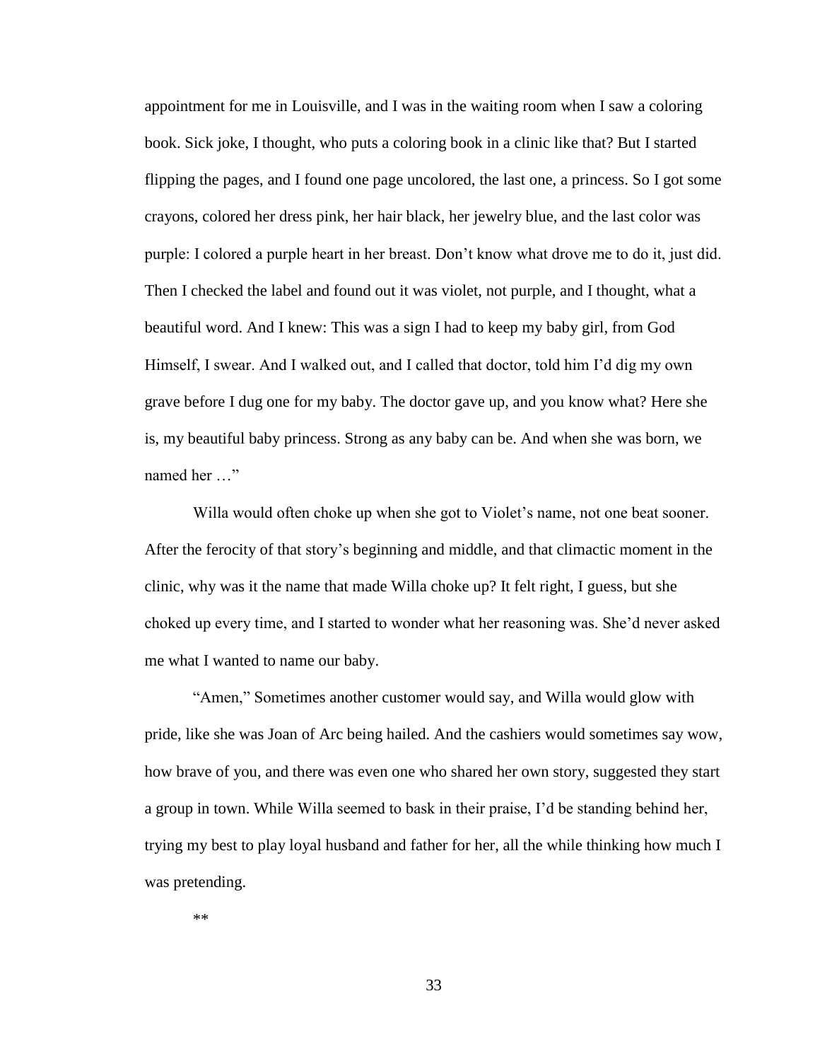appointment for me in Louisville, and I was in the waiting room when I saw a coloring book. Sick joke, I thought, who puts a coloring book in a clinic like that? But I started flipping the pages, and I found one page uncolored, the last one, a princess. So I got some crayons, colored her dress pink, her hair black, her jewelry blue, and the last color was purple: I colored a purple heart in her breast. Don't know what drove me to do it, just did. Then I checked the label and found out it was violet, not purple, and I thought, what a beautiful word. And I knew: This was a sign I had to keep my baby girl, from God Himself, I swear. And I walked out, and I called that doctor, told him I'd dig my own grave before I dug one for my baby. The doctor gave up, and you know what? Here she is, my beautiful baby princess. Strong as any baby can be. And when she was born, we named her …"

Willa would often choke up when she got to Violet's name, not one beat sooner. After the ferocity of that story's beginning and middle, and that climactic moment in the clinic, why was it the name that made Willa choke up? It felt right, I guess, but she choked up every time, and I started to wonder what her reasoning was. She'd never asked me what I wanted to name our baby.

"Amen," Sometimes another customer would say, and Willa would glow with pride, like she was Joan of Arc being hailed. And the cashiers would sometimes say wow, how brave of you, and there was even one who shared her own story, suggested they start a group in town. While Willa seemed to bask in their praise, I'd be standing behind her, trying my best to play loyal husband and father for her, all the while thinking how much I was pretending.

**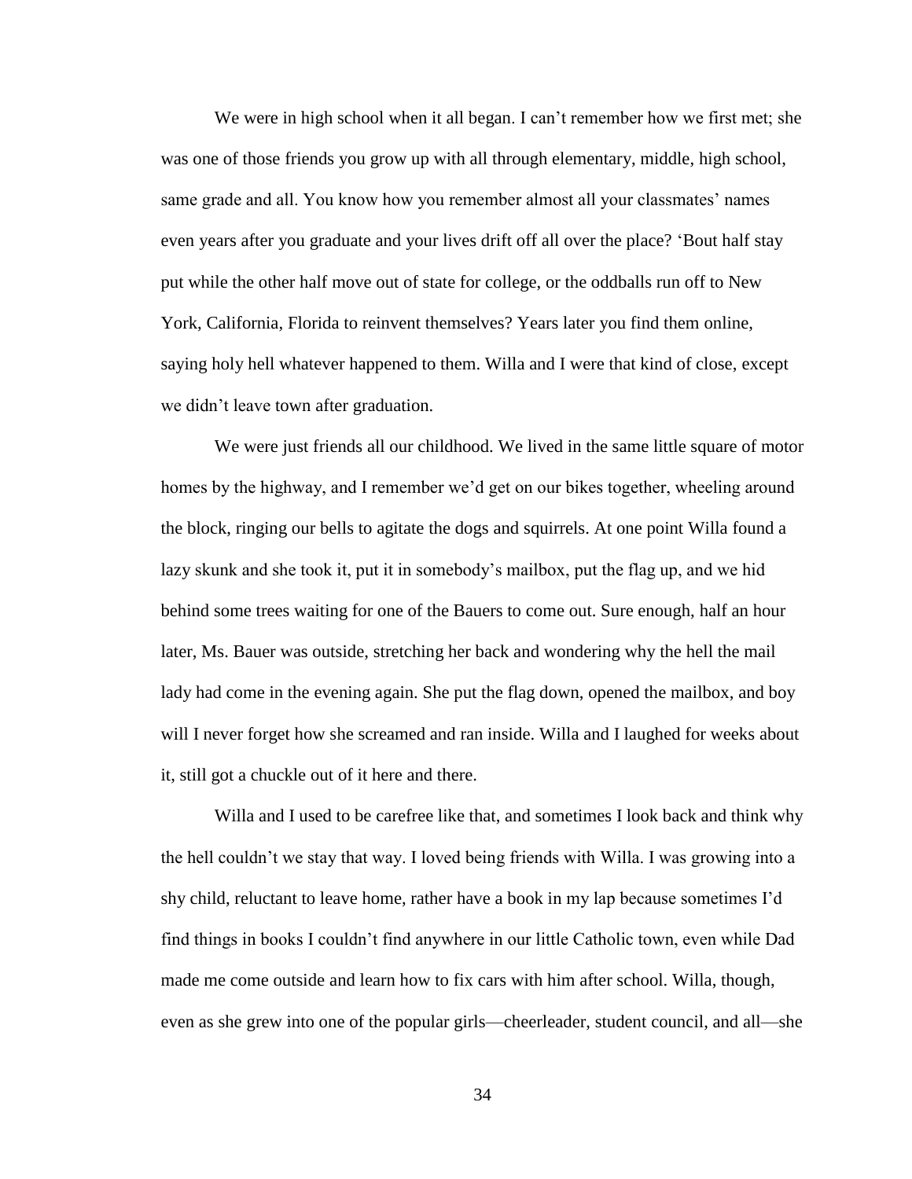We were in high school when it all began. I can't remember how we first met; she was one of those friends you grow up with all through elementary, middle, high school, same grade and all. You know how you remember almost all your classmates' names even years after you graduate and your lives drift off all over the place? 'Bout half stay put while the other half move out of state for college, or the oddballs run off to New York, California, Florida to reinvent themselves? Years later you find them online, saying holy hell whatever happened to them. Willa and I were that kind of close, except we didn't leave town after graduation.

We were just friends all our childhood. We lived in the same little square of motor homes by the highway, and I remember we'd get on our bikes together, wheeling around the block, ringing our bells to agitate the dogs and squirrels. At one point Willa found a lazy skunk and she took it, put it in somebody's mailbox, put the flag up, and we hid behind some trees waiting for one of the Bauers to come out. Sure enough, half an hour later, Ms. Bauer was outside, stretching her back and wondering why the hell the mail lady had come in the evening again. She put the flag down, opened the mailbox, and boy will I never forget how she screamed and ran inside. Willa and I laughed for weeks about it, still got a chuckle out of it here and there.

Willa and I used to be carefree like that, and sometimes I look back and think why the hell couldn't we stay that way. I loved being friends with Willa. I was growing into a shy child, reluctant to leave home, rather have a book in my lap because sometimes I'd find things in books I couldn't find anywhere in our little Catholic town, even while Dad made me come outside and learn how to fix cars with him after school. Willa, though, even as she grew into one of the popular girls—cheerleader, student council, and all—she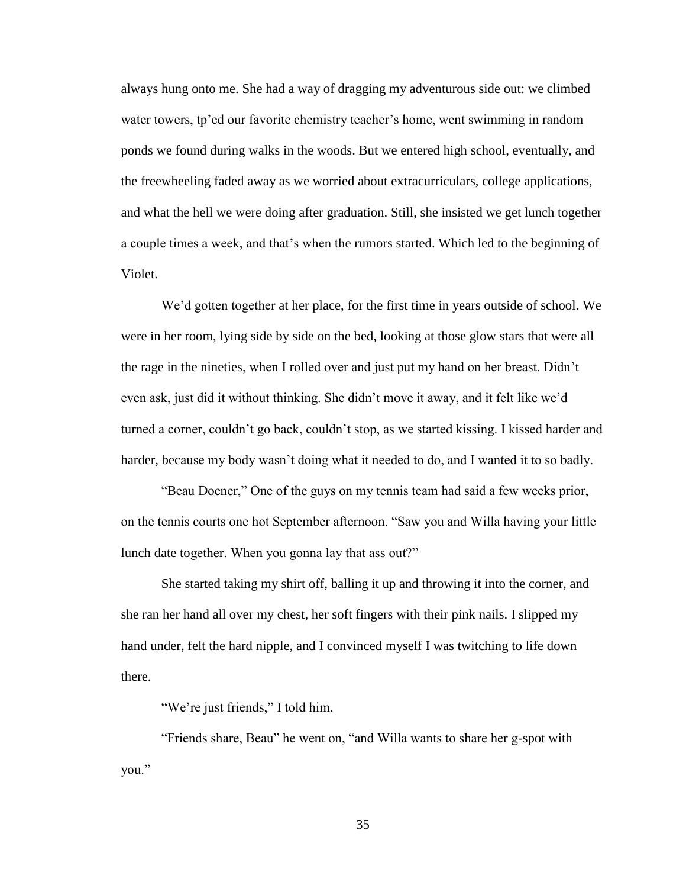always hung onto me. She had a way of dragging my adventurous side out: we climbed water towers, tp'ed our favorite chemistry teacher's home, went swimming in random ponds we found during walks in the woods. But we entered high school, eventually, and the freewheeling faded away as we worried about extracurriculars, college applications, and what the hell we were doing after graduation. Still, she insisted we get lunch together a couple times a week, and that's when the rumors started. Which led to the beginning of Violet.

We'd gotten together at her place, for the first time in years outside of school. We were in her room, lying side by side on the bed, looking at those glow stars that were all the rage in the nineties, when I rolled over and just put my hand on her breast. Didn't even ask, just did it without thinking. She didn't move it away, and it felt like we'd turned a corner, couldn't go back, couldn't stop, as we started kissing. I kissed harder and harder, because my body wasn't doing what it needed to do, and I wanted it to so badly.

"Beau Doener," One of the guys on my tennis team had said a few weeks prior, on the tennis courts one hot September afternoon. "Saw you and Willa having your little lunch date together. When you gonna lay that ass out?"

She started taking my shirt off, balling it up and throwing it into the corner, and she ran her hand all over my chest, her soft fingers with their pink nails. I slipped my hand under, felt the hard nipple, and I convinced myself I was twitching to life down there.

"We're just friends," I told him.

"Friends share, Beau" he went on, "and Willa wants to share her g-spot with you."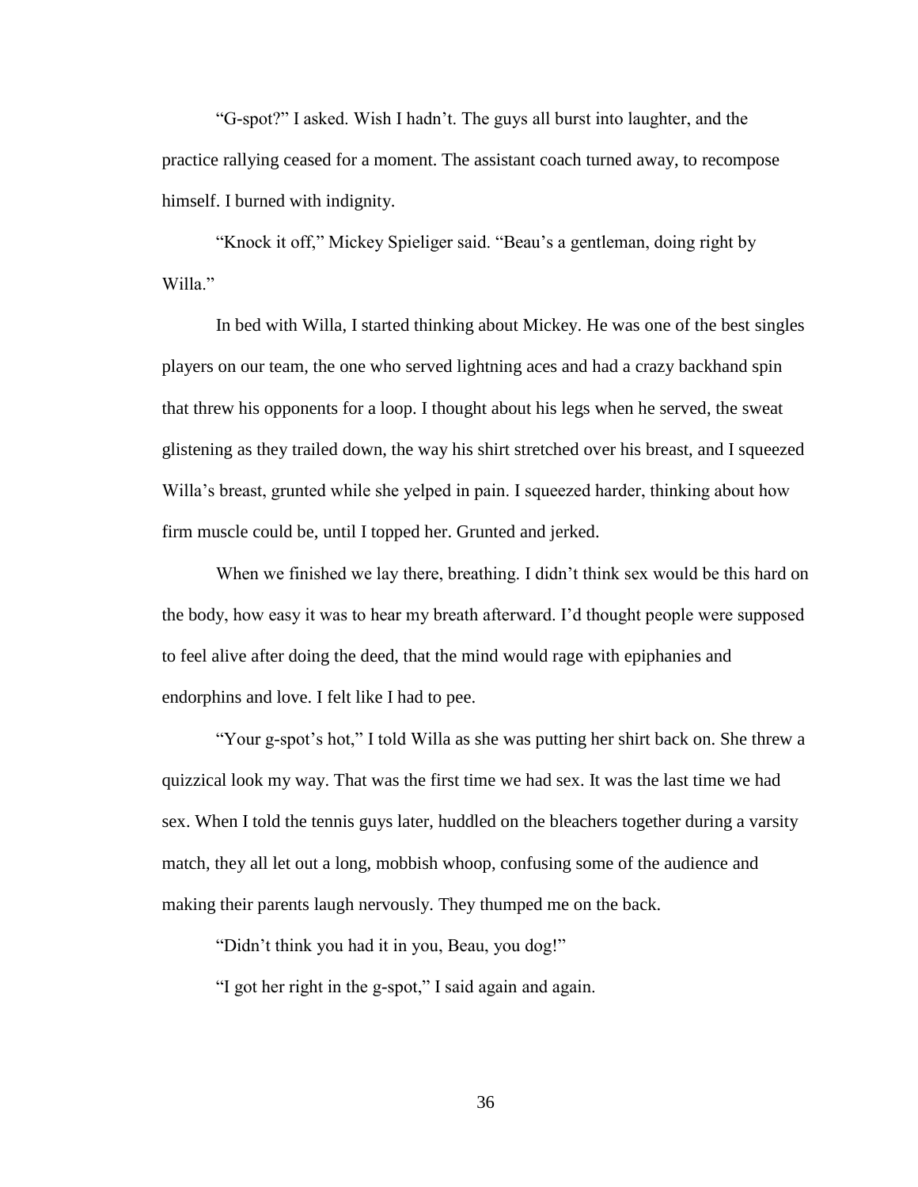"G-spot?" I asked. Wish I hadn't. The guys all burst into laughter, and the practice rallying ceased for a moment. The assistant coach turned away, to recompose himself. I burned with indignity.

"Knock it off," Mickey Spieliger said. "Beau's a gentleman, doing right by Willa."

In bed with Willa, I started thinking about Mickey. He was one of the best singles players on our team, the one who served lightning aces and had a crazy backhand spin that threw his opponents for a loop. I thought about his legs when he served, the sweat glistening as they trailed down, the way his shirt stretched over his breast, and I squeezed Willa's breast, grunted while she yelped in pain. I squeezed harder, thinking about how firm muscle could be, until I topped her. Grunted and jerked.

When we finished we lay there, breathing. I didn't think sex would be this hard on the body, how easy it was to hear my breath afterward. I'd thought people were supposed to feel alive after doing the deed, that the mind would rage with epiphanies and endorphins and love. I felt like I had to pee.

"Your g-spot's hot," I told Willa as she was putting her shirt back on. She threw a quizzical look my way. That was the first time we had sex. It was the last time we had sex. When I told the tennis guys later, huddled on the bleachers together during a varsity match, they all let out a long, mobbish whoop, confusing some of the audience and making their parents laugh nervously. They thumped me on the back.

"Didn't think you had it in you, Beau, you dog!"

"I got her right in the g-spot," I said again and again.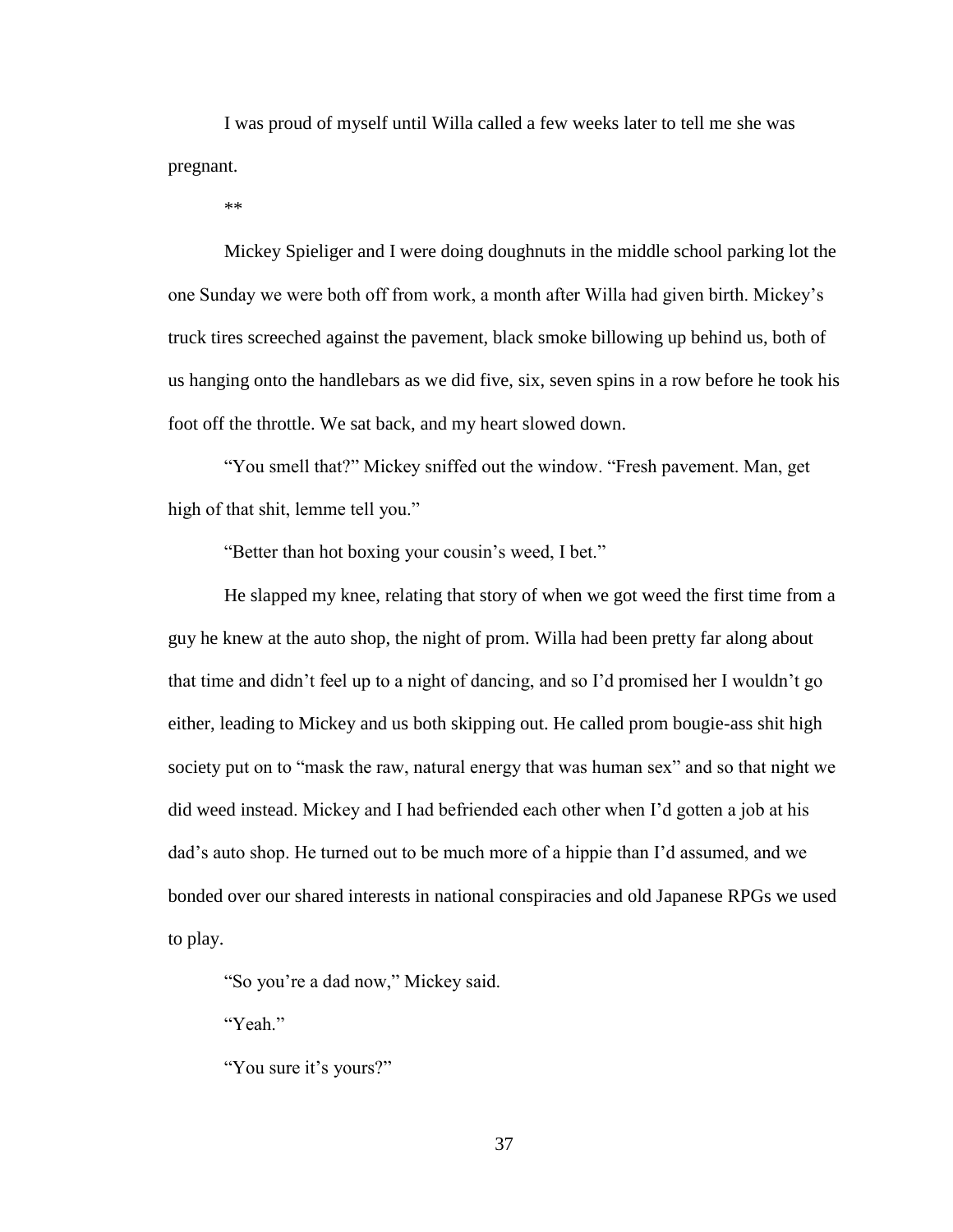I was proud of myself until Willa called a few weeks later to tell me she was pregnant.

**

Mickey Spieliger and I were doing doughnuts in the middle school parking lot the one Sunday we were both off from work, a month after Willa had given birth. Mickey's truck tires screeched against the pavement, black smoke billowing up behind us, both of us hanging onto the handlebars as we did five, six, seven spins in a row before he took his foot off the throttle. We sat back, and my heart slowed down.

"You smell that?" Mickey sniffed out the window. "Fresh pavement. Man, get high of that shit, lemme tell you."

"Better than hot boxing your cousin's weed, I bet."

He slapped my knee, relating that story of when we got weed the first time from a guy he knew at the auto shop, the night of prom. Willa had been pretty far along about that time and didn't feel up to a night of dancing, and so I'd promised her I wouldn't go either, leading to Mickey and us both skipping out. He called prom bougie-ass shit high society put on to "mask the raw, natural energy that was human sex" and so that night we did weed instead. Mickey and I had befriended each other when I'd gotten a job at his dad's auto shop. He turned out to be much more of a hippie than I'd assumed, and we bonded over our shared interests in national conspiracies and old Japanese RPGs we used to play.

"So you're a dad now," Mickey said.

"Yeah."

"You sure it's yours?"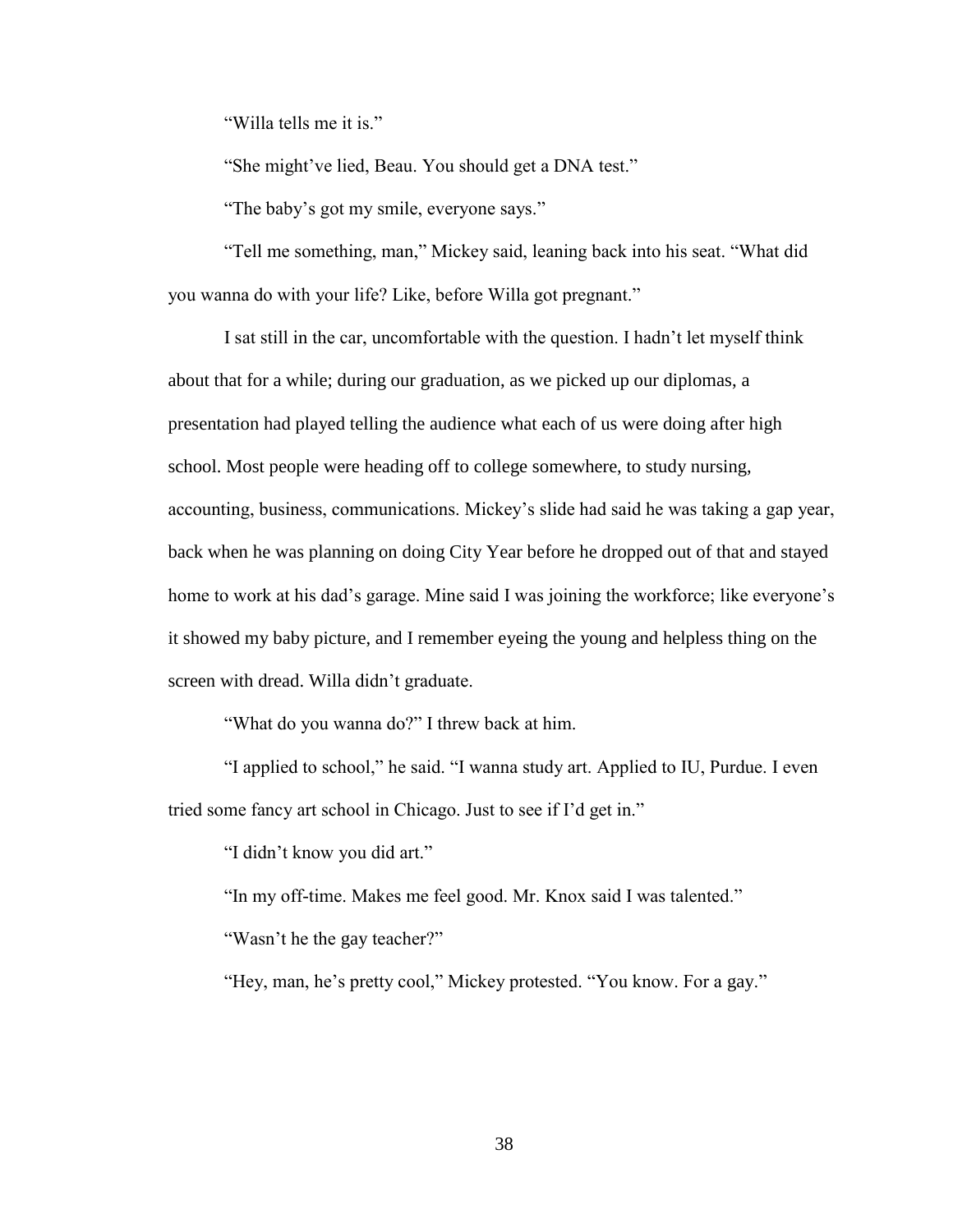"Willa tells me it is."

"She might've lied, Beau. You should get a DNA test."

"The baby's got my smile, everyone says."

"Tell me something, man," Mickey said, leaning back into his seat. "What did you wanna do with your life? Like, before Willa got pregnant."

I sat still in the car, uncomfortable with the question. I hadn't let myself think about that for a while; during our graduation, as we picked up our diplomas, a presentation had played telling the audience what each of us were doing after high school. Most people were heading off to college somewhere, to study nursing, accounting, business, communications. Mickey's slide had said he was taking a gap year, back when he was planning on doing City Year before he dropped out of that and stayed home to work at his dad's garage. Mine said I was joining the workforce; like everyone's it showed my baby picture, and I remember eyeing the young and helpless thing on the screen with dread. Willa didn't graduate.

"What do you wanna do?" I threw back at him.

"I applied to school," he said. "I wanna study art. Applied to IU, Purdue. I even tried some fancy art school in Chicago. Just to see if I'd get in."

"I didn't know you did art."

"In my off-time. Makes me feel good. Mr. Knox said I was talented."

"Wasn't he the gay teacher?"

"Hey, man, he's pretty cool," Mickey protested. "You know. For a gay."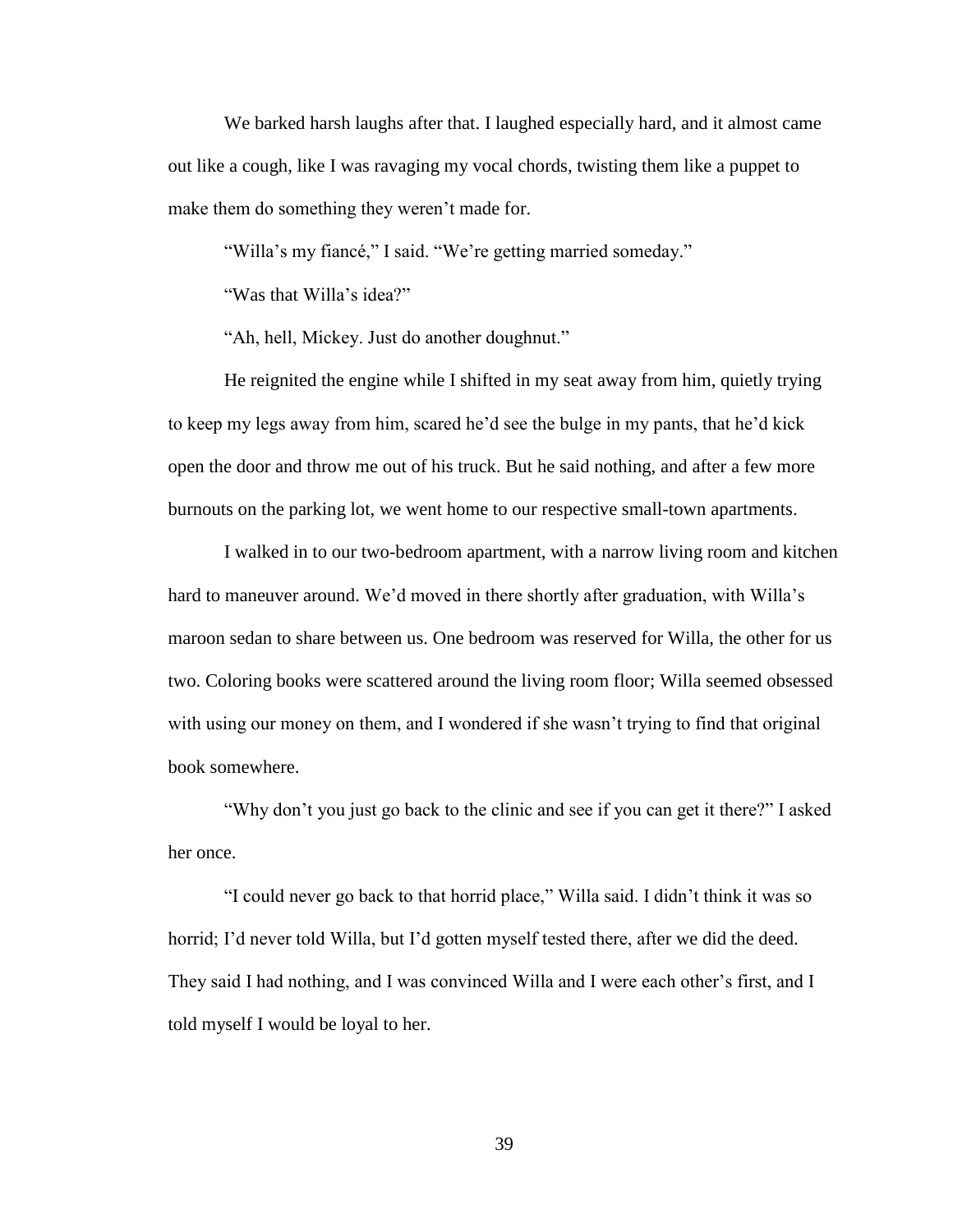We barked harsh laughs after that. I laughed especially hard, and it almost came out like a cough, like I was ravaging my vocal chords, twisting them like a puppet to make them do something they weren't made for.

"Willa's my fiancé," I said. "We're getting married someday."

"Was that Willa's idea?"

"Ah, hell, Mickey. Just do another doughnut."

He reignited the engine while I shifted in my seat away from him, quietly trying to keep my legs away from him, scared he'd see the bulge in my pants, that he'd kick open the door and throw me out of his truck. But he said nothing, and after a few more burnouts on the parking lot, we went home to our respective small-town apartments.

I walked in to our two-bedroom apartment, with a narrow living room and kitchen hard to maneuver around. We'd moved in there shortly after graduation, with Willa's maroon sedan to share between us. One bedroom was reserved for Willa, the other for us two. Coloring books were scattered around the living room floor; Willa seemed obsessed with using our money on them, and I wondered if she wasn't trying to find that original book somewhere.

"Why don't you just go back to the clinic and see if you can get it there?" I asked her once.

"I could never go back to that horrid place," Willa said. I didn't think it was so horrid; I'd never told Willa, but I'd gotten myself tested there, after we did the deed. They said I had nothing, and I was convinced Willa and I were each other's first, and I told myself I would be loyal to her.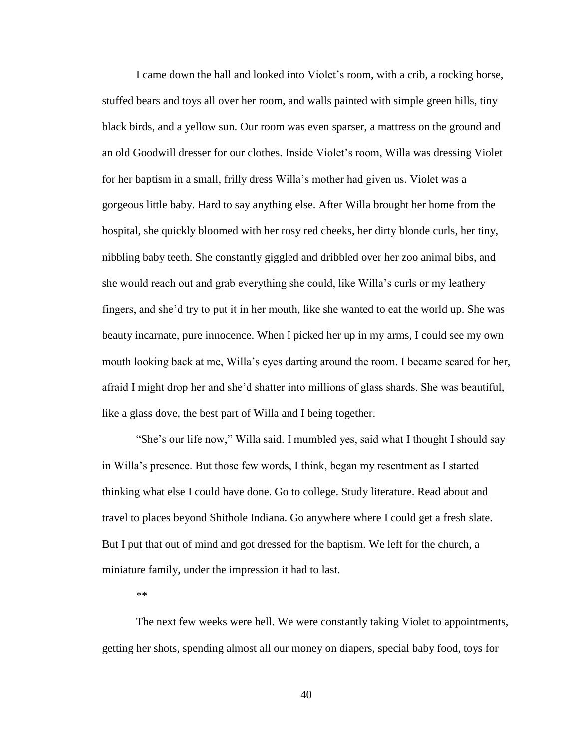I came down the hall and looked into Violet's room, with a crib, a rocking horse, stuffed bears and toys all over her room, and walls painted with simple green hills, tiny black birds, and a yellow sun. Our room was even sparser, a mattress on the ground and an old Goodwill dresser for our clothes. Inside Violet's room, Willa was dressing Violet for her baptism in a small, frilly dress Willa's mother had given us. Violet was a gorgeous little baby. Hard to say anything else. After Willa brought her home from the hospital, she quickly bloomed with her rosy red cheeks, her dirty blonde curls, her tiny, nibbling baby teeth. She constantly giggled and dribbled over her zoo animal bibs, and she would reach out and grab everything she could, like Willa's curls or my leathery fingers, and she'd try to put it in her mouth, like she wanted to eat the world up. She was beauty incarnate, pure innocence. When I picked her up in my arms, I could see my own mouth looking back at me, Willa's eyes darting around the room. I became scared for her, afraid I might drop her and she'd shatter into millions of glass shards. She was beautiful, like a glass dove, the best part of Willa and I being together.

"She's our life now," Willa said. I mumbled yes, said what I thought I should say in Willa's presence. But those few words, I think, began my resentment as I started thinking what else I could have done. Go to college. Study literature. Read about and travel to places beyond Shithole Indiana. Go anywhere where I could get a fresh slate. But I put that out of mind and got dressed for the baptism. We left for the church, a miniature family, under the impression it had to last.

**

The next few weeks were hell. We were constantly taking Violet to appointments, getting her shots, spending almost all our money on diapers, special baby food, toys for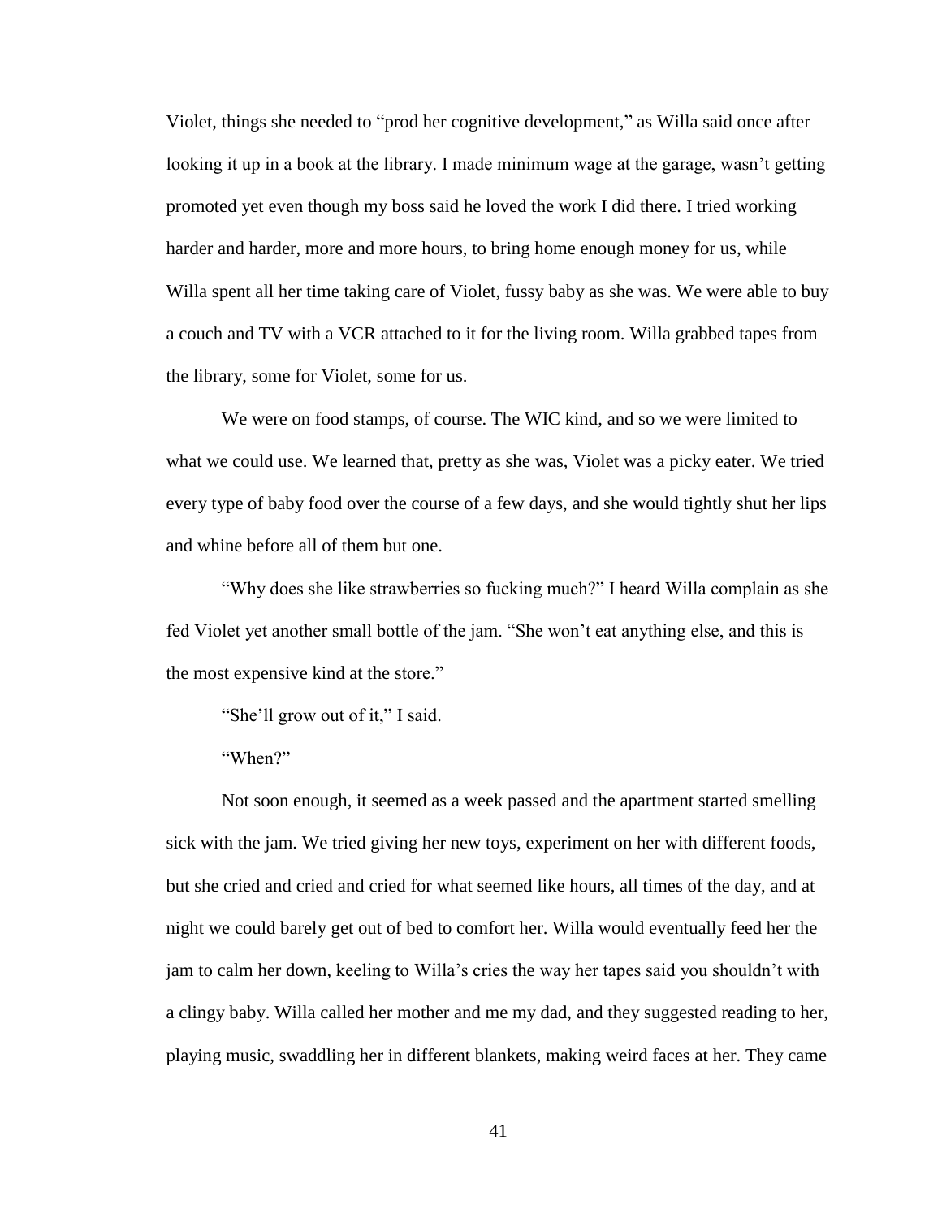Violet, things she needed to "prod her cognitive development," as Willa said once after looking it up in a book at the library. I made minimum wage at the garage, wasn't getting promoted yet even though my boss said he loved the work I did there. I tried working harder and harder, more and more hours, to bring home enough money for us, while Willa spent all her time taking care of Violet, fussy baby as she was. We were able to buy a couch and TV with a VCR attached to it for the living room. Willa grabbed tapes from the library, some for Violet, some for us.

We were on food stamps, of course. The WIC kind, and so we were limited to what we could use. We learned that, pretty as she was, Violet was a picky eater. We tried every type of baby food over the course of a few days, and she would tightly shut her lips and whine before all of them but one.

"Why does she like strawberries so fucking much?" I heard Willa complain as she fed Violet yet another small bottle of the jam. "She won't eat anything else, and this is the most expensive kind at the store."

"She'll grow out of it," I said.

"When?"

Not soon enough, it seemed as a week passed and the apartment started smelling sick with the jam. We tried giving her new toys, experiment on her with different foods, but she cried and cried and cried for what seemed like hours, all times of the day, and at night we could barely get out of bed to comfort her. Willa would eventually feed her the jam to calm her down, keeling to Willa's cries the way her tapes said you shouldn't with a clingy baby. Willa called her mother and me my dad, and they suggested reading to her, playing music, swaddling her in different blankets, making weird faces at her. They came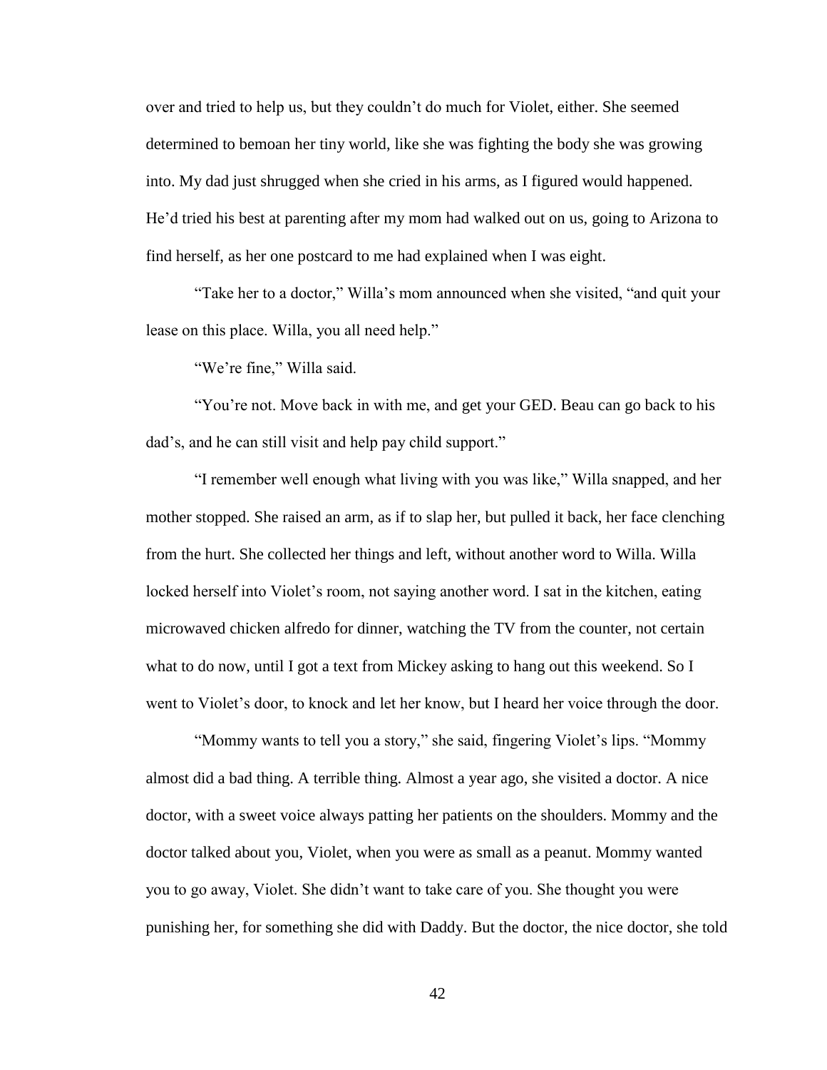over and tried to help us, but they couldn't do much for Violet, either. She seemed determined to bemoan her tiny world, like she was fighting the body she was growing into. My dad just shrugged when she cried in his arms, as I figured would happened. He'd tried his best at parenting after my mom had walked out on us, going to Arizona to find herself, as her one postcard to me had explained when I was eight.

"Take her to a doctor," Willa's mom announced when she visited, "and quit your lease on this place. Willa, you all need help."

"We're fine," Willa said.

"You're not. Move back in with me, and get your GED. Beau can go back to his dad's, and he can still visit and help pay child support."

"I remember well enough what living with you was like," Willa snapped, and her mother stopped. She raised an arm, as if to slap her, but pulled it back, her face clenching from the hurt. She collected her things and left, without another word to Willa. Willa locked herself into Violet's room, not saying another word. I sat in the kitchen, eating microwaved chicken alfredo for dinner, watching the TV from the counter, not certain what to do now, until I got a text from Mickey asking to hang out this weekend. So I went to Violet's door, to knock and let her know, but I heard her voice through the door.

"Mommy wants to tell you a story," she said, fingering Violet's lips. "Mommy almost did a bad thing. A terrible thing. Almost a year ago, she visited a doctor. A nice doctor, with a sweet voice always patting her patients on the shoulders. Mommy and the doctor talked about you, Violet, when you were as small as a peanut. Mommy wanted you to go away, Violet. She didn't want to take care of you. She thought you were punishing her, for something she did with Daddy. But the doctor, the nice doctor, she told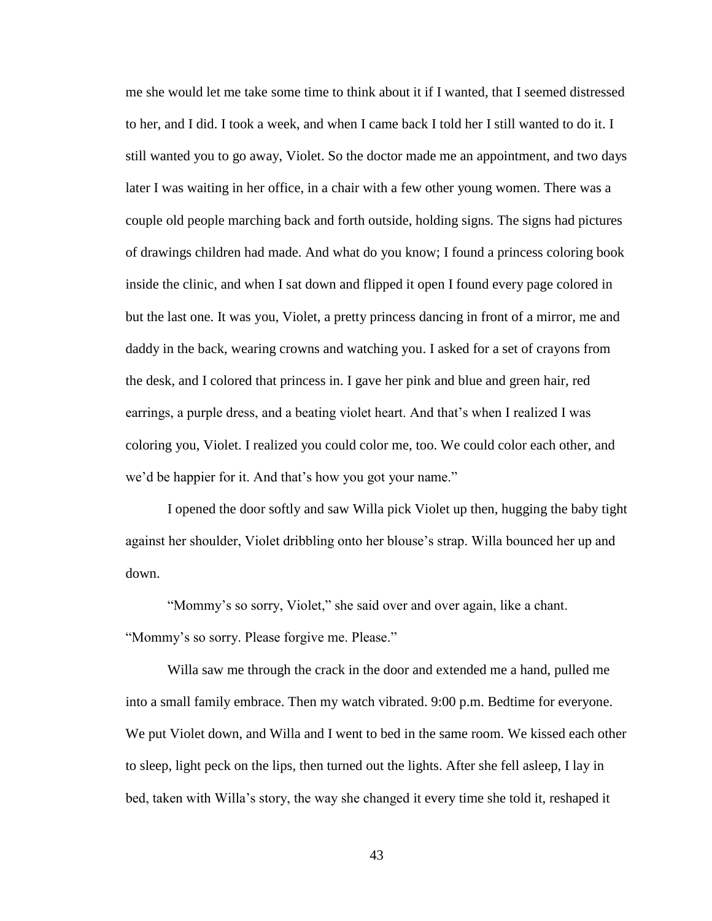me she would let me take some time to think about it if I wanted, that I seemed distressed to her, and I did. I took a week, and when I came back I told her I still wanted to do it. I still wanted you to go away, Violet. So the doctor made me an appointment, and two days later I was waiting in her office, in a chair with a few other young women. There was a couple old people marching back and forth outside, holding signs. The signs had pictures of drawings children had made. And what do you know; I found a princess coloring book inside the clinic, and when I sat down and flipped it open I found every page colored in but the last one. It was you, Violet, a pretty princess dancing in front of a mirror, me and daddy in the back, wearing crowns and watching you. I asked for a set of crayons from the desk, and I colored that princess in. I gave her pink and blue and green hair, red earrings, a purple dress, and a beating violet heart. And that's when I realized I was coloring you, Violet. I realized you could color me, too. We could color each other, and we'd be happier for it. And that's how you got your name."

I opened the door softly and saw Willa pick Violet up then, hugging the baby tight against her shoulder, Violet dribbling onto her blouse's strap. Willa bounced her up and down.

"Mommy's so sorry, Violet," she said over and over again, like a chant. "Mommy's so sorry. Please forgive me. Please."

Willa saw me through the crack in the door and extended me a hand, pulled me into a small family embrace. Then my watch vibrated. 9:00 p.m. Bedtime for everyone. We put Violet down, and Willa and I went to bed in the same room. We kissed each other to sleep, light peck on the lips, then turned out the lights. After she fell asleep, I lay in bed, taken with Willa's story, the way she changed it every time she told it, reshaped it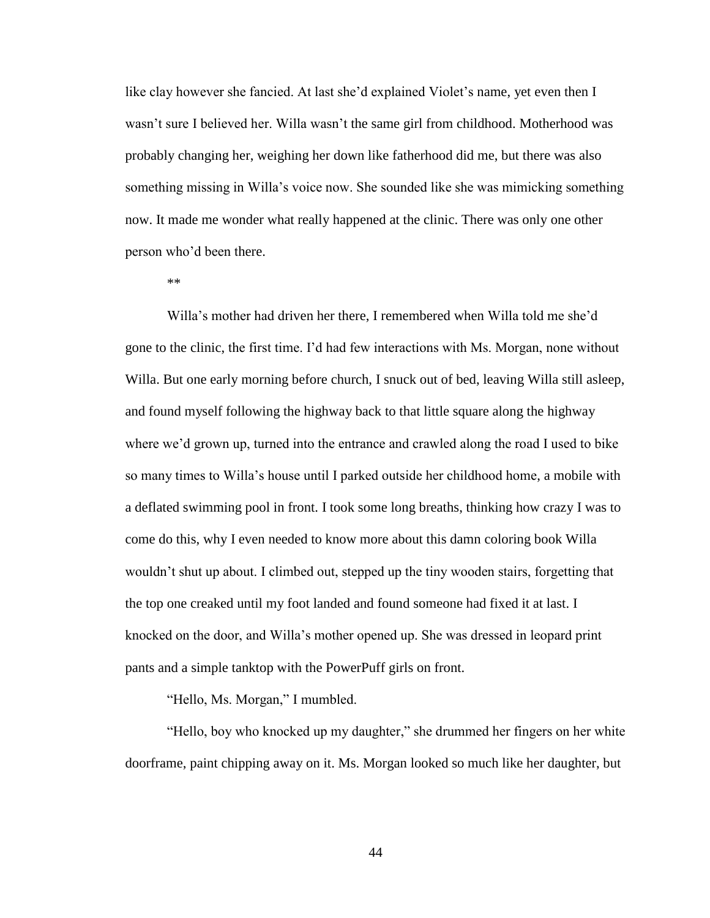like clay however she fancied. At last she'd explained Violet's name, yet even then I wasn't sure I believed her. Willa wasn't the same girl from childhood. Motherhood was probably changing her, weighing her down like fatherhood did me, but there was also something missing in Willa's voice now. She sounded like she was mimicking something now. It made me wonder what really happened at the clinic. There was only one other person who'd been there.

**

Willa's mother had driven her there, I remembered when Willa told me she'd gone to the clinic, the first time. I'd had few interactions with Ms. Morgan, none without Willa. But one early morning before church, I snuck out of bed, leaving Willa still asleep, and found myself following the highway back to that little square along the highway where we'd grown up, turned into the entrance and crawled along the road I used to bike so many times to Willa's house until I parked outside her childhood home, a mobile with a deflated swimming pool in front. I took some long breaths, thinking how crazy I was to come do this, why I even needed to know more about this damn coloring book Willa wouldn't shut up about. I climbed out, stepped up the tiny wooden stairs, forgetting that the top one creaked until my foot landed and found someone had fixed it at last. I knocked on the door, and Willa's mother opened up. She was dressed in leopard print pants and a simple tanktop with the PowerPuff girls on front.

"Hello, Ms. Morgan," I mumbled.

"Hello, boy who knocked up my daughter," she drummed her fingers on her white doorframe, paint chipping away on it. Ms. Morgan looked so much like her daughter, but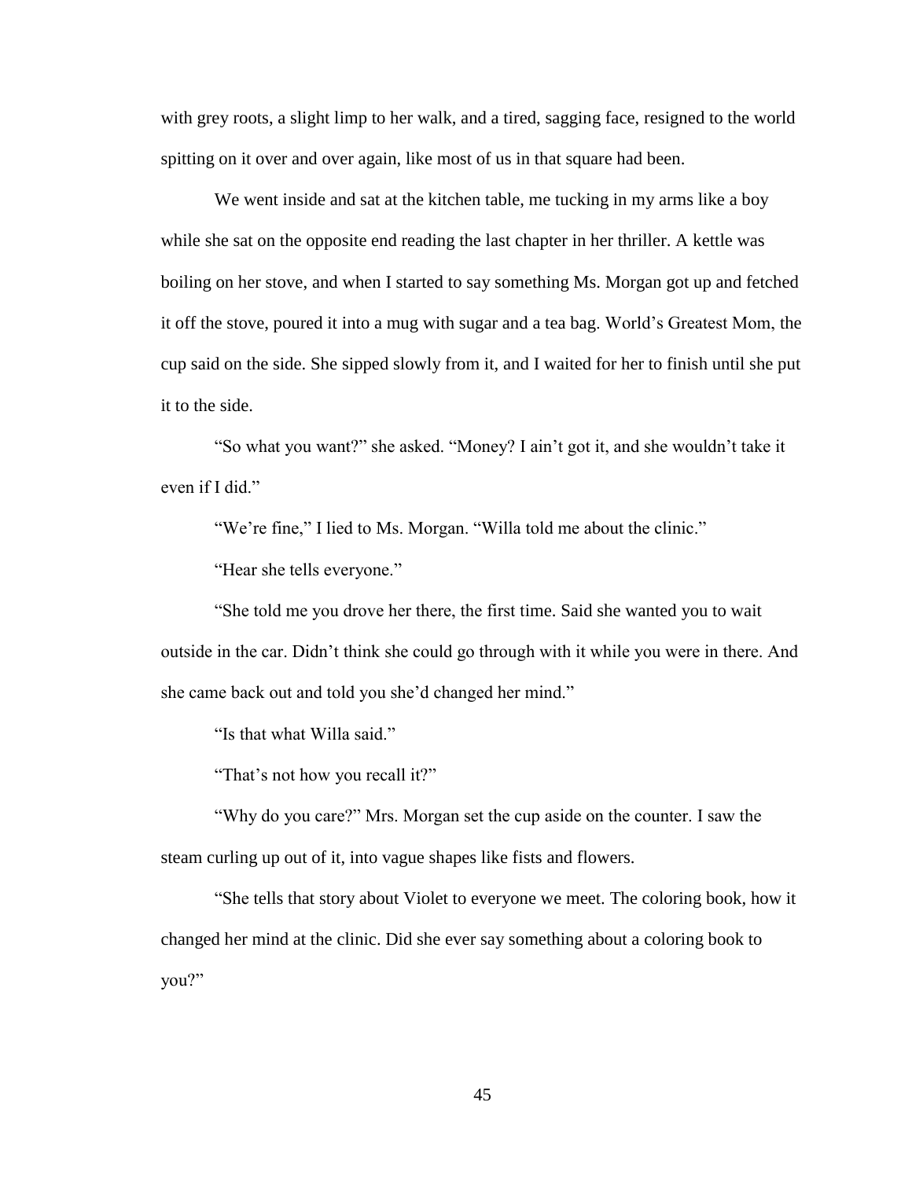with grey roots, a slight limp to her walk, and a tired, sagging face, resigned to the world spitting on it over and over again, like most of us in that square had been.

We went inside and sat at the kitchen table, me tucking in my arms like a boy while she sat on the opposite end reading the last chapter in her thriller. A kettle was boiling on her stove, and when I started to say something Ms. Morgan got up and fetched it off the stove, poured it into a mug with sugar and a tea bag. World's Greatest Mom, the cup said on the side. She sipped slowly from it, and I waited for her to finish until she put it to the side.

"So what you want?" she asked. "Money? I ain't got it, and she wouldn't take it even if I did."

"We're fine," I lied to Ms. Morgan. "Willa told me about the clinic."

"Hear she tells everyone."

"She told me you drove her there, the first time. Said she wanted you to wait outside in the car. Didn't think she could go through with it while you were in there. And she came back out and told you she'd changed her mind."

"Is that what Willa said."

"That's not how you recall it?"

"Why do you care?" Mrs. Morgan set the cup aside on the counter. I saw the steam curling up out of it, into vague shapes like fists and flowers.

"She tells that story about Violet to everyone we meet. The coloring book, how it changed her mind at the clinic. Did she ever say something about a coloring book to you?"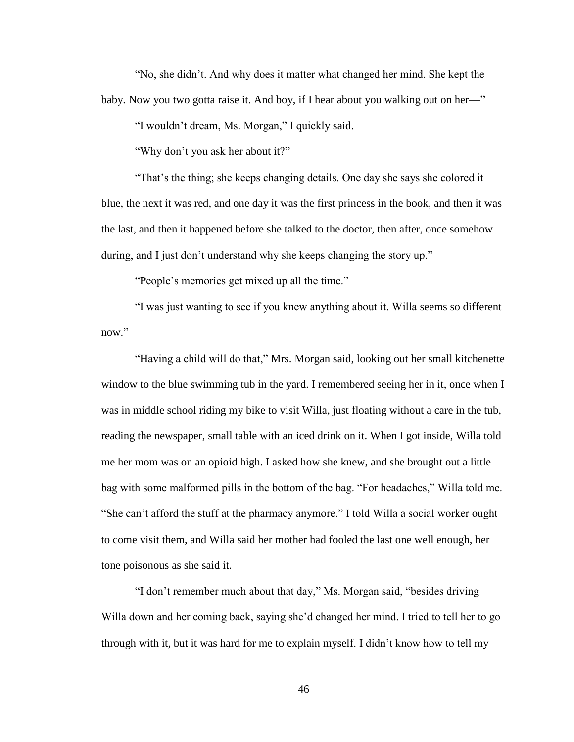"No, she didn't. And why does it matter what changed her mind. She kept the baby. Now you two gotta raise it. And boy, if I hear about you walking out on her—"

"I wouldn't dream, Ms. Morgan," I quickly said.

"Why don't you ask her about it?"

"That's the thing; she keeps changing details. One day she says she colored it blue, the next it was red, and one day it was the first princess in the book, and then it was the last, and then it happened before she talked to the doctor, then after, once somehow during, and I just don't understand why she keeps changing the story up."

"People's memories get mixed up all the time."

"I was just wanting to see if you knew anything about it. Willa seems so different now."

"Having a child will do that," Mrs. Morgan said, looking out her small kitchenette window to the blue swimming tub in the yard. I remembered seeing her in it, once when I was in middle school riding my bike to visit Willa, just floating without a care in the tub, reading the newspaper, small table with an iced drink on it. When I got inside, Willa told me her mom was on an opioid high. I asked how she knew, and she brought out a little bag with some malformed pills in the bottom of the bag. "For headaches," Willa told me. "She can't afford the stuff at the pharmacy anymore." I told Willa a social worker ought to come visit them, and Willa said her mother had fooled the last one well enough, her tone poisonous as she said it.

"I don't remember much about that day," Ms. Morgan said, "besides driving Willa down and her coming back, saying she'd changed her mind. I tried to tell her to go through with it, but it was hard for me to explain myself. I didn't know how to tell my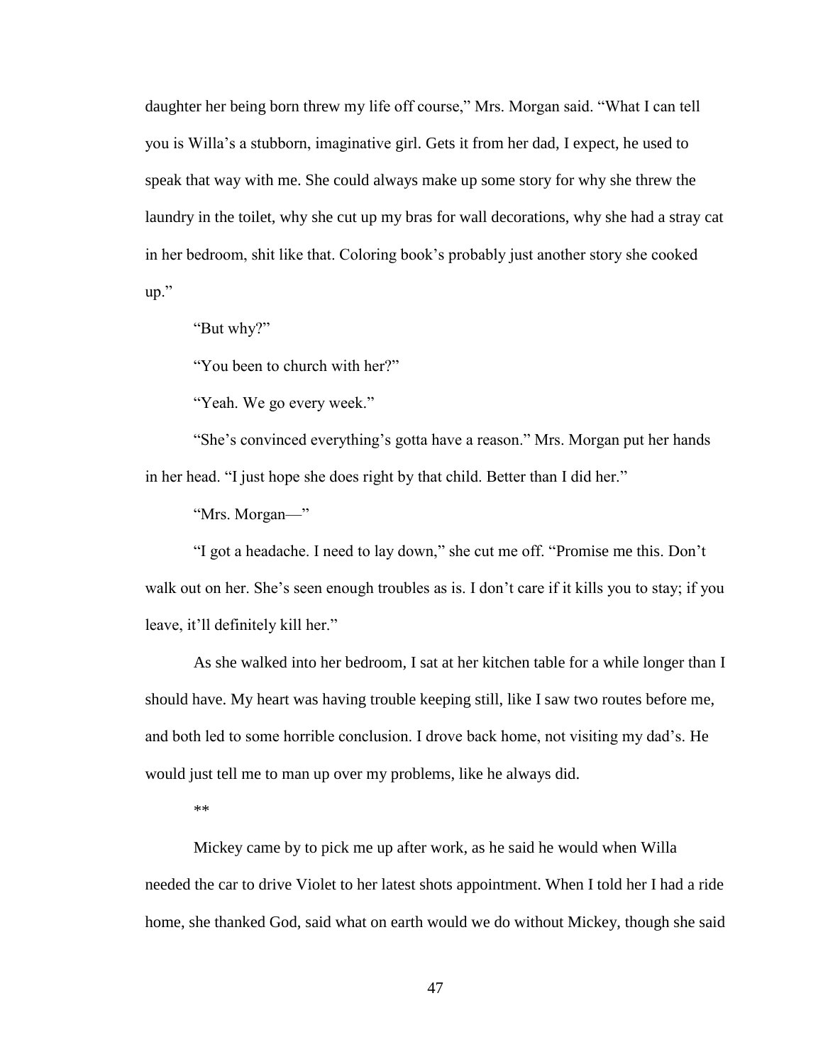daughter her being born threw my life off course," Mrs. Morgan said. "What I can tell you is Willa's a stubborn, imaginative girl. Gets it from her dad, I expect, he used to speak that way with me. She could always make up some story for why she threw the laundry in the toilet, why she cut up my bras for wall decorations, why she had a stray cat in her bedroom, shit like that. Coloring book's probably just another story she cooked up."

"But why?"

"You been to church with her?"

"Yeah. We go every week."

"She's convinced everything's gotta have a reason." Mrs. Morgan put her hands in her head. "I just hope she does right by that child. Better than I did her."

"Mrs. Morgan—"

"I got a headache. I need to lay down," she cut me off. "Promise me this. Don't walk out on her. She's seen enough troubles as is. I don't care if it kills you to stay; if you leave, it'll definitely kill her."

As she walked into her bedroom, I sat at her kitchen table for a while longer than I should have. My heart was having trouble keeping still, like I saw two routes before me, and both led to some horrible conclusion. I drove back home, not visiting my dad's. He would just tell me to man up over my problems, like he always did.

**

Mickey came by to pick me up after work, as he said he would when Willa needed the car to drive Violet to her latest shots appointment. When I told her I had a ride home, she thanked God, said what on earth would we do without Mickey, though she said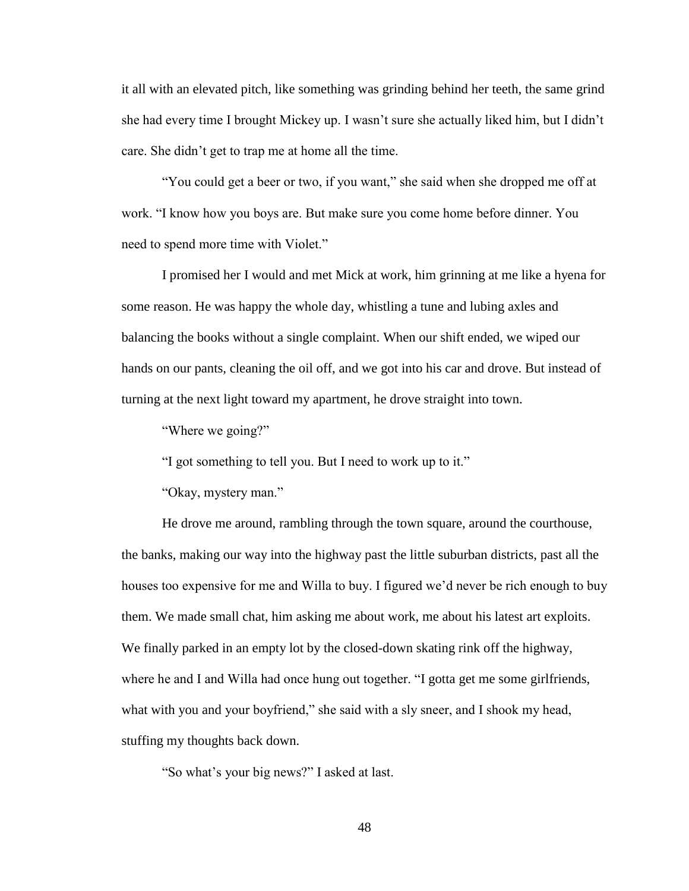it all with an elevated pitch, like something was grinding behind her teeth, the same grind she had every time I brought Mickey up. I wasn't sure she actually liked him, but I didn't care. She didn't get to trap me at home all the time.

"You could get a beer or two, if you want," she said when she dropped me off at work. "I know how you boys are. But make sure you come home before dinner. You need to spend more time with Violet."

I promised her I would and met Mick at work, him grinning at me like a hyena for some reason. He was happy the whole day, whistling a tune and lubing axles and balancing the books without a single complaint. When our shift ended, we wiped our hands on our pants, cleaning the oil off, and we got into his car and drove. But instead of turning at the next light toward my apartment, he drove straight into town.

"Where we going?"

"I got something to tell you. But I need to work up to it."

"Okay, mystery man."

He drove me around, rambling through the town square, around the courthouse, the banks, making our way into the highway past the little suburban districts, past all the houses too expensive for me and Willa to buy. I figured we'd never be rich enough to buy them. We made small chat, him asking me about work, me about his latest art exploits. We finally parked in an empty lot by the closed-down skating rink off the highway, where he and I and Willa had once hung out together. "I gotta get me some girlfriends, what with you and your boyfriend," she said with a sly sneer, and I shook my head, stuffing my thoughts back down.

"So what's your big news?" I asked at last.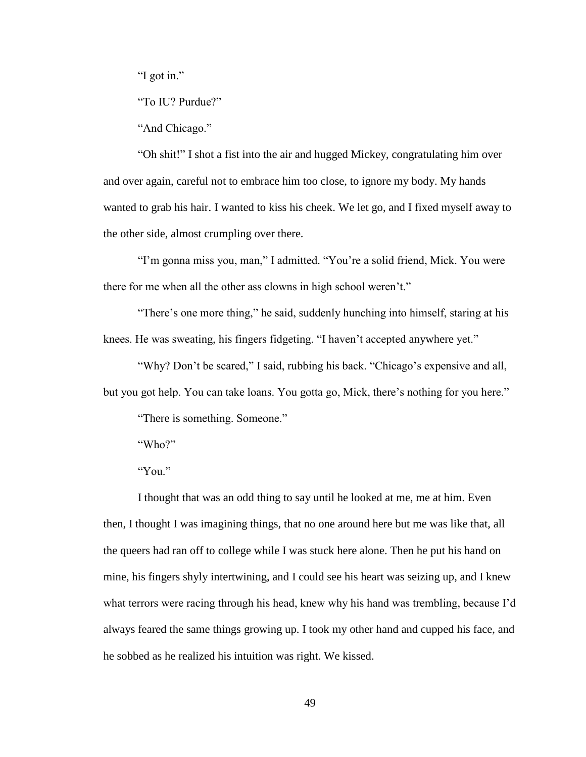"I got in."

"To IU? Purdue?"

"And Chicago."

"Oh shit!" I shot a fist into the air and hugged Mickey, congratulating him over and over again, careful not to embrace him too close, to ignore my body. My hands wanted to grab his hair. I wanted to kiss his cheek. We let go, and I fixed myself away to the other side, almost crumpling over there.

"I'm gonna miss you, man," I admitted. "You're a solid friend, Mick. You were there for me when all the other ass clowns in high school weren't."

"There's one more thing," he said, suddenly hunching into himself, staring at his knees. He was sweating, his fingers fidgeting. "I haven't accepted anywhere yet."

"Why? Don't be scared," I said, rubbing his back. "Chicago's expensive and all, but you got help. You can take loans. You gotta go, Mick, there's nothing for you here."

"There is something. Someone."

"Who?"

"You."

I thought that was an odd thing to say until he looked at me, me at him. Even then, I thought I was imagining things, that no one around here but me was like that, all the queers had ran off to college while I was stuck here alone. Then he put his hand on mine, his fingers shyly intertwining, and I could see his heart was seizing up, and I knew what terrors were racing through his head, knew why his hand was trembling, because I'd always feared the same things growing up. I took my other hand and cupped his face, and he sobbed as he realized his intuition was right. We kissed.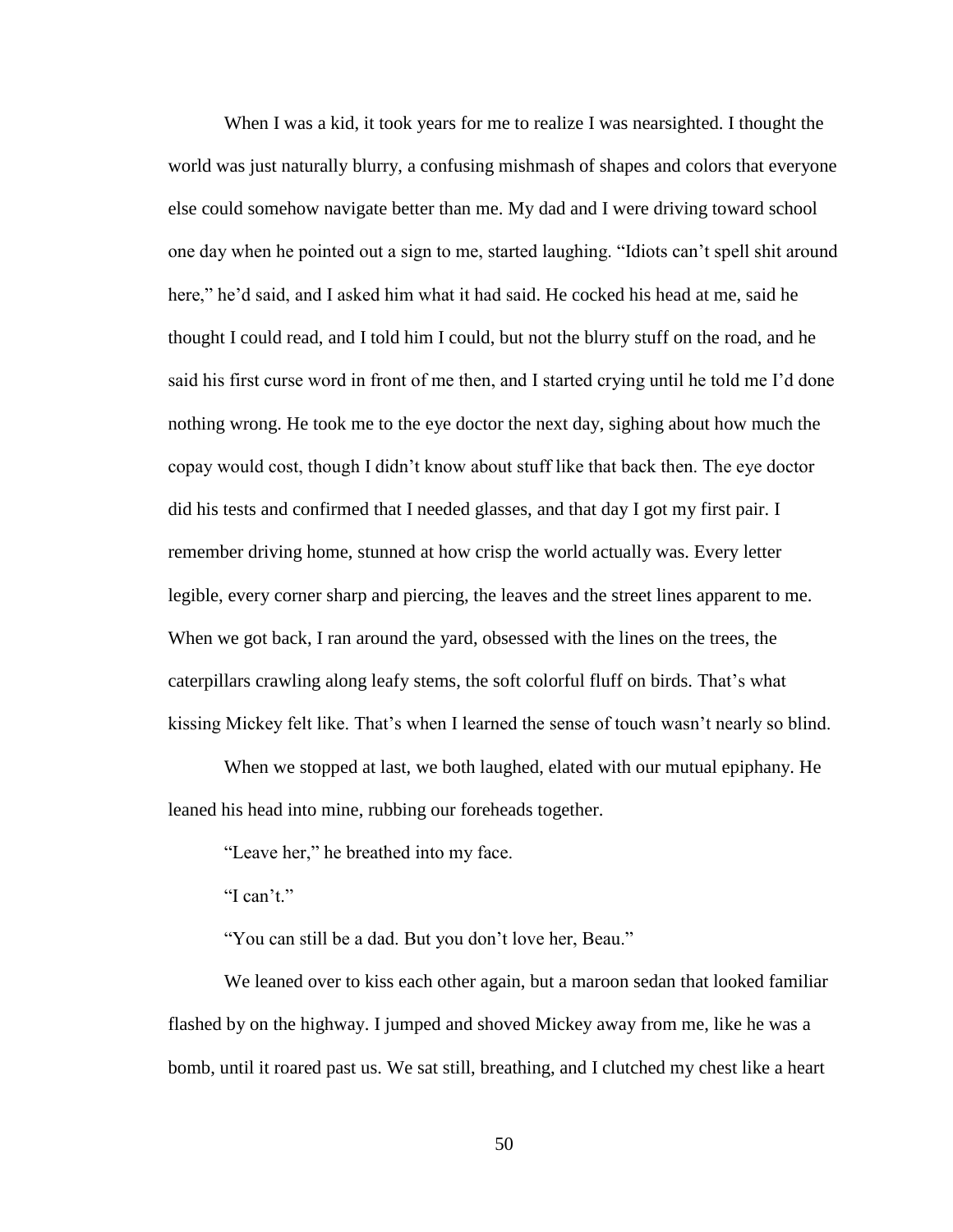When I was a kid, it took years for me to realize I was nearsighted. I thought the world was just naturally blurry, a confusing mishmash of shapes and colors that everyone else could somehow navigate better than me. My dad and I were driving toward school one day when he pointed out a sign to me, started laughing. "Idiots can't spell shit around here," he'd said, and I asked him what it had said. He cocked his head at me, said he thought I could read, and I told him I could, but not the blurry stuff on the road, and he said his first curse word in front of me then, and I started crying until he told me I'd done nothing wrong. He took me to the eye doctor the next day, sighing about how much the copay would cost, though I didn't know about stuff like that back then. The eye doctor did his tests and confirmed that I needed glasses, and that day I got my first pair. I remember driving home, stunned at how crisp the world actually was. Every letter legible, every corner sharp and piercing, the leaves and the street lines apparent to me. When we got back, I ran around the yard, obsessed with the lines on the trees, the caterpillars crawling along leafy stems, the soft colorful fluff on birds. That's what kissing Mickey felt like. That's when I learned the sense of touch wasn't nearly so blind.

When we stopped at last, we both laughed, elated with our mutual epiphany. He leaned his head into mine, rubbing our foreheads together.

"Leave her," he breathed into my face.

"I can't."

"You can still be a dad. But you don't love her, Beau."

We leaned over to kiss each other again, but a maroon sedan that looked familiar flashed by on the highway. I jumped and shoved Mickey away from me, like he was a bomb, until it roared past us. We sat still, breathing, and I clutched my chest like a heart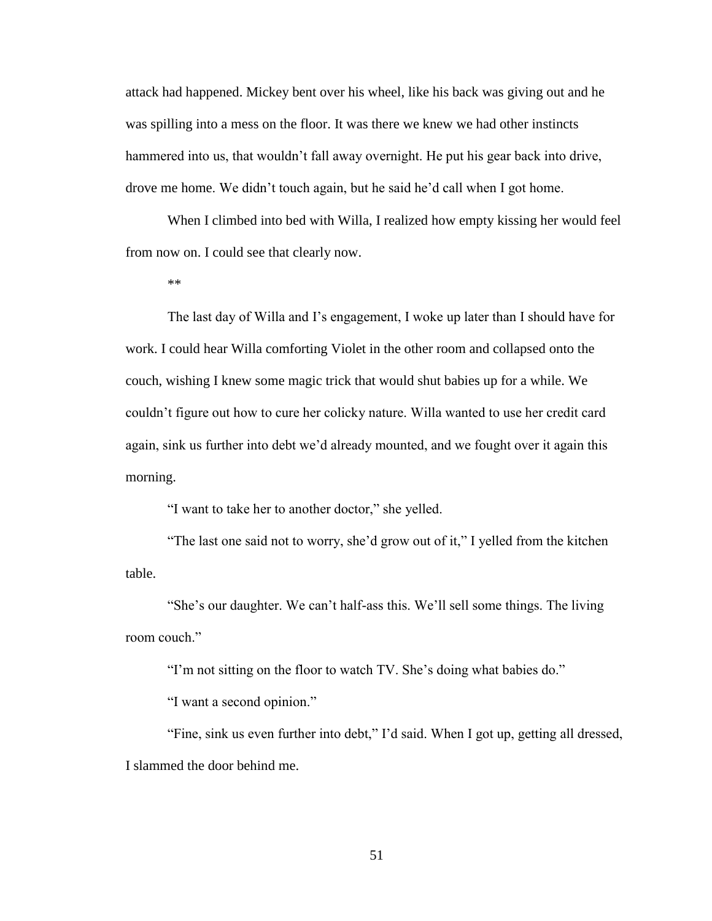attack had happened. Mickey bent over his wheel, like his back was giving out and he was spilling into a mess on the floor. It was there we knew we had other instincts hammered into us, that wouldn't fall away overnight. He put his gear back into drive, drove me home. We didn't touch again, but he said he'd call when I got home.

When I climbed into bed with Willa, I realized how empty kissing her would feel from now on. I could see that clearly now.

**

The last day of Willa and I's engagement, I woke up later than I should have for work. I could hear Willa comforting Violet in the other room and collapsed onto the couch, wishing I knew some magic trick that would shut babies up for a while. We couldn't figure out how to cure her colicky nature. Willa wanted to use her credit card again, sink us further into debt we'd already mounted, and we fought over it again this morning.

"I want to take her to another doctor," she yelled.

"The last one said not to worry, she'd grow out of it," I yelled from the kitchen table.

"She's our daughter. We can't half-ass this. We'll sell some things. The living room couch."

"I'm not sitting on the floor to watch TV. She's doing what babies do."

"I want a second opinion."

"Fine, sink us even further into debt," I'd said. When I got up, getting all dressed, I slammed the door behind me.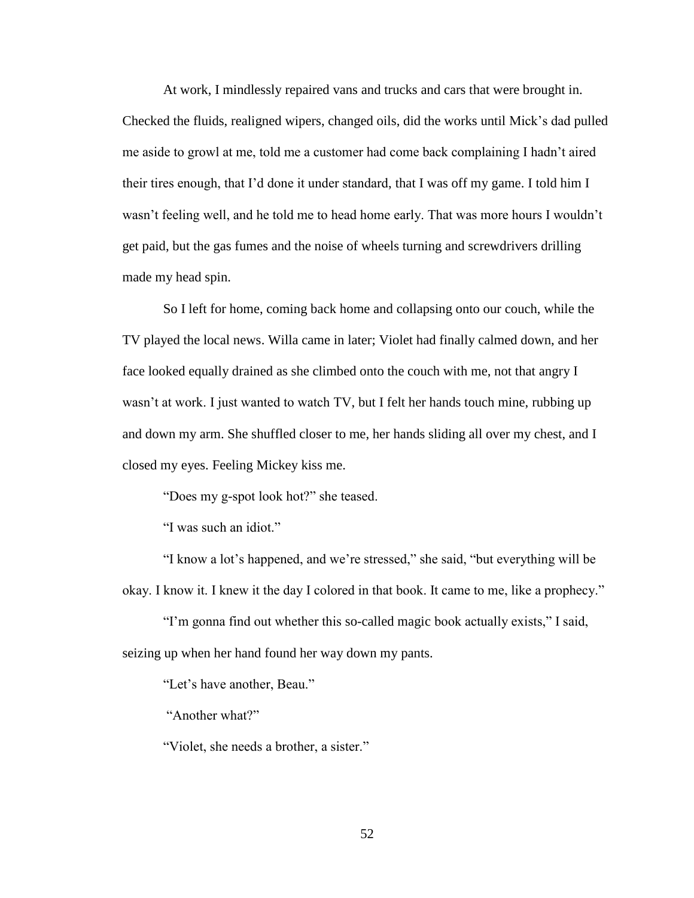At work, I mindlessly repaired vans and trucks and cars that were brought in. Checked the fluids, realigned wipers, changed oils, did the works until Mick's dad pulled me aside to growl at me, told me a customer had come back complaining I hadn't aired their tires enough, that I'd done it under standard, that I was off my game. I told him I wasn't feeling well, and he told me to head home early. That was more hours I wouldn't get paid, but the gas fumes and the noise of wheels turning and screwdrivers drilling made my head spin.

So I left for home, coming back home and collapsing onto our couch, while the TV played the local news. Willa came in later; Violet had finally calmed down, and her face looked equally drained as she climbed onto the couch with me, not that angry I wasn't at work. I just wanted to watch TV, but I felt her hands touch mine, rubbing up and down my arm. She shuffled closer to me, her hands sliding all over my chest, and I closed my eyes. Feeling Mickey kiss me.

"Does my g-spot look hot?" she teased.

"I was such an idiot."

"I know a lot's happened, and we're stressed," she said, "but everything will be okay. I know it. I knew it the day I colored in that book. It came to me, like a prophecy."

"I'm gonna find out whether this so-called magic book actually exists," I said, seizing up when her hand found her way down my pants.

"Let's have another, Beau."

"Another what?"

"Violet, she needs a brother, a sister."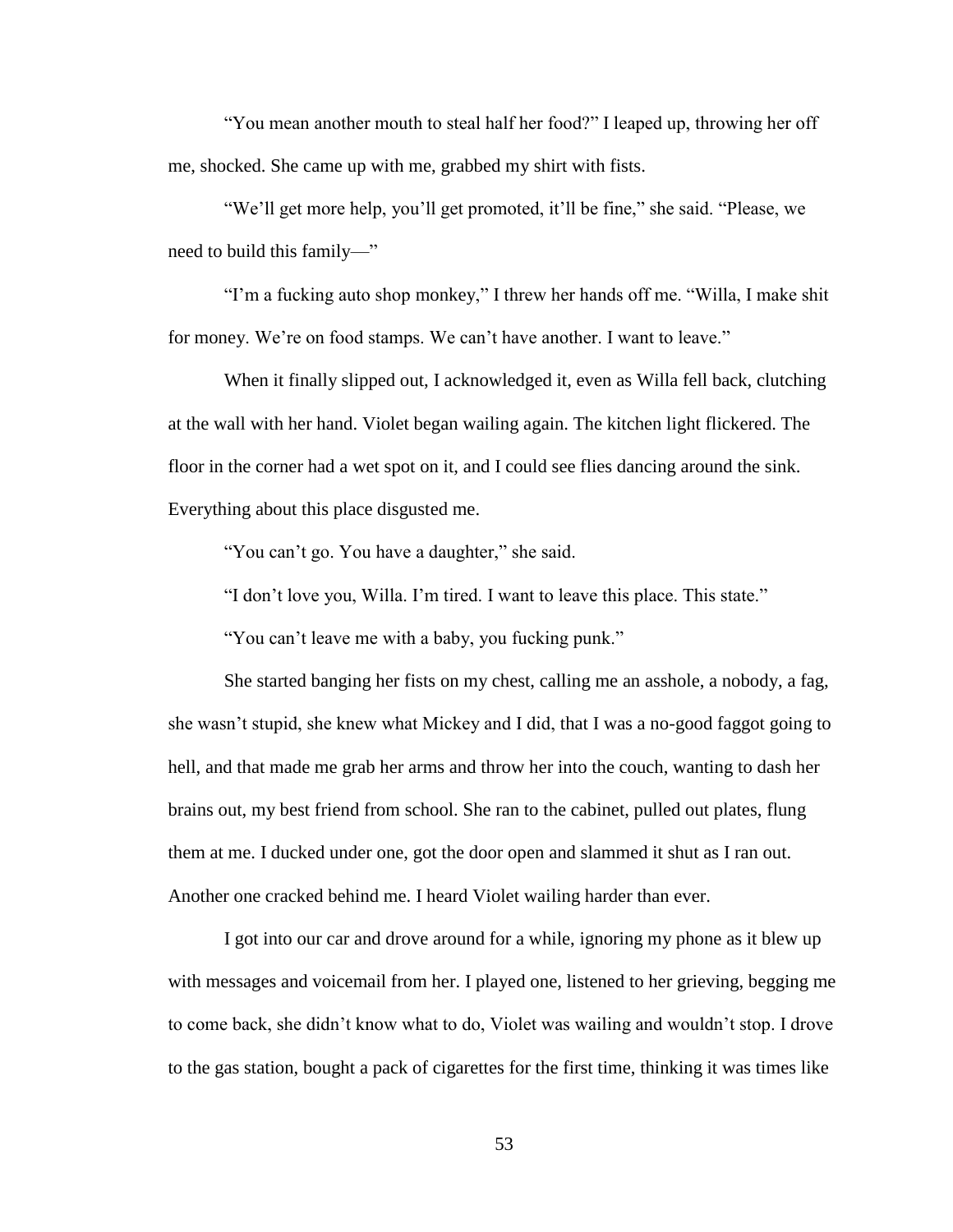"You mean another mouth to steal half her food?" I leaped up, throwing her off me, shocked. She came up with me, grabbed my shirt with fists.

"We'll get more help, you'll get promoted, it'll be fine," she said. "Please, we need to build this family—"

"I'm a fucking auto shop monkey," I threw her hands off me. "Willa, I make shit for money. We're on food stamps. We can't have another. I want to leave."

When it finally slipped out, I acknowledged it, even as Willa fell back, clutching at the wall with her hand. Violet began wailing again. The kitchen light flickered. The floor in the corner had a wet spot on it, and I could see flies dancing around the sink. Everything about this place disgusted me.

"You can't go. You have a daughter," she said.

"I don't love you, Willa. I'm tired. I want to leave this place. This state."

"You can't leave me with a baby, you fucking punk."

She started banging her fists on my chest, calling me an asshole, a nobody, a fag, she wasn't stupid, she knew what Mickey and I did, that I was a no-good faggot going to hell, and that made me grab her arms and throw her into the couch, wanting to dash her brains out, my best friend from school. She ran to the cabinet, pulled out plates, flung them at me. I ducked under one, got the door open and slammed it shut as I ran out. Another one cracked behind me. I heard Violet wailing harder than ever.

I got into our car and drove around for a while, ignoring my phone as it blew up with messages and voicemail from her. I played one, listened to her grieving, begging me to come back, she didn't know what to do, Violet was wailing and wouldn't stop. I drove to the gas station, bought a pack of cigarettes for the first time, thinking it was times like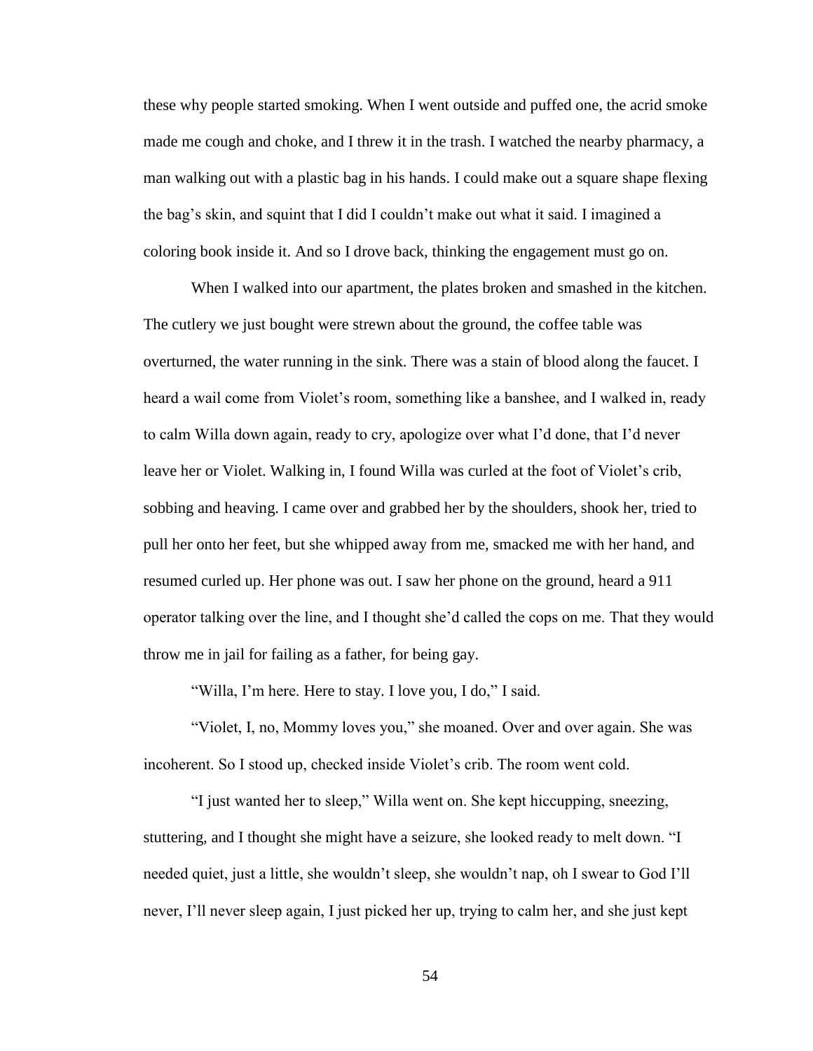these why people started smoking. When I went outside and puffed one, the acrid smoke made me cough and choke, and I threw it in the trash. I watched the nearby pharmacy, a man walking out with a plastic bag in his hands. I could make out a square shape flexing the bag's skin, and squint that I did I couldn't make out what it said. I imagined a coloring book inside it. And so I drove back, thinking the engagement must go on.

When I walked into our apartment, the plates broken and smashed in the kitchen. The cutlery we just bought were strewn about the ground, the coffee table was overturned, the water running in the sink. There was a stain of blood along the faucet. I heard a wail come from Violet's room, something like a banshee, and I walked in, ready to calm Willa down again, ready to cry, apologize over what I'd done, that I'd never leave her or Violet. Walking in, I found Willa was curled at the foot of Violet's crib, sobbing and heaving. I came over and grabbed her by the shoulders, shook her, tried to pull her onto her feet, but she whipped away from me, smacked me with her hand, and resumed curled up. Her phone was out. I saw her phone on the ground, heard a 911 operator talking over the line, and I thought she'd called the cops on me. That they would throw me in jail for failing as a father, for being gay.

"Willa, I'm here. Here to stay. I love you, I do," I said.

"Violet, I, no, Mommy loves you," she moaned. Over and over again. She was incoherent. So I stood up, checked inside Violet's crib. The room went cold.

"I just wanted her to sleep," Willa went on. She kept hiccupping, sneezing, stuttering, and I thought she might have a seizure, she looked ready to melt down. "I needed quiet, just a little, she wouldn't sleep, she wouldn't nap, oh I swear to God I'll never, I'll never sleep again, I just picked her up, trying to calm her, and she just kept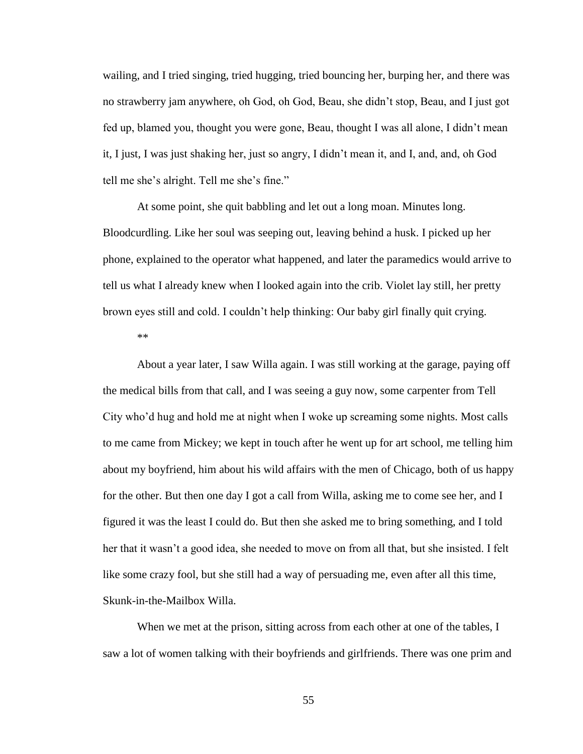wailing, and I tried singing, tried hugging, tried bouncing her, burping her, and there was no strawberry jam anywhere, oh God, oh God, Beau, she didn't stop, Beau, and I just got fed up, blamed you, thought you were gone, Beau, thought I was all alone, I didn't mean it, I just, I was just shaking her, just so angry, I didn't mean it, and I, and, and, oh God tell me she's alright. Tell me she's fine."

At some point, she quit babbling and let out a long moan. Minutes long. Bloodcurdling. Like her soul was seeping out, leaving behind a husk. I picked up her phone, explained to the operator what happened, and later the paramedics would arrive to tell us what I already knew when I looked again into the crib. Violet lay still, her pretty brown eyes still and cold. I couldn't help thinking: Our baby girl finally quit crying.

**

About a year later, I saw Willa again. I was still working at the garage, paying off the medical bills from that call, and I was seeing a guy now, some carpenter from Tell City who'd hug and hold me at night when I woke up screaming some nights. Most calls to me came from Mickey; we kept in touch after he went up for art school, me telling him about my boyfriend, him about his wild affairs with the men of Chicago, both of us happy for the other. But then one day I got a call from Willa, asking me to come see her, and I figured it was the least I could do. But then she asked me to bring something, and I told her that it wasn't a good idea, she needed to move on from all that, but she insisted. I felt like some crazy fool, but she still had a way of persuading me, even after all this time, Skunk-in-the-Mailbox Willa.

When we met at the prison, sitting across from each other at one of the tables, I saw a lot of women talking with their boyfriends and girlfriends. There was one prim and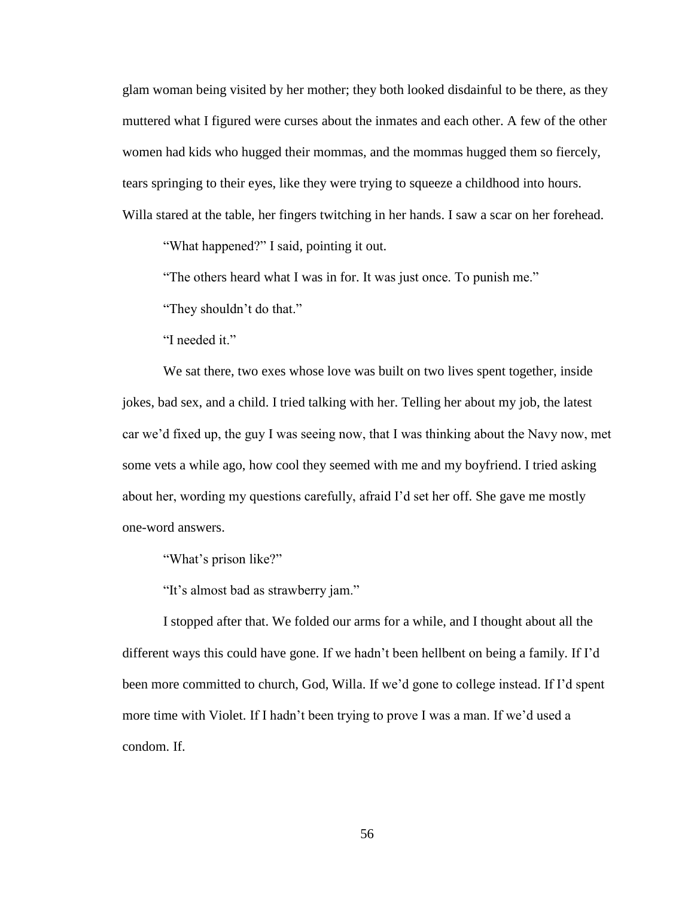glam woman being visited by her mother; they both looked disdainful to be there, as they muttered what I figured were curses about the inmates and each other. A few of the other women had kids who hugged their mommas, and the mommas hugged them so fiercely, tears springing to their eyes, like they were trying to squeeze a childhood into hours. Willa stared at the table, her fingers twitching in her hands. I saw a scar on her forehead.

"What happened?" I said, pointing it out.

"The others heard what I was in for. It was just once. To punish me."

"They shouldn't do that."

"I needed it."

We sat there, two exes whose love was built on two lives spent together, inside jokes, bad sex, and a child. I tried talking with her. Telling her about my job, the latest car we'd fixed up, the guy I was seeing now, that I was thinking about the Navy now, met some vets a while ago, how cool they seemed with me and my boyfriend. I tried asking about her, wording my questions carefully, afraid I'd set her off. She gave me mostly one-word answers.

"What's prison like?"

"It's almost bad as strawberry jam."

I stopped after that. We folded our arms for a while, and I thought about all the different ways this could have gone. If we hadn't been hellbent on being a family. If I'd been more committed to church, God, Willa. If we'd gone to college instead. If I'd spent more time with Violet. If I hadn't been trying to prove I was a man. If we'd used a condom. If.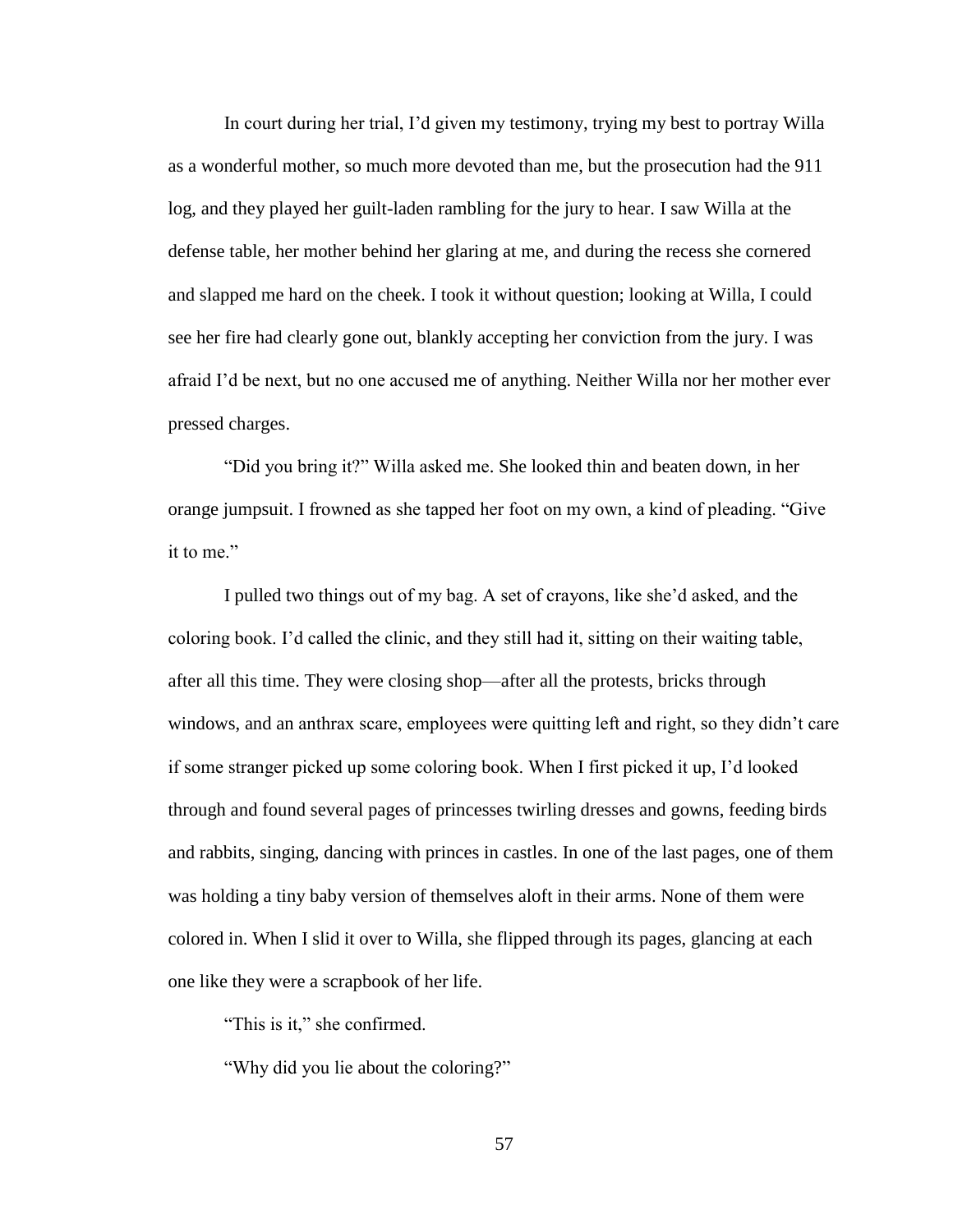In court during her trial, I'd given my testimony, trying my best to portray Willa as a wonderful mother, so much more devoted than me, but the prosecution had the 911 log, and they played her guilt-laden rambling for the jury to hear. I saw Willa at the defense table, her mother behind her glaring at me, and during the recess she cornered and slapped me hard on the cheek. I took it without question; looking at Willa, I could see her fire had clearly gone out, blankly accepting her conviction from the jury. I was afraid I'd be next, but no one accused me of anything. Neither Willa nor her mother ever pressed charges.

"Did you bring it?" Willa asked me. She looked thin and beaten down, in her orange jumpsuit. I frowned as she tapped her foot on my own, a kind of pleading. "Give it to me."

I pulled two things out of my bag. A set of crayons, like she'd asked, and the coloring book. I'd called the clinic, and they still had it, sitting on their waiting table, after all this time. They were closing shop—after all the protests, bricks through windows, and an anthrax scare, employees were quitting left and right, so they didn't care if some stranger picked up some coloring book. When I first picked it up, I'd looked through and found several pages of princesses twirling dresses and gowns, feeding birds and rabbits, singing, dancing with princes in castles. In one of the last pages, one of them was holding a tiny baby version of themselves aloft in their arms. None of them were colored in. When I slid it over to Willa, she flipped through its pages, glancing at each one like they were a scrapbook of her life.

"This is it," she confirmed.

"Why did you lie about the coloring?"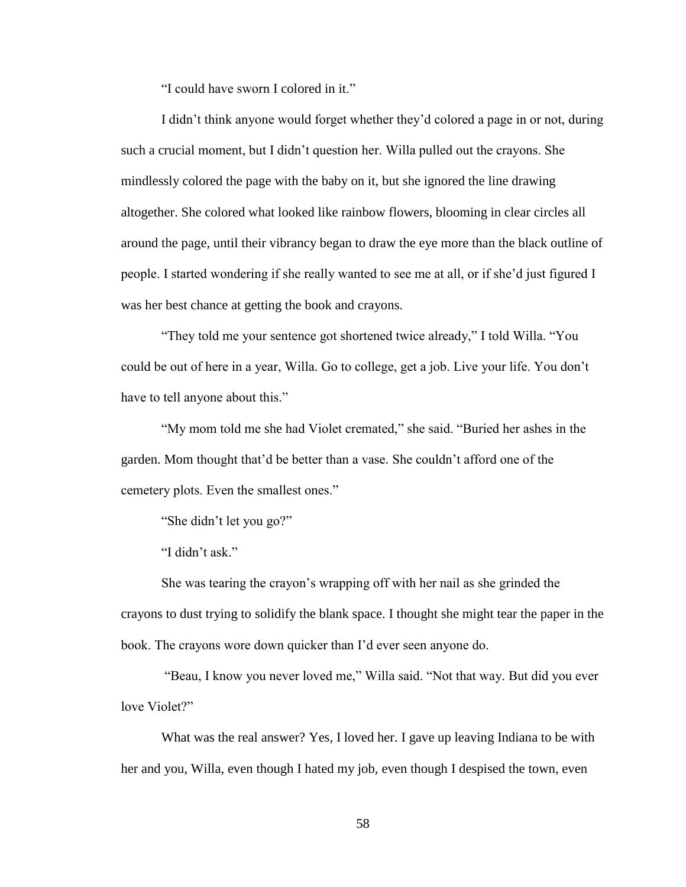"I could have sworn I colored in it."

I didn't think anyone would forget whether they'd colored a page in or not, during such a crucial moment, but I didn't question her. Willa pulled out the crayons. She mindlessly colored the page with the baby on it, but she ignored the line drawing altogether. She colored what looked like rainbow flowers, blooming in clear circles all around the page, until their vibrancy began to draw the eye more than the black outline of people. I started wondering if she really wanted to see me at all, or if she'd just figured I was her best chance at getting the book and crayons.

"They told me your sentence got shortened twice already," I told Willa. "You could be out of here in a year, Willa. Go to college, get a job. Live your life. You don't have to tell anyone about this."

"My mom told me she had Violet cremated," she said. "Buried her ashes in the garden. Mom thought that'd be better than a vase. She couldn't afford one of the cemetery plots. Even the smallest ones."

"She didn't let you go?"

"I didn't ask."

She was tearing the crayon's wrapping off with her nail as she grinded the crayons to dust trying to solidify the blank space. I thought she might tear the paper in the book. The crayons wore down quicker than I'd ever seen anyone do.

"Beau, I know you never loved me," Willa said. "Not that way. But did you ever love Violet?"

What was the real answer? Yes, I loved her. I gave up leaving Indiana to be with her and you, Willa, even though I hated my job, even though I despised the town, even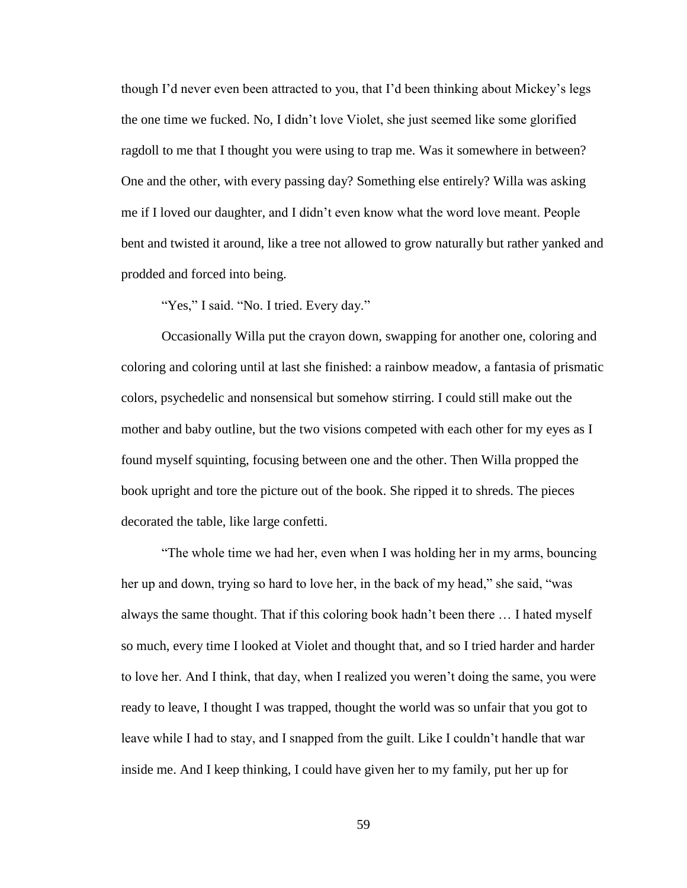though I'd never even been attracted to you, that I'd been thinking about Mickey's legs the one time we fucked. No, I didn't love Violet, she just seemed like some glorified ragdoll to me that I thought you were using to trap me. Was it somewhere in between? One and the other, with every passing day? Something else entirely? Willa was asking me if I loved our daughter, and I didn't even know what the word love meant. People bent and twisted it around, like a tree not allowed to grow naturally but rather yanked and prodded and forced into being.

"Yes," I said. "No. I tried. Every day."

Occasionally Willa put the crayon down, swapping for another one, coloring and coloring and coloring until at last she finished: a rainbow meadow, a fantasia of prismatic colors, psychedelic and nonsensical but somehow stirring. I could still make out the mother and baby outline, but the two visions competed with each other for my eyes as I found myself squinting, focusing between one and the other. Then Willa propped the book upright and tore the picture out of the book. She ripped it to shreds. The pieces decorated the table, like large confetti.

"The whole time we had her, even when I was holding her in my arms, bouncing her up and down, trying so hard to love her, in the back of my head," she said, "was always the same thought. That if this coloring book hadn't been there … I hated myself so much, every time I looked at Violet and thought that, and so I tried harder and harder to love her. And I think, that day, when I realized you weren't doing the same, you were ready to leave, I thought I was trapped, thought the world was so unfair that you got to leave while I had to stay, and I snapped from the guilt. Like I couldn't handle that war inside me. And I keep thinking, I could have given her to my family, put her up for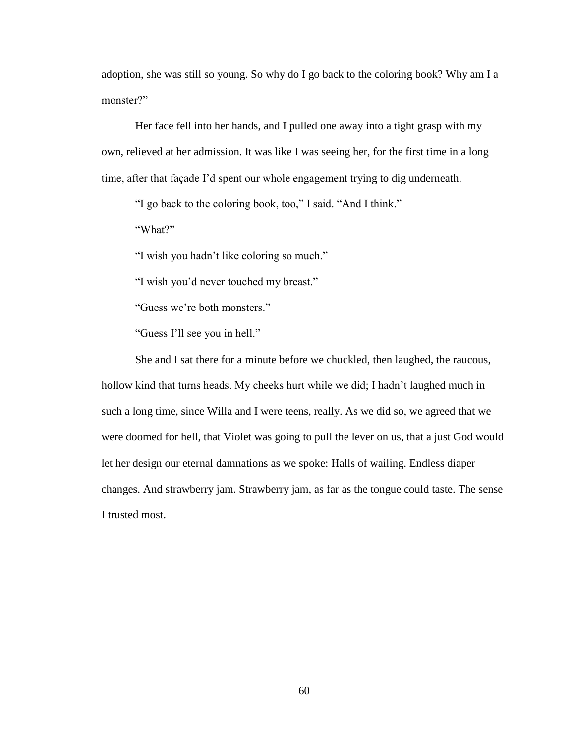adoption, she was still so young. So why do I go back to the coloring book? Why am I a monster?"

Her face fell into her hands, and I pulled one away into a tight grasp with my own, relieved at her admission. It was like I was seeing her, for the first time in a long time, after that façade I'd spent our whole engagement trying to dig underneath.

"I go back to the coloring book, too," I said. "And I think."

"What?"

"I wish you hadn't like coloring so much."

"I wish you'd never touched my breast."

"Guess we're both monsters."

"Guess I'll see you in hell."

She and I sat there for a minute before we chuckled, then laughed, the raucous, hollow kind that turns heads. My cheeks hurt while we did; I hadn't laughed much in such a long time, since Willa and I were teens, really. As we did so, we agreed that we were doomed for hell, that Violet was going to pull the lever on us, that a just God would let her design our eternal damnations as we spoke: Halls of wailing. Endless diaper changes. And strawberry jam. Strawberry jam, as far as the tongue could taste. The sense I trusted most.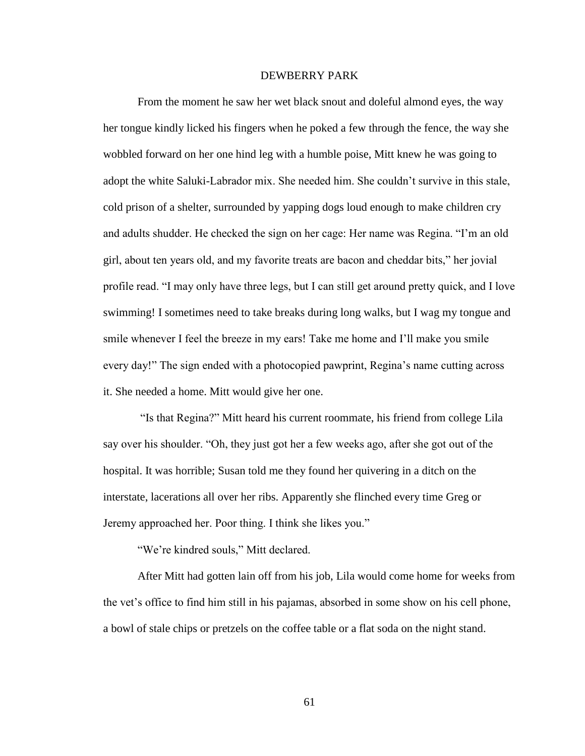# DEWBERRY PARK

From the moment he saw her wet black snout and doleful almond eyes, the way her tongue kindly licked his fingers when he poked a few through the fence, the way she wobbled forward on her one hind leg with a humble poise, Mitt knew he was going to adopt the white Saluki-Labrador mix. She needed him. She couldn't survive in this stale, cold prison of a shelter, surrounded by yapping dogs loud enough to make children cry and adults shudder. He checked the sign on her cage: Her name was Regina. "I'm an old girl, about ten years old, and my favorite treats are bacon and cheddar bits," her jovial profile read. "I may only have three legs, but I can still get around pretty quick, and I love swimming! I sometimes need to take breaks during long walks, but I wag my tongue and smile whenever I feel the breeze in my ears! Take me home and I'll make you smile every day!" The sign ended with a photocopied pawprint, Regina's name cutting across it. She needed a home. Mitt would give her one.

"Is that Regina?" Mitt heard his current roommate, his friend from college Lila say over his shoulder. "Oh, they just got her a few weeks ago, after she got out of the hospital. It was horrible; Susan told me they found her quivering in a ditch on the interstate, lacerations all over her ribs. Apparently she flinched every time Greg or Jeremy approached her. Poor thing. I think she likes you."

"We're kindred souls," Mitt declared.

After Mitt had gotten lain off from his job, Lila would come home for weeks from the vet's office to find him still in his pajamas, absorbed in some show on his cell phone, a bowl of stale chips or pretzels on the coffee table or a flat soda on the night stand.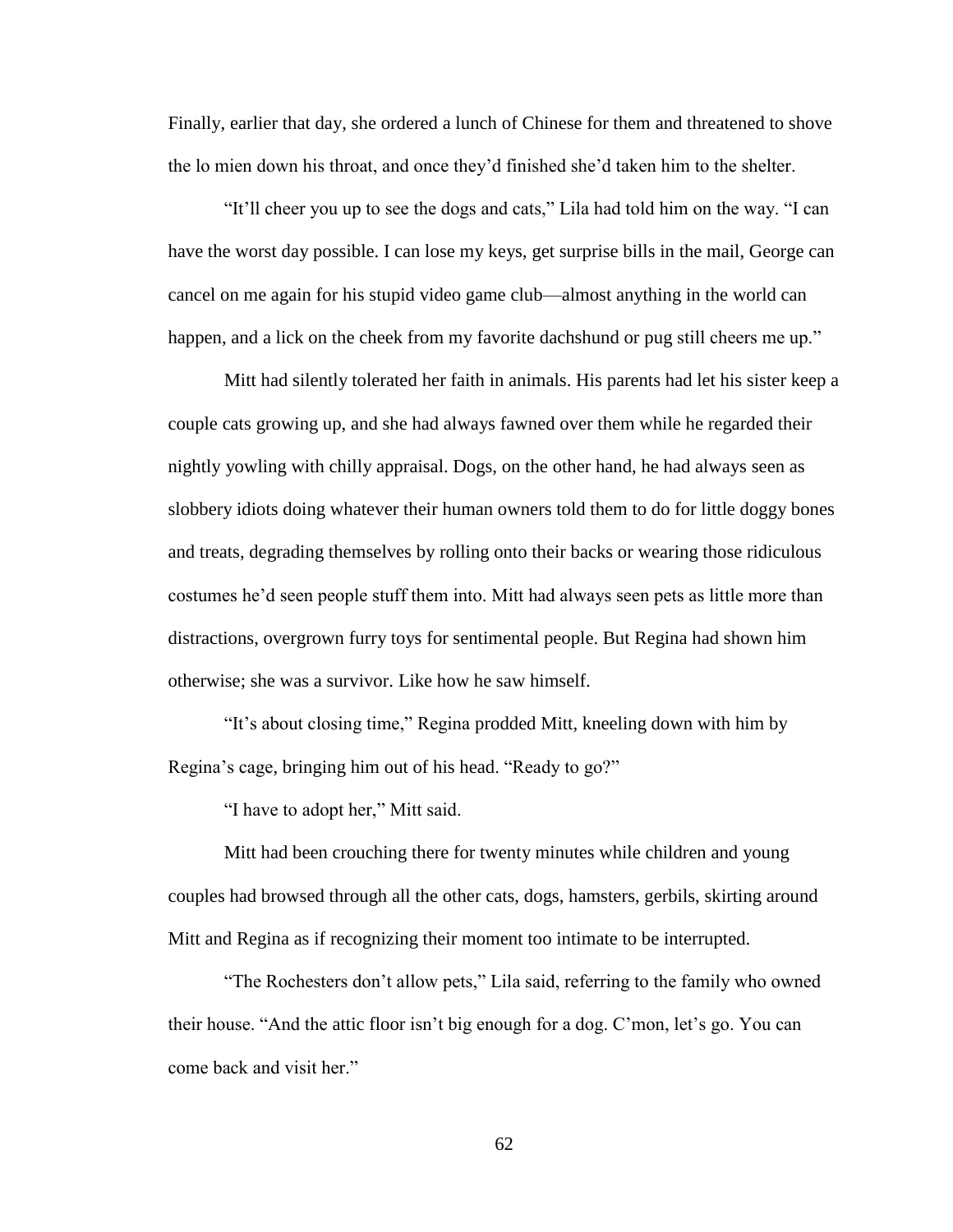Finally, earlier that day, she ordered a lunch of Chinese for them and threatened to shove the lo mien down his throat, and once they'd finished she'd taken him to the shelter.

"It'll cheer you up to see the dogs and cats," Lila had told him on the way. "I can have the worst day possible. I can lose my keys, get surprise bills in the mail, George can cancel on me again for his stupid video game club—almost anything in the world can happen, and a lick on the cheek from my favorite dachshund or pug still cheers me up."

Mitt had silently tolerated her faith in animals. His parents had let his sister keep a couple cats growing up, and she had always fawned over them while he regarded their nightly yowling with chilly appraisal. Dogs, on the other hand, he had always seen as slobbery idiots doing whatever their human owners told them to do for little doggy bones and treats, degrading themselves by rolling onto their backs or wearing those ridiculous costumes he'd seen people stuff them into. Mitt had always seen pets as little more than distractions, overgrown furry toys for sentimental people. But Regina had shown him otherwise; she was a survivor. Like how he saw himself.

"It's about closing time," Regina prodded Mitt, kneeling down with him by Regina's cage, bringing him out of his head. "Ready to go?"

"I have to adopt her," Mitt said.

Mitt had been crouching there for twenty minutes while children and young couples had browsed through all the other cats, dogs, hamsters, gerbils, skirting around Mitt and Regina as if recognizing their moment too intimate to be interrupted.

"The Rochesters don't allow pets," Lila said, referring to the family who owned their house. "And the attic floor isn't big enough for a dog. C'mon, let's go. You can come back and visit her."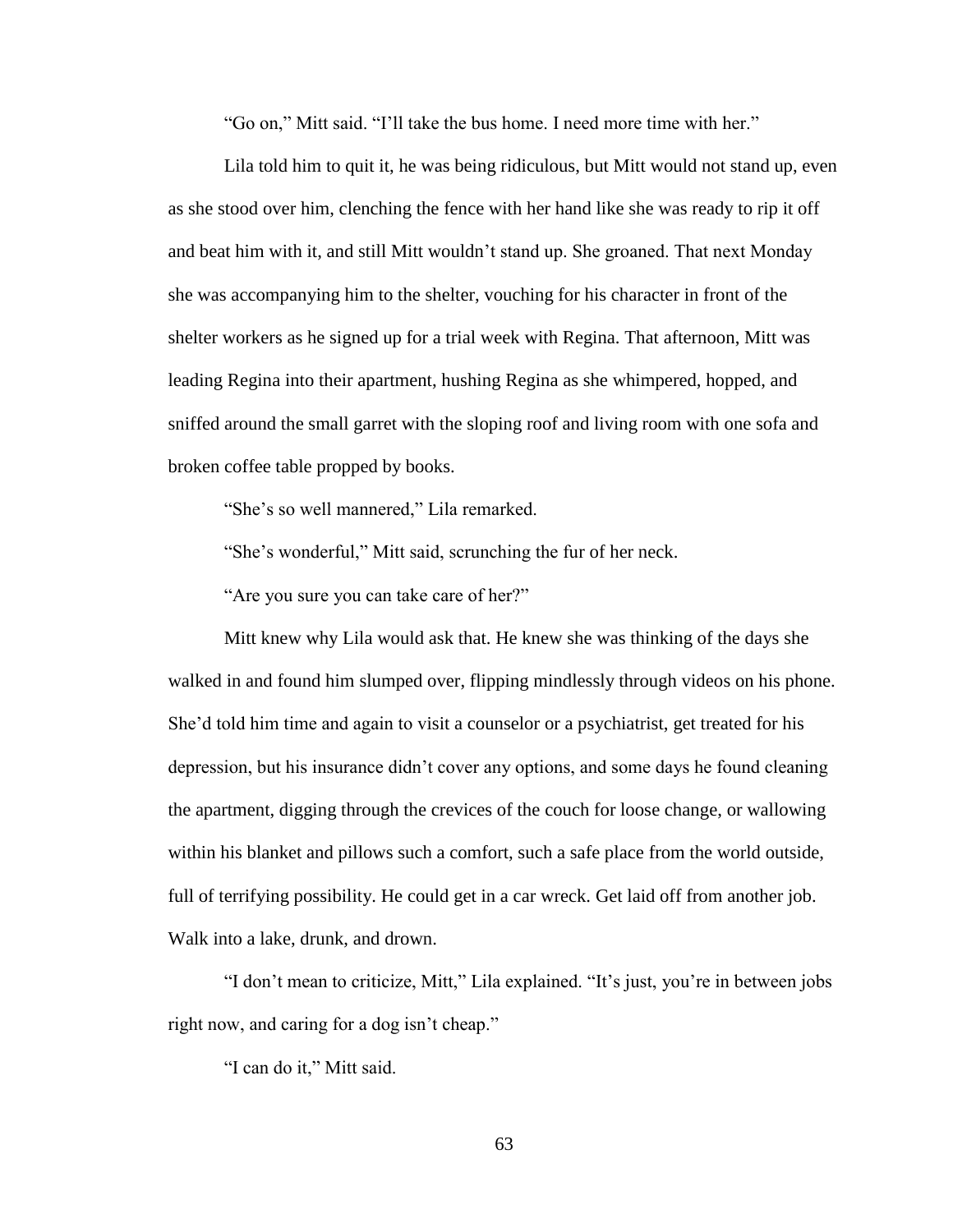"Go on," Mitt said. "I'll take the bus home. I need more time with her."

Lila told him to quit it, he was being ridiculous, but Mitt would not stand up, even as she stood over him, clenching the fence with her hand like she was ready to rip it off and beat him with it, and still Mitt wouldn't stand up. She groaned. That next Monday she was accompanying him to the shelter, vouching for his character in front of the shelter workers as he signed up for a trial week with Regina. That afternoon, Mitt was leading Regina into their apartment, hushing Regina as she whimpered, hopped, and sniffed around the small garret with the sloping roof and living room with one sofa and broken coffee table propped by books.

"She's so well mannered," Lila remarked.

"She's wonderful," Mitt said, scrunching the fur of her neck.

"Are you sure you can take care of her?"

Mitt knew why Lila would ask that. He knew she was thinking of the days she walked in and found him slumped over, flipping mindlessly through videos on his phone. She'd told him time and again to visit a counselor or a psychiatrist, get treated for his depression, but his insurance didn't cover any options, and some days he found cleaning the apartment, digging through the crevices of the couch for loose change, or wallowing within his blanket and pillows such a comfort, such a safe place from the world outside, full of terrifying possibility. He could get in a car wreck. Get laid off from another job. Walk into a lake, drunk, and drown.

"I don't mean to criticize, Mitt," Lila explained. "It's just, you're in between jobs right now, and caring for a dog isn't cheap."

"I can do it," Mitt said.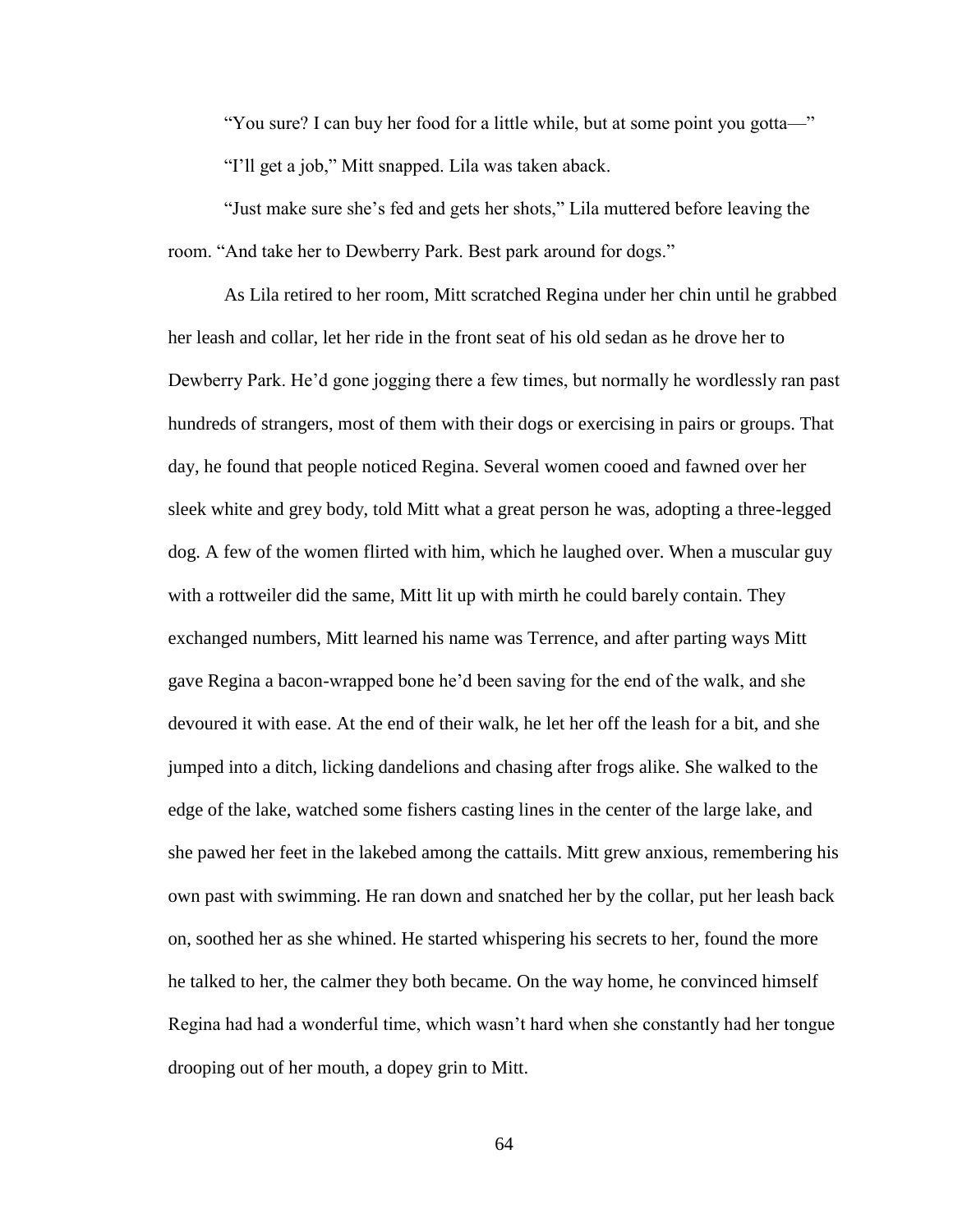"You sure? I can buy her food for a little while, but at some point you gotta—"

"I'll get a job," Mitt snapped. Lila was taken aback.

"Just make sure she's fed and gets her shots," Lila muttered before leaving the room. "And take her to Dewberry Park. Best park around for dogs."

As Lila retired to her room, Mitt scratched Regina under her chin until he grabbed her leash and collar, let her ride in the front seat of his old sedan as he drove her to Dewberry Park. He'd gone jogging there a few times, but normally he wordlessly ran past hundreds of strangers, most of them with their dogs or exercising in pairs or groups. That day, he found that people noticed Regina. Several women cooed and fawned over her sleek white and grey body, told Mitt what a great person he was, adopting a three-legged dog. A few of the women flirted with him, which he laughed over. When a muscular guy with a rottweiler did the same, Mitt lit up with mirth he could barely contain. They exchanged numbers, Mitt learned his name was Terrence, and after parting ways Mitt gave Regina a bacon-wrapped bone he'd been saving for the end of the walk, and she devoured it with ease. At the end of their walk, he let her off the leash for a bit, and she jumped into a ditch, licking dandelions and chasing after frogs alike. She walked to the edge of the lake, watched some fishers casting lines in the center of the large lake, and she pawed her feet in the lakebed among the cattails. Mitt grew anxious, remembering his own past with swimming. He ran down and snatched her by the collar, put her leash back on, soothed her as she whined. He started whispering his secrets to her, found the more he talked to her, the calmer they both became. On the way home, he convinced himself Regina had had a wonderful time, which wasn't hard when she constantly had her tongue drooping out of her mouth, a dopey grin to Mitt.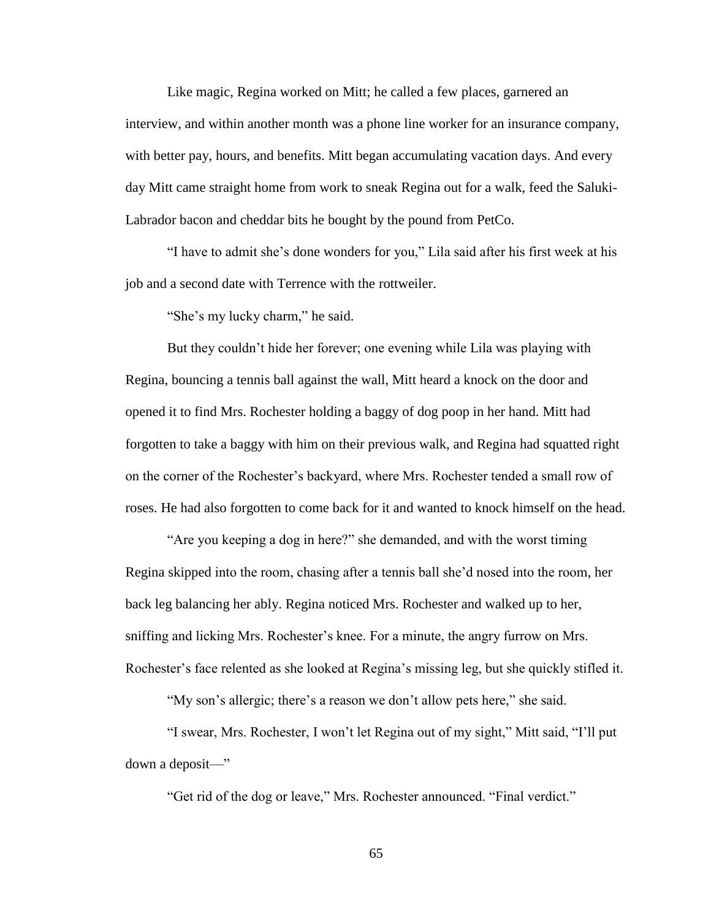Like magic, Regina worked on Mitt; he called a few places, garnered an interview, and within another month was a phone line worker for an insurance company, with better pay, hours, and benefits. Mitt began accumulating vacation days. And every day Mitt came straight home from work to sneak Regina out for a walk, feed the Saluki-Labrador bacon and cheddar bits he bought by the pound from PetCo.

"I have to admit she's done wonders for you," Lila said after his first week at his job and a second date with Terrence with the rottweiler.

"She's my lucky charm," he said.

But they couldn't hide her forever; one evening while Lila was playing with Regina, bouncing a tennis ball against the wall, Mitt heard a knock on the door and opened it to find Mrs. Rochester holding a baggy of dog poop in her hand. Mitt had forgotten to take a baggy with him on their previous walk, and Regina had squatted right on the corner of the Rochester's backyard, where Mrs. Rochester tended a small row of roses. He had also forgotten to come back for it and wanted to knock himself on the head.

"Are you keeping a dog in here?" she demanded, and with the worst timing Regina skipped into the room, chasing after a tennis ball she'd nosed into the room, her back leg balancing her ably. Regina noticed Mrs. Rochester and walked up to her, sniffing and licking Mrs. Rochester's knee. For a minute, the angry furrow on Mrs. Rochester's face relented as she looked at Regina's missing leg, but she quickly stifled it.

"My son's allergic; there's a reason we don't allow pets here," she said.

"I swear, Mrs. Rochester, I won't let Regina out of my sight," Mitt said, "I'll put down a deposit—"

"Get rid of the dog or leave," Mrs. Rochester announced. "Final verdict."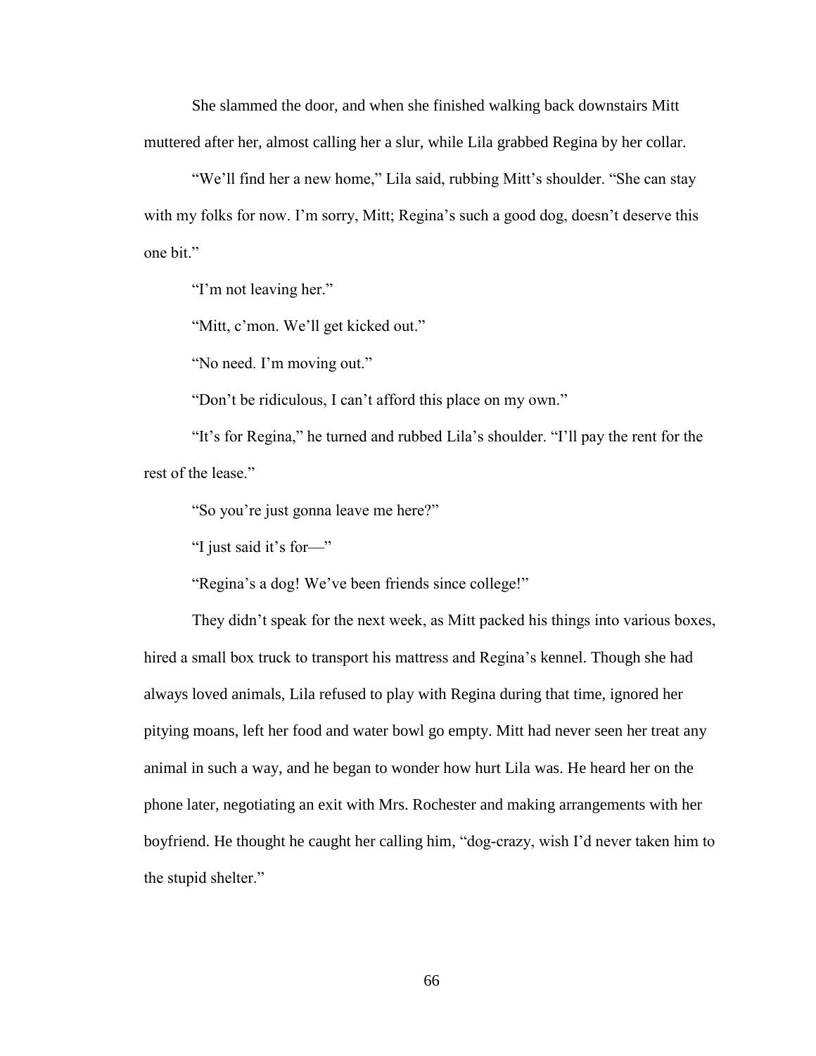She slammed the door, and when she finished walking back downstairs Mitt muttered after her, almost calling her a slur, while Lila grabbed Regina by her collar.

"We'll find her a new home," Lila said, rubbing Mitt's shoulder. "She can stay with my folks for now. I'm sorry, Mitt; Regina's such a good dog, doesn't deserve this one bit."

"I'm not leaving her."

"Mitt, c'mon. We'll get kicked out."

"No need. I'm moving out."

"Don't be ridiculous, I can't afford this place on my own."

"It's for Regina," he turned and rubbed Lila's shoulder. "I'll pay the rent for the rest of the lease."

"So you're just gonna leave me here?"

"I just said it's for—"

"Regina's a dog! We've been friends since college!"

They didn't speak for the next week, as Mitt packed his things into various boxes, hired a small box truck to transport his mattress and Regina's kennel. Though she had always loved animals, Lila refused to play with Regina during that time, ignored her pitying moans, left her food and water bowl go empty. Mitt had never seen her treat any animal in such a way, and he began to wonder how hurt Lila was. He heard her on the phone later, negotiating an exit with Mrs. Rochester and making arrangements with her boyfriend. He thought he caught her calling him, "dog-crazy, wish I'd never taken him to the stupid shelter."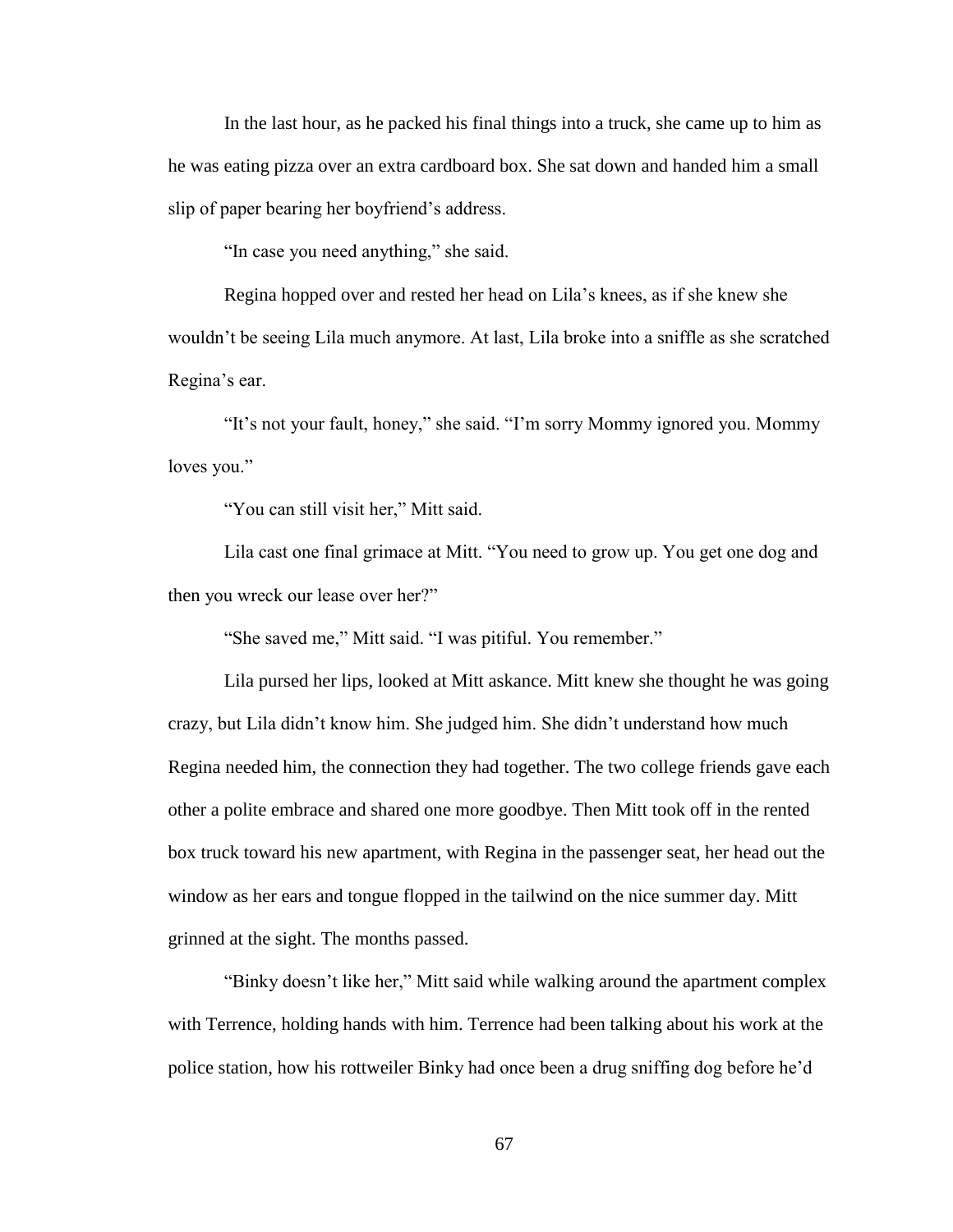In the last hour, as he packed his final things into a truck, she came up to him as he was eating pizza over an extra cardboard box. She sat down and handed him a small slip of paper bearing her boyfriend's address.

"In case you need anything," she said.

Regina hopped over and rested her head on Lila's knees, as if she knew she wouldn't be seeing Lila much anymore. At last, Lila broke into a sniffle as she scratched Regina's ear.

"It's not your fault, honey," she said. "I'm sorry Mommy ignored you. Mommy loves you."

"You can still visit her," Mitt said.

Lila cast one final grimace at Mitt. "You need to grow up. You get one dog and then you wreck our lease over her?"

"She saved me," Mitt said. "I was pitiful. You remember."

Lila pursed her lips, looked at Mitt askance. Mitt knew she thought he was going crazy, but Lila didn't know him. She judged him. She didn't understand how much Regina needed him, the connection they had together. The two college friends gave each other a polite embrace and shared one more goodbye. Then Mitt took off in the rented box truck toward his new apartment, with Regina in the passenger seat, her head out the window as her ears and tongue flopped in the tailwind on the nice summer day. Mitt grinned at the sight. The months passed.

"Binky doesn't like her," Mitt said while walking around the apartment complex with Terrence, holding hands with him. Terrence had been talking about his work at the police station, how his rottweiler Binky had once been a drug sniffing dog before he'd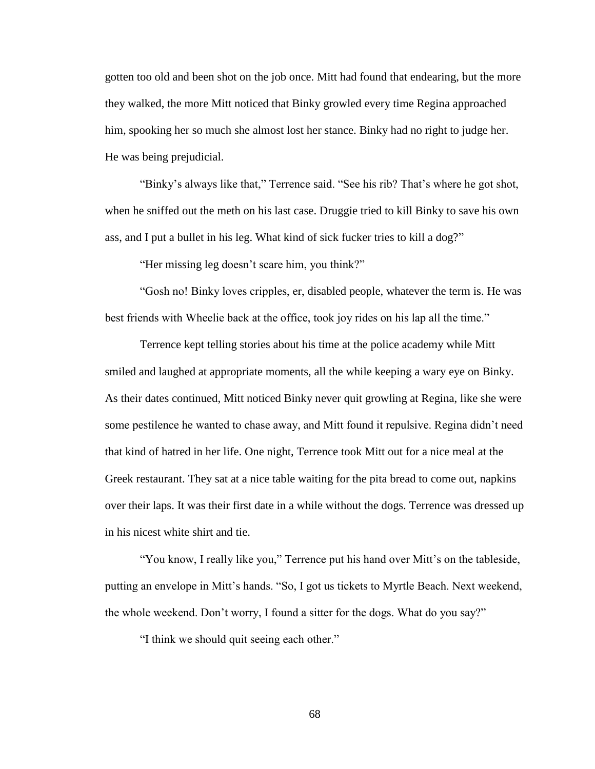gotten too old and been shot on the job once. Mitt had found that endearing, but the more they walked, the more Mitt noticed that Binky growled every time Regina approached him, spooking her so much she almost lost her stance. Binky had no right to judge her. He was being prejudicial.

"Binky's always like that," Terrence said. "See his rib? That's where he got shot, when he sniffed out the meth on his last case. Druggie tried to kill Binky to save his own ass, and I put a bullet in his leg. What kind of sick fucker tries to kill a dog?"

"Her missing leg doesn't scare him, you think?"

"Gosh no! Binky loves cripples, er, disabled people, whatever the term is. He was best friends with Wheelie back at the office, took joy rides on his lap all the time."

Terrence kept telling stories about his time at the police academy while Mitt smiled and laughed at appropriate moments, all the while keeping a wary eye on Binky. As their dates continued, Mitt noticed Binky never quit growling at Regina, like she were some pestilence he wanted to chase away, and Mitt found it repulsive. Regina didn't need that kind of hatred in her life. One night, Terrence took Mitt out for a nice meal at the Greek restaurant. They sat at a nice table waiting for the pita bread to come out, napkins over their laps. It was their first date in a while without the dogs. Terrence was dressed up in his nicest white shirt and tie.

"You know, I really like you," Terrence put his hand over Mitt's on the tableside, putting an envelope in Mitt's hands. "So, I got us tickets to Myrtle Beach. Next weekend, the whole weekend. Don't worry, I found a sitter for the dogs. What do you say?"

"I think we should quit seeing each other."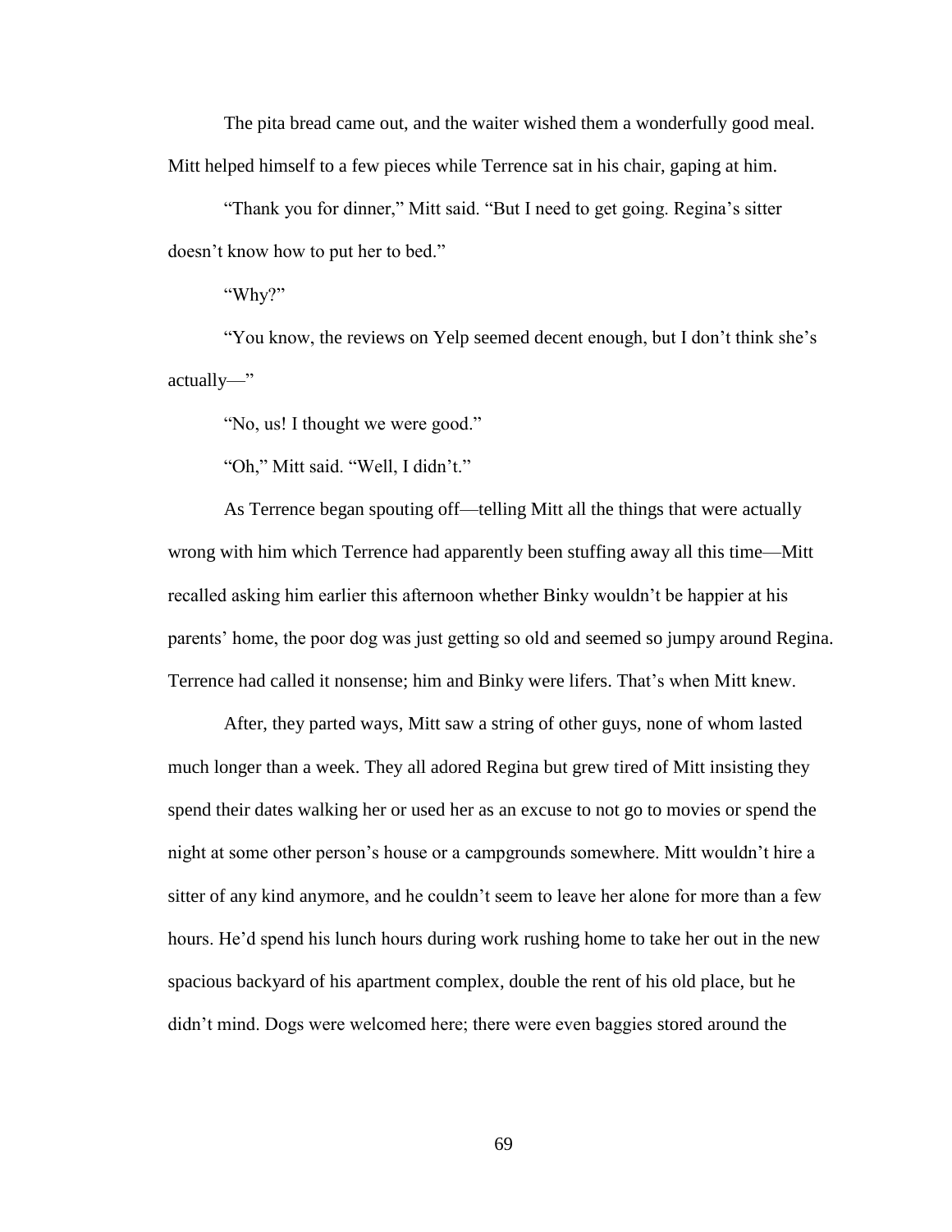The pita bread came out, and the waiter wished them a wonderfully good meal. Mitt helped himself to a few pieces while Terrence sat in his chair, gaping at him.

"Thank you for dinner," Mitt said. "But I need to get going. Regina's sitter doesn't know how to put her to bed."

"Why?"

"You know, the reviews on Yelp seemed decent enough, but I don't think she's actually—"

"No, us! I thought we were good."

"Oh," Mitt said. "Well, I didn't."

As Terrence began spouting off—telling Mitt all the things that were actually wrong with him which Terrence had apparently been stuffing away all this time—Mitt recalled asking him earlier this afternoon whether Binky wouldn't be happier at his parents' home, the poor dog was just getting so old and seemed so jumpy around Regina. Terrence had called it nonsense; him and Binky were lifers. That's when Mitt knew.

After, they parted ways, Mitt saw a string of other guys, none of whom lasted much longer than a week. They all adored Regina but grew tired of Mitt insisting they spend their dates walking her or used her as an excuse to not go to movies or spend the night at some other person's house or a campgrounds somewhere. Mitt wouldn't hire a sitter of any kind anymore, and he couldn't seem to leave her alone for more than a few hours. He'd spend his lunch hours during work rushing home to take her out in the new spacious backyard of his apartment complex, double the rent of his old place, but he didn't mind. Dogs were welcomed here; there were even baggies stored around the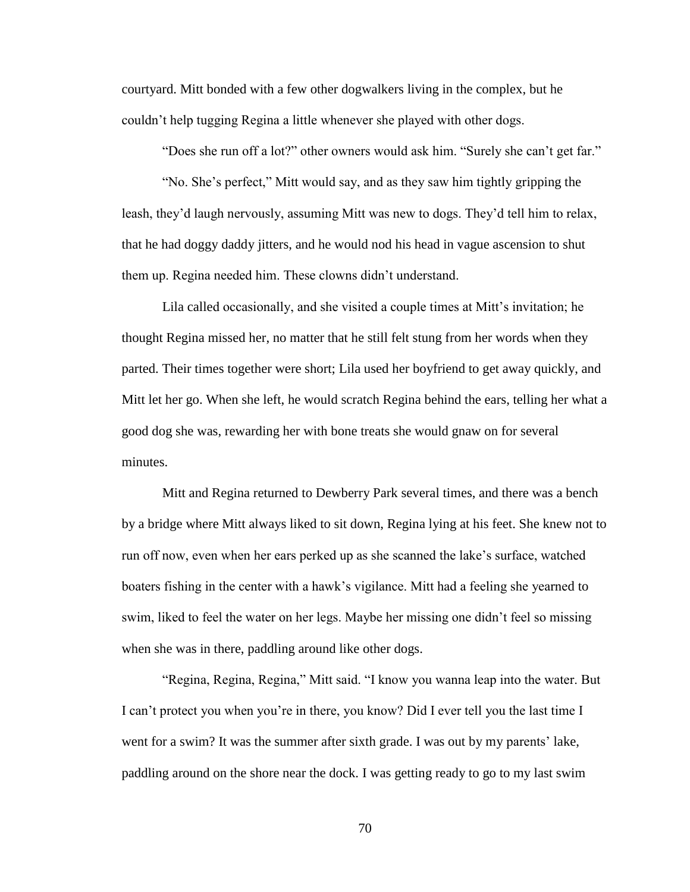courtyard. Mitt bonded with a few other dogwalkers living in the complex, but he couldn't help tugging Regina a little whenever she played with other dogs.

"Does she run off a lot?" other owners would ask him. "Surely she can't get far."

"No. She's perfect," Mitt would say, and as they saw him tightly gripping the leash, they'd laugh nervously, assuming Mitt was new to dogs. They'd tell him to relax, that he had doggy daddy jitters, and he would nod his head in vague ascension to shut them up. Regina needed him. These clowns didn't understand.

Lila called occasionally, and she visited a couple times at Mitt's invitation; he thought Regina missed her, no matter that he still felt stung from her words when they parted. Their times together were short; Lila used her boyfriend to get away quickly, and Mitt let her go. When she left, he would scratch Regina behind the ears, telling her what a good dog she was, rewarding her with bone treats she would gnaw on for several minutes.

Mitt and Regina returned to Dewberry Park several times, and there was a bench by a bridge where Mitt always liked to sit down, Regina lying at his feet. She knew not to run off now, even when her ears perked up as she scanned the lake's surface, watched boaters fishing in the center with a hawk's vigilance. Mitt had a feeling she yearned to swim, liked to feel the water on her legs. Maybe her missing one didn't feel so missing when she was in there, paddling around like other dogs.

"Regina, Regina, Regina," Mitt said. "I know you wanna leap into the water. But I can't protect you when you're in there, you know? Did I ever tell you the last time I went for a swim? It was the summer after sixth grade. I was out by my parents' lake, paddling around on the shore near the dock. I was getting ready to go to my last swim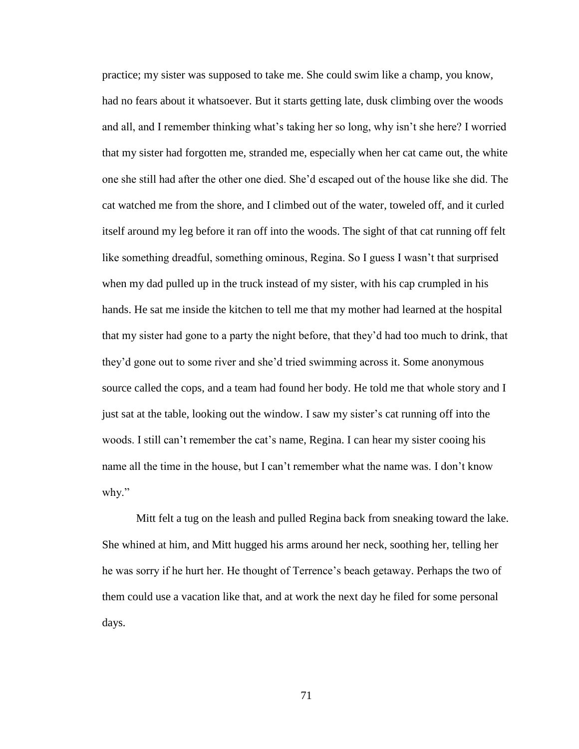practice; my sister was supposed to take me. She could swim like a champ, you know, had no fears about it whatsoever. But it starts getting late, dusk climbing over the woods and all, and I remember thinking what's taking her so long, why isn't she here? I worried that my sister had forgotten me, stranded me, especially when her cat came out, the white one she still had after the other one died. She'd escaped out of the house like she did. The cat watched me from the shore, and I climbed out of the water, toweled off, and it curled itself around my leg before it ran off into the woods. The sight of that cat running off felt like something dreadful, something ominous, Regina. So I guess I wasn't that surprised when my dad pulled up in the truck instead of my sister, with his cap crumpled in his hands. He sat me inside the kitchen to tell me that my mother had learned at the hospital that my sister had gone to a party the night before, that they'd had too much to drink, that they'd gone out to some river and she'd tried swimming across it. Some anonymous source called the cops, and a team had found her body. He told me that whole story and I just sat at the table, looking out the window. I saw my sister's cat running off into the woods. I still can't remember the cat's name, Regina. I can hear my sister cooing his name all the time in the house, but I can't remember what the name was. I don't know why."

Mitt felt a tug on the leash and pulled Regina back from sneaking toward the lake. She whined at him, and Mitt hugged his arms around her neck, soothing her, telling her he was sorry if he hurt her. He thought of Terrence's beach getaway. Perhaps the two of them could use a vacation like that, and at work the next day he filed for some personal days.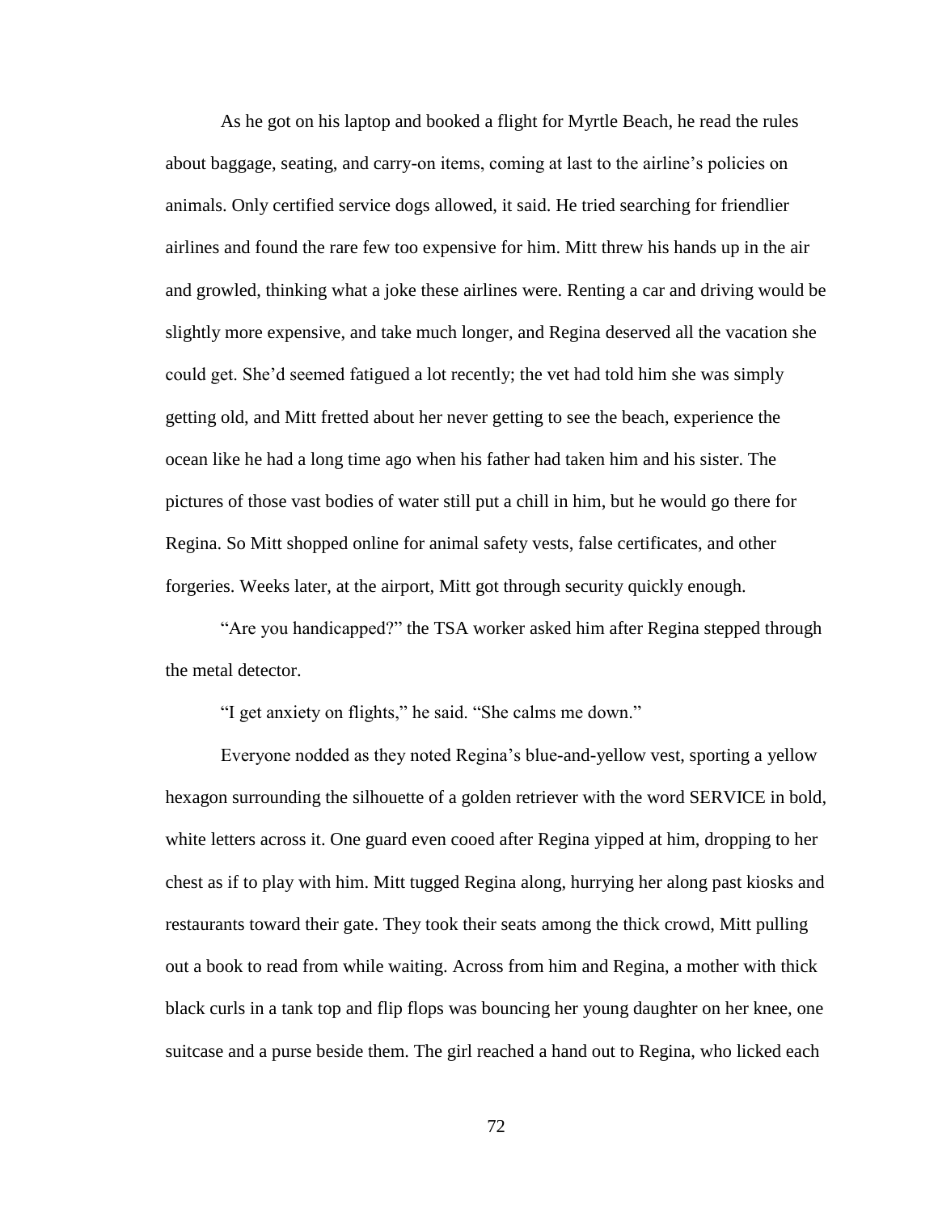As he got on his laptop and booked a flight for Myrtle Beach, he read the rules about baggage, seating, and carry-on items, coming at last to the airline's policies on animals. Only certified service dogs allowed, it said. He tried searching for friendlier airlines and found the rare few too expensive for him. Mitt threw his hands up in the air and growled, thinking what a joke these airlines were. Renting a car and driving would be slightly more expensive, and take much longer, and Regina deserved all the vacation she could get. She'd seemed fatigued a lot recently; the vet had told him she was simply getting old, and Mitt fretted about her never getting to see the beach, experience the ocean like he had a long time ago when his father had taken him and his sister. The pictures of those vast bodies of water still put a chill in him, but he would go there for Regina. So Mitt shopped online for animal safety vests, false certificates, and other forgeries. Weeks later, at the airport, Mitt got through security quickly enough.

"Are you handicapped?" the TSA worker asked him after Regina stepped through the metal detector.

"I get anxiety on flights," he said. "She calms me down."

Everyone nodded as they noted Regina's blue-and-yellow vest, sporting a yellow hexagon surrounding the silhouette of a golden retriever with the word SERVICE in bold, white letters across it. One guard even cooed after Regina yipped at him, dropping to her chest as if to play with him. Mitt tugged Regina along, hurrying her along past kiosks and restaurants toward their gate. They took their seats among the thick crowd, Mitt pulling out a book to read from while waiting. Across from him and Regina, a mother with thick black curls in a tank top and flip flops was bouncing her young daughter on her knee, one suitcase and a purse beside them. The girl reached a hand out to Regina, who licked each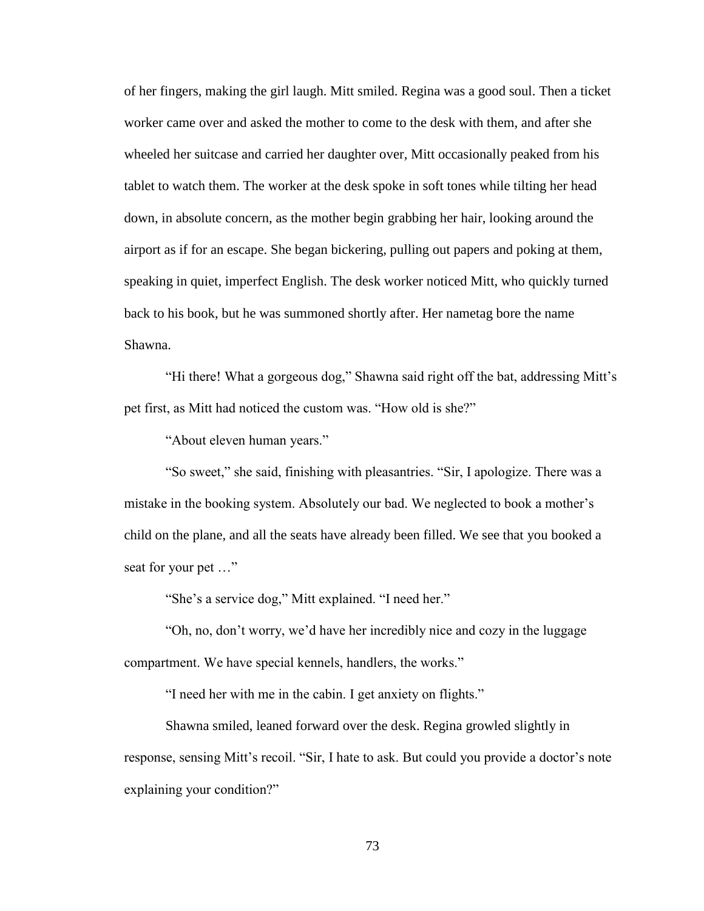of her fingers, making the girl laugh. Mitt smiled. Regina was a good soul. Then a ticket worker came over and asked the mother to come to the desk with them, and after she wheeled her suitcase and carried her daughter over, Mitt occasionally peaked from his tablet to watch them. The worker at the desk spoke in soft tones while tilting her head down, in absolute concern, as the mother begin grabbing her hair, looking around the airport as if for an escape. She began bickering, pulling out papers and poking at them, speaking in quiet, imperfect English. The desk worker noticed Mitt, who quickly turned back to his book, but he was summoned shortly after. Her nametag bore the name Shawna.

"Hi there! What a gorgeous dog," Shawna said right off the bat, addressing Mitt's pet first, as Mitt had noticed the custom was. "How old is she?"

"About eleven human years."

"So sweet," she said, finishing with pleasantries. "Sir, I apologize. There was a mistake in the booking system. Absolutely our bad. We neglected to book a mother's child on the plane, and all the seats have already been filled. We see that you booked a seat for your pet …"

"She's a service dog," Mitt explained. "I need her."

"Oh, no, don't worry, we'd have her incredibly nice and cozy in the luggage compartment. We have special kennels, handlers, the works."

"I need her with me in the cabin. I get anxiety on flights."

Shawna smiled, leaned forward over the desk. Regina growled slightly in response, sensing Mitt's recoil. "Sir, I hate to ask. But could you provide a doctor's note explaining your condition?"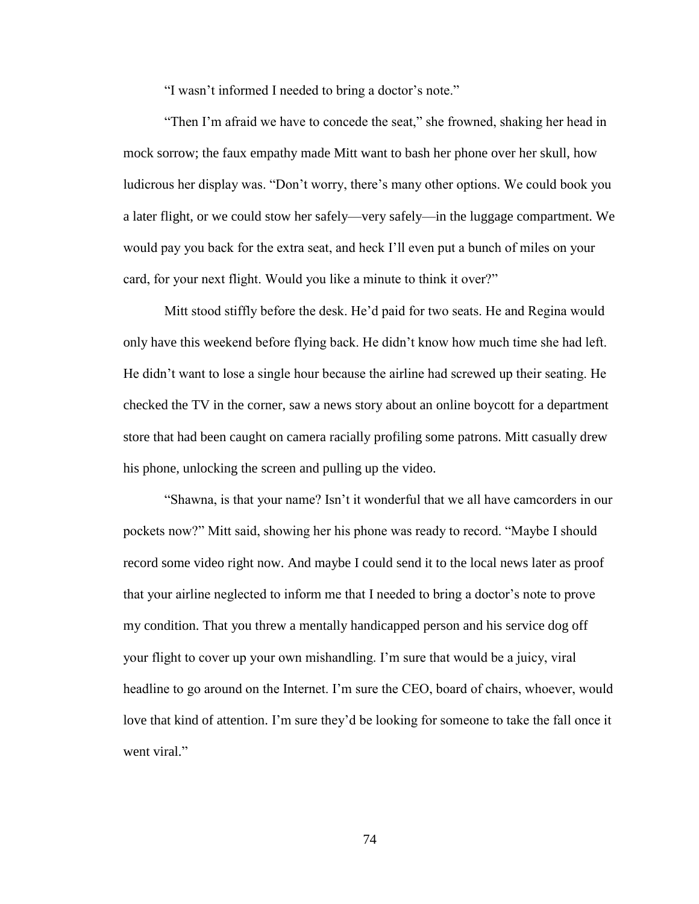"I wasn't informed I needed to bring a doctor's note."

"Then I'm afraid we have to concede the seat," she frowned, shaking her head in mock sorrow; the faux empathy made Mitt want to bash her phone over her skull, how ludicrous her display was. "Don't worry, there's many other options. We could book you a later flight, or we could stow her safely—very safely—in the luggage compartment. We would pay you back for the extra seat, and heck I'll even put a bunch of miles on your card, for your next flight. Would you like a minute to think it over?"

Mitt stood stiffly before the desk. He'd paid for two seats. He and Regina would only have this weekend before flying back. He didn't know how much time she had left. He didn't want to lose a single hour because the airline had screwed up their seating. He checked the TV in the corner, saw a news story about an online boycott for a department store that had been caught on camera racially profiling some patrons. Mitt casually drew his phone, unlocking the screen and pulling up the video.

"Shawna, is that your name? Isn't it wonderful that we all have camcorders in our pockets now?" Mitt said, showing her his phone was ready to record. "Maybe I should record some video right now. And maybe I could send it to the local news later as proof that your airline neglected to inform me that I needed to bring a doctor's note to prove my condition. That you threw a mentally handicapped person and his service dog off your flight to cover up your own mishandling. I'm sure that would be a juicy, viral headline to go around on the Internet. I'm sure the CEO, board of chairs, whoever, would love that kind of attention. I'm sure they'd be looking for someone to take the fall once it went viral."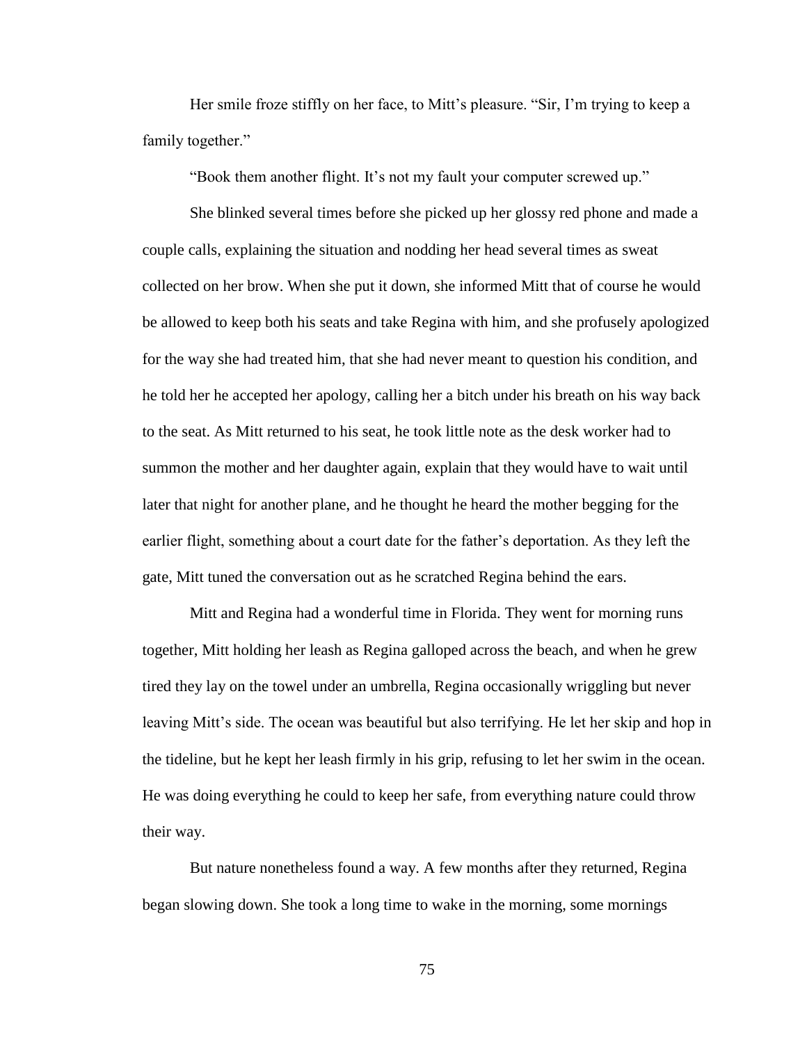Her smile froze stiffly on her face, to Mitt's pleasure. "Sir, I'm trying to keep a family together."

"Book them another flight. It's not my fault your computer screwed up."

She blinked several times before she picked up her glossy red phone and made a couple calls, explaining the situation and nodding her head several times as sweat collected on her brow. When she put it down, she informed Mitt that of course he would be allowed to keep both his seats and take Regina with him, and she profusely apologized for the way she had treated him, that she had never meant to question his condition, and he told her he accepted her apology, calling her a bitch under his breath on his way back to the seat. As Mitt returned to his seat, he took little note as the desk worker had to summon the mother and her daughter again, explain that they would have to wait until later that night for another plane, and he thought he heard the mother begging for the earlier flight, something about a court date for the father's deportation. As they left the gate, Mitt tuned the conversation out as he scratched Regina behind the ears.

Mitt and Regina had a wonderful time in Florida. They went for morning runs together, Mitt holding her leash as Regina galloped across the beach, and when he grew tired they lay on the towel under an umbrella, Regina occasionally wriggling but never leaving Mitt's side. The ocean was beautiful but also terrifying. He let her skip and hop in the tideline, but he kept her leash firmly in his grip, refusing to let her swim in the ocean. He was doing everything he could to keep her safe, from everything nature could throw their way.

But nature nonetheless found a way. A few months after they returned, Regina began slowing down. She took a long time to wake in the morning, some mornings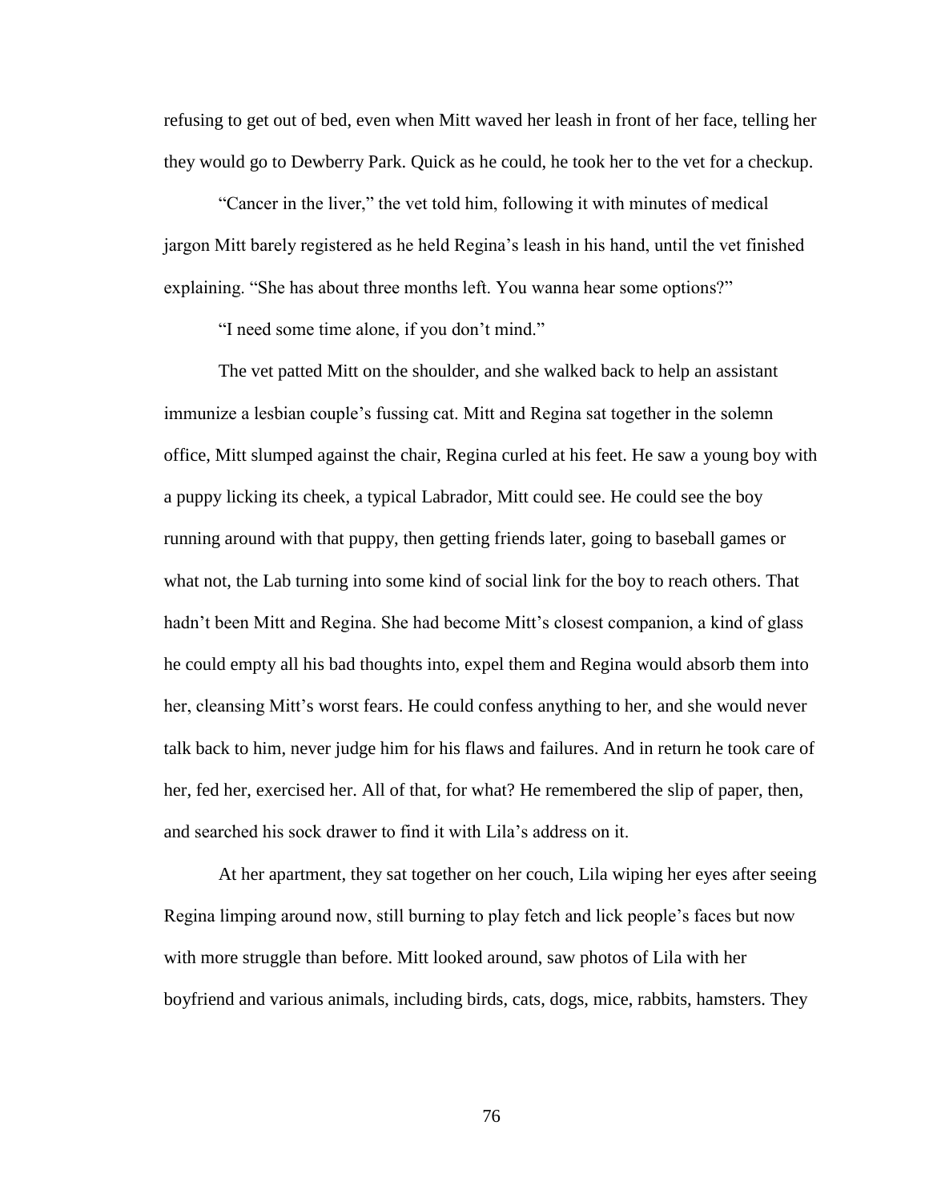refusing to get out of bed, even when Mitt waved her leash in front of her face, telling her they would go to Dewberry Park. Quick as he could, he took her to the vet for a checkup.

"Cancer in the liver," the vet told him, following it with minutes of medical jargon Mitt barely registered as he held Regina's leash in his hand, until the vet finished explaining. "She has about three months left. You wanna hear some options?"

"I need some time alone, if you don't mind."

The vet patted Mitt on the shoulder, and she walked back to help an assistant immunize a lesbian couple's fussing cat. Mitt and Regina sat together in the solemn office, Mitt slumped against the chair, Regina curled at his feet. He saw a young boy with a puppy licking its cheek, a typical Labrador, Mitt could see. He could see the boy running around with that puppy, then getting friends later, going to baseball games or what not, the Lab turning into some kind of social link for the boy to reach others. That hadn't been Mitt and Regina. She had become Mitt's closest companion, a kind of glass he could empty all his bad thoughts into, expel them and Regina would absorb them into her, cleansing Mitt's worst fears. He could confess anything to her, and she would never talk back to him, never judge him for his flaws and failures. And in return he took care of her, fed her, exercised her. All of that, for what? He remembered the slip of paper, then, and searched his sock drawer to find it with Lila's address on it.

At her apartment, they sat together on her couch, Lila wiping her eyes after seeing Regina limping around now, still burning to play fetch and lick people's faces but now with more struggle than before. Mitt looked around, saw photos of Lila with her boyfriend and various animals, including birds, cats, dogs, mice, rabbits, hamsters. They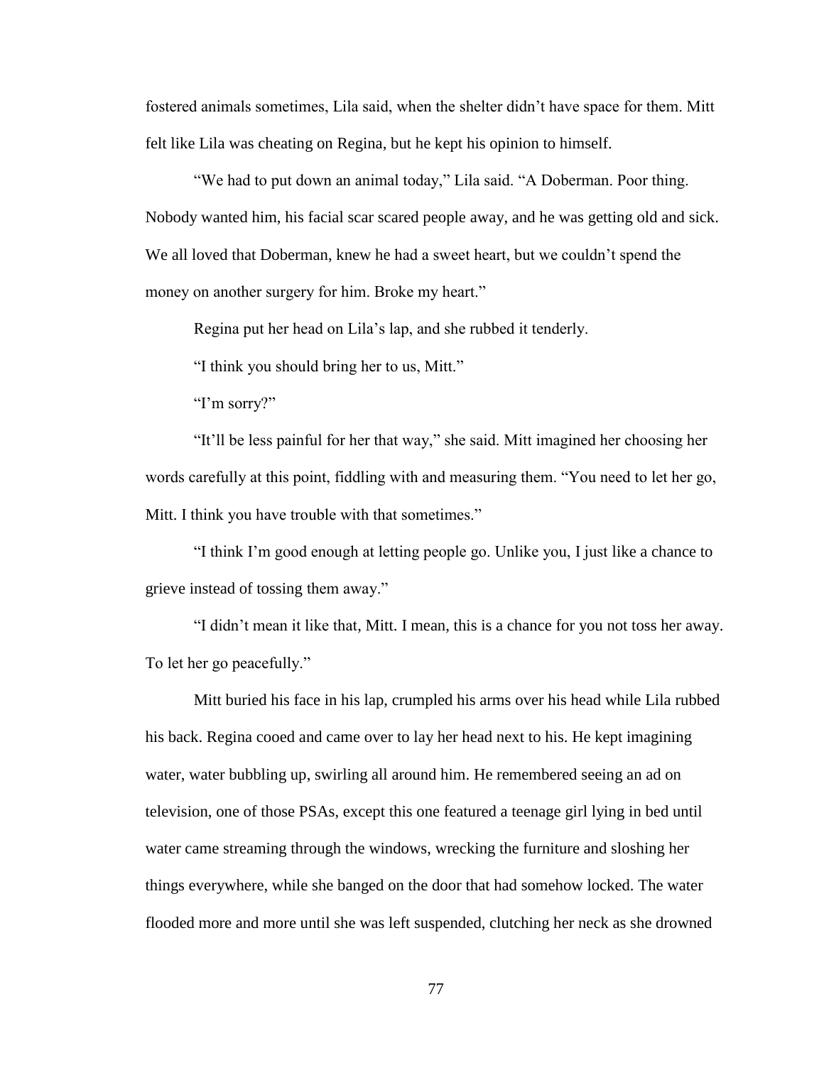fostered animals sometimes, Lila said, when the shelter didn't have space for them. Mitt felt like Lila was cheating on Regina, but he kept his opinion to himself.

"We had to put down an animal today," Lila said. "A Doberman. Poor thing. Nobody wanted him, his facial scar scared people away, and he was getting old and sick. We all loved that Doberman, knew he had a sweet heart, but we couldn't spend the money on another surgery for him. Broke my heart."

Regina put her head on Lila's lap, and she rubbed it tenderly.

"I think you should bring her to us, Mitt."

"I'm sorry?"

"It'll be less painful for her that way," she said. Mitt imagined her choosing her words carefully at this point, fiddling with and measuring them. "You need to let her go, Mitt. I think you have trouble with that sometimes."

"I think I'm good enough at letting people go. Unlike you, I just like a chance to grieve instead of tossing them away."

"I didn't mean it like that, Mitt. I mean, this is a chance for you not toss her away. To let her go peacefully."

Mitt buried his face in his lap, crumpled his arms over his head while Lila rubbed his back. Regina cooed and came over to lay her head next to his. He kept imagining water, water bubbling up, swirling all around him. He remembered seeing an ad on television, one of those PSAs, except this one featured a teenage girl lying in bed until water came streaming through the windows, wrecking the furniture and sloshing her things everywhere, while she banged on the door that had somehow locked. The water flooded more and more until she was left suspended, clutching her neck as she drowned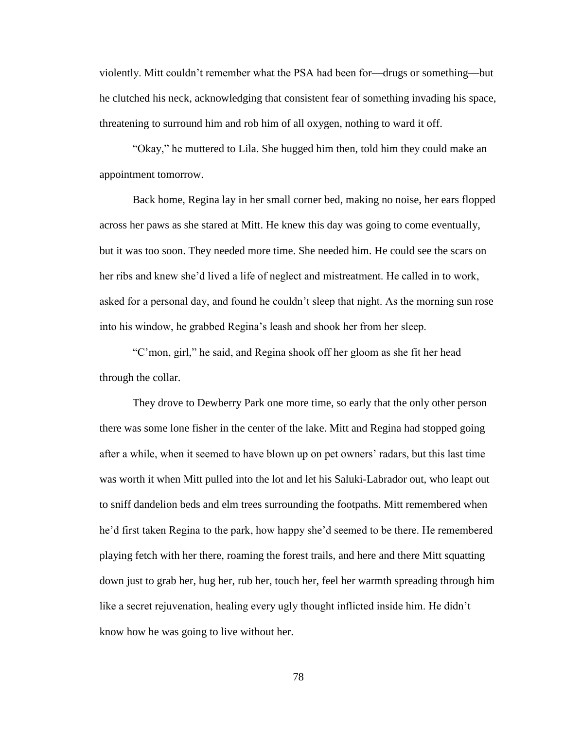violently. Mitt couldn't remember what the PSA had been for—drugs or something—but he clutched his neck, acknowledging that consistent fear of something invading his space, threatening to surround him and rob him of all oxygen, nothing to ward it off.

"Okay," he muttered to Lila. She hugged him then, told him they could make an appointment tomorrow.

Back home, Regina lay in her small corner bed, making no noise, her ears flopped across her paws as she stared at Mitt. He knew this day was going to come eventually, but it was too soon. They needed more time. She needed him. He could see the scars on her ribs and knew she'd lived a life of neglect and mistreatment. He called in to work, asked for a personal day, and found he couldn't sleep that night. As the morning sun rose into his window, he grabbed Regina's leash and shook her from her sleep.

"C'mon, girl," he said, and Regina shook off her gloom as she fit her head through the collar.

They drove to Dewberry Park one more time, so early that the only other person there was some lone fisher in the center of the lake. Mitt and Regina had stopped going after a while, when it seemed to have blown up on pet owners' radars, but this last time was worth it when Mitt pulled into the lot and let his Saluki-Labrador out, who leapt out to sniff dandelion beds and elm trees surrounding the footpaths. Mitt remembered when he'd first taken Regina to the park, how happy she'd seemed to be there. He remembered playing fetch with her there, roaming the forest trails, and here and there Mitt squatting down just to grab her, hug her, rub her, touch her, feel her warmth spreading through him like a secret rejuvenation, healing every ugly thought inflicted inside him. He didn't know how he was going to live without her.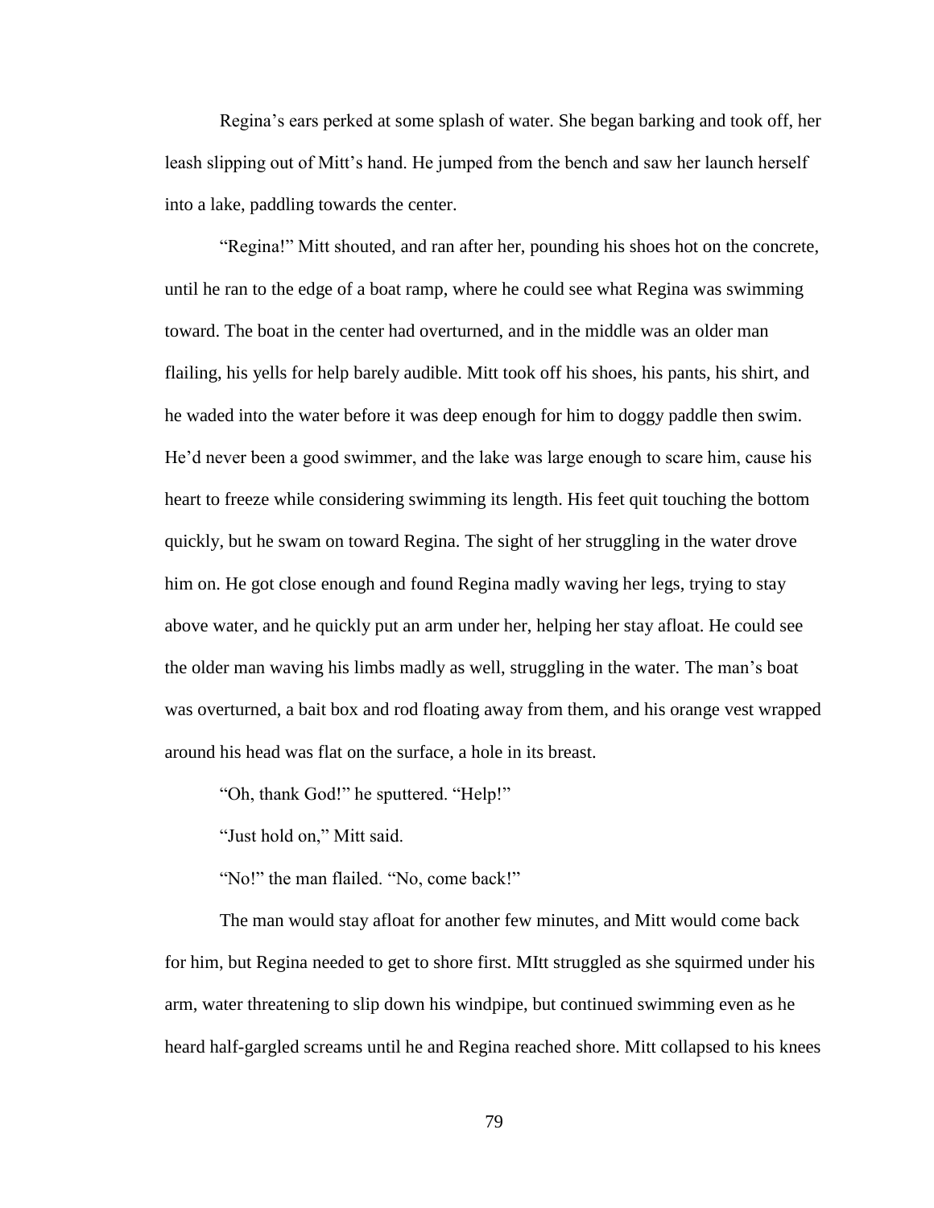Regina's ears perked at some splash of water. She began barking and took off, her leash slipping out of Mitt's hand. He jumped from the bench and saw her launch herself into a lake, paddling towards the center.

"Regina!" Mitt shouted, and ran after her, pounding his shoes hot on the concrete, until he ran to the edge of a boat ramp, where he could see what Regina was swimming toward. The boat in the center had overturned, and in the middle was an older man flailing, his yells for help barely audible. Mitt took off his shoes, his pants, his shirt, and he waded into the water before it was deep enough for him to doggy paddle then swim. He'd never been a good swimmer, and the lake was large enough to scare him, cause his heart to freeze while considering swimming its length. His feet quit touching the bottom quickly, but he swam on toward Regina. The sight of her struggling in the water drove him on. He got close enough and found Regina madly waving her legs, trying to stay above water, and he quickly put an arm under her, helping her stay afloat. He could see the older man waving his limbs madly as well, struggling in the water. The man's boat was overturned, a bait box and rod floating away from them, and his orange vest wrapped around his head was flat on the surface, a hole in its breast.

"Oh, thank God!" he sputtered. "Help!"

"Just hold on," Mitt said.

"No!" the man flailed. "No, come back!"

The man would stay afloat for another few minutes, and Mitt would come back for him, but Regina needed to get to shore first. MItt struggled as she squirmed under his arm, water threatening to slip down his windpipe, but continued swimming even as he heard half-gargled screams until he and Regina reached shore. Mitt collapsed to his knees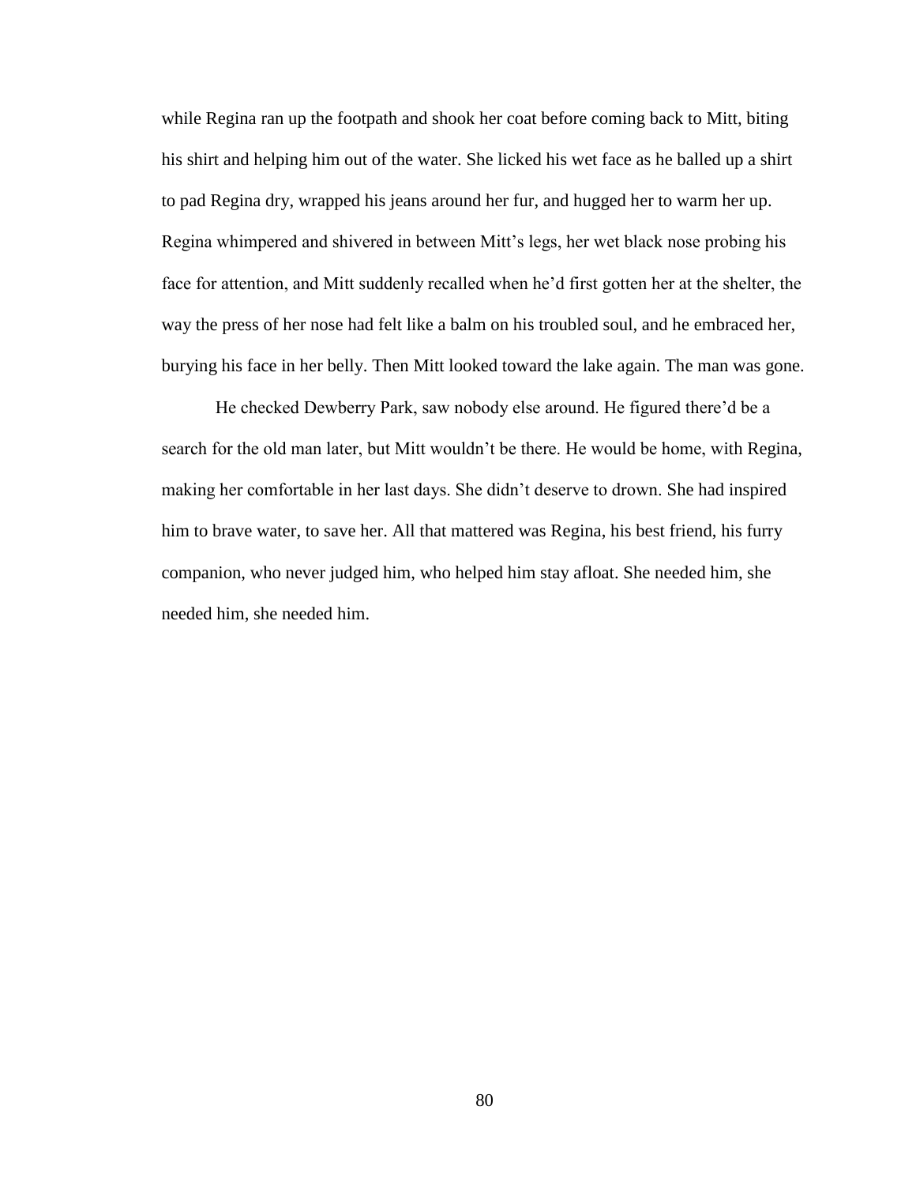while Regina ran up the footpath and shook her coat before coming back to Mitt, biting his shirt and helping him out of the water. She licked his wet face as he balled up a shirt to pad Regina dry, wrapped his jeans around her fur, and hugged her to warm her up. Regina whimpered and shivered in between Mitt's legs, her wet black nose probing his face for attention, and Mitt suddenly recalled when he'd first gotten her at the shelter, the way the press of her nose had felt like a balm on his troubled soul, and he embraced her, burying his face in her belly. Then Mitt looked toward the lake again. The man was gone.

He checked Dewberry Park, saw nobody else around. He figured there'd be a search for the old man later, but Mitt wouldn't be there. He would be home, with Regina, making her comfortable in her last days. She didn't deserve to drown. She had inspired him to brave water, to save her. All that mattered was Regina, his best friend, his furry companion, who never judged him, who helped him stay afloat. She needed him, she needed him, she needed him.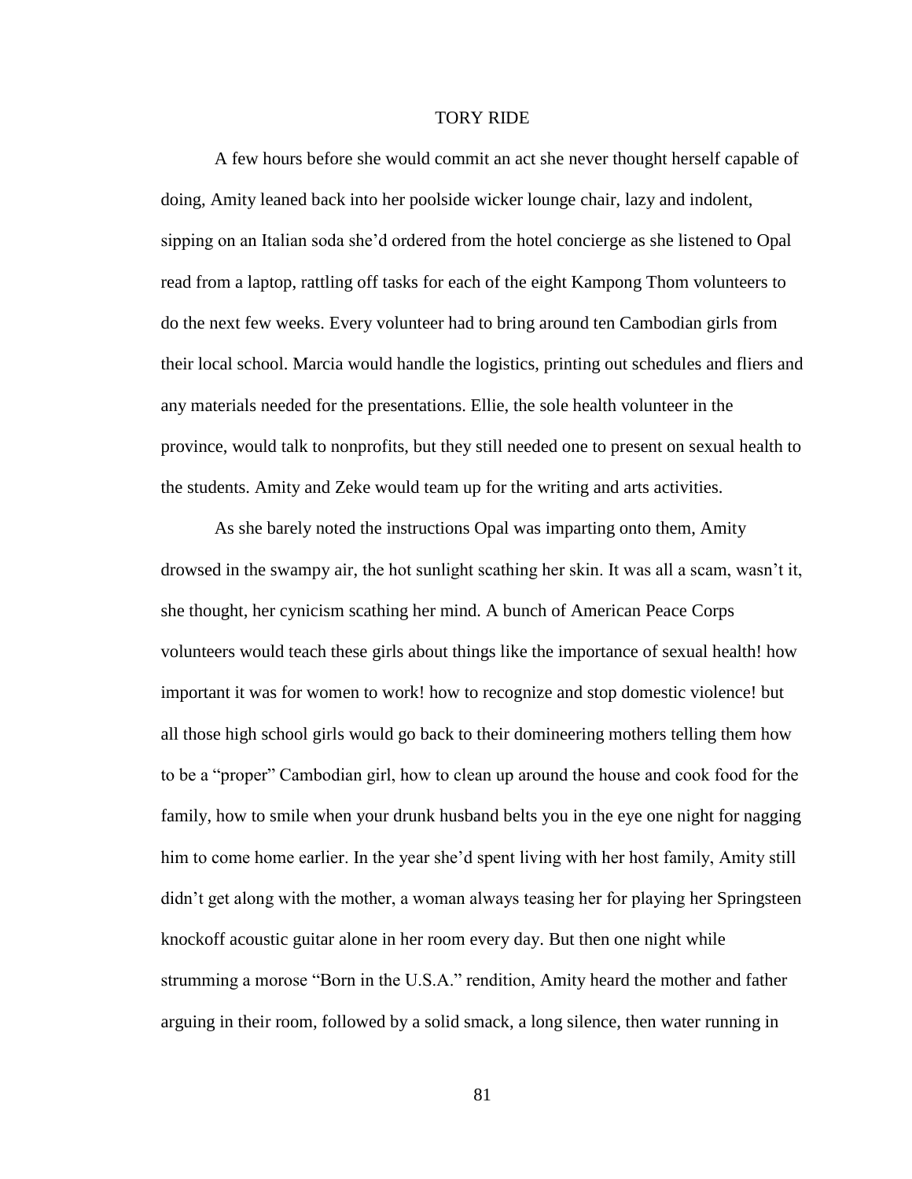# TORY RIDE

A few hours before she would commit an act she never thought herself capable of doing, Amity leaned back into her poolside wicker lounge chair, lazy and indolent, sipping on an Italian soda she'd ordered from the hotel concierge as she listened to Opal read from a laptop, rattling off tasks for each of the eight Kampong Thom volunteers to do the next few weeks. Every volunteer had to bring around ten Cambodian girls from their local school. Marcia would handle the logistics, printing out schedules and fliers and any materials needed for the presentations. Ellie, the sole health volunteer in the province, would talk to nonprofits, but they still needed one to present on sexual health to the students. Amity and Zeke would team up for the writing and arts activities.

As she barely noted the instructions Opal was imparting onto them, Amity drowsed in the swampy air, the hot sunlight scathing her skin. It was all a scam, wasn't it, she thought, her cynicism scathing her mind. A bunch of American Peace Corps volunteers would teach these girls about things like the importance of sexual health! how important it was for women to work! how to recognize and stop domestic violence! but all those high school girls would go back to their domineering mothers telling them how to be a "proper" Cambodian girl, how to clean up around the house and cook food for the family, how to smile when your drunk husband belts you in the eye one night for nagging him to come home earlier. In the year she'd spent living with her host family, Amity still didn't get along with the mother, a woman always teasing her for playing her Springsteen knockoff acoustic guitar alone in her room every day. But then one night while strumming a morose "Born in the U.S.A." rendition, Amity heard the mother and father arguing in their room, followed by a solid smack, a long silence, then water running in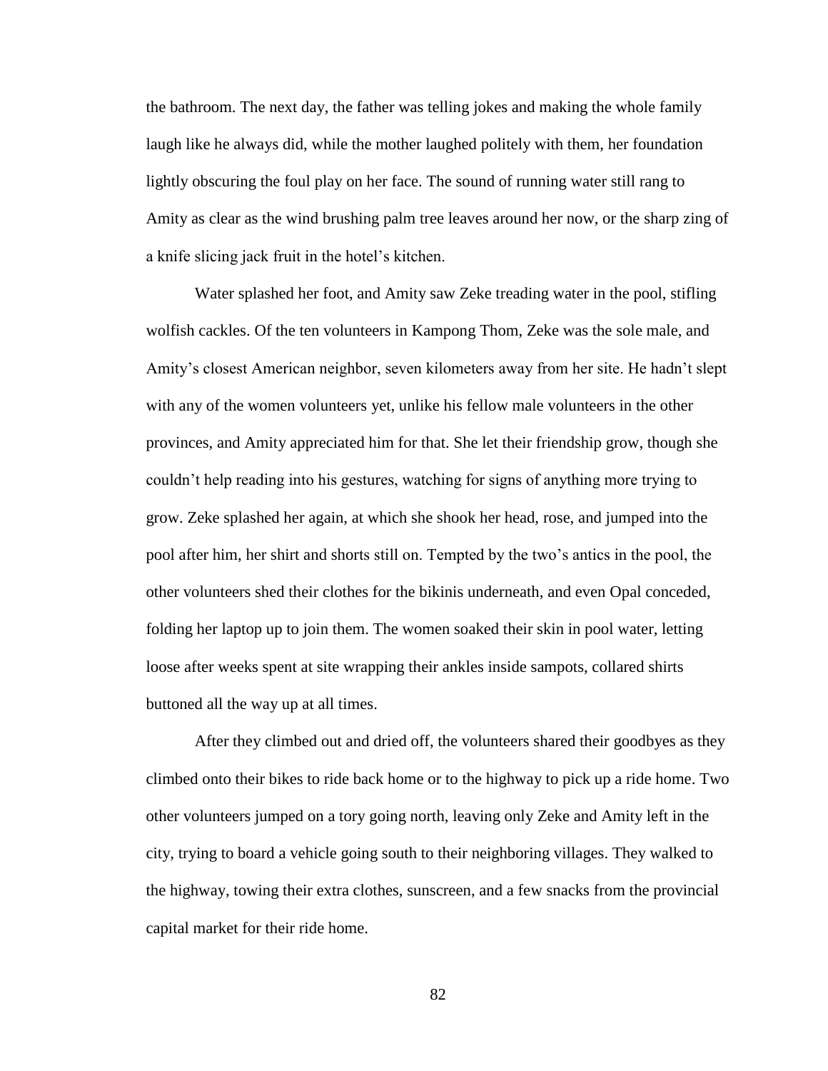the bathroom. The next day, the father was telling jokes and making the whole family laugh like he always did, while the mother laughed politely with them, her foundation lightly obscuring the foul play on her face. The sound of running water still rang to Amity as clear as the wind brushing palm tree leaves around her now, or the sharp zing of a knife slicing jack fruit in the hotel's kitchen.

Water splashed her foot, and Amity saw Zeke treading water in the pool, stifling wolfish cackles. Of the ten volunteers in Kampong Thom, Zeke was the sole male, and Amity's closest American neighbor, seven kilometers away from her site. He hadn't slept with any of the women volunteers yet, unlike his fellow male volunteers in the other provinces, and Amity appreciated him for that. She let their friendship grow, though she couldn't help reading into his gestures, watching for signs of anything more trying to grow. Zeke splashed her again, at which she shook her head, rose, and jumped into the pool after him, her shirt and shorts still on. Tempted by the two's antics in the pool, the other volunteers shed their clothes for the bikinis underneath, and even Opal conceded, folding her laptop up to join them. The women soaked their skin in pool water, letting loose after weeks spent at site wrapping their ankles inside sampots, collared shirts buttoned all the way up at all times.

After they climbed out and dried off, the volunteers shared their goodbyes as they climbed onto their bikes to ride back home or to the highway to pick up a ride home. Two other volunteers jumped on a tory going north, leaving only Zeke and Amity left in the city, trying to board a vehicle going south to their neighboring villages. They walked to the highway, towing their extra clothes, sunscreen, and a few snacks from the provincial capital market for their ride home.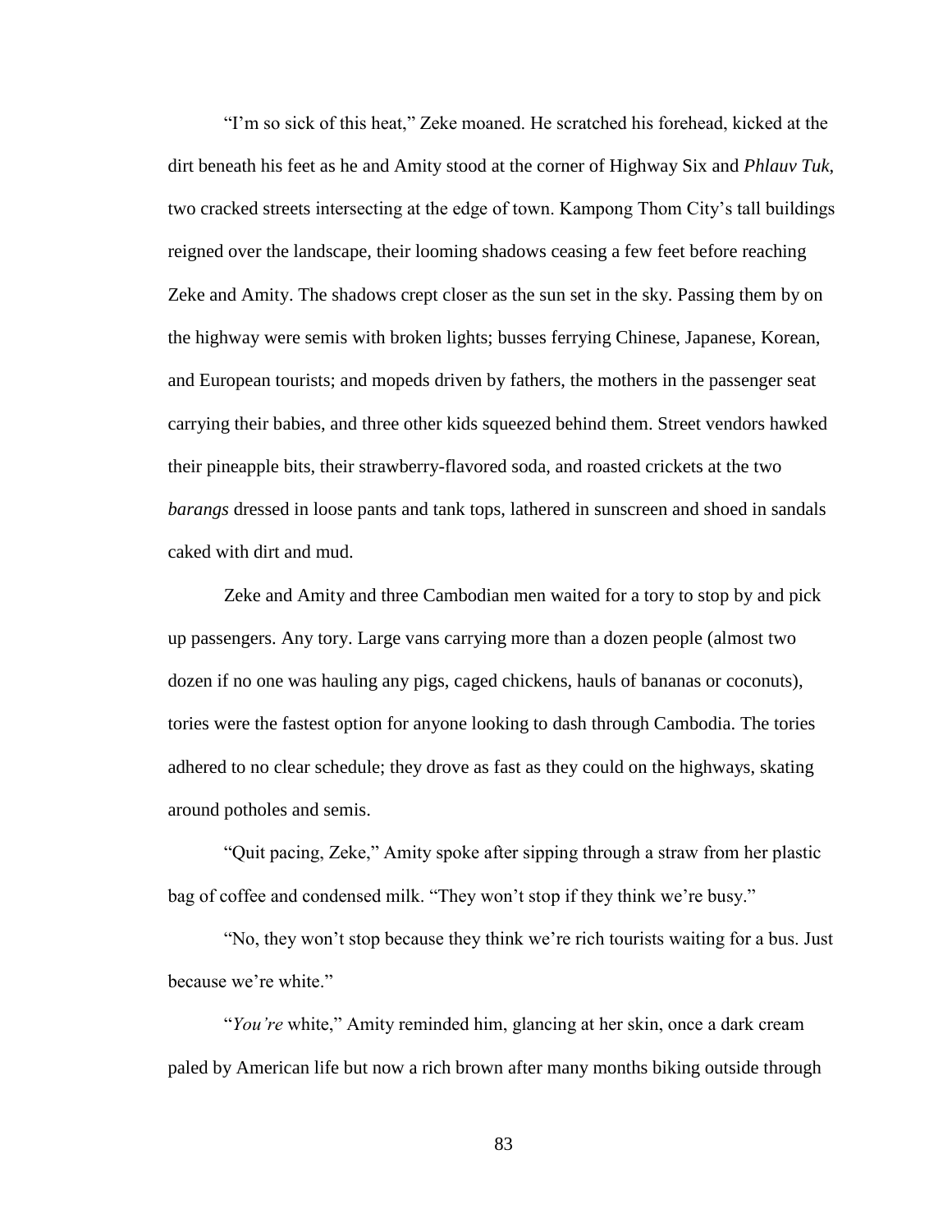"I'm so sick of this heat," Zeke moaned. He scratched his forehead, kicked at the dirt beneath his feet as he and Amity stood at the corner of Highway Six and *Phlauv Tuk*, two cracked streets intersecting at the edge of town. Kampong Thom City's tall buildings reigned over the landscape, their looming shadows ceasing a few feet before reaching Zeke and Amity. The shadows crept closer as the sun set in the sky. Passing them by on the highway were semis with broken lights; busses ferrying Chinese, Japanese, Korean, and European tourists; and mopeds driven by fathers, the mothers in the passenger seat carrying their babies, and three other kids squeezed behind them. Street vendors hawked their pineapple bits, their strawberry-flavored soda, and roasted crickets at the two *barangs* dressed in loose pants and tank tops, lathered in sunscreen and shoed in sandals caked with dirt and mud.

Zeke and Amity and three Cambodian men waited for a tory to stop by and pick up passengers. Any tory. Large vans carrying more than a dozen people (almost two dozen if no one was hauling any pigs, caged chickens, hauls of bananas or coconuts), tories were the fastest option for anyone looking to dash through Cambodia. The tories adhered to no clear schedule; they drove as fast as they could on the highways, skating around potholes and semis.

"Quit pacing, Zeke," Amity spoke after sipping through a straw from her plastic bag of coffee and condensed milk. "They won't stop if they think we're busy."

"No, they won't stop because they think we're rich tourists waiting for a bus. Just because we're white."

"*You're* white," Amity reminded him, glancing at her skin, once a dark cream paled by American life but now a rich brown after many months biking outside through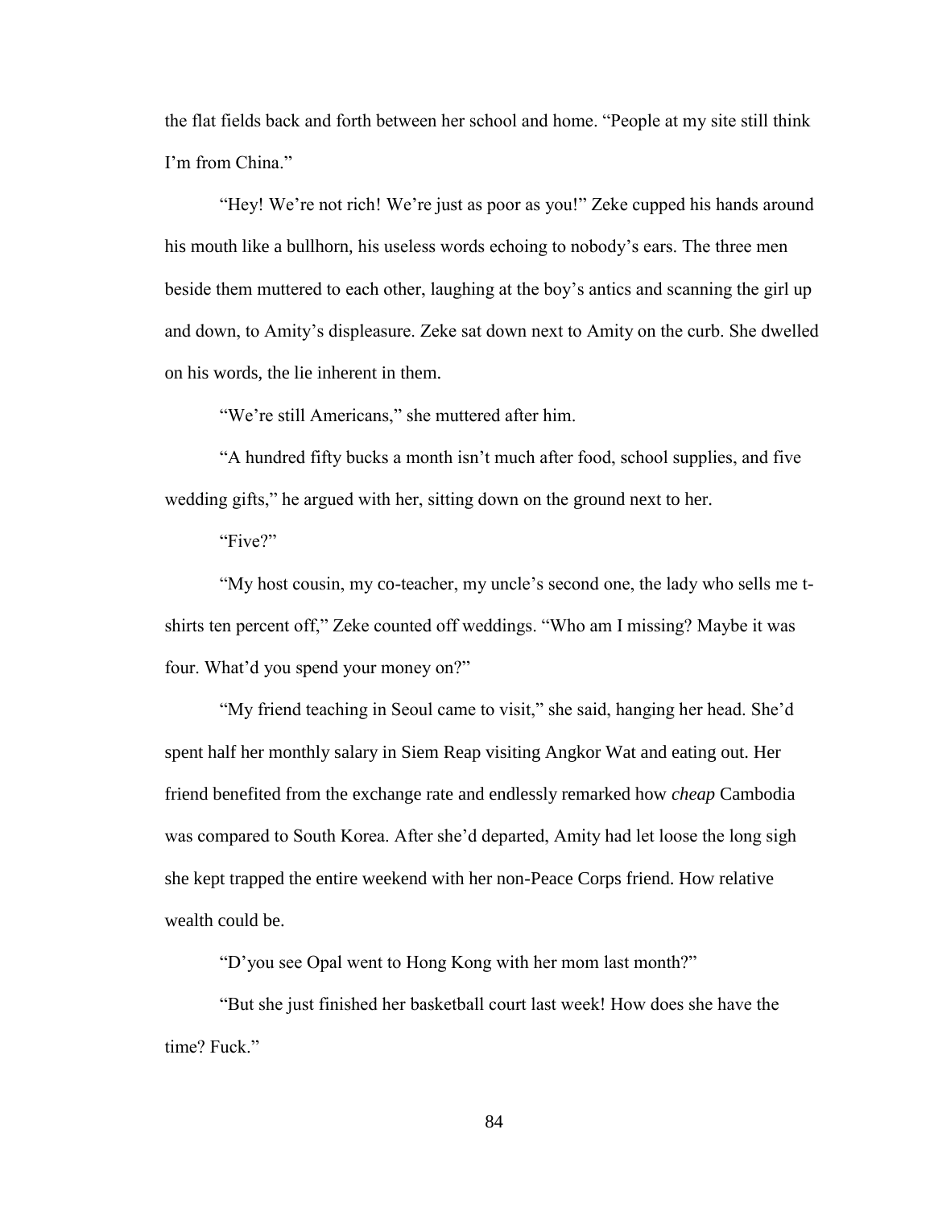the flat fields back and forth between her school and home. "People at my site still think I'm from China."

"Hey! We're not rich! We're just as poor as you!" Zeke cupped his hands around his mouth like a bullhorn, his useless words echoing to nobody's ears. The three men beside them muttered to each other, laughing at the boy's antics and scanning the girl up and down, to Amity's displeasure. Zeke sat down next to Amity on the curb. She dwelled on his words, the lie inherent in them.

"We're still Americans," she muttered after him.

"A hundred fifty bucks a month isn't much after food, school supplies, and five wedding gifts," he argued with her, sitting down on the ground next to her.

"Five?"

"My host cousin, my co-teacher, my uncle's second one, the lady who sells me t-shirts ten percent off," Zeke counted off weddings. "Who am I missing? Maybe it was four. What'd you spend your money on?"

"My friend teaching in Seoul came to visit," she said, hanging her head. She'd spent half her monthly salary in Siem Reap visiting Angkor Wat and eating out. Her friend benefited from the exchange rate and endlessly remarked how *cheap* Cambodia was compared to South Korea. After she'd departed, Amity had let loose the long sigh she kept trapped the entire weekend with her non-Peace Corps friend. How relative wealth could be.

"D'you see Opal went to Hong Kong with her mom last month?"

"But she just finished her basketball court last week! How does she have the time? Fuck."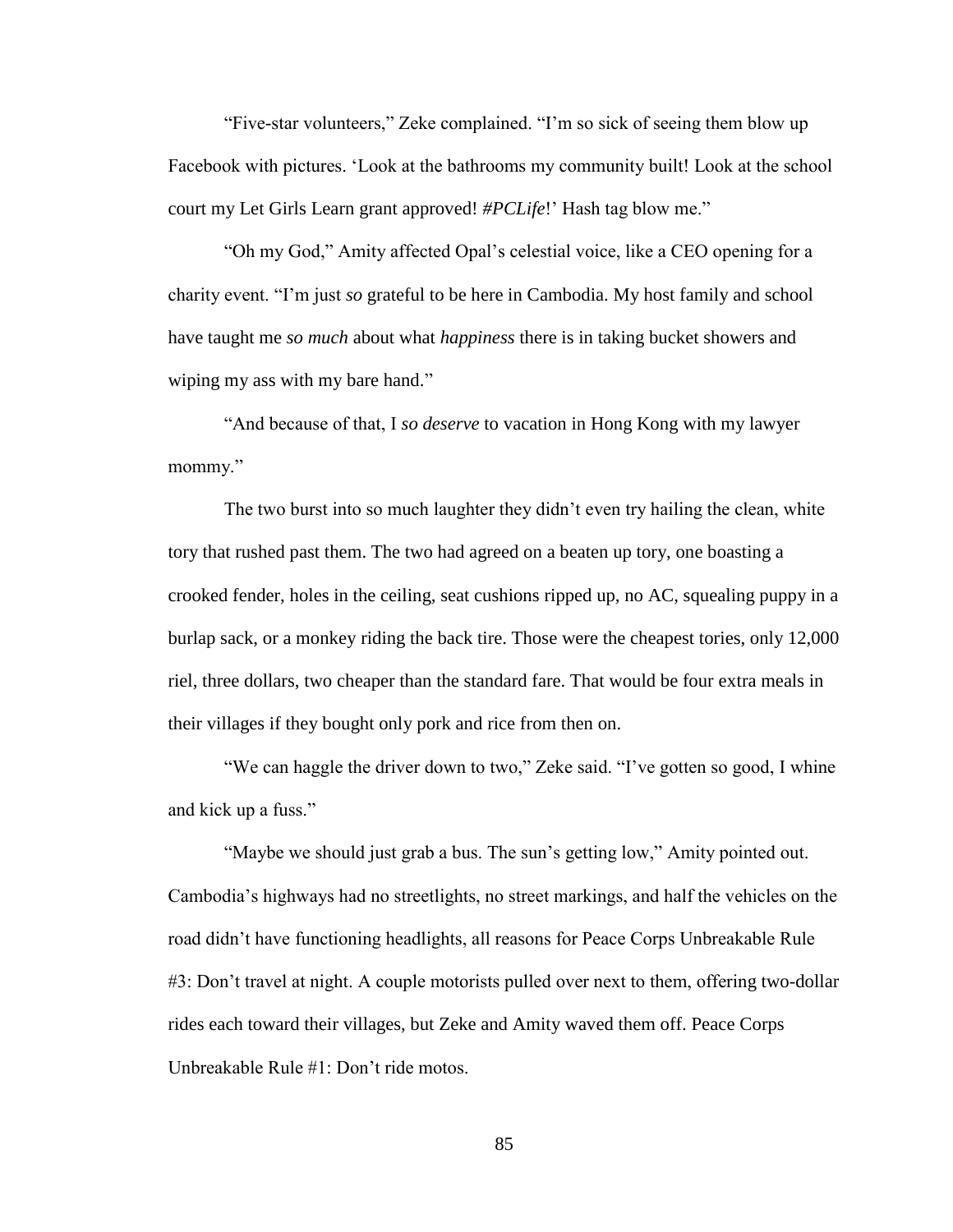"Five-star volunteers," Zeke complained. "I'm so sick of seeing them blow up Facebook with pictures. 'Look at the bathrooms my community built! Look at the school court my Let Girls Learn grant approved! *#PCLife*!' Hash tag blow me."

"Oh my God," Amity affected Opal's celestial voice, like a CEO opening for a charity event. "I'm just *so* grateful to be here in Cambodia. My host family and school have taught me *so much* about what *happiness* there is in taking bucket showers and wiping my ass with my bare hand."

"And because of that, I *so deserve* to vacation in Hong Kong with my lawyer mommy."

The two burst into so much laughter they didn't even try hailing the clean, white tory that rushed past them. The two had agreed on a beaten up tory, one boasting a crooked fender, holes in the ceiling, seat cushions ripped up, no AC, squealing puppy in a burlap sack, or a monkey riding the back tire. Those were the cheapest tories, only 12,000 riel, three dollars, two cheaper than the standard fare. That would be four extra meals in their villages if they bought only pork and rice from then on.

"We can haggle the driver down to two," Zeke said. "I've gotten so good, I whine and kick up a fuss."

"Maybe we should just grab a bus. The sun's getting low," Amity pointed out. Cambodia's highways had no streetlights, no street markings, and half the vehicles on the road didn't have functioning headlights, all reasons for Peace Corps Unbreakable Rule #3: Don't travel at night. A couple motorists pulled over next to them, offering two-dollar rides each toward their villages, but Zeke and Amity waved them off. Peace Corps Unbreakable Rule #1: Don't ride motos.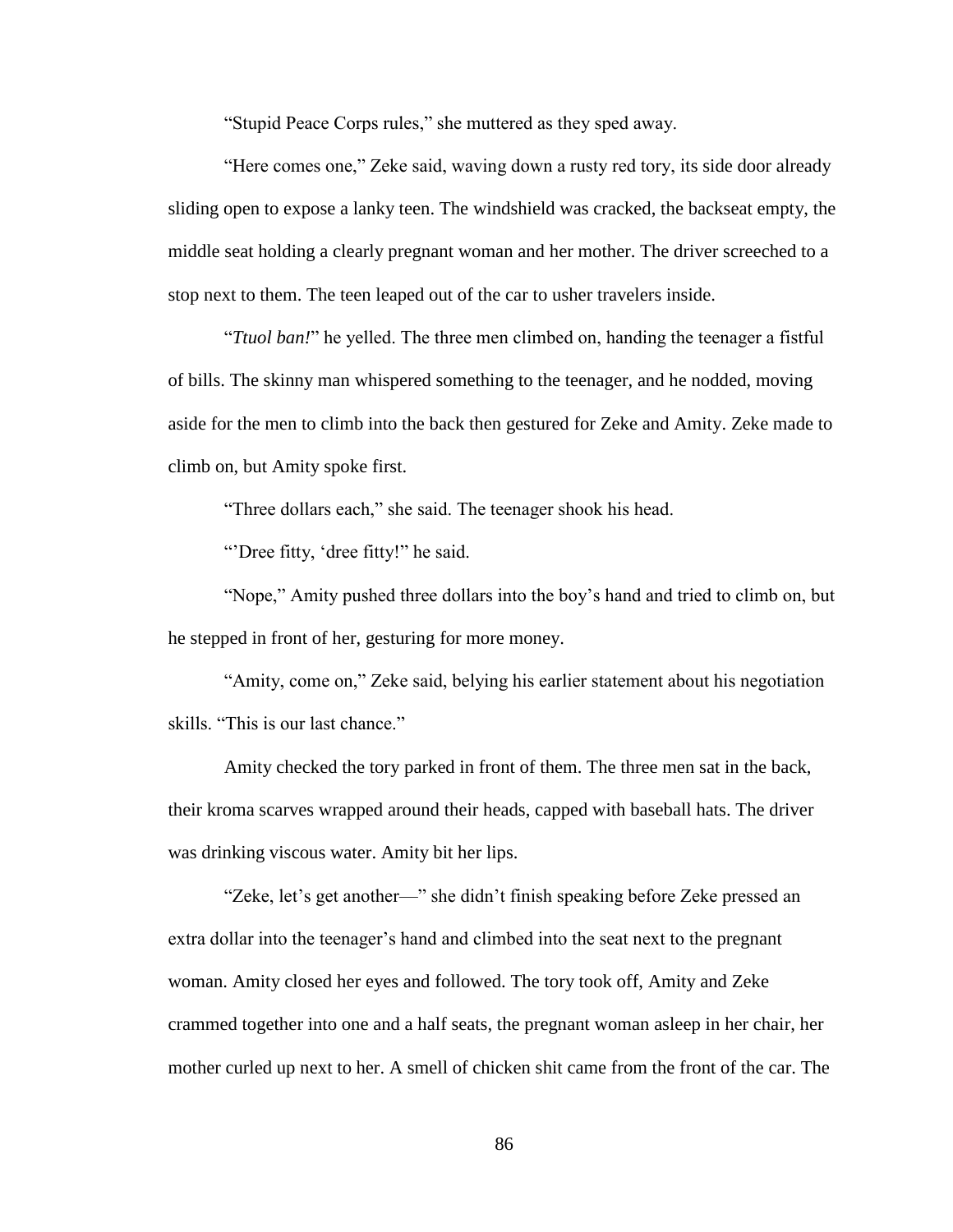"Stupid Peace Corps rules," she muttered as they sped away.

"Here comes one," Zeke said, waving down a rusty red tory, its side door already sliding open to expose a lanky teen. The windshield was cracked, the backseat empty, the middle seat holding a clearly pregnant woman and her mother. The driver screeched to a stop next to them. The teen leaped out of the car to usher travelers inside.

"*Ttuol ban!*" he yelled. The three men climbed on, handing the teenager a fistful of bills. The skinny man whispered something to the teenager, and he nodded, moving aside for the men to climb into the back then gestured for Zeke and Amity. Zeke made to climb on, but Amity spoke first.

"Three dollars each," she said. The teenager shook his head.

"'Dree fitty, 'dree fitty!" he said.

"Nope," Amity pushed three dollars into the boy's hand and tried to climb on, but he stepped in front of her, gesturing for more money.

"Amity, come on," Zeke said, belying his earlier statement about his negotiation skills. "This is our last chance."

Amity checked the tory parked in front of them. The three men sat in the back, their kroma scarves wrapped around their heads, capped with baseball hats. The driver was drinking viscous water. Amity bit her lips.

"Zeke, let's get another—" she didn't finish speaking before Zeke pressed an extra dollar into the teenager's hand and climbed into the seat next to the pregnant woman. Amity closed her eyes and followed. The tory took off, Amity and Zeke crammed together into one and a half seats, the pregnant woman asleep in her chair, her mother curled up next to her. A smell of chicken shit came from the front of the car. The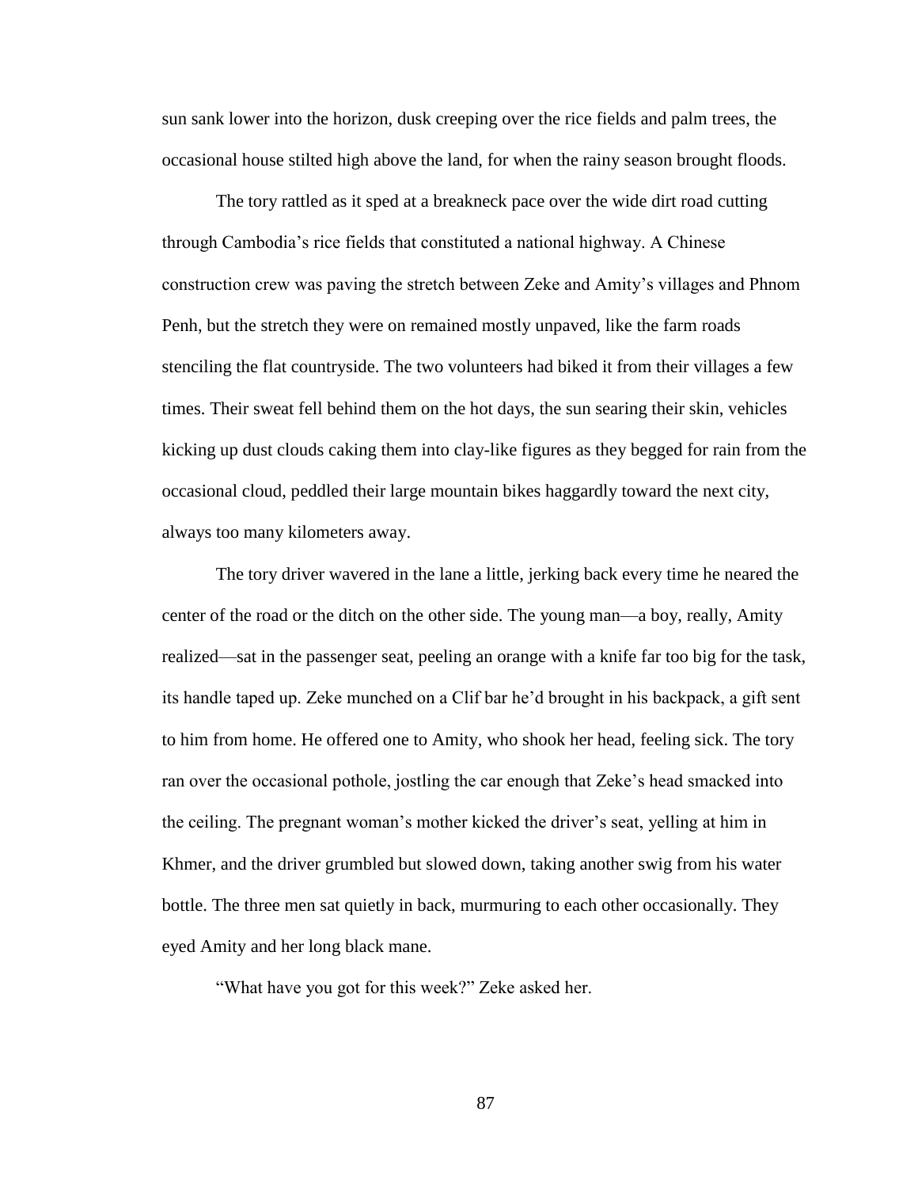sun sank lower into the horizon, dusk creeping over the rice fields and palm trees, the occasional house stilted high above the land, for when the rainy season brought floods.

The tory rattled as it sped at a breakneck pace over the wide dirt road cutting through Cambodia's rice fields that constituted a national highway. A Chinese construction crew was paving the stretch between Zeke and Amity's villages and Phnom Penh, but the stretch they were on remained mostly unpaved, like the farm roads stenciling the flat countryside. The two volunteers had biked it from their villages a few times. Their sweat fell behind them on the hot days, the sun searing their skin, vehicles kicking up dust clouds caking them into clay-like figures as they begged for rain from the occasional cloud, peddled their large mountain bikes haggardly toward the next city, always too many kilometers away.

The tory driver wavered in the lane a little, jerking back every time he neared the center of the road or the ditch on the other side. The young man—a boy, really, Amity realized—sat in the passenger seat, peeling an orange with a knife far too big for the task, its handle taped up. Zeke munched on a Clif bar he'd brought in his backpack, a gift sent to him from home. He offered one to Amity, who shook her head, feeling sick. The tory ran over the occasional pothole, jostling the car enough that Zeke's head smacked into the ceiling. The pregnant woman's mother kicked the driver's seat, yelling at him in Khmer, and the driver grumbled but slowed down, taking another swig from his water bottle. The three men sat quietly in back, murmuring to each other occasionally. They eyed Amity and her long black mane.

"What have you got for this week?" Zeke asked her.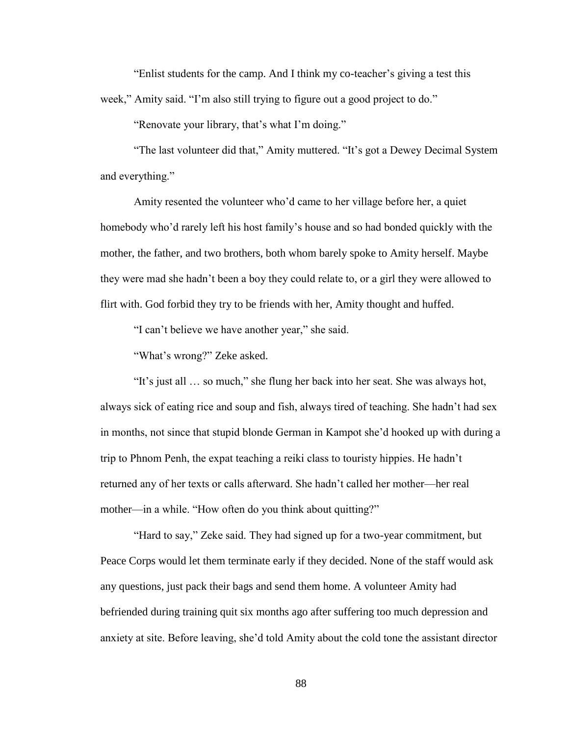"Enlist students for the camp. And I think my co-teacher's giving a test this week," Amity said. "I'm also still trying to figure out a good project to do."

"Renovate your library, that's what I'm doing."

"The last volunteer did that," Amity muttered. "It's got a Dewey Decimal System and everything."

Amity resented the volunteer who'd came to her village before her, a quiet homebody who'd rarely left his host family's house and so had bonded quickly with the mother, the father, and two brothers, both whom barely spoke to Amity herself. Maybe they were mad she hadn't been a boy they could relate to, or a girl they were allowed to flirt with. God forbid they try to be friends with her, Amity thought and huffed.

"I can't believe we have another year," she said.

"What's wrong?" Zeke asked.

"It's just all … so much," she flung her back into her seat. She was always hot, always sick of eating rice and soup and fish, always tired of teaching. She hadn't had sex in months, not since that stupid blonde German in Kampot she'd hooked up with during a trip to Phnom Penh, the expat teaching a reiki class to touristy hippies. He hadn't returned any of her texts or calls afterward. She hadn't called her mother—her real mother—in a while. "How often do you think about quitting?"

"Hard to say," Zeke said. They had signed up for a two-year commitment, but Peace Corps would let them terminate early if they decided. None of the staff would ask any questions, just pack their bags and send them home. A volunteer Amity had befriended during training quit six months ago after suffering too much depression and anxiety at site. Before leaving, she'd told Amity about the cold tone the assistant director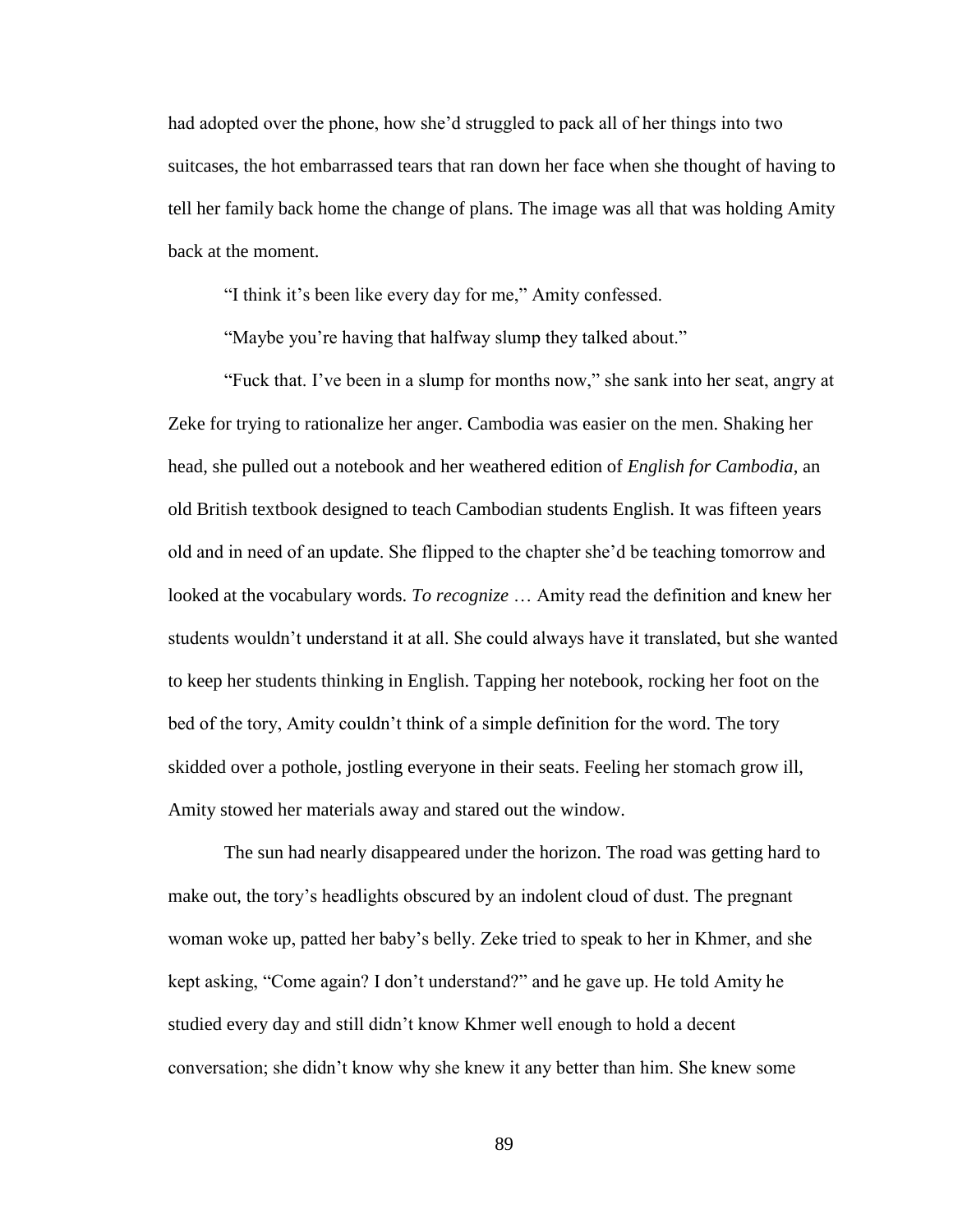had adopted over the phone, how she'd struggled to pack all of her things into two suitcases, the hot embarrassed tears that ran down her face when she thought of having to tell her family back home the change of plans. The image was all that was holding Amity back at the moment.

"I think it's been like every day for me," Amity confessed.

"Maybe you're having that halfway slump they talked about."

"Fuck that. I've been in a slump for months now," she sank into her seat, angry at Zeke for trying to rationalize her anger. Cambodia was easier on the men. Shaking her head, she pulled out a notebook and her weathered edition of *English for Cambodia*, an old British textbook designed to teach Cambodian students English. It was fifteen years old and in need of an update. She flipped to the chapter she'd be teaching tomorrow and looked at the vocabulary words. *To recognize* … Amity read the definition and knew her students wouldn't understand it at all. She could always have it translated, but she wanted to keep her students thinking in English. Tapping her notebook, rocking her foot on the bed of the tory, Amity couldn't think of a simple definition for the word. The tory skidded over a pothole, jostling everyone in their seats. Feeling her stomach grow ill, Amity stowed her materials away and stared out the window.

The sun had nearly disappeared under the horizon. The road was getting hard to make out, the tory's headlights obscured by an indolent cloud of dust. The pregnant woman woke up, patted her baby's belly. Zeke tried to speak to her in Khmer, and she kept asking, "Come again? I don't understand?" and he gave up. He told Amity he studied every day and still didn't know Khmer well enough to hold a decent conversation; she didn't know why she knew it any better than him. She knew some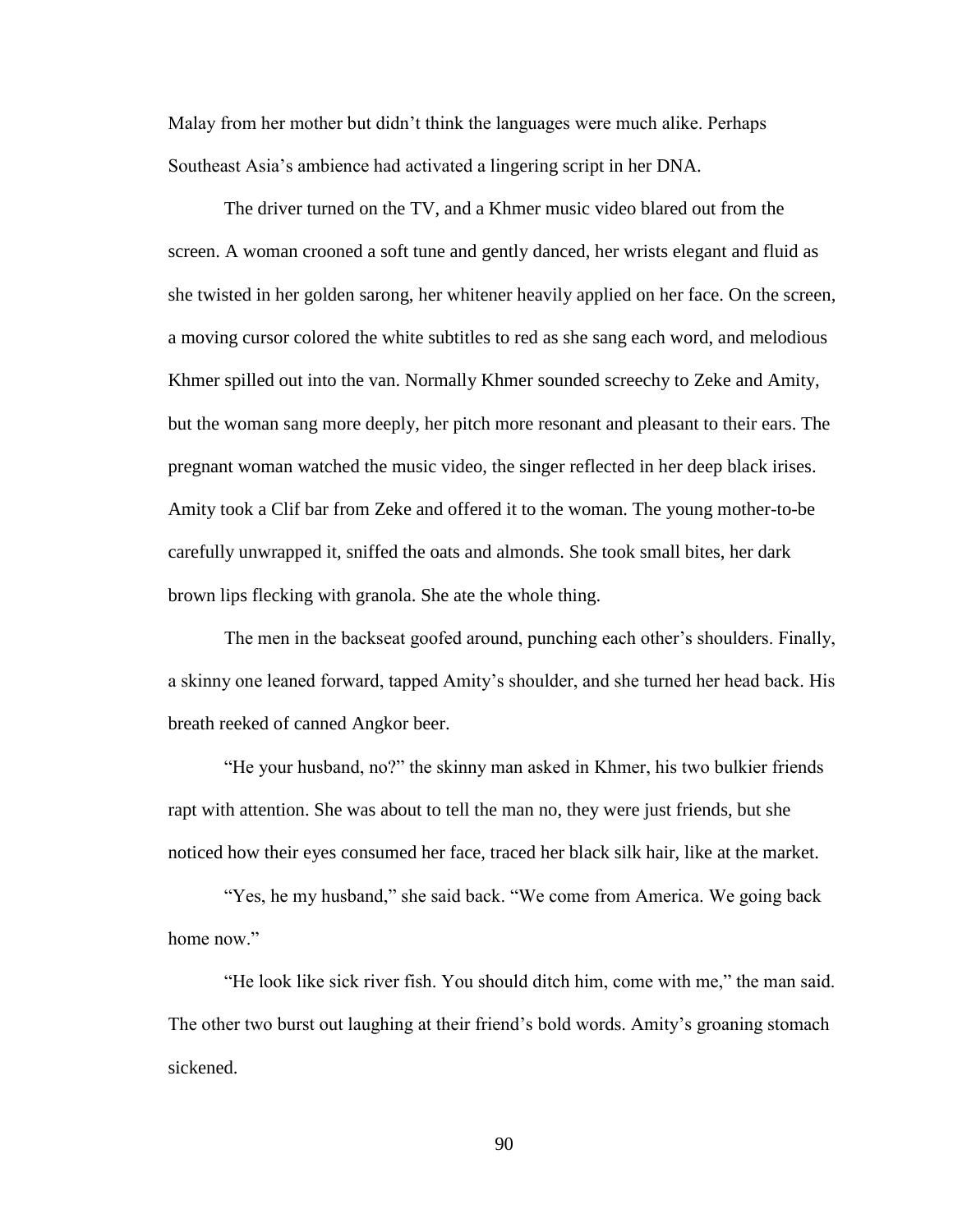Malay from her mother but didn't think the languages were much alike. Perhaps Southeast Asia's ambience had activated a lingering script in her DNA.

The driver turned on the TV, and a Khmer music video blared out from the screen. A woman crooned a soft tune and gently danced, her wrists elegant and fluid as she twisted in her golden sarong, her whitener heavily applied on her face. On the screen, a moving cursor colored the white subtitles to red as she sang each word, and melodious Khmer spilled out into the van. Normally Khmer sounded screechy to Zeke and Amity, but the woman sang more deeply, her pitch more resonant and pleasant to their ears. The pregnant woman watched the music video, the singer reflected in her deep black irises. Amity took a Clif bar from Zeke and offered it to the woman. The young mother-to-be carefully unwrapped it, sniffed the oats and almonds. She took small bites, her dark brown lips flecking with granola. She ate the whole thing.

The men in the backseat goofed around, punching each other's shoulders. Finally, a skinny one leaned forward, tapped Amity's shoulder, and she turned her head back. His breath reeked of canned Angkor beer.

"He your husband, no?" the skinny man asked in Khmer, his two bulkier friends rapt with attention. She was about to tell the man no, they were just friends, but she noticed how their eyes consumed her face, traced her black silk hair, like at the market.

"Yes, he my husband," she said back. "We come from America. We going back home now."

"He look like sick river fish. You should ditch him, come with me," the man said. The other two burst out laughing at their friend's bold words. Amity's groaning stomach sickened.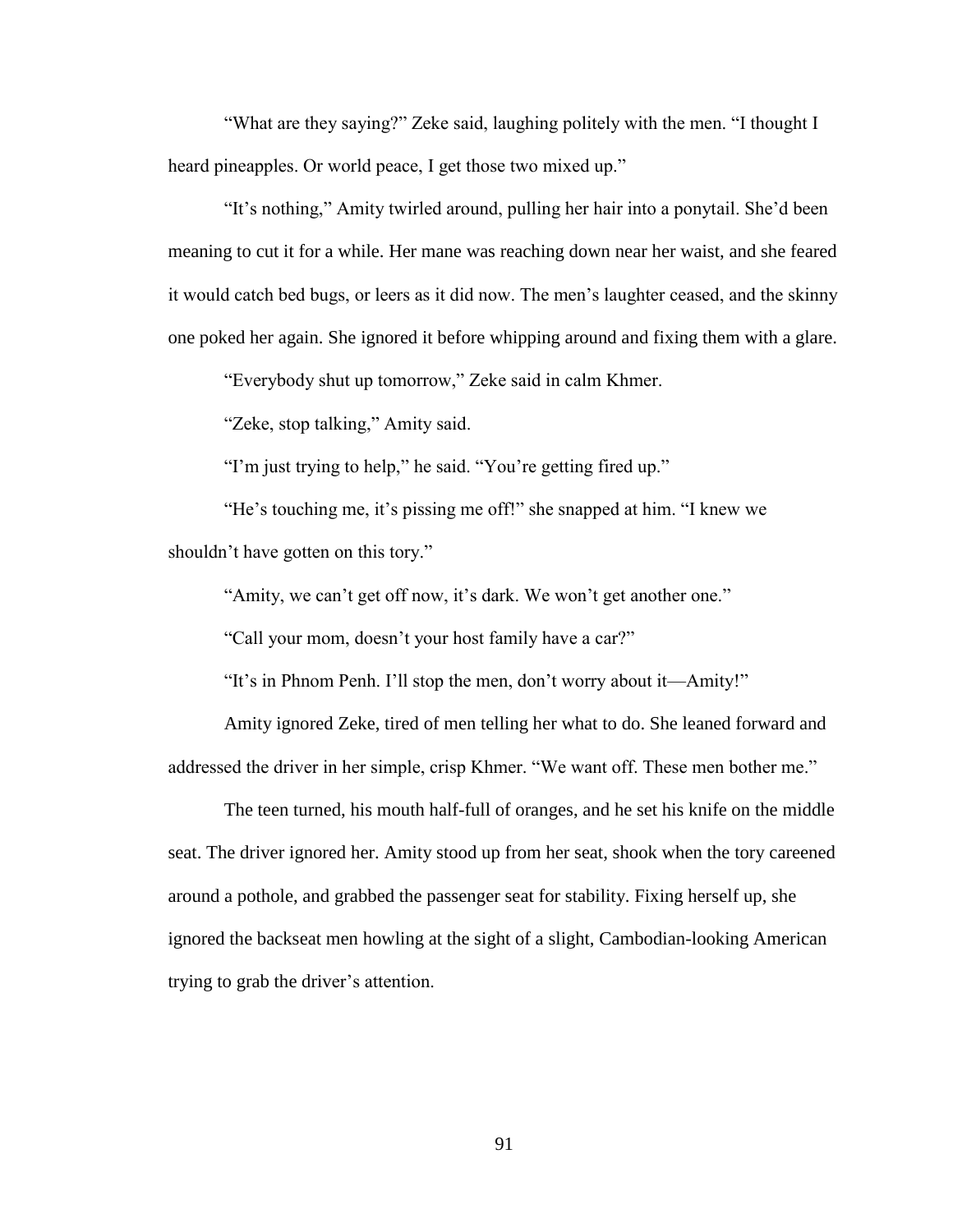"What are they saying?" Zeke said, laughing politely with the men. "I thought I heard pineapples. Or world peace, I get those two mixed up."

"It's nothing," Amity twirled around, pulling her hair into a ponytail. She'd been meaning to cut it for a while. Her mane was reaching down near her waist, and she feared it would catch bed bugs, or leers as it did now. The men's laughter ceased, and the skinny one poked her again. She ignored it before whipping around and fixing them with a glare.

"Everybody shut up tomorrow," Zeke said in calm Khmer.

"Zeke, stop talking," Amity said.

"I'm just trying to help," he said. "You're getting fired up."

"He's touching me, it's pissing me off!" she snapped at him. "I knew we shouldn't have gotten on this tory."

"Amity, we can't get off now, it's dark. We won't get another one."

"Call your mom, doesn't your host family have a car?"

"It's in Phnom Penh. I'll stop the men, don't worry about it—Amity!"

Amity ignored Zeke, tired of men telling her what to do. She leaned forward and addressed the driver in her simple, crisp Khmer. "We want off. These men bother me."

The teen turned, his mouth half-full of oranges, and he set his knife on the middle seat. The driver ignored her. Amity stood up from her seat, shook when the tory careened around a pothole, and grabbed the passenger seat for stability. Fixing herself up, she ignored the backseat men howling at the sight of a slight, Cambodian-looking American trying to grab the driver's attention.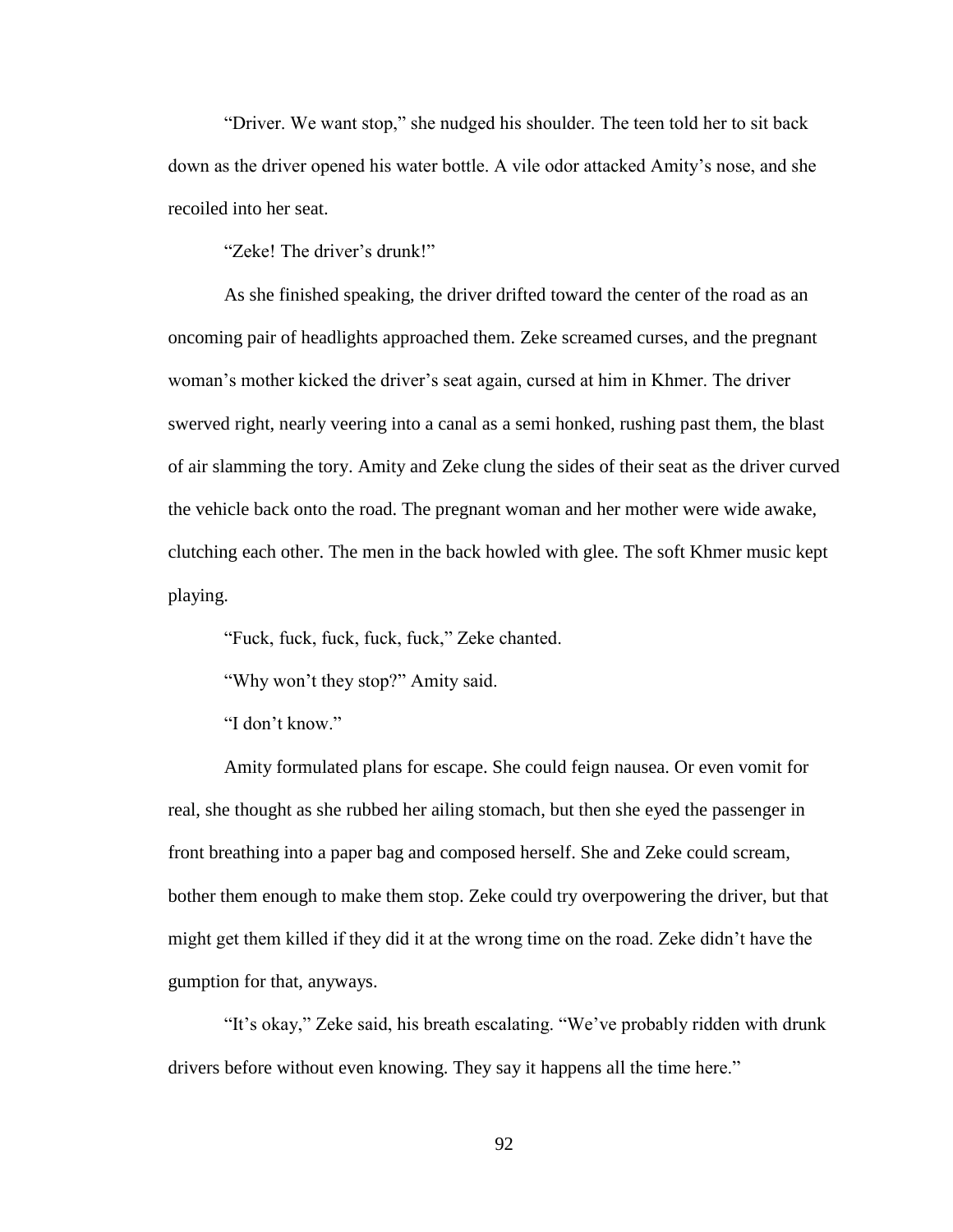"Driver. We want stop," she nudged his shoulder. The teen told her to sit back down as the driver opened his water bottle. A vile odor attacked Amity's nose, and she recoiled into her seat.

"Zeke! The driver's drunk!"

As she finished speaking, the driver drifted toward the center of the road as an oncoming pair of headlights approached them. Zeke screamed curses, and the pregnant woman's mother kicked the driver's seat again, cursed at him in Khmer. The driver swerved right, nearly veering into a canal as a semi honked, rushing past them, the blast of air slamming the tory. Amity and Zeke clung the sides of their seat as the driver curved the vehicle back onto the road. The pregnant woman and her mother were wide awake, clutching each other. The men in the back howled with glee. The soft Khmer music kept playing.

"Fuck, fuck, fuck, fuck, fuck," Zeke chanted.

"Why won't they stop?" Amity said.

"I don't know."

Amity formulated plans for escape. She could feign nausea. Or even vomit for real, she thought as she rubbed her ailing stomach, but then she eyed the passenger in front breathing into a paper bag and composed herself. She and Zeke could scream, bother them enough to make them stop. Zeke could try overpowering the driver, but that might get them killed if they did it at the wrong time on the road. Zeke didn't have the gumption for that, anyways.

"It's okay," Zeke said, his breath escalating. "We've probably ridden with drunk drivers before without even knowing. They say it happens all the time here."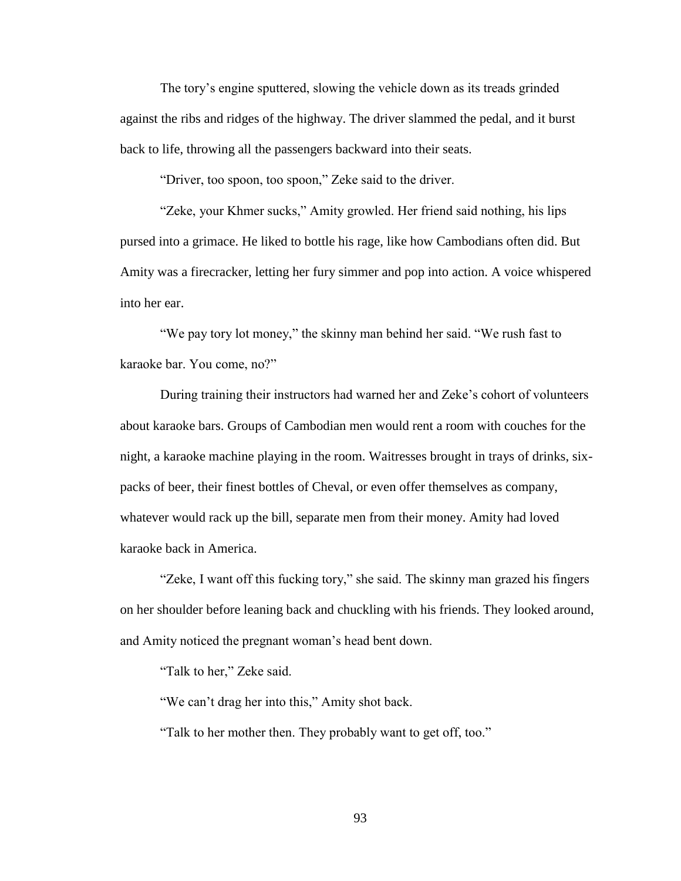The tory's engine sputtered, slowing the vehicle down as its treads grinded against the ribs and ridges of the highway. The driver slammed the pedal, and it burst back to life, throwing all the passengers backward into their seats.

"Driver, too spoon, too spoon," Zeke said to the driver.

"Zeke, your Khmer sucks," Amity growled. Her friend said nothing, his lips pursed into a grimace. He liked to bottle his rage, like how Cambodians often did. But Amity was a firecracker, letting her fury simmer and pop into action. A voice whispered into her ear.

"We pay tory lot money," the skinny man behind her said. "We rush fast to karaoke bar. You come, no?"

During training their instructors had warned her and Zeke's cohort of volunteers about karaoke bars. Groups of Cambodian men would rent a room with couches for the night, a karaoke machine playing in the room. Waitresses brought in trays of drinks, six-packs of beer, their finest bottles of Cheval, or even offer themselves as company, whatever would rack up the bill, separate men from their money. Amity had loved karaoke back in America.

"Zeke, I want off this fucking tory," she said. The skinny man grazed his fingers on her shoulder before leaning back and chuckling with his friends. They looked around, and Amity noticed the pregnant woman's head bent down.

"Talk to her," Zeke said.

"We can't drag her into this," Amity shot back.

"Talk to her mother then. They probably want to get off, too."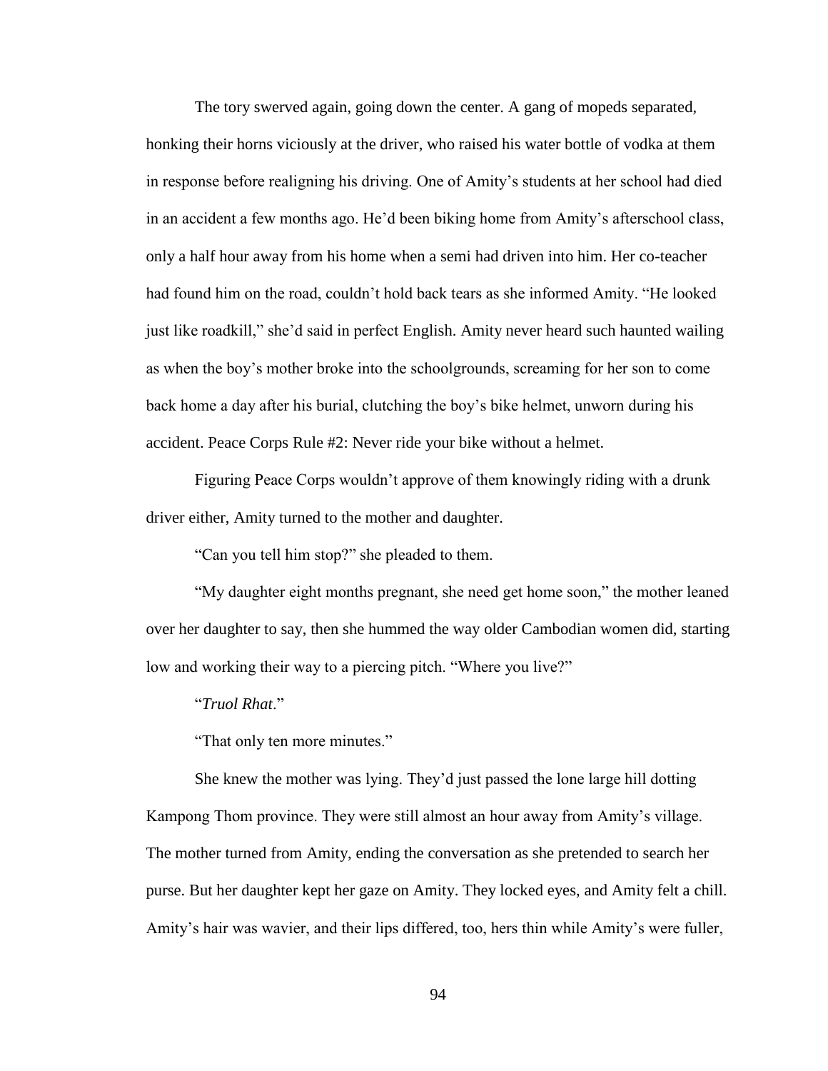The tory swerved again, going down the center. A gang of mopeds separated, honking their horns viciously at the driver, who raised his water bottle of vodka at them in response before realigning his driving. One of Amity's students at her school had died in an accident a few months ago. He'd been biking home from Amity's afterschool class, only a half hour away from his home when a semi had driven into him. Her co-teacher had found him on the road, couldn't hold back tears as she informed Amity. "He looked just like roadkill," she'd said in perfect English. Amity never heard such haunted wailing as when the boy's mother broke into the schoolgrounds, screaming for her son to come back home a day after his burial, clutching the boy's bike helmet, unworn during his accident. Peace Corps Rule #2: Never ride your bike without a helmet.

Figuring Peace Corps wouldn't approve of them knowingly riding with a drunk driver either, Amity turned to the mother and daughter.

"Can you tell him stop?" she pleaded to them.

"My daughter eight months pregnant, she need get home soon," the mother leaned over her daughter to say, then she hummed the way older Cambodian women did, starting low and working their way to a piercing pitch. "Where you live?"

"*Truol Rhat*."

"That only ten more minutes."

She knew the mother was lying. They'd just passed the lone large hill dotting Kampong Thom province. They were still almost an hour away from Amity's village. The mother turned from Amity, ending the conversation as she pretended to search her purse. But her daughter kept her gaze on Amity. They locked eyes, and Amity felt a chill. Amity's hair was wavier, and their lips differed, too, hers thin while Amity's were fuller,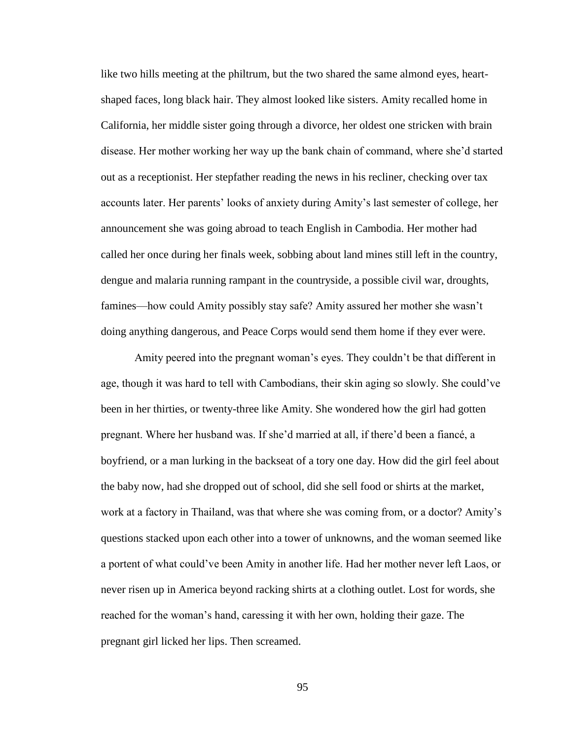like two hills meeting at the philtrum, but the two shared the same almond eyes, heart-shaped faces, long black hair. They almost looked like sisters. Amity recalled home in California, her middle sister going through a divorce, her oldest one stricken with brain disease. Her mother working her way up the bank chain of command, where she'd started out as a receptionist. Her stepfather reading the news in his recliner, checking over tax accounts later. Her parents' looks of anxiety during Amity's last semester of college, her announcement she was going abroad to teach English in Cambodia. Her mother had called her once during her finals week, sobbing about land mines still left in the country, dengue and malaria running rampant in the countryside, a possible civil war, droughts, famines—how could Amity possibly stay safe? Amity assured her mother she wasn't doing anything dangerous, and Peace Corps would send them home if they ever were.

Amity peered into the pregnant woman's eyes. They couldn't be that different in age, though it was hard to tell with Cambodians, their skin aging so slowly. She could've been in her thirties, or twenty-three like Amity. She wondered how the girl had gotten pregnant. Where her husband was. If she'd married at all, if there'd been a fiancé, a boyfriend, or a man lurking in the backseat of a tory one day. How did the girl feel about the baby now, had she dropped out of school, did she sell food or shirts at the market, work at a factory in Thailand, was that where she was coming from, or a doctor? Amity's questions stacked upon each other into a tower of unknowns, and the woman seemed like a portent of what could've been Amity in another life. Had her mother never left Laos, or never risen up in America beyond racking shirts at a clothing outlet. Lost for words, she reached for the woman's hand, caressing it with her own, holding their gaze. The pregnant girl licked her lips. Then screamed.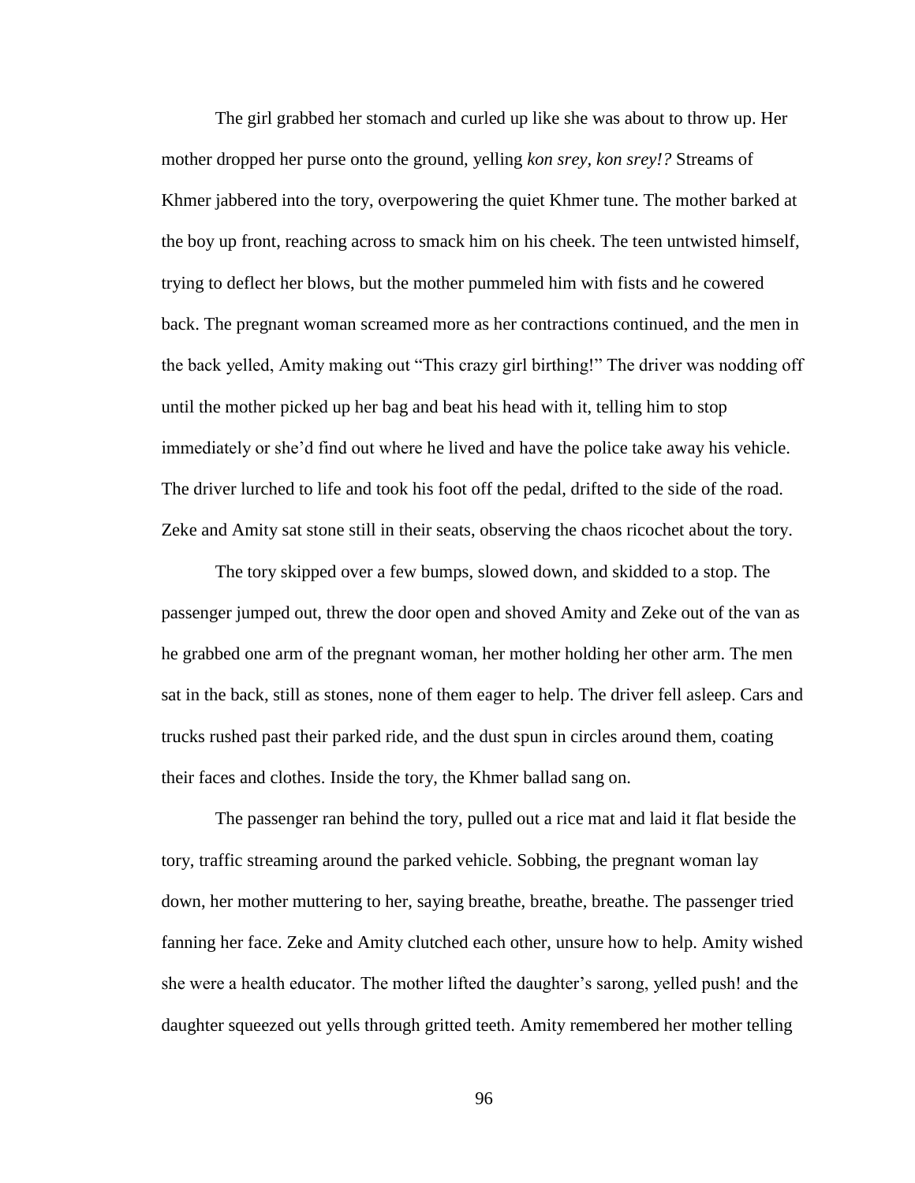The girl grabbed her stomach and curled up like she was about to throw up. Her mother dropped her purse onto the ground, yelling *kon srey, kon srey!?* Streams of Khmer jabbered into the tory, overpowering the quiet Khmer tune. The mother barked at the boy up front, reaching across to smack him on his cheek. The teen untwisted himself, trying to deflect her blows, but the mother pummeled him with fists and he cowered back. The pregnant woman screamed more as her contractions continued, and the men in the back yelled, Amity making out "This crazy girl birthing!" The driver was nodding off until the mother picked up her bag and beat his head with it, telling him to stop immediately or she'd find out where he lived and have the police take away his vehicle. The driver lurched to life and took his foot off the pedal, drifted to the side of the road. Zeke and Amity sat stone still in their seats, observing the chaos ricochet about the tory.

The tory skipped over a few bumps, slowed down, and skidded to a stop. The passenger jumped out, threw the door open and shoved Amity and Zeke out of the van as he grabbed one arm of the pregnant woman, her mother holding her other arm. The men sat in the back, still as stones, none of them eager to help. The driver fell asleep. Cars and trucks rushed past their parked ride, and the dust spun in circles around them, coating their faces and clothes. Inside the tory, the Khmer ballad sang on.

The passenger ran behind the tory, pulled out a rice mat and laid it flat beside the tory, traffic streaming around the parked vehicle. Sobbing, the pregnant woman lay down, her mother muttering to her, saying breathe, breathe, breathe. The passenger tried fanning her face. Zeke and Amity clutched each other, unsure how to help. Amity wished she were a health educator. The mother lifted the daughter's sarong, yelled push! and the daughter squeezed out yells through gritted teeth. Amity remembered her mother telling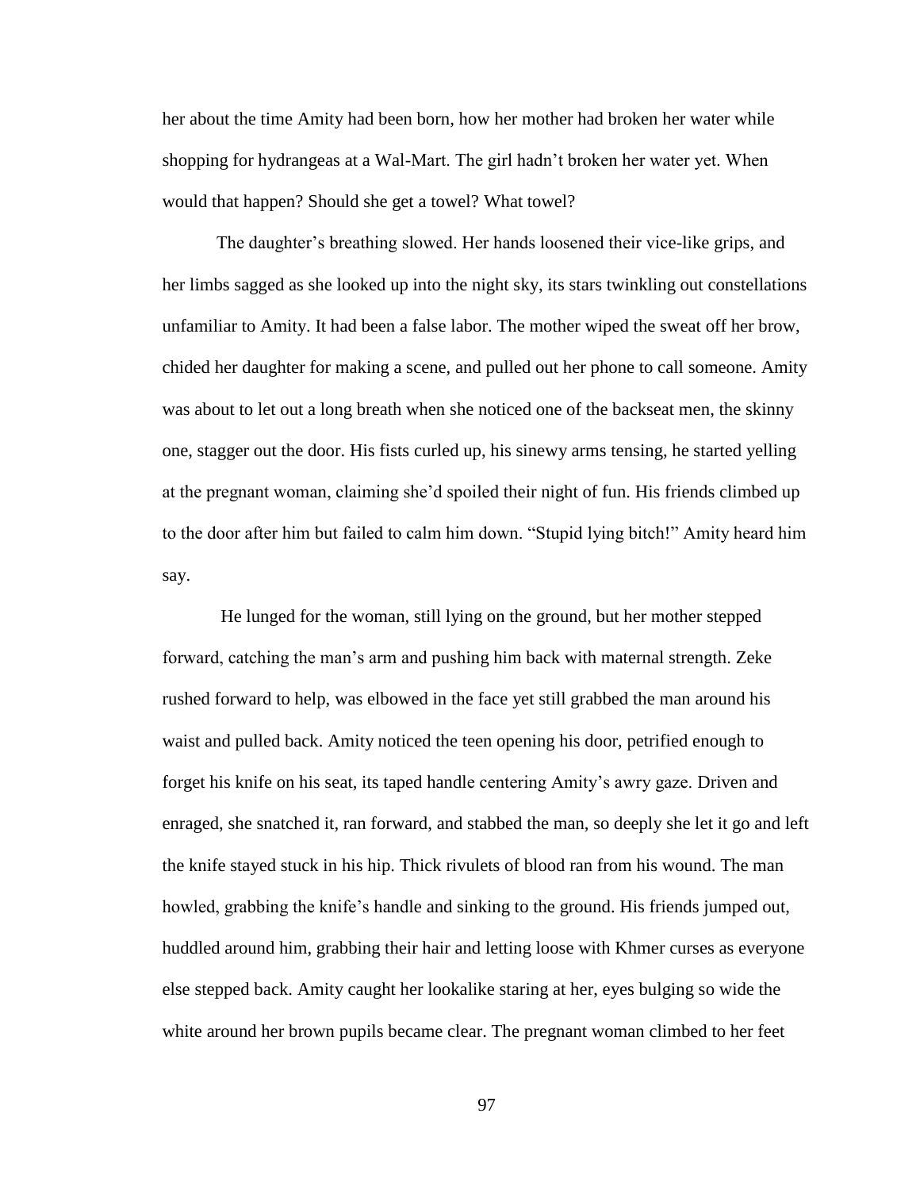her about the time Amity had been born, how her mother had broken her water while shopping for hydrangeas at a Wal-Mart. The girl hadn't broken her water yet. When would that happen? Should she get a towel? What towel?

The daughter's breathing slowed. Her hands loosened their vice-like grips, and her limbs sagged as she looked up into the night sky, its stars twinkling out constellations unfamiliar to Amity. It had been a false labor. The mother wiped the sweat off her brow, chided her daughter for making a scene, and pulled out her phone to call someone. Amity was about to let out a long breath when she noticed one of the backseat men, the skinny one, stagger out the door. His fists curled up, his sinewy arms tensing, he started yelling at the pregnant woman, claiming she'd spoiled their night of fun. His friends climbed up to the door after him but failed to calm him down. "Stupid lying bitch!" Amity heard him say.

He lunged for the woman, still lying on the ground, but her mother stepped forward, catching the man's arm and pushing him back with maternal strength. Zeke rushed forward to help, was elbowed in the face yet still grabbed the man around his waist and pulled back. Amity noticed the teen opening his door, petrified enough to forget his knife on his seat, its taped handle centering Amity's awry gaze. Driven and enraged, she snatched it, ran forward, and stabbed the man, so deeply she let it go and left the knife stayed stuck in his hip. Thick rivulets of blood ran from his wound. The man howled, grabbing the knife's handle and sinking to the ground. His friends jumped out, huddled around him, grabbing their hair and letting loose with Khmer curses as everyone else stepped back. Amity caught her lookalike staring at her, eyes bulging so wide the white around her brown pupils became clear. The pregnant woman climbed to her feet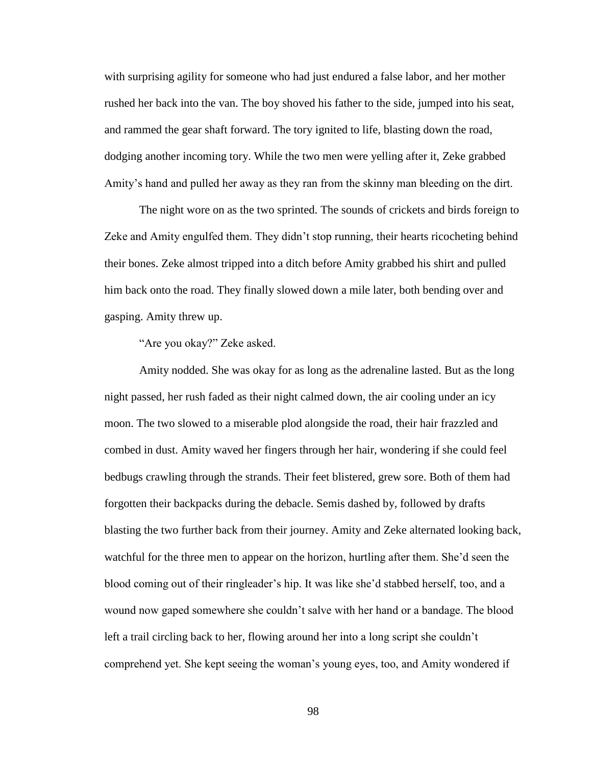with surprising agility for someone who had just endured a false labor, and her mother rushed her back into the van. The boy shoved his father to the side, jumped into his seat, and rammed the gear shaft forward. The tory ignited to life, blasting down the road, dodging another incoming tory. While the two men were yelling after it, Zeke grabbed Amity's hand and pulled her away as they ran from the skinny man bleeding on the dirt.

The night wore on as the two sprinted. The sounds of crickets and birds foreign to Zeke and Amity engulfed them. They didn't stop running, their hearts ricocheting behind their bones. Zeke almost tripped into a ditch before Amity grabbed his shirt and pulled him back onto the road. They finally slowed down a mile later, both bending over and gasping. Amity threw up.

"Are you okay?" Zeke asked.

Amity nodded. She was okay for as long as the adrenaline lasted. But as the long night passed, her rush faded as their night calmed down, the air cooling under an icy moon. The two slowed to a miserable plod alongside the road, their hair frazzled and combed in dust. Amity waved her fingers through her hair, wondering if she could feel bedbugs crawling through the strands. Their feet blistered, grew sore. Both of them had forgotten their backpacks during the debacle. Semis dashed by, followed by drafts blasting the two further back from their journey. Amity and Zeke alternated looking back, watchful for the three men to appear on the horizon, hurtling after them. She'd seen the blood coming out of their ringleader's hip. It was like she'd stabbed herself, too, and a wound now gaped somewhere she couldn't salve with her hand or a bandage. The blood left a trail circling back to her, flowing around her into a long script she couldn't comprehend yet. She kept seeing the woman's young eyes, too, and Amity wondered if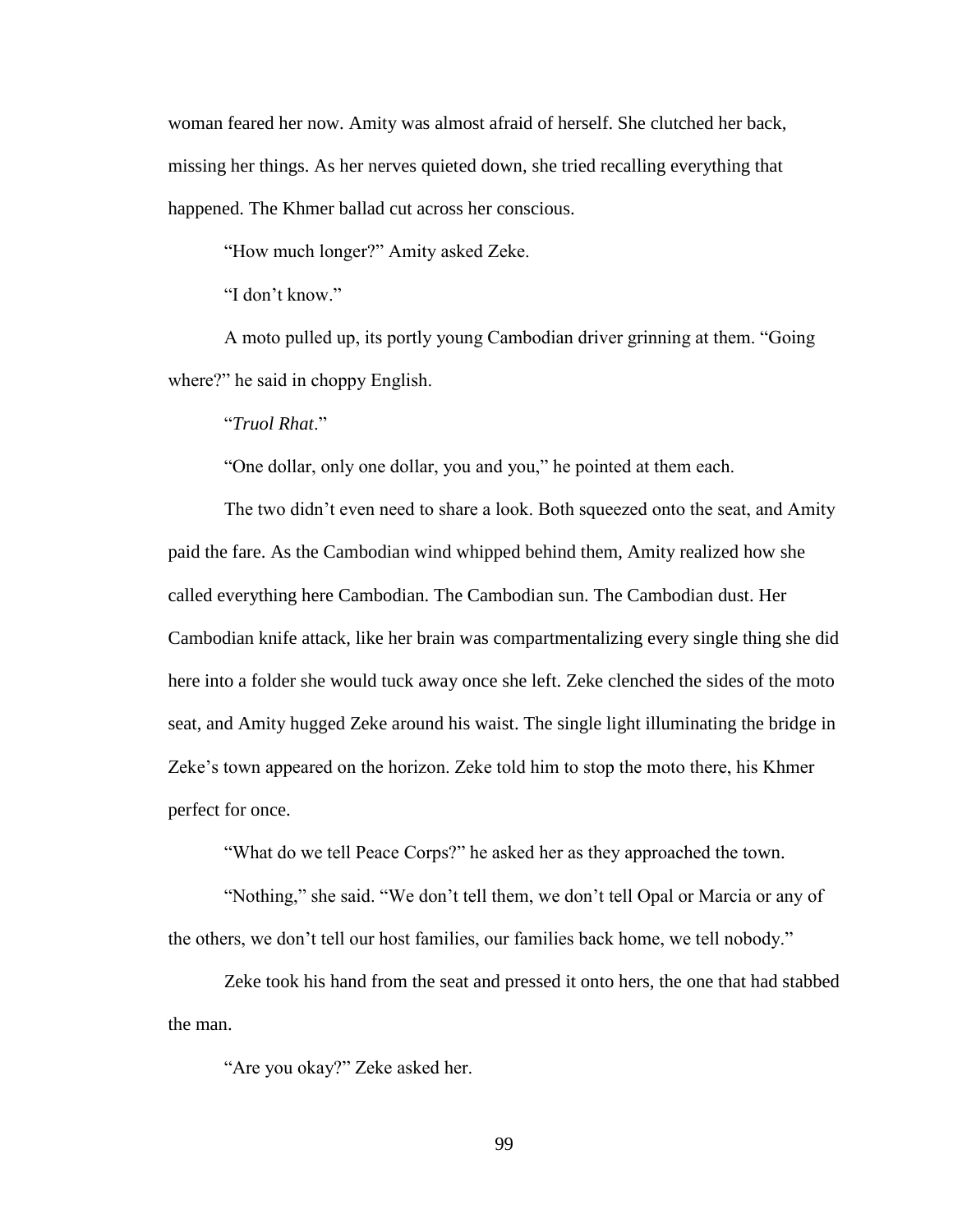woman feared her now. Amity was almost afraid of herself. She clutched her back, missing her things. As her nerves quieted down, she tried recalling everything that happened. The Khmer ballad cut across her conscious.

"How much longer?" Amity asked Zeke.

"I don't know."

A moto pulled up, its portly young Cambodian driver grinning at them. "Going where?" he said in choppy English.

"*Truol Rhat*."

"One dollar, only one dollar, you and you," he pointed at them each.

The two didn't even need to share a look. Both squeezed onto the seat, and Amity paid the fare. As the Cambodian wind whipped behind them, Amity realized how she called everything here Cambodian. The Cambodian sun. The Cambodian dust. Her Cambodian knife attack, like her brain was compartmentalizing every single thing she did here into a folder she would tuck away once she left. Zeke clenched the sides of the moto seat, and Amity hugged Zeke around his waist. The single light illuminating the bridge in Zeke's town appeared on the horizon. Zeke told him to stop the moto there, his Khmer perfect for once.

"What do we tell Peace Corps?" he asked her as they approached the town.

"Nothing," she said. "We don't tell them, we don't tell Opal or Marcia or any of the others, we don't tell our host families, our families back home, we tell nobody."

Zeke took his hand from the seat and pressed it onto hers, the one that had stabbed the man.

"Are you okay?" Zeke asked her.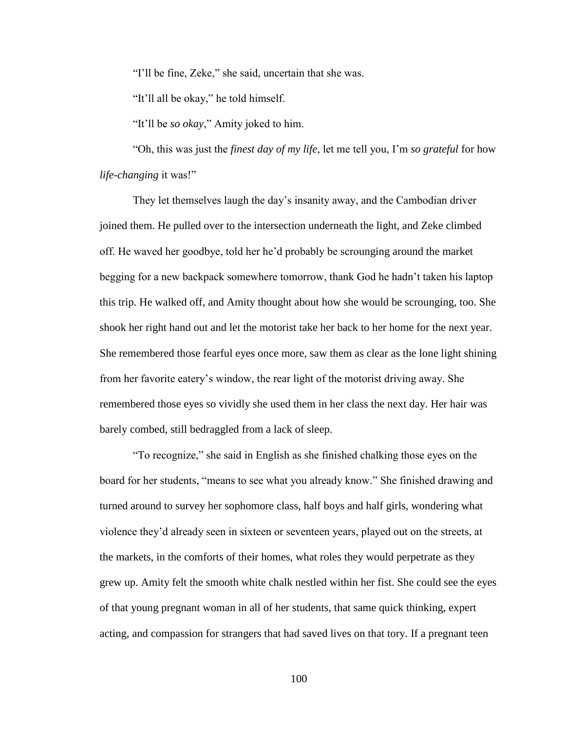"I'll be fine, Zeke," she said, uncertain that she was.

"It'll all be okay," he told himself.

"It'll be *so okay*," Amity joked to him.

"Oh, this was just the *finest day of my life*, let me tell you, I'm *so grateful* for how *life-changing* it was!"

They let themselves laugh the day's insanity away, and the Cambodian driver joined them. He pulled over to the intersection underneath the light, and Zeke climbed off. He waved her goodbye, told her he'd probably be scrounging around the market begging for a new backpack somewhere tomorrow, thank God he hadn't taken his laptop this trip. He walked off, and Amity thought about how she would be scrounging, too. She shook her right hand out and let the motorist take her back to her home for the next year. She remembered those fearful eyes once more, saw them as clear as the lone light shining from her favorite eatery's window, the rear light of the motorist driving away. She remembered those eyes so vividly she used them in her class the next day. Her hair was barely combed, still bedraggled from a lack of sleep.

"To recognize," she said in English as she finished chalking those eyes on the board for her students, "means to see what you already know." She finished drawing and turned around to survey her sophomore class, half boys and half girls, wondering what violence they'd already seen in sixteen or seventeen years, played out on the streets, at the markets, in the comforts of their homes, what roles they would perpetrate as they grew up. Amity felt the smooth white chalk nestled within her fist. She could see the eyes of that young pregnant woman in all of her students, that same quick thinking, expert acting, and compassion for strangers that had saved lives on that tory. If a pregnant teen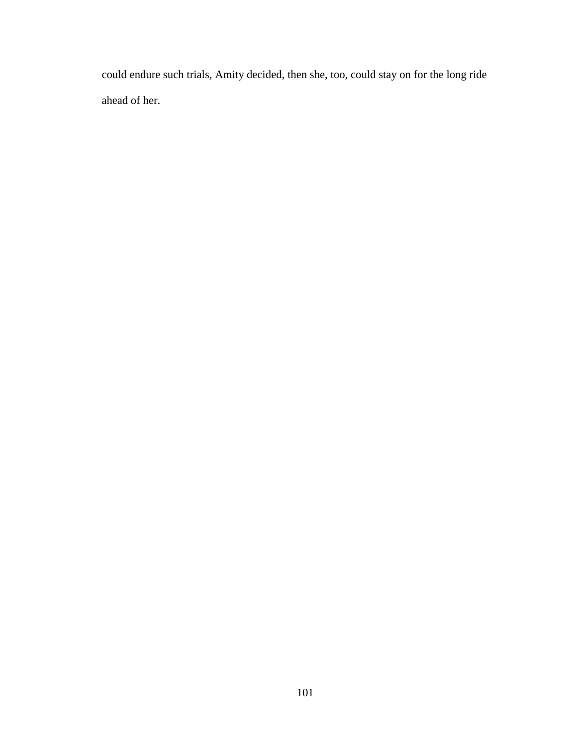could endure such trials, Amity decided, then she, too, could stay on for the long ride ahead of her.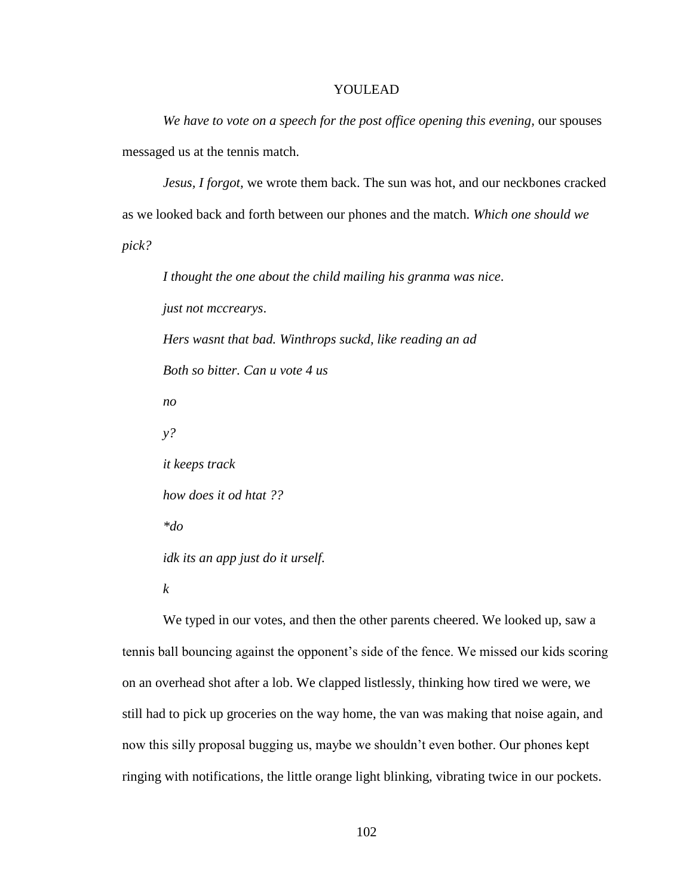# YOULEAD

*We have to vote on a speech for the post office opening this evening,* our spouses messaged us at the tennis match.

*Jesus, I forgot,* we wrote them back. The sun was hot, and our neckbones cracked as we looked back and forth between our phones and the match. *Which one should we pick?*

*I thought the one about the child mailing his granma was nice*.

*just not mccrearys*.

*Hers wasnt that bad. Winthrops suckd, like reading an ad*

*Both so bitter. Can u vote 4 us*

*no*

*y?*

*it keeps track*

*how does it od htat ??*

*\*do*

*idk its an app just do it urself.*

*k*

We typed in our votes, and then the other parents cheered. We looked up, saw a tennis ball bouncing against the opponent's side of the fence. We missed our kids scoring on an overhead shot after a lob. We clapped listlessly, thinking how tired we were, we still had to pick up groceries on the way home, the van was making that noise again, and now this silly proposal bugging us, maybe we shouldn't even bother. Our phones kept ringing with notifications, the little orange light blinking, vibrating twice in our pockets.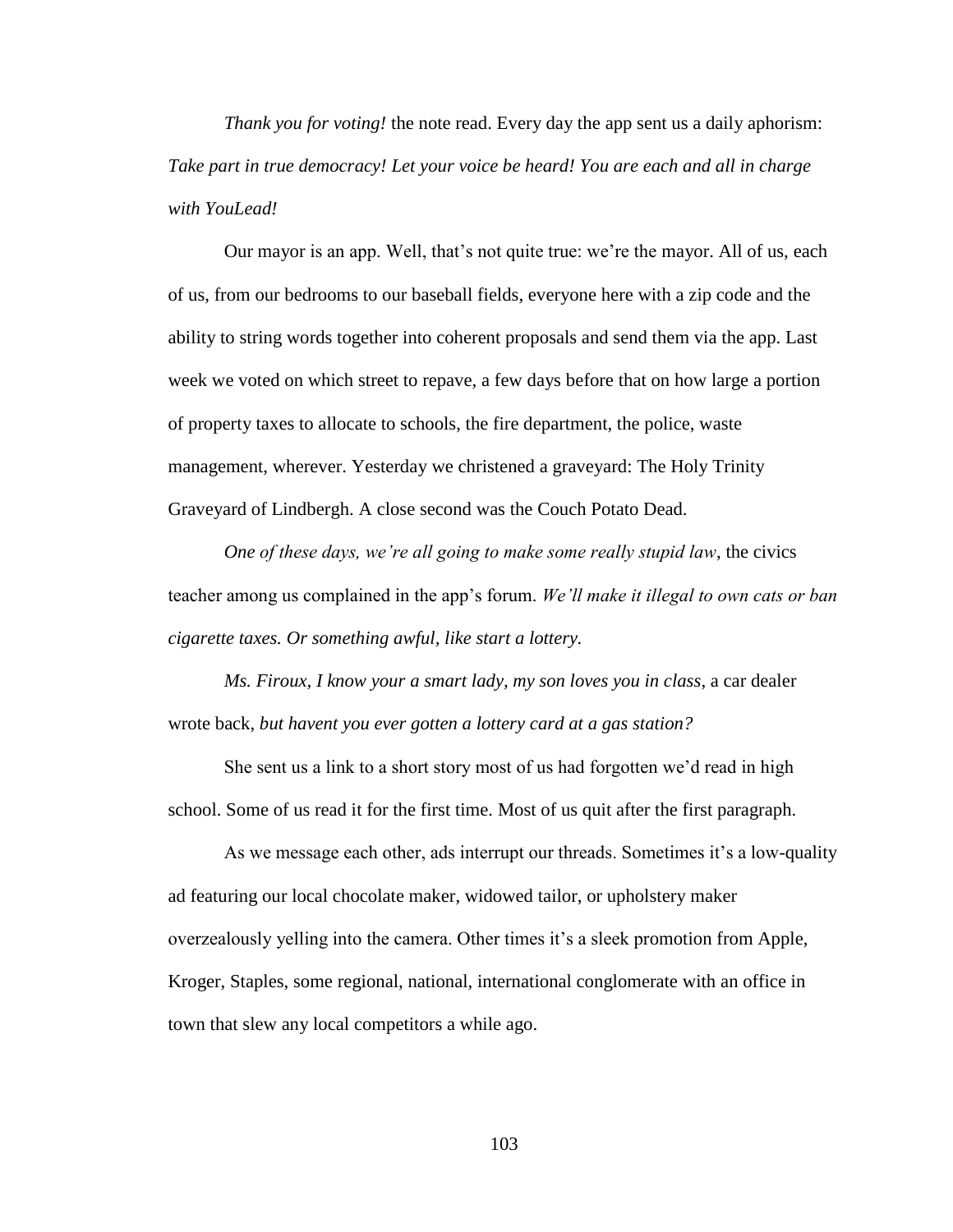*Thank you for voting!* the note read. Every day the app sent us a daily aphorism: *Take part in true democracy! Let your voice be heard! You are each and all in charge with YouLead!*

Our mayor is an app. Well, that's not quite true: we're the mayor. All of us, each of us, from our bedrooms to our baseball fields, everyone here with a zip code and the ability to string words together into coherent proposals and send them via the app. Last week we voted on which street to repave, a few days before that on how large a portion of property taxes to allocate to schools, the fire department, the police, waste management, wherever. Yesterday we christened a graveyard: The Holy Trinity Graveyard of Lindbergh. A close second was the Couch Potato Dead.

*One of these days, we're all going to make some really stupid law*, the civics teacher among us complained in the app's forum. *We'll make it illegal to own cats or ban cigarette taxes. Or something awful, like start a lottery.*

*Ms. Firoux, I know your a smart lady, my son loves you in class*, a car dealer wrote back, *but havent you ever gotten a lottery card at a gas station?*

She sent us a link to a short story most of us had forgotten we'd read in high school. Some of us read it for the first time. Most of us quit after the first paragraph.

As we message each other, ads interrupt our threads. Sometimes it's a low-quality ad featuring our local chocolate maker, widowed tailor, or upholstery maker overzealously yelling into the camera. Other times it's a sleek promotion from Apple, Kroger, Staples, some regional, national, international conglomerate with an office in town that slew any local competitors a while ago.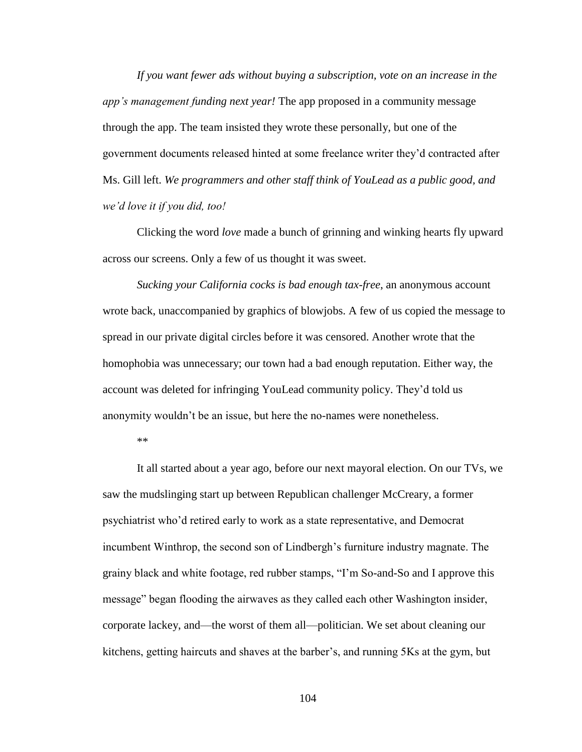*If you want fewer ads without buying a subscription, vote on an increase in the app's management funding next year!* The app proposed in a community message through the app. The team insisted they wrote these personally, but one of the government documents released hinted at some freelance writer they'd contracted after Ms. Gill left. *We programmers and other staff think of YouLead as a public good, and we'd love it if you did, too!*

Clicking the word *love* made a bunch of grinning and winking hearts fly upward across our screens. Only a few of us thought it was sweet.

*Sucking your California cocks is bad enough tax-free*, an anonymous account wrote back, unaccompanied by graphics of blowjobs. A few of us copied the message to spread in our private digital circles before it was censored. Another wrote that the homophobia was unnecessary; our town had a bad enough reputation. Either way, the account was deleted for infringing YouLead community policy. They'd told us anonymity wouldn't be an issue, but here the no-names were nonetheless.

**

It all started about a year ago, before our next mayoral election. On our TVs, we saw the mudslinging start up between Republican challenger McCreary, a former psychiatrist who'd retired early to work as a state representative, and Democrat incumbent Winthrop, the second son of Lindbergh's furniture industry magnate. The grainy black and white footage, red rubber stamps, "I'm So-and-So and I approve this message" began flooding the airwaves as they called each other Washington insider, corporate lackey, and—the worst of them all—politician. We set about cleaning our kitchens, getting haircuts and shaves at the barber's, and running 5Ks at the gym, but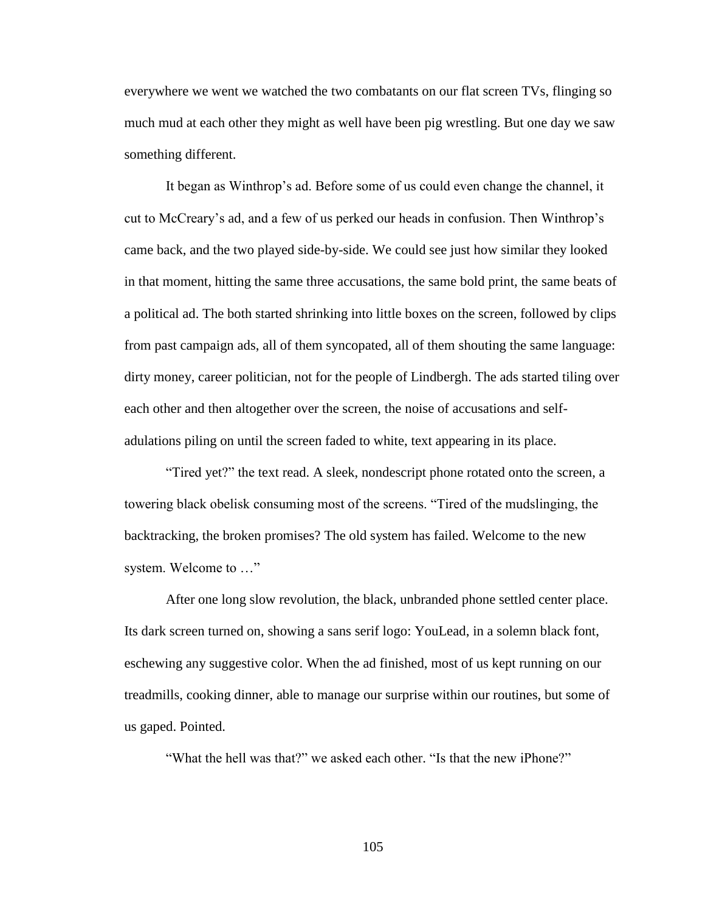everywhere we went we watched the two combatants on our flat screen TVs, flinging so much mud at each other they might as well have been pig wrestling. But one day we saw something different.

It began as Winthrop's ad. Before some of us could even change the channel, it cut to McCreary's ad, and a few of us perked our heads in confusion. Then Winthrop's came back, and the two played side-by-side. We could see just how similar they looked in that moment, hitting the same three accusations, the same bold print, the same beats of a political ad. The both started shrinking into little boxes on the screen, followed by clips from past campaign ads, all of them syncopated, all of them shouting the same language: dirty money, career politician, not for the people of Lindbergh. The ads started tiling over each other and then altogether over the screen, the noise of accusations and self-adulations piling on until the screen faded to white, text appearing in its place.

"Tired yet?" the text read. A sleek, nondescript phone rotated onto the screen, a towering black obelisk consuming most of the screens. "Tired of the mudslinging, the backtracking, the broken promises? The old system has failed. Welcome to the new system. Welcome to …"

After one long slow revolution, the black, unbranded phone settled center place. Its dark screen turned on, showing a sans serif logo: YouLead, in a solemn black font, eschewing any suggestive color. When the ad finished, most of us kept running on our treadmills, cooking dinner, able to manage our surprise within our routines, but some of us gaped. Pointed.

"What the hell was that?" we asked each other. "Is that the new iPhone?"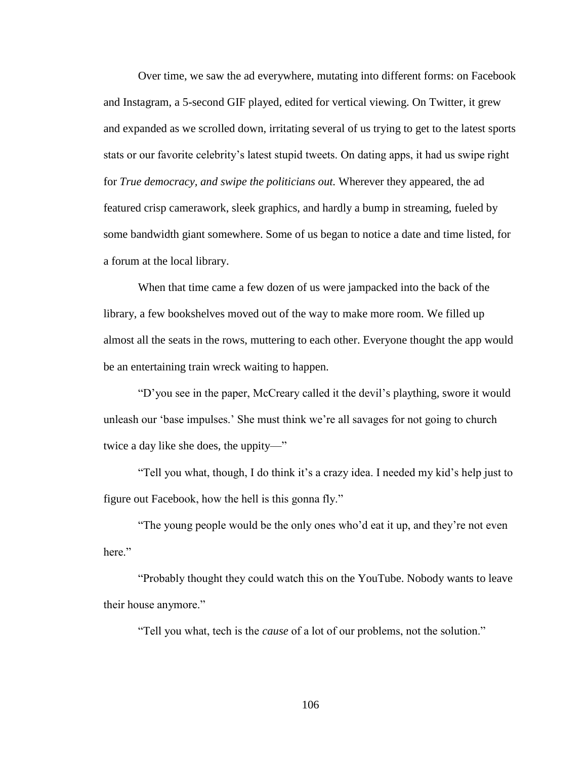Over time, we saw the ad everywhere, mutating into different forms: on Facebook and Instagram, a 5-second GIF played, edited for vertical viewing. On Twitter, it grew and expanded as we scrolled down, irritating several of us trying to get to the latest sports stats or our favorite celebrity's latest stupid tweets. On dating apps, it had us swipe right for *True democracy, and swipe the politicians out.* Wherever they appeared, the ad featured crisp camerawork, sleek graphics, and hardly a bump in streaming, fueled by some bandwidth giant somewhere. Some of us began to notice a date and time listed, for a forum at the local library.

When that time came a few dozen of us were jampacked into the back of the library, a few bookshelves moved out of the way to make more room. We filled up almost all the seats in the rows, muttering to each other. Everyone thought the app would be an entertaining train wreck waiting to happen.

"D'you see in the paper, McCreary called it the devil's plaything, swore it would unleash our 'base impulses.' She must think we're all savages for not going to church twice a day like she does, the uppity—"

"Tell you what, though, I do think it's a crazy idea. I needed my kid's help just to figure out Facebook, how the hell is this gonna fly."

"The young people would be the only ones who'd eat it up, and they're not even here."

"Probably thought they could watch this on the YouTube. Nobody wants to leave their house anymore."

"Tell you what, tech is the *cause* of a lot of our problems, not the solution."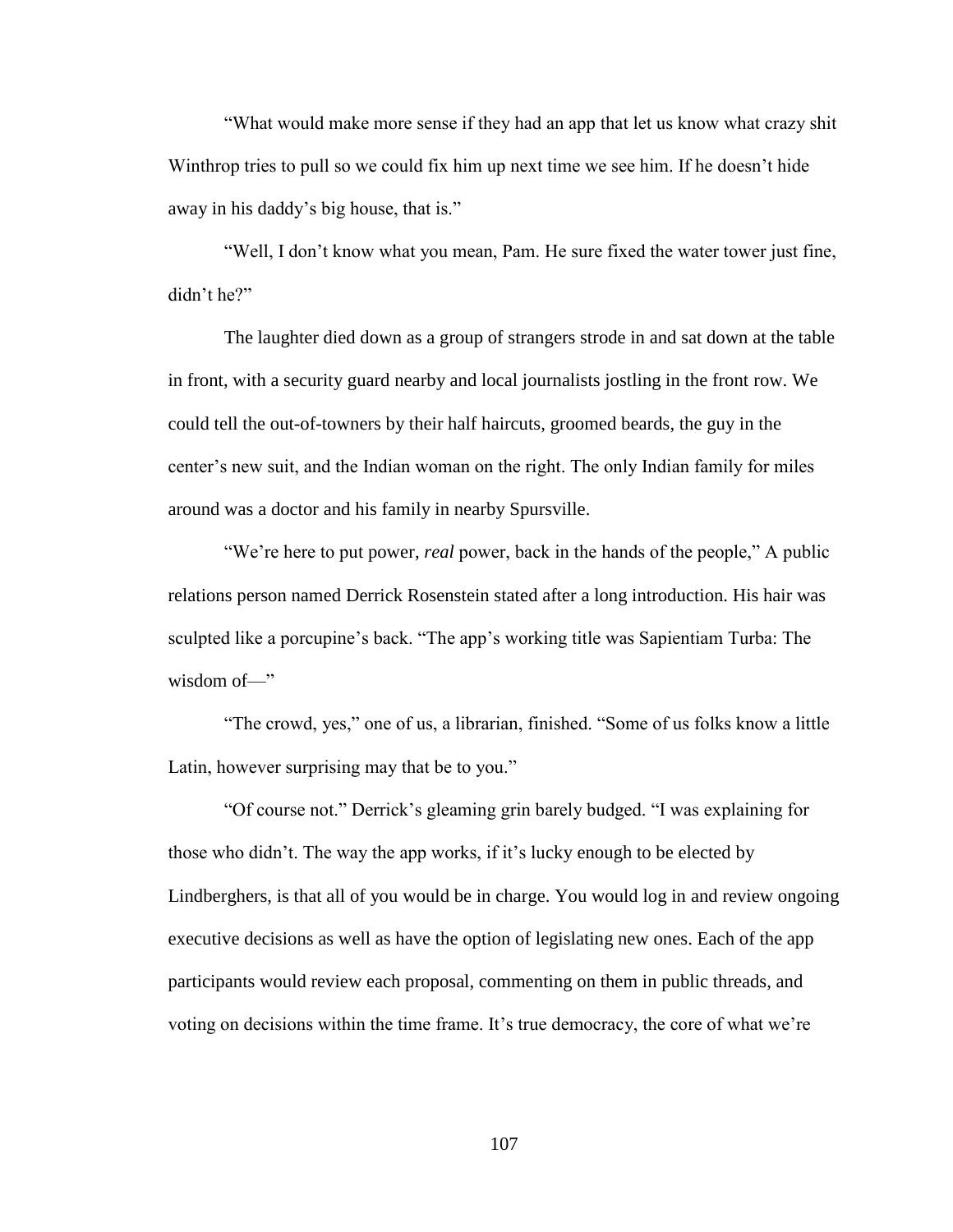"What would make more sense if they had an app that let us know what crazy shit Winthrop tries to pull so we could fix him up next time we see him. If he doesn't hide away in his daddy's big house, that is."

"Well, I don't know what you mean, Pam. He sure fixed the water tower just fine, didn't he?"

The laughter died down as a group of strangers strode in and sat down at the table in front, with a security guard nearby and local journalists jostling in the front row. We could tell the out-of-towners by their half haircuts, groomed beards, the guy in the center's new suit, and the Indian woman on the right. The only Indian family for miles around was a doctor and his family in nearby Spursville.

"We're here to put power, *real* power, back in the hands of the people," A public relations person named Derrick Rosenstein stated after a long introduction. His hair was sculpted like a porcupine's back. "The app's working title was Sapientiam Turba: The wisdom of—"

"The crowd, yes," one of us, a librarian, finished. "Some of us folks know a little Latin, however surprising may that be to you."

"Of course not." Derrick's gleaming grin barely budged. "I was explaining for those who didn't. The way the app works, if it's lucky enough to be elected by Lindberghers, is that all of you would be in charge. You would log in and review ongoing executive decisions as well as have the option of legislating new ones. Each of the app participants would review each proposal, commenting on them in public threads, and voting on decisions within the time frame. It's true democracy, the core of what we're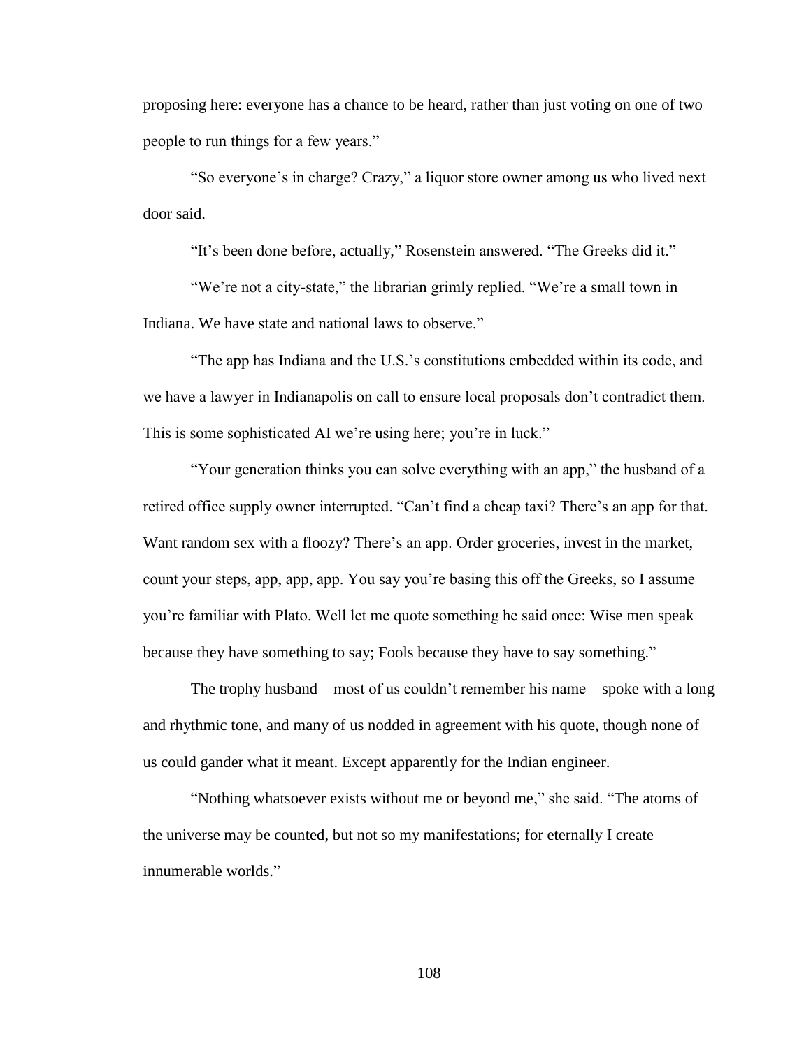proposing here: everyone has a chance to be heard, rather than just voting on one of two people to run things for a few years."

"So everyone's in charge? Crazy," a liquor store owner among us who lived next door said.

"It's been done before, actually," Rosenstein answered. "The Greeks did it."

"We're not a city-state," the librarian grimly replied. "We're a small town in Indiana. We have state and national laws to observe."

"The app has Indiana and the U.S.'s constitutions embedded within its code, and we have a lawyer in Indianapolis on call to ensure local proposals don't contradict them. This is some sophisticated AI we're using here; you're in luck."

"Your generation thinks you can solve everything with an app," the husband of a retired office supply owner interrupted. "Can't find a cheap taxi? There's an app for that. Want random sex with a floozy? There's an app. Order groceries, invest in the market, count your steps, app, app, app. You say you're basing this off the Greeks, so I assume you're familiar with Plato. Well let me quote something he said once: Wise men speak because they have something to say; Fools because they have to say something."

The trophy husband—most of us couldn't remember his name—spoke with a long and rhythmic tone, and many of us nodded in agreement with his quote, though none of us could gander what it meant. Except apparently for the Indian engineer.

"Nothing whatsoever exists without me or beyond me," she said. "The atoms of the universe may be counted, but not so my manifestations; for eternally I create innumerable worlds."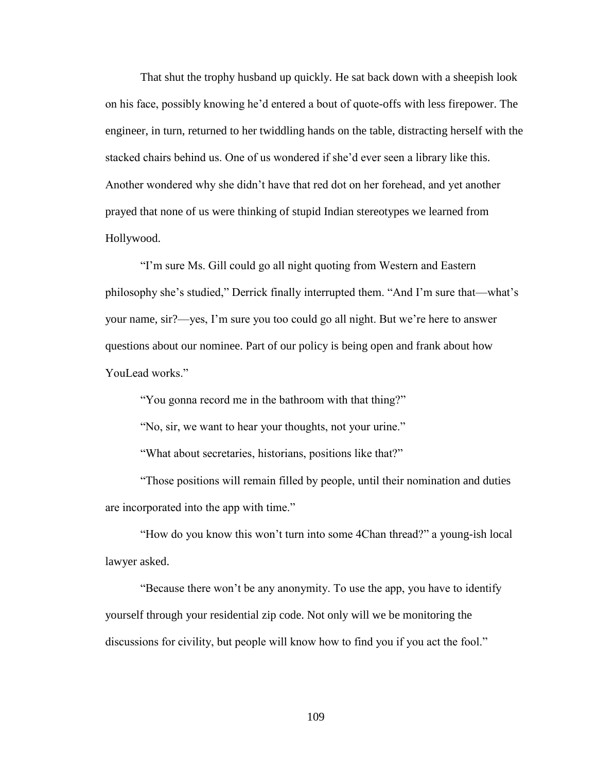That shut the trophy husband up quickly. He sat back down with a sheepish look on his face, possibly knowing he'd entered a bout of quote-offs with less firepower. The engineer, in turn, returned to her twiddling hands on the table, distracting herself with the stacked chairs behind us. One of us wondered if she'd ever seen a library like this. Another wondered why she didn't have that red dot on her forehead, and yet another prayed that none of us were thinking of stupid Indian stereotypes we learned from Hollywood.

"I'm sure Ms. Gill could go all night quoting from Western and Eastern philosophy she's studied," Derrick finally interrupted them. "And I'm sure that—what's your name, sir?—yes, I'm sure you too could go all night. But we're here to answer questions about our nominee. Part of our policy is being open and frank about how YouLead works."

"You gonna record me in the bathroom with that thing?"

"No, sir, we want to hear your thoughts, not your urine."

"What about secretaries, historians, positions like that?"

"Those positions will remain filled by people, until their nomination and duties are incorporated into the app with time."

"How do you know this won't turn into some 4Chan thread?" a young-ish local lawyer asked.

"Because there won't be any anonymity. To use the app, you have to identify yourself through your residential zip code. Not only will we be monitoring the discussions for civility, but people will know how to find you if you act the fool."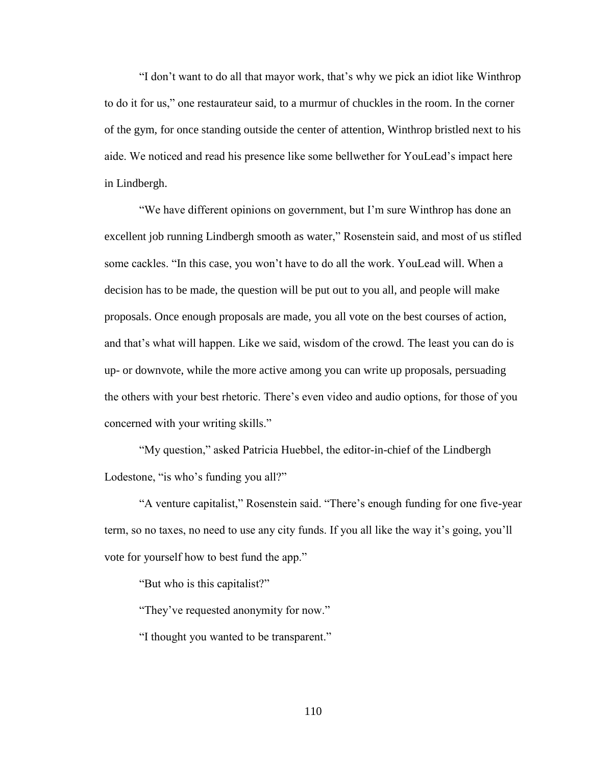"I don't want to do all that mayor work, that's why we pick an idiot like Winthrop to do it for us," one restaurateur said, to a murmur of chuckles in the room. In the corner of the gym, for once standing outside the center of attention, Winthrop bristled next to his aide. We noticed and read his presence like some bellwether for YouLead's impact here in Lindbergh.

"We have different opinions on government, but I'm sure Winthrop has done an excellent job running Lindbergh smooth as water," Rosenstein said, and most of us stifled some cackles. "In this case, you won't have to do all the work. YouLead will. When a decision has to be made, the question will be put out to you all, and people will make proposals. Once enough proposals are made, you all vote on the best courses of action, and that's what will happen. Like we said, wisdom of the crowd. The least you can do is up- or downvote, while the more active among you can write up proposals, persuading the others with your best rhetoric. There's even video and audio options, for those of you concerned with your writing skills."

"My question," asked Patricia Huebbel, the editor-in-chief of the Lindbergh Lodestone, "is who's funding you all?"

"A venture capitalist," Rosenstein said. "There's enough funding for one five-year term, so no taxes, no need to use any city funds. If you all like the way it's going, you'll vote for yourself how to best fund the app."

"But who is this capitalist?"

"They've requested anonymity for now."

"I thought you wanted to be transparent."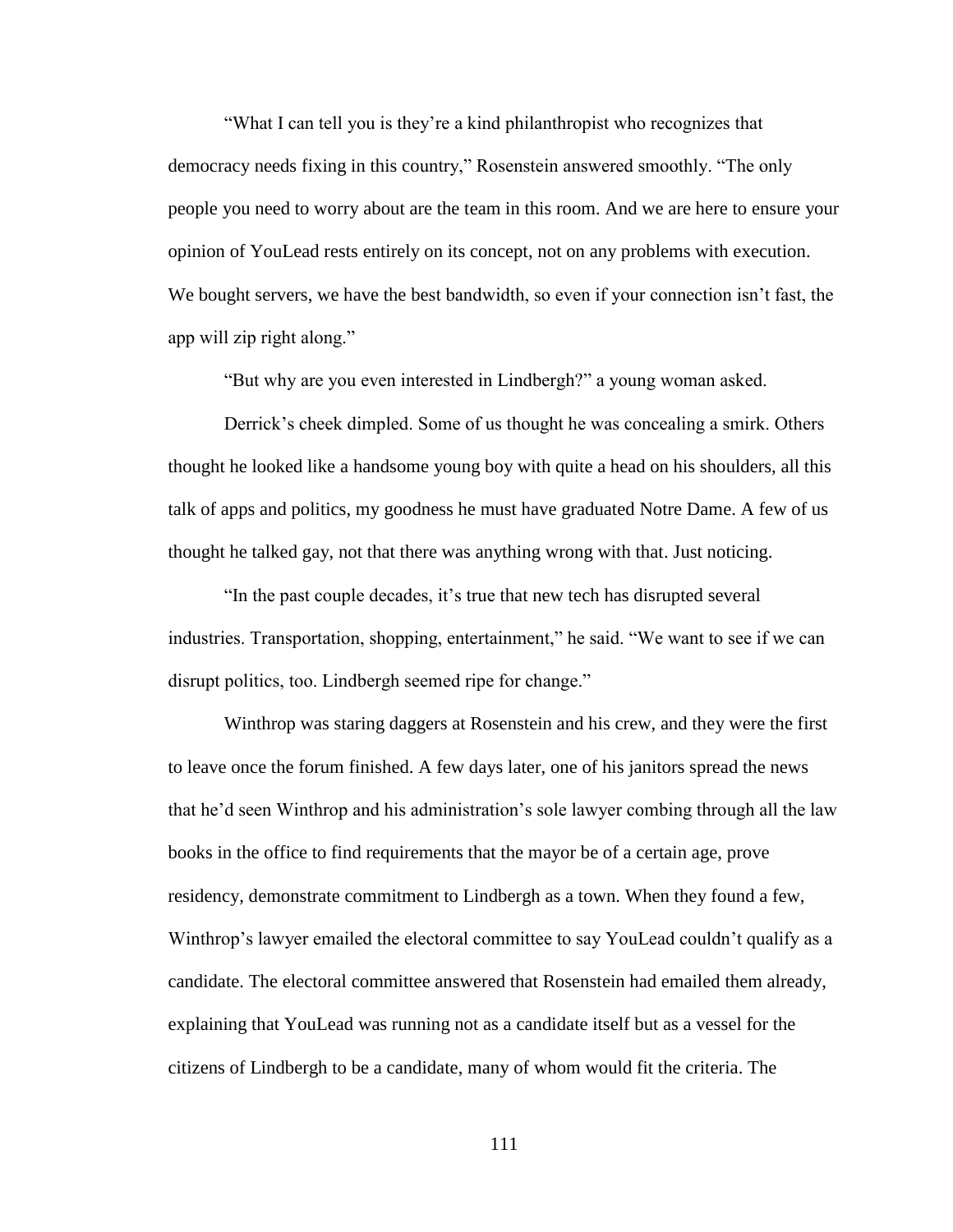"What I can tell you is they're a kind philanthropist who recognizes that democracy needs fixing in this country," Rosenstein answered smoothly. "The only people you need to worry about are the team in this room. And we are here to ensure your opinion of YouLead rests entirely on its concept, not on any problems with execution. We bought servers, we have the best bandwidth, so even if your connection isn't fast, the app will zip right along."

"But why are you even interested in Lindbergh?" a young woman asked.

Derrick's cheek dimpled. Some of us thought he was concealing a smirk. Others thought he looked like a handsome young boy with quite a head on his shoulders, all this talk of apps and politics, my goodness he must have graduated Notre Dame. A few of us thought he talked gay, not that there was anything wrong with that. Just noticing.

"In the past couple decades, it's true that new tech has disrupted several industries. Transportation, shopping, entertainment," he said. "We want to see if we can disrupt politics, too. Lindbergh seemed ripe for change."

Winthrop was staring daggers at Rosenstein and his crew, and they were the first to leave once the forum finished. A few days later, one of his janitors spread the news that he'd seen Winthrop and his administration's sole lawyer combing through all the law books in the office to find requirements that the mayor be of a certain age, prove residency, demonstrate commitment to Lindbergh as a town. When they found a few, Winthrop's lawyer emailed the electoral committee to say YouLead couldn't qualify as a candidate. The electoral committee answered that Rosenstein had emailed them already, explaining that YouLead was running not as a candidate itself but as a vessel for the citizens of Lindbergh to be a candidate, many of whom would fit the criteria. The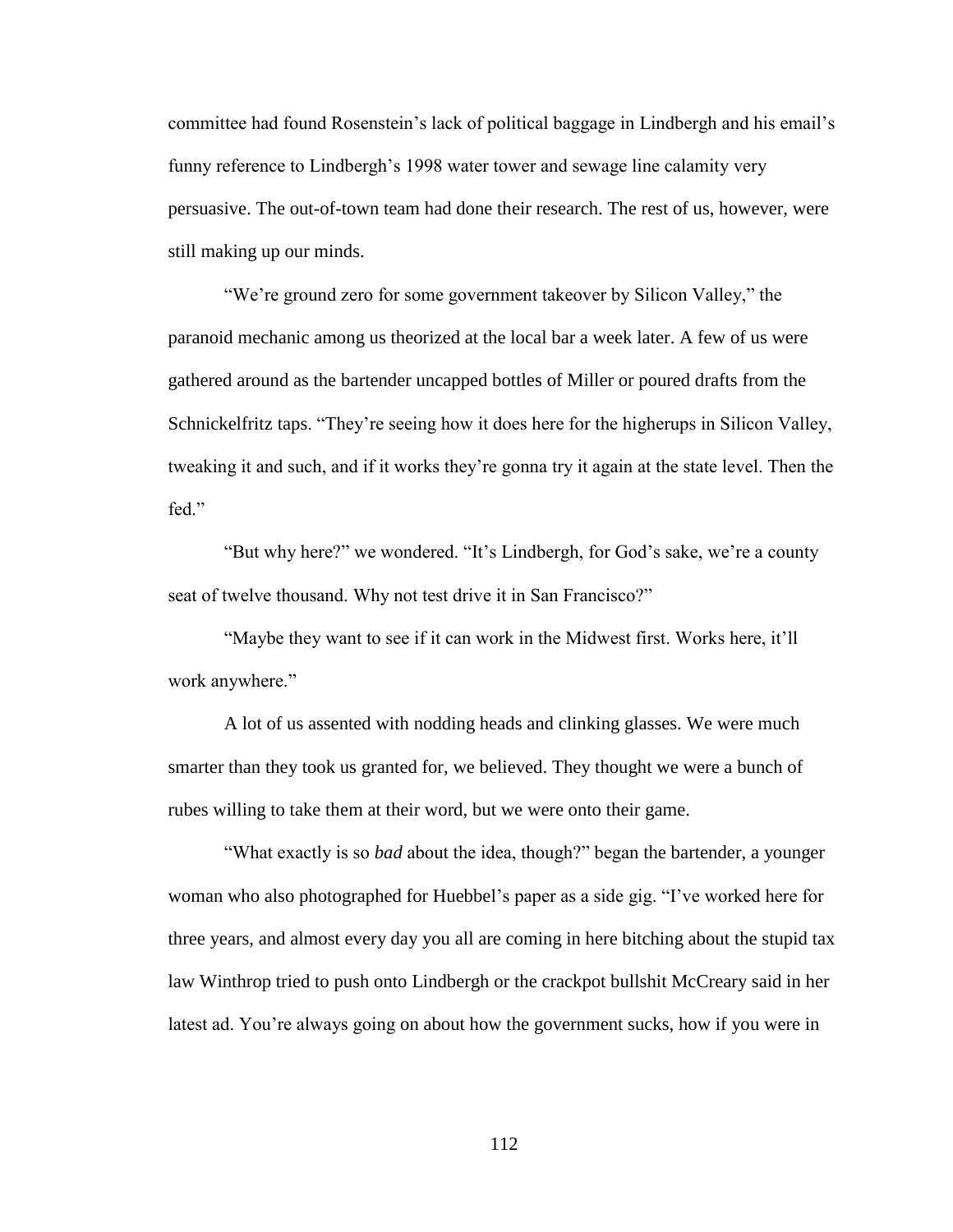committee had found Rosenstein's lack of political baggage in Lindbergh and his email's funny reference to Lindbergh's 1998 water tower and sewage line calamity very persuasive. The out-of-town team had done their research. The rest of us, however, were still making up our minds.

"We're ground zero for some government takeover by Silicon Valley," the paranoid mechanic among us theorized at the local bar a week later. A few of us were gathered around as the bartender uncapped bottles of Miller or poured drafts from the Schnickelfritz taps. "They're seeing how it does here for the higherups in Silicon Valley, tweaking it and such, and if it works they're gonna try it again at the state level. Then the fed."

"But why here?" we wondered. "It's Lindbergh, for God's sake, we're a county seat of twelve thousand. Why not test drive it in San Francisco?"

"Maybe they want to see if it can work in the Midwest first. Works here, it'll work anywhere."

A lot of us assented with nodding heads and clinking glasses. We were much smarter than they took us granted for, we believed. They thought we were a bunch of rubes willing to take them at their word, but we were onto their game.

"What exactly is so *bad* about the idea, though?" began the bartender, a younger woman who also photographed for Huebbel's paper as a side gig. "I've worked here for three years, and almost every day you all are coming in here bitching about the stupid tax law Winthrop tried to push onto Lindbergh or the crackpot bullshit McCreary said in her latest ad. You're always going on about how the government sucks, how if you were in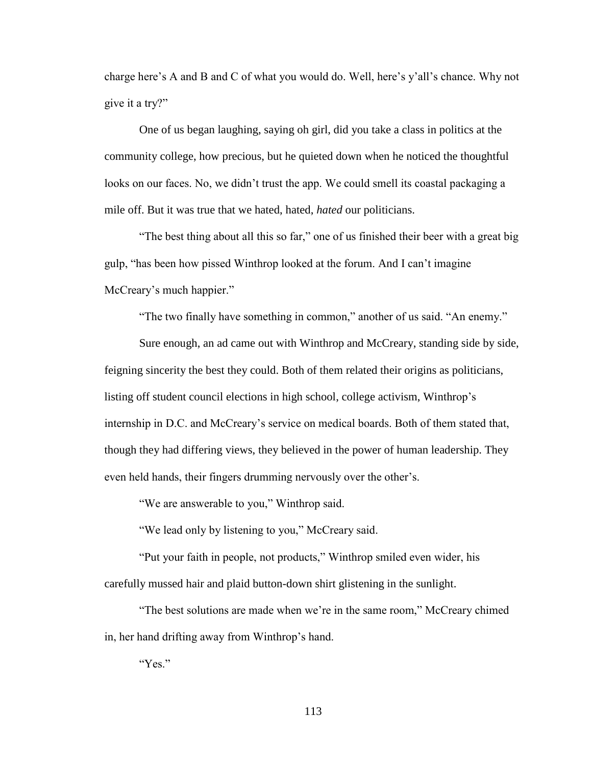charge here's A and B and C of what you would do. Well, here's y'all's chance. Why not give it a try?"

One of us began laughing, saying oh girl, did you take a class in politics at the community college, how precious, but he quieted down when he noticed the thoughtful looks on our faces. No, we didn't trust the app. We could smell its coastal packaging a mile off. But it was true that we hated, hated, *hated* our politicians.

"The best thing about all this so far," one of us finished their beer with a great big gulp, "has been how pissed Winthrop looked at the forum. And I can't imagine McCreary's much happier."

"The two finally have something in common," another of us said. "An enemy."

Sure enough, an ad came out with Winthrop and McCreary, standing side by side, feigning sincerity the best they could. Both of them related their origins as politicians, listing off student council elections in high school, college activism, Winthrop's internship in D.C. and McCreary's service on medical boards. Both of them stated that, though they had differing views, they believed in the power of human leadership. They even held hands, their fingers drumming nervously over the other's.

"We are answerable to you," Winthrop said.

"We lead only by listening to you," McCreary said.

"Put your faith in people, not products," Winthrop smiled even wider, his carefully mussed hair and plaid button-down shirt glistening in the sunlight.

"The best solutions are made when we're in the same room," McCreary chimed in, her hand drifting away from Winthrop's hand.

"Yes."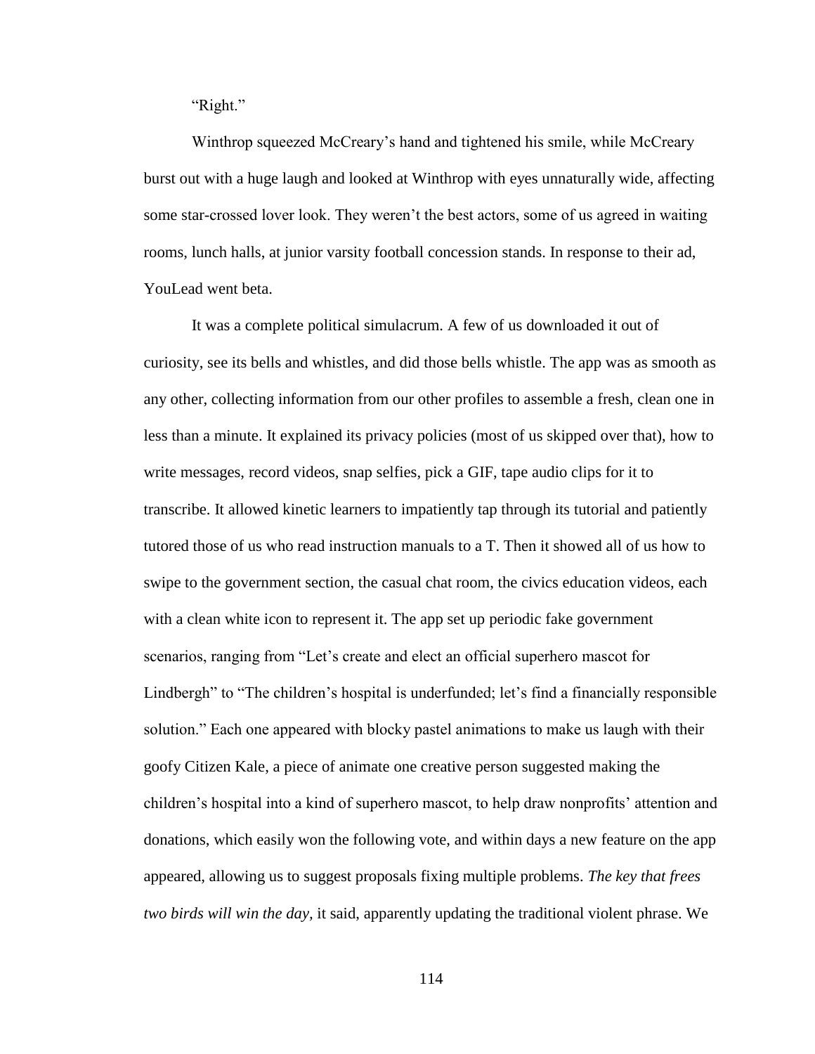"Right."

Winthrop squeezed McCreary's hand and tightened his smile, while McCreary burst out with a huge laugh and looked at Winthrop with eyes unnaturally wide, affecting some star-crossed lover look. They weren't the best actors, some of us agreed in waiting rooms, lunch halls, at junior varsity football concession stands. In response to their ad, YouLead went beta.

It was a complete political simulacrum. A few of us downloaded it out of curiosity, see its bells and whistles, and did those bells whistle. The app was as smooth as any other, collecting information from our other profiles to assemble a fresh, clean one in less than a minute. It explained its privacy policies (most of us skipped over that), how to write messages, record videos, snap selfies, pick a GIF, tape audio clips for it to transcribe. It allowed kinetic learners to impatiently tap through its tutorial and patiently tutored those of us who read instruction manuals to a T. Then it showed all of us how to swipe to the government section, the casual chat room, the civics education videos, each with a clean white icon to represent it. The app set up periodic fake government scenarios, ranging from "Let's create and elect an official superhero mascot for Lindbergh" to "The children's hospital is underfunded; let's find a financially responsible solution." Each one appeared with blocky pastel animations to make us laugh with their goofy Citizen Kale, a piece of animate one creative person suggested making the children's hospital into a kind of superhero mascot, to help draw nonprofits' attention and donations, which easily won the following vote, and within days a new feature on the app appeared, allowing us to suggest proposals fixing multiple problems. *The key that frees two birds will win the day,* it said, apparently updating the traditional violent phrase. We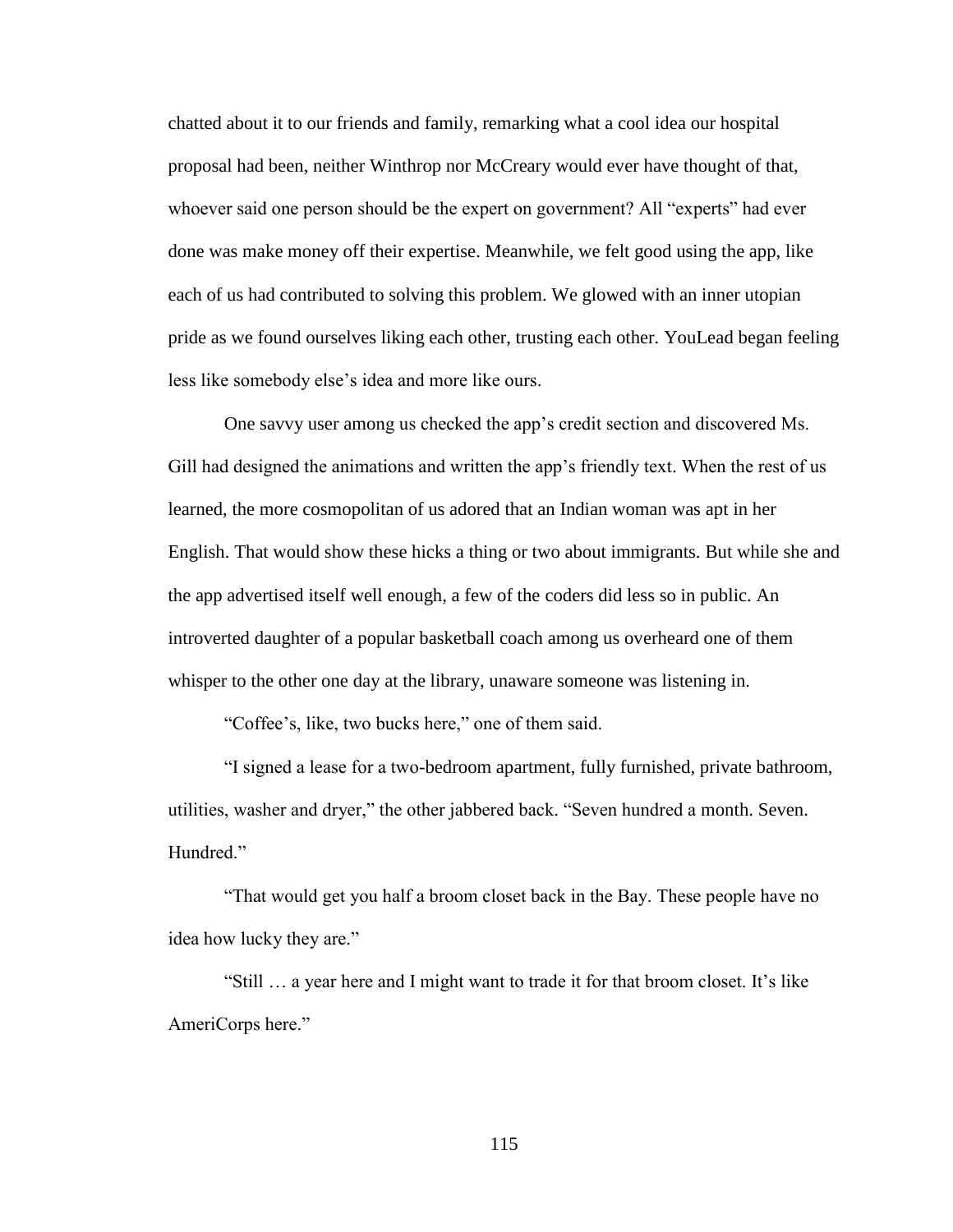chatted about it to our friends and family, remarking what a cool idea our hospital proposal had been, neither Winthrop nor McCreary would ever have thought of that, whoever said one person should be the expert on government? All "experts" had ever done was make money off their expertise. Meanwhile, we felt good using the app, like each of us had contributed to solving this problem. We glowed with an inner utopian pride as we found ourselves liking each other, trusting each other. YouLead began feeling less like somebody else's idea and more like ours.

One savvy user among us checked the app's credit section and discovered Ms. Gill had designed the animations and written the app's friendly text. When the rest of us learned, the more cosmopolitan of us adored that an Indian woman was apt in her English. That would show these hicks a thing or two about immigrants. But while she and the app advertised itself well enough, a few of the coders did less so in public. An introverted daughter of a popular basketball coach among us overheard one of them whisper to the other one day at the library, unaware someone was listening in.

"Coffee's, like, two bucks here," one of them said.

"I signed a lease for a two-bedroom apartment, fully furnished, private bathroom, utilities, washer and dryer," the other jabbered back. "Seven hundred a month. Seven. Hundred."

"That would get you half a broom closet back in the Bay. These people have no idea how lucky they are."

"Still … a year here and I might want to trade it for that broom closet. It's like AmeriCorps here."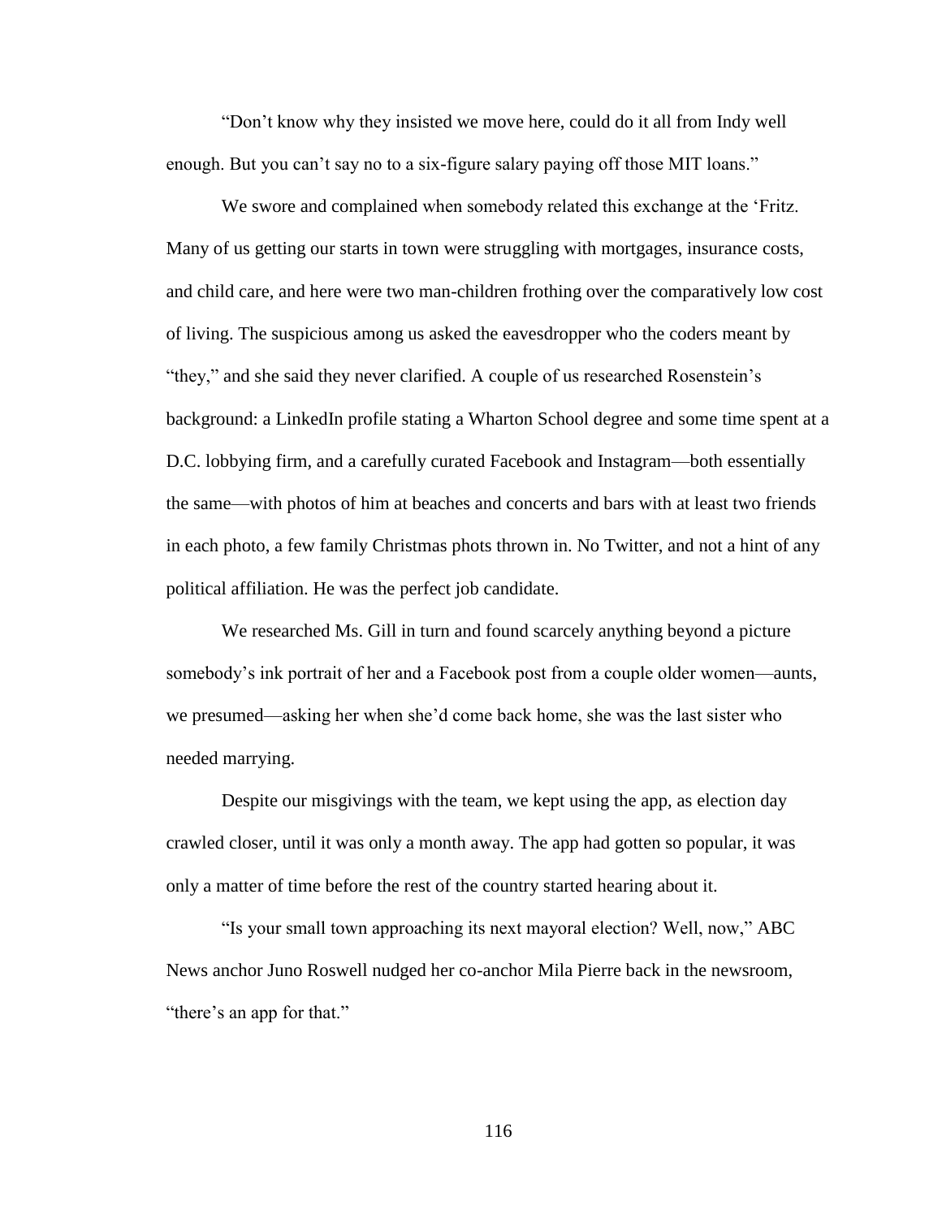"Don't know why they insisted we move here, could do it all from Indy well enough. But you can't say no to a six-figure salary paying off those MIT loans."

We swore and complained when somebody related this exchange at the 'Fritz. Many of us getting our starts in town were struggling with mortgages, insurance costs, and child care, and here were two man-children frothing over the comparatively low cost of living. The suspicious among us asked the eavesdropper who the coders meant by "they," and she said they never clarified. A couple of us researched Rosenstein's background: a LinkedIn profile stating a Wharton School degree and some time spent at a D.C. lobbying firm, and a carefully curated Facebook and Instagram—both essentially the same—with photos of him at beaches and concerts and bars with at least two friends in each photo, a few family Christmas phots thrown in. No Twitter, and not a hint of any political affiliation. He was the perfect job candidate.

We researched Ms. Gill in turn and found scarcely anything beyond a picture somebody's ink portrait of her and a Facebook post from a couple older women—aunts, we presumed—asking her when she'd come back home, she was the last sister who needed marrying.

Despite our misgivings with the team, we kept using the app, as election day crawled closer, until it was only a month away. The app had gotten so popular, it was only a matter of time before the rest of the country started hearing about it.

"Is your small town approaching its next mayoral election? Well, now," ABC News anchor Juno Roswell nudged her co-anchor Mila Pierre back in the newsroom, "there's an app for that."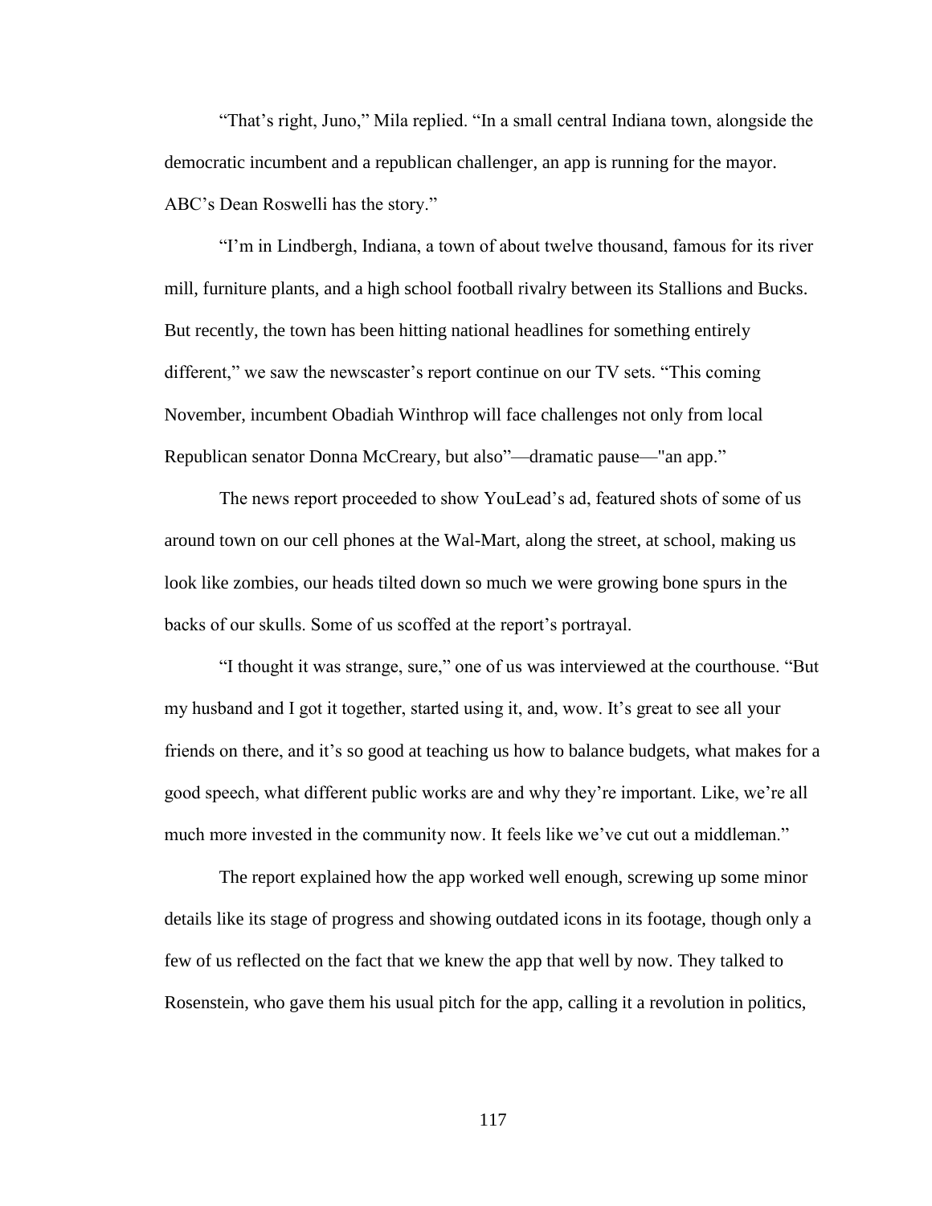"That's right, Juno," Mila replied. "In a small central Indiana town, alongside the democratic incumbent and a republican challenger, an app is running for the mayor. ABC's Dean Roswelli has the story."

"I'm in Lindbergh, Indiana, a town of about twelve thousand, famous for its river mill, furniture plants, and a high school football rivalry between its Stallions and Bucks. But recently, the town has been hitting national headlines for something entirely different," we saw the newscaster's report continue on our TV sets. "This coming November, incumbent Obadiah Winthrop will face challenges not only from local Republican senator Donna McCreary, but also"—dramatic pause—"an app."

The news report proceeded to show YouLead's ad, featured shots of some of us around town on our cell phones at the Wal-Mart, along the street, at school, making us look like zombies, our heads tilted down so much we were growing bone spurs in the backs of our skulls. Some of us scoffed at the report's portrayal.

"I thought it was strange, sure," one of us was interviewed at the courthouse. "But my husband and I got it together, started using it, and, wow. It's great to see all your friends on there, and it's so good at teaching us how to balance budgets, what makes for a good speech, what different public works are and why they're important. Like, we're all much more invested in the community now. It feels like we've cut out a middleman."

The report explained how the app worked well enough, screwing up some minor details like its stage of progress and showing outdated icons in its footage, though only a few of us reflected on the fact that we knew the app that well by now. They talked to Rosenstein, who gave them his usual pitch for the app, calling it a revolution in politics,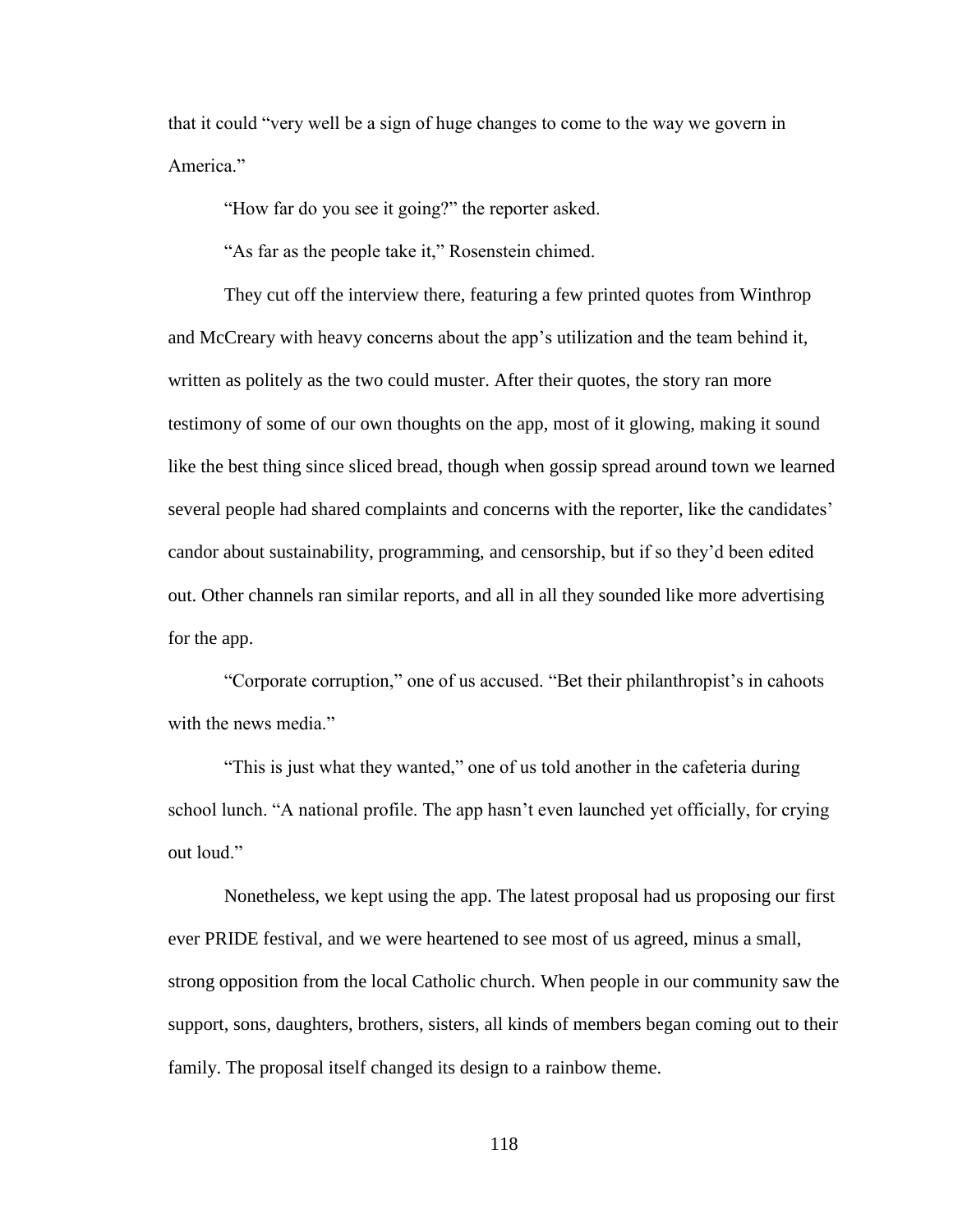that it could “very well be a sign of huge changes to come to the way we govern in America.”

“How far do you see it going?” the reporter asked.

“As far as the people take it,” Rosenstein chimed.

They cut off the interview there, featuring a few printed quotes from Winthrop and McCreary with heavy concerns about the app’s utilization and the team behind it, written as politely as the two could muster. After their quotes, the story ran more testimony of some of our own thoughts on the app, most of it glowing, making it sound like the best thing since sliced bread, though when gossip spread around town we learned several people had shared complaints and concerns with the reporter, like the candidates’ candor about sustainability, programming, and censorship, but if so they’d been edited out. Other channels ran similar reports, and all in all they sounded like more advertising for the app.

“Corporate corruption,” one of us accused. “Bet their philanthropist’s in cahoots with the news media.”

“This is just what they wanted,” one of us told another in the cafeteria during school lunch. “A national profile. The app hasn’t even launched yet officially, for crying out loud.”

Nonetheless, we kept using the app. The latest proposal had us proposing our first ever PRIDE festival, and we were heartened to see most of us agreed, minus a small, strong opposition from the local Catholic church. When people in our community saw the support, sons, daughters, brothers, sisters, all kinds of members began coming out to their family. The proposal itself changed its design to a rainbow theme.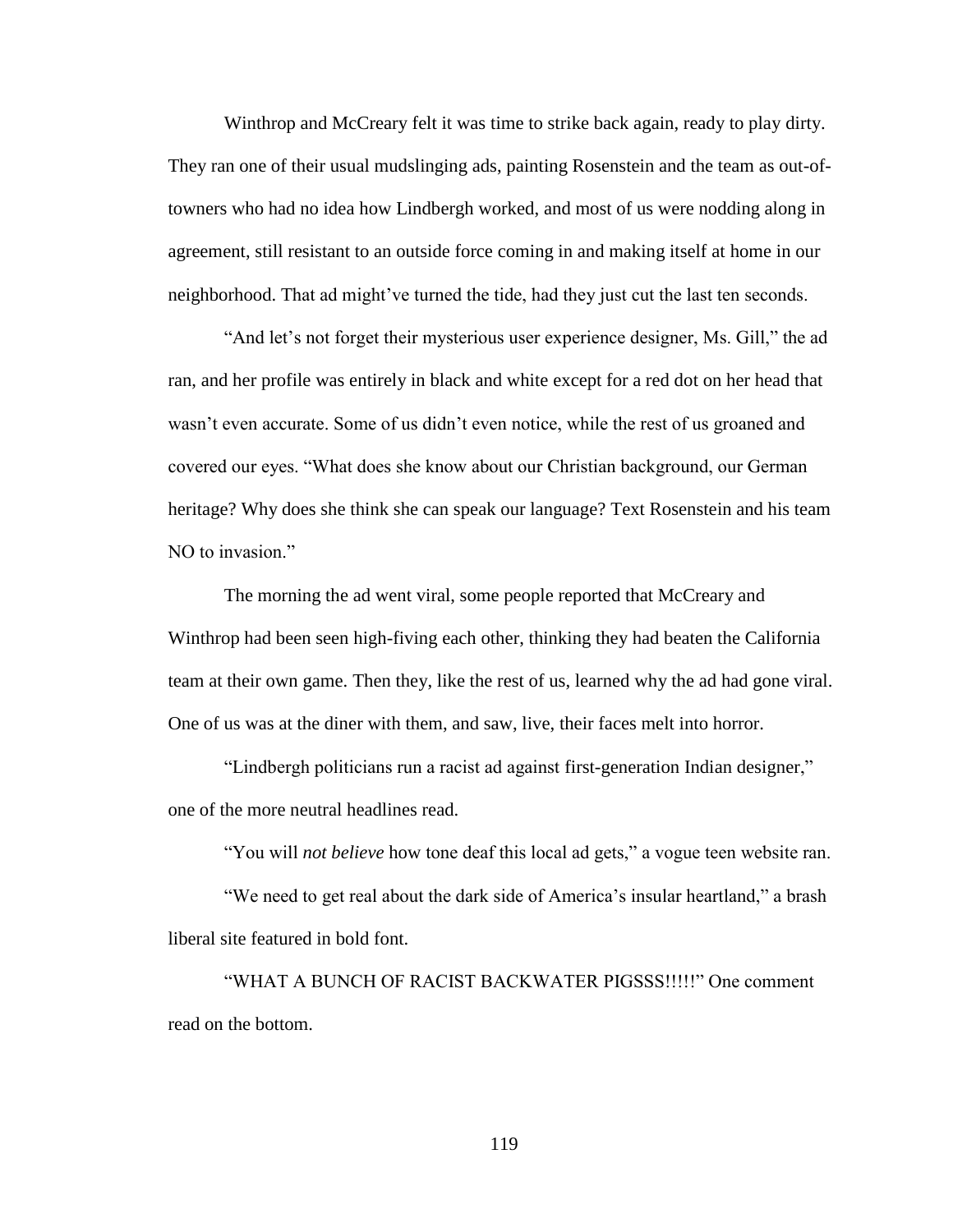Winthrop and McCreary felt it was time to strike back again, ready to play dirty. They ran one of their usual mudslinging ads, painting Rosenstein and the team as out-of-towners who had no idea how Lindbergh worked, and most of us were nodding along in agreement, still resistant to an outside force coming in and making itself at home in our neighborhood. That ad might've turned the tide, had they just cut the last ten seconds.

"And let's not forget their mysterious user experience designer, Ms. Gill," the ad ran, and her profile was entirely in black and white except for a red dot on her head that wasn't even accurate. Some of us didn't even notice, while the rest of us groaned and covered our eyes. "What does she know about our Christian background, our German heritage? Why does she think she can speak our language? Text Rosenstein and his team NO to invasion."

The morning the ad went viral, some people reported that McCreary and Winthrop had been seen high-fiving each other, thinking they had beaten the California team at their own game. Then they, like the rest of us, learned why the ad had gone viral. One of us was at the diner with them, and saw, live, their faces melt into horror.

"Lindbergh politicians run a racist ad against first-generation Indian designer," one of the more neutral headlines read.

"You will *not believe* how tone deaf this local ad gets," a vogue teen website ran.

"We need to get real about the dark side of America's insular heartland," a brash liberal site featured in bold font.

"WHAT A BUNCH OF RACIST BACKWATER PIGSSS!!!!!" One comment read on the bottom.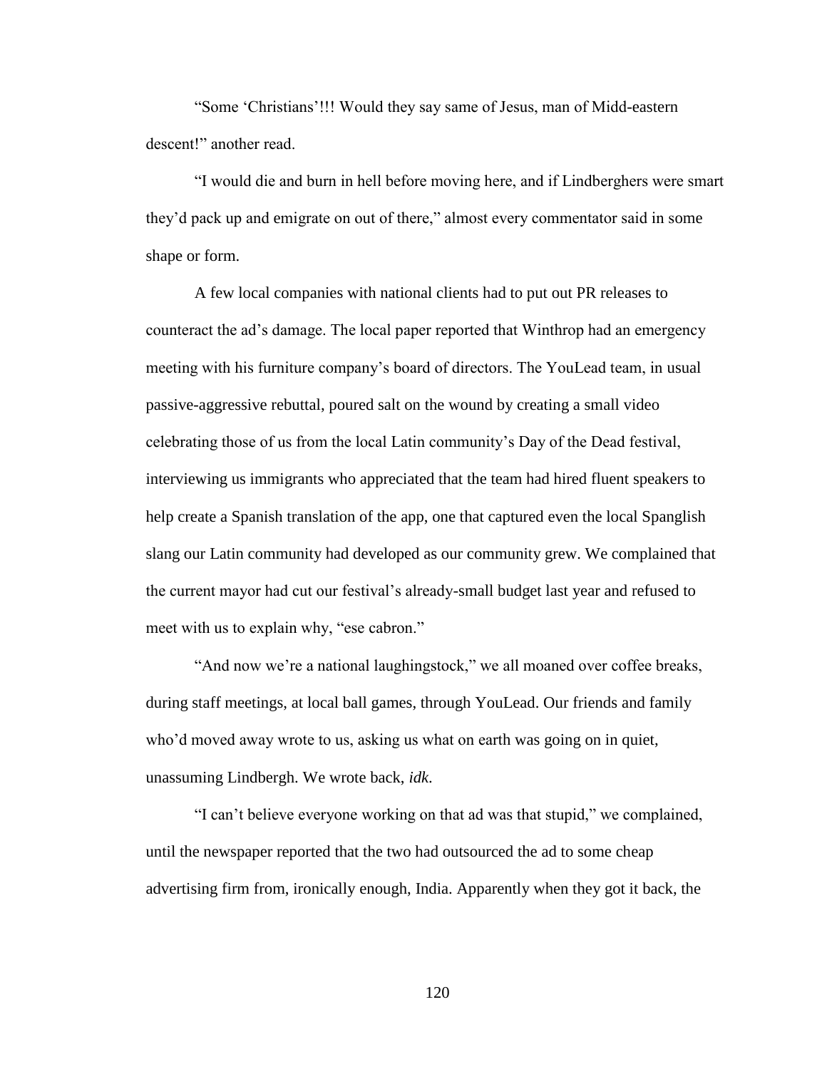"Some 'Christians'!!! Would they say same of Jesus, man of Midd-eastern descent!" another read.

"I would die and burn in hell before moving here, and if Lindberghers were smart they'd pack up and emigrate on out of there," almost every commentator said in some shape or form.

A few local companies with national clients had to put out PR releases to counteract the ad's damage. The local paper reported that Winthrop had an emergency meeting with his furniture company's board of directors. The YouLead team, in usual passive-aggressive rebuttal, poured salt on the wound by creating a small video celebrating those of us from the local Latin community's Day of the Dead festival, interviewing us immigrants who appreciated that the team had hired fluent speakers to help create a Spanish translation of the app, one that captured even the local Spanglish slang our Latin community had developed as our community grew. We complained that the current mayor had cut our festival's already-small budget last year and refused to meet with us to explain why, "ese cabron."

"And now we're a national laughingstock," we all moaned over coffee breaks, during staff meetings, at local ball games, through YouLead. Our friends and family who'd moved away wrote to us, asking us what on earth was going on in quiet, unassuming Lindbergh. We wrote back, *idk*.

"I can't believe everyone working on that ad was that stupid," we complained, until the newspaper reported that the two had outsourced the ad to some cheap advertising firm from, ironically enough, India. Apparently when they got it back, the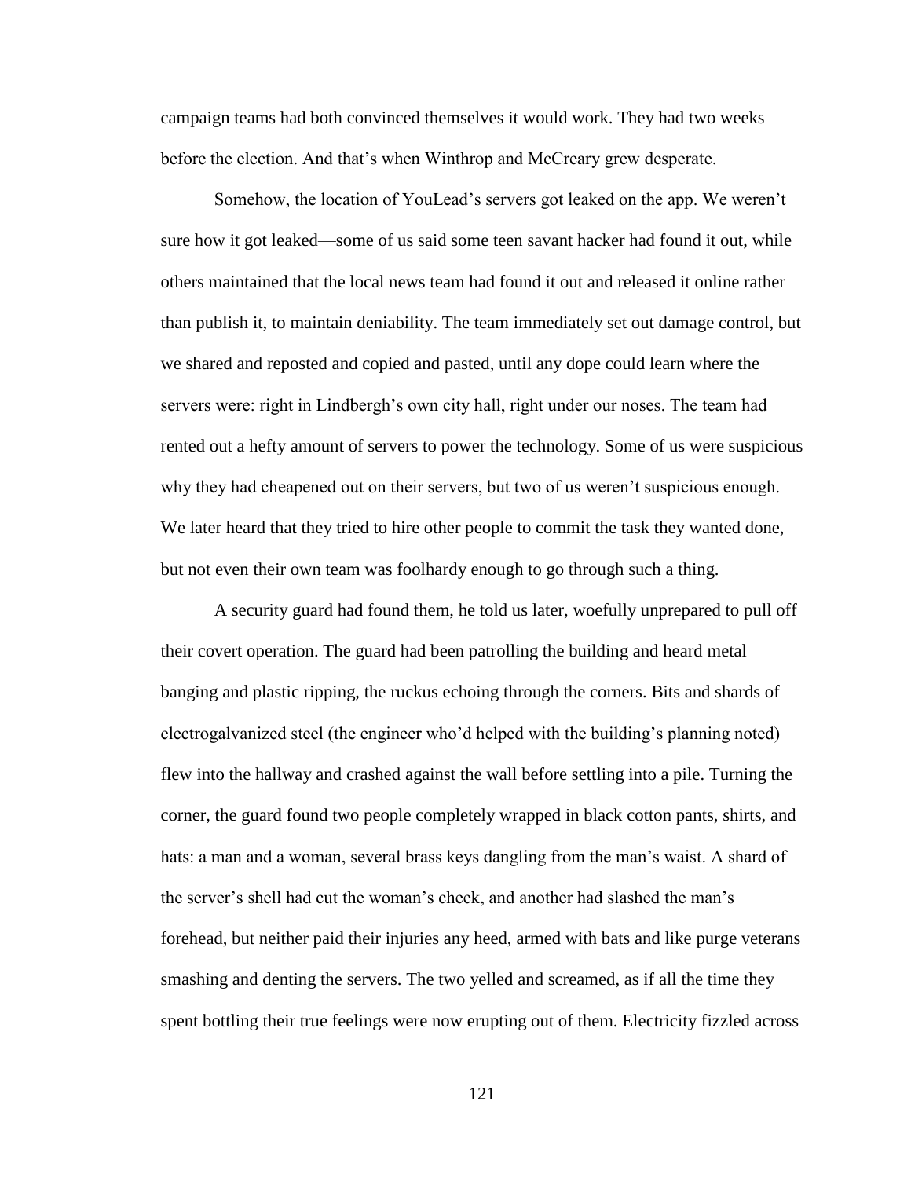campaign teams had both convinced themselves it would work. They had two weeks before the election. And that's when Winthrop and McCreary grew desperate.

Somehow, the location of YouLead's servers got leaked on the app. We weren't sure how it got leaked—some of us said some teen savant hacker had found it out, while others maintained that the local news team had found it out and released it online rather than publish it, to maintain deniability. The team immediately set out damage control, but we shared and reposted and copied and pasted, until any dope could learn where the servers were: right in Lindbergh's own city hall, right under our noses. The team had rented out a hefty amount of servers to power the technology. Some of us were suspicious why they had cheapened out on their servers, but two of us weren't suspicious enough. We later heard that they tried to hire other people to commit the task they wanted done, but not even their own team was foolhardy enough to go through such a thing.

A security guard had found them, he told us later, woefully unprepared to pull off their covert operation. The guard had been patrolling the building and heard metal banging and plastic ripping, the ruckus echoing through the corners. Bits and shards of electrogalvanized steel (the engineer who'd helped with the building's planning noted) flew into the hallway and crashed against the wall before settling into a pile. Turning the corner, the guard found two people completely wrapped in black cotton pants, shirts, and hats: a man and a woman, several brass keys dangling from the man's waist. A shard of the server's shell had cut the woman's cheek, and another had slashed the man's forehead, but neither paid their injuries any heed, armed with bats and like purge veterans smashing and denting the servers. The two yelled and screamed, as if all the time they spent bottling their true feelings were now erupting out of them. Electricity fizzled across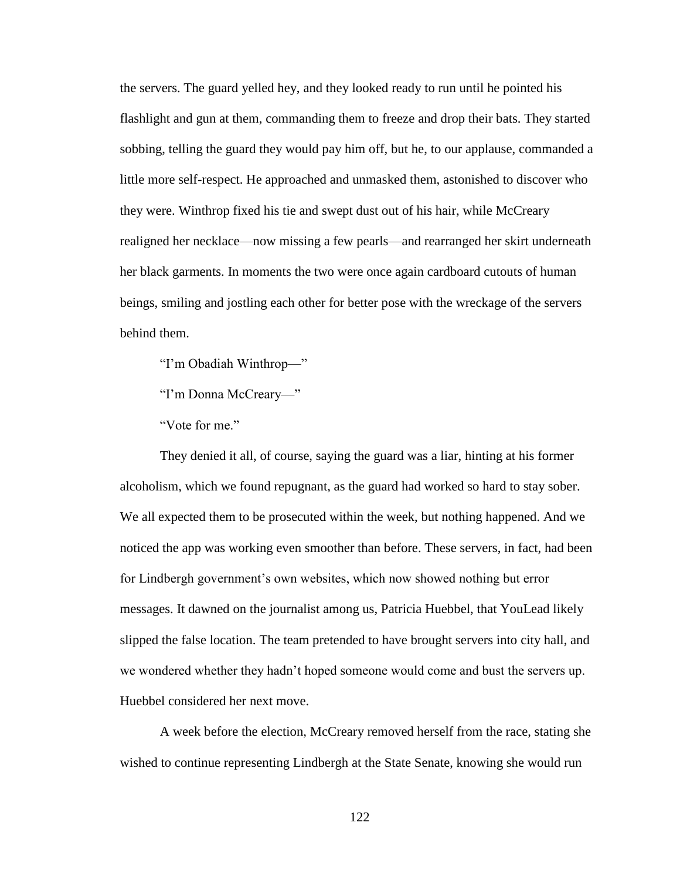the servers. The guard yelled hey, and they looked ready to run until he pointed his flashlight and gun at them, commanding them to freeze and drop their bats. They started sobbing, telling the guard they would pay him off, but he, to our applause, commanded a little more self-respect. He approached and unmasked them, astonished to discover who they were. Winthrop fixed his tie and swept dust out of his hair, while McCreary realigned her necklace—now missing a few pearls—and rearranged her skirt underneath her black garments. In moments the two were once again cardboard cutouts of human beings, smiling and jostling each other for better pose with the wreckage of the servers behind them.

"I'm Obadiah Winthrop—"

"I'm Donna McCreary—"

"Vote for me."

They denied it all, of course, saying the guard was a liar, hinting at his former alcoholism, which we found repugnant, as the guard had worked so hard to stay sober. We all expected them to be prosecuted within the week, but nothing happened. And we noticed the app was working even smoother than before. These servers, in fact, had been for Lindbergh government's own websites, which now showed nothing but error messages. It dawned on the journalist among us, Patricia Huebbel, that YouLead likely slipped the false location. The team pretended to have brought servers into city hall, and we wondered whether they hadn't hoped someone would come and bust the servers up. Huebbel considered her next move.

A week before the election, McCreary removed herself from the race, stating she wished to continue representing Lindbergh at the State Senate, knowing she would run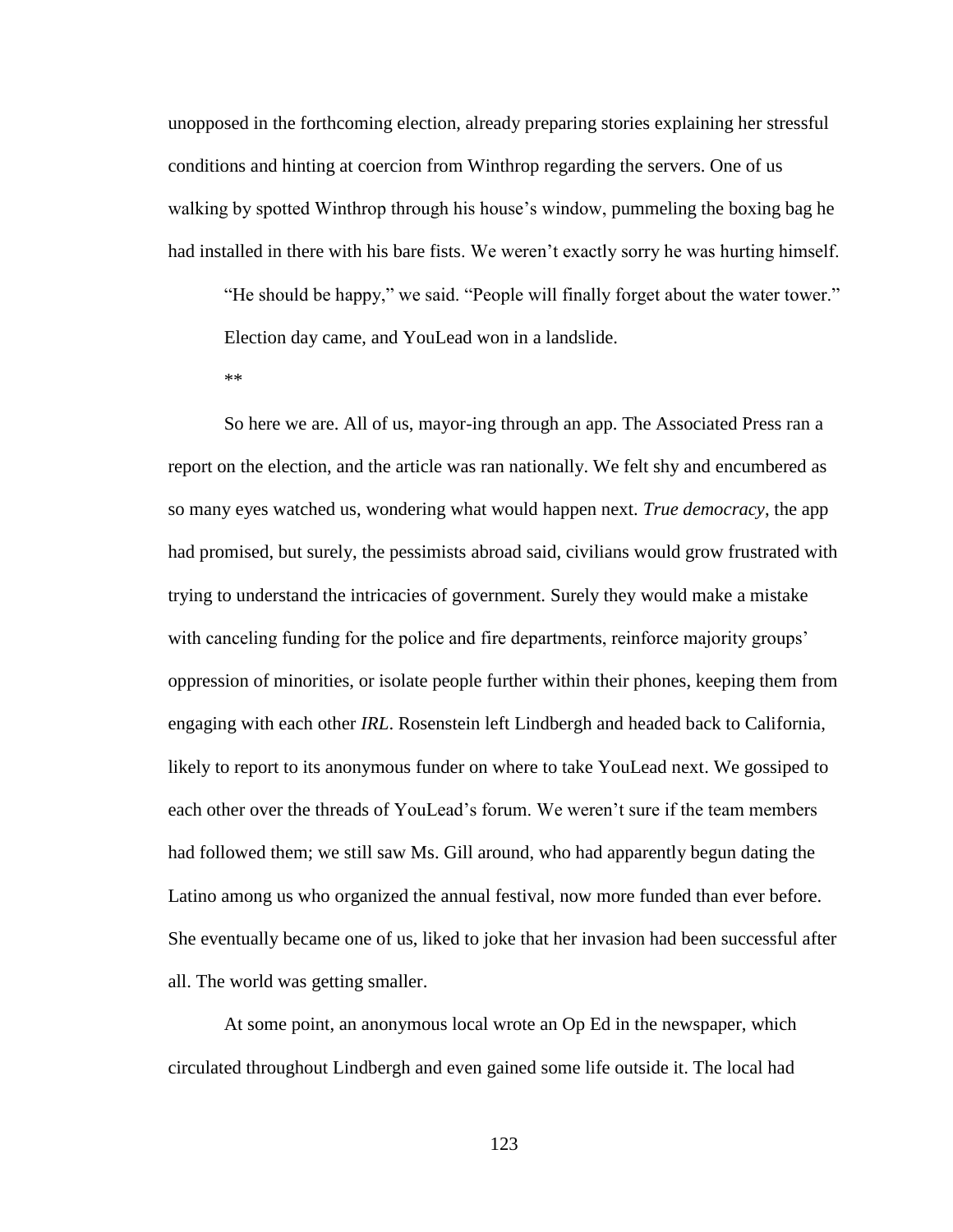unopposed in the forthcoming election, already preparing stories explaining her stressful conditions and hinting at coercion from Winthrop regarding the servers. One of us walking by spotted Winthrop through his house's window, pummeling the boxing bag he had installed in there with his bare fists. We weren't exactly sorry he was hurting himself.

"He should be happy," we said. "People will finally forget about the water tower."

Election day came, and YouLead won in a landslide.

**

So here we are. All of us, mayor-ing through an app. The Associated Press ran a report on the election, and the article was ran nationally. We felt shy and encumbered as so many eyes watched us, wondering what would happen next. *True democracy*, the app had promised, but surely, the pessimists abroad said, civilians would grow frustrated with trying to understand the intricacies of government. Surely they would make a mistake with canceling funding for the police and fire departments, reinforce majority groups' oppression of minorities, or isolate people further within their phones, keeping them from engaging with each other *IRL*. Rosenstein left Lindbergh and headed back to California, likely to report to its anonymous funder on where to take YouLead next. We gossiped to each other over the threads of YouLead's forum. We weren't sure if the team members had followed them; we still saw Ms. Gill around, who had apparently begun dating the Latino among us who organized the annual festival, now more funded than ever before. She eventually became one of us, liked to joke that her invasion had been successful after all. The world was getting smaller.

At some point, an anonymous local wrote an Op Ed in the newspaper, which circulated throughout Lindbergh and even gained some life outside it. The local had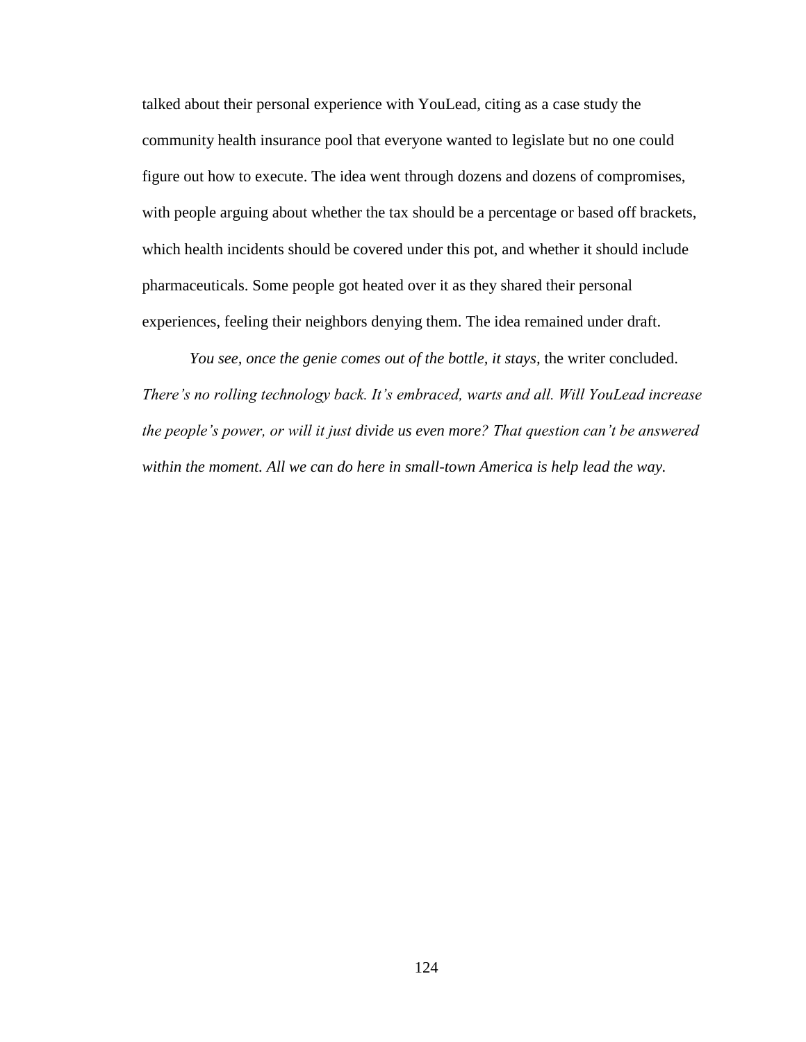talked about their personal experience with YouLead, citing as a case study the community health insurance pool that everyone wanted to legislate but no one could figure out how to execute. The idea went through dozens and dozens of compromises, with people arguing about whether the tax should be a percentage or based off brackets, which health incidents should be covered under this pot, and whether it should include pharmaceuticals. Some people got heated over it as they shared their personal experiences, feeling their neighbors denying them. The idea remained under draft.

*You see, once the genie comes out of the bottle, it stays,* the writer concluded. *There's no rolling technology back. It's embraced, warts and all. Will YouLead increase the people's power, or will it just divide us even more? That question can't be answered within the moment. All we can do here in small-town America is help lead the way.*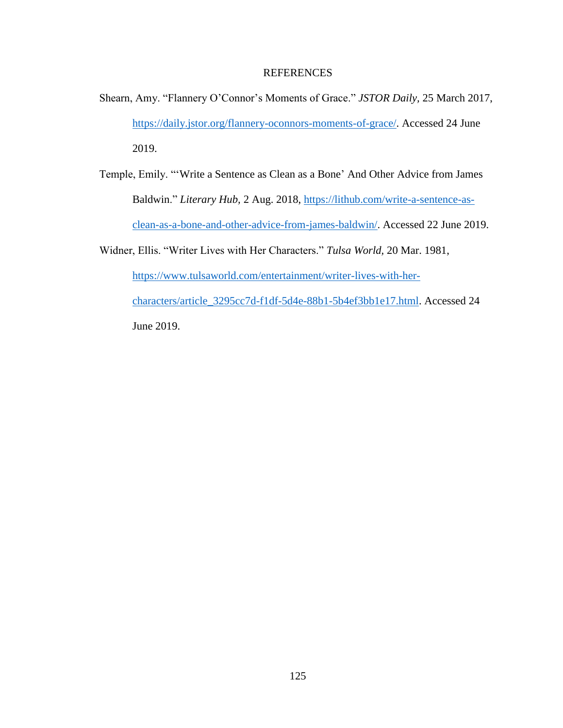# REFERENCES

Shearn, Amy. "Flannery O'Connor's Moments of Grace." *JSTOR Daily*, 25 March 2017, https://daily.jstor.org/flannery-oconnors-moments-of-grace/. Accessed 24 June 2019.

Temple, Emily. "'Write a Sentence as Clean as a Bone' And Other Advice from James Baldwin." *Literary Hub*, 2 Aug. 2018, https://lithub.com/write-a-sentence-as-clean-as-a-bone-and-other-advice-from-james-baldwin/. Accessed 22 June 2019.

Widner, Ellis. "Writer Lives with Her Characters." *Tulsa World*, 20 Mar. 1981, https://www.tulsaworld.com/entertainment/writer-lives-with-her-characters/article_3295cc7d-f1df-5d4e-88b1-5b4ef3bb1e17.html. Accessed 24 June 2019.